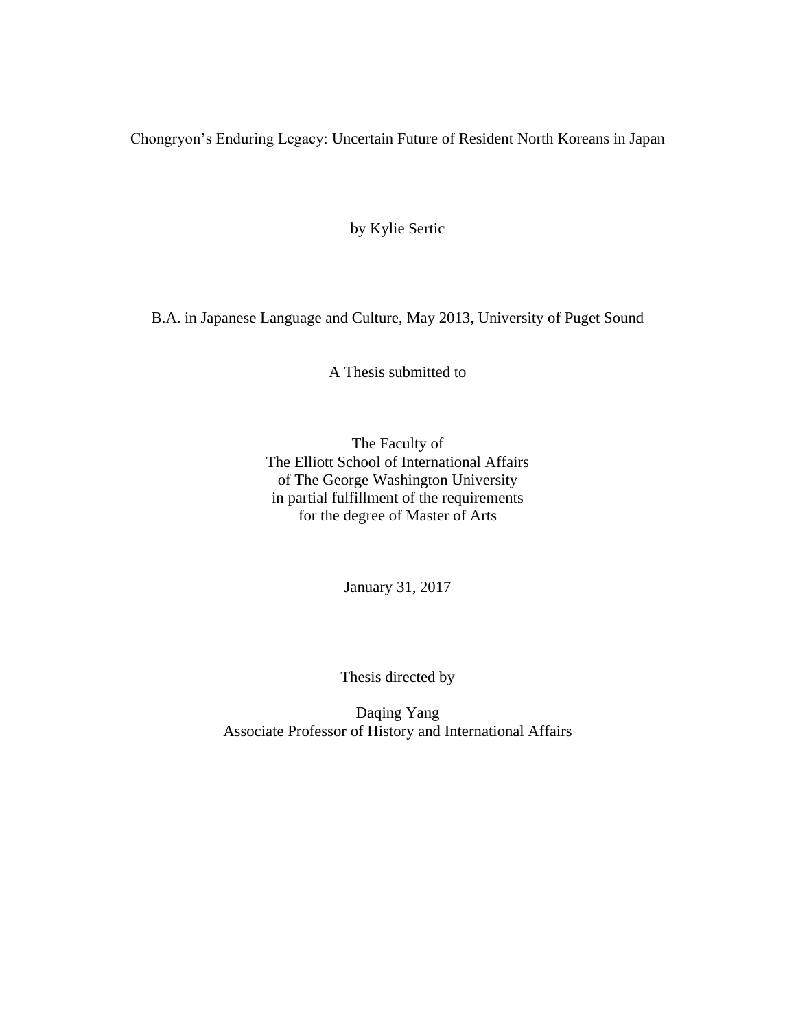# Chongryon's Enduring Legacy: Uncertain Future of Resident North Koreans in Japan

by Kylie Sertic

B.A. in Japanese Language and Culture, May 2013, University of Puget Sound

A Thesis submitted to

The Faculty of
The Elliott School of International Affairs
of The George Washington University
in partial fulfillment of the requirements
for the degree of Master of Arts

January 31, 2017

Thesis directed by

Daqing Yang
Associate Professor of History and International Affairs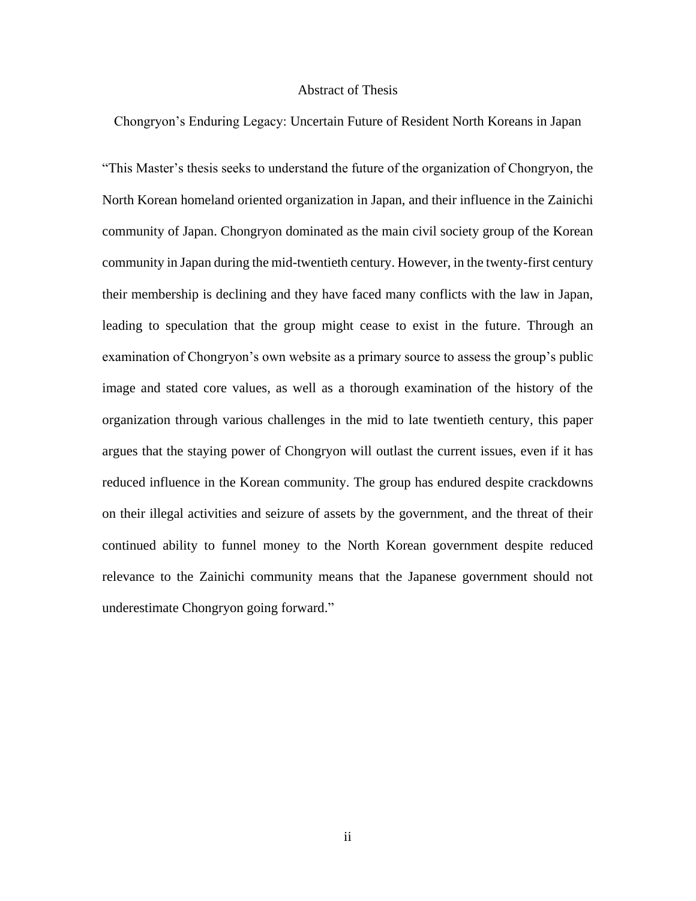# Abstract of Thesis

## Chongryon's Enduring Legacy: Uncertain Future of Resident North Koreans in Japan

"This Master's thesis seeks to understand the future of the organization of Chongryon, the North Korean homeland oriented organization in Japan, and their influence in the Zainichi community of Japan. Chongryon dominated as the main civil society group of the Korean community in Japan during the mid-twentieth century. However, in the twenty-first century their membership is declining and they have faced many conflicts with the law in Japan, leading to speculation that the group might cease to exist in the future. Through an examination of Chongryon's own website as a primary source to assess the group's public image and stated core values, as well as a thorough examination of the history of the organization through various challenges in the mid to late twentieth century, this paper argues that the staying power of Chongryon will outlast the current issues, even if it has reduced influence in the Korean community. The group has endured despite crackdowns on their illegal activities and seizure of assets by the government, and the threat of their continued ability to funnel money to the North Korean government despite reduced relevance to the Zainichi community means that the Japanese government should not underestimate Chongryon going forward."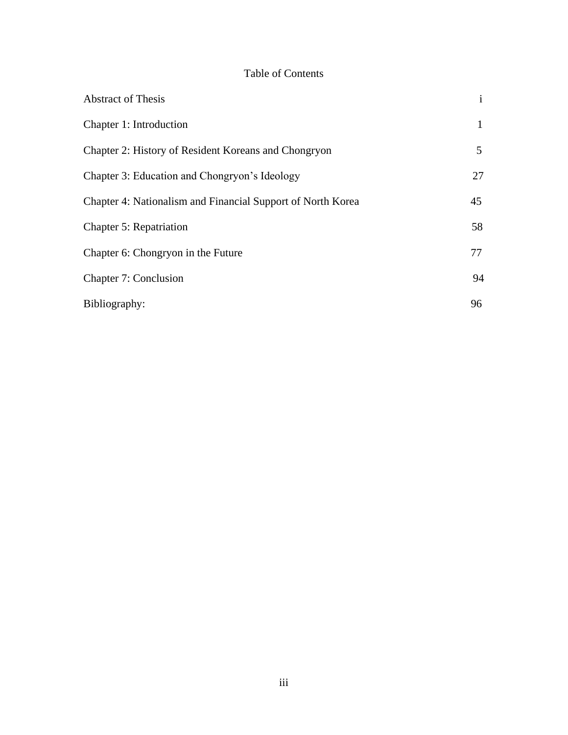# Table of Contents

| | |
|---|---|
| Abstract of Thesis | i |
| Chapter 1: Introduction | 1 |
| Chapter 2: History of Resident Koreans and Chongryon | 5 |
| Chapter 3: Education and Chongryon's Ideology | 27 |
| Chapter 4: Nationalism and Financial Support of North Korea | 45 |
| Chapter 5: Repatriation | 58 |
| Chapter 6: Chongryon in the Future | 77 |
| Chapter 7: Conclusion | 94 |
| Bibliography: | 96 |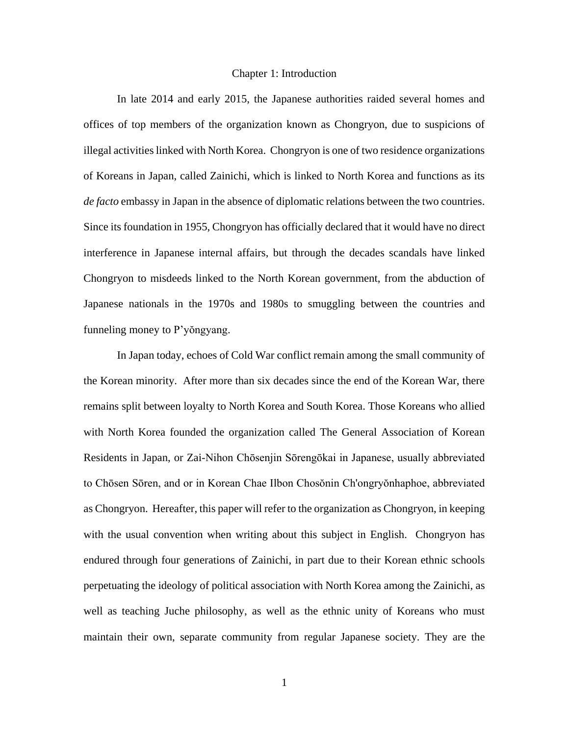# Chapter 1: Introduction

In late 2014 and early 2015, the Japanese authorities raided several homes and offices of top members of the organization known as Chongryon, due to suspicions of illegal activities linked with North Korea. Chongryon is one of two residence organizations of Koreans in Japan, called Zainichi, which is linked to North Korea and functions as its *de facto* embassy in Japan in the absence of diplomatic relations between the two countries. Since its foundation in 1955, Chongryon has officially declared that it would have no direct interference in Japanese internal affairs, but through the decades scandals have linked Chongryon to misdeeds linked to the North Korean government, from the abduction of Japanese nationals in the 1970s and 1980s to smuggling between the countries and funneling money to P'yŏngyang.

In Japan today, echoes of Cold War conflict remain among the small community of the Korean minority. After more than six decades since the end of the Korean War, there remains split between loyalty to North Korea and South Korea. Those Koreans who allied with North Korea founded the organization called The General Association of Korean Residents in Japan, or Zai-Nihon Chōsenjin Sōrengōkai in Japanese, usually abbreviated to Chōsen Sōren, and or in Korean Chae Ilbon Chosŏnin Ch'ongryŏnhaphoe, abbreviated as Chongryon. Hereafter, this paper will refer to the organization as Chongryon, in keeping with the usual convention when writing about this subject in English. Chongryon has endured through four generations of Zainichi, in part due to their Korean ethnic schools perpetuating the ideology of political association with North Korea among the Zainichi, as well as teaching Juche philosophy, as well as the ethnic unity of Koreans who must maintain their own, separate community from regular Japanese society. They are the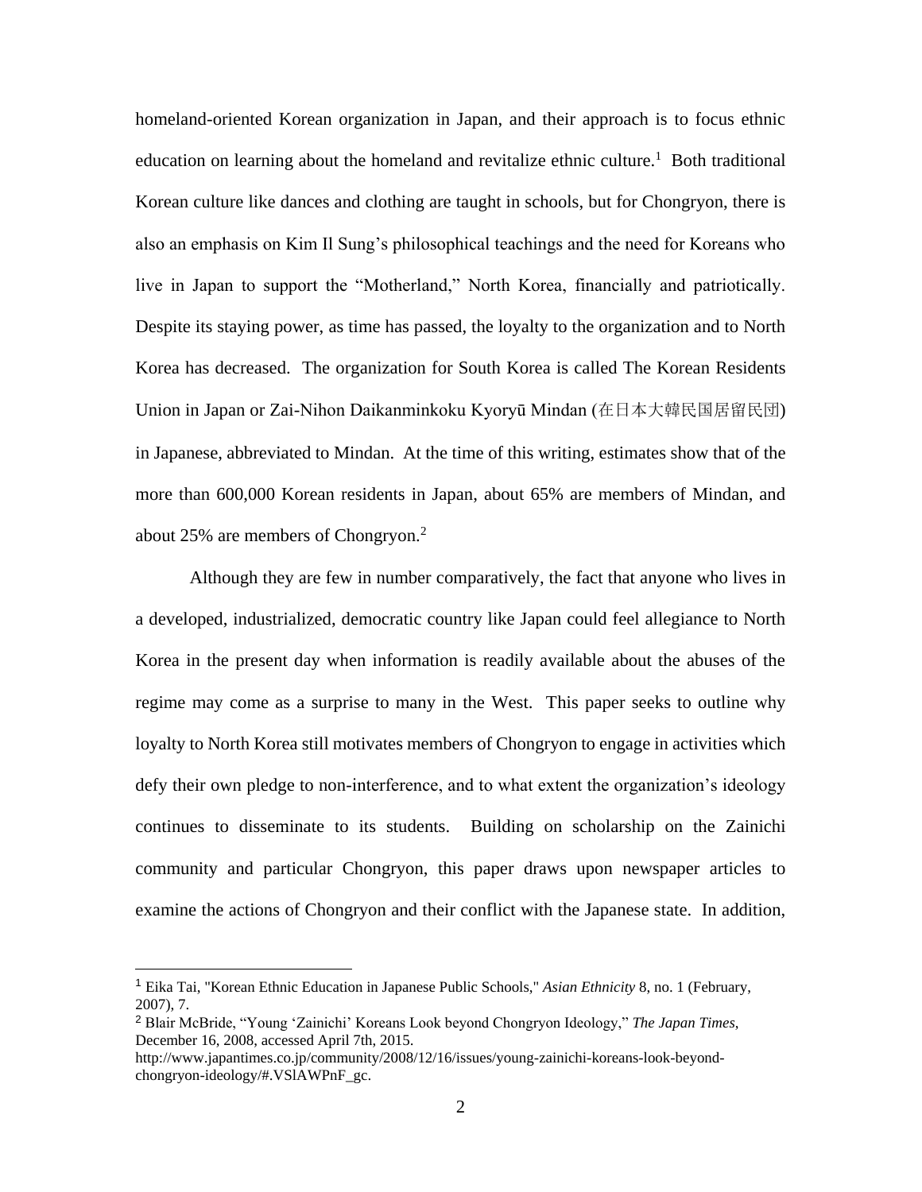homeland-oriented Korean organization in Japan, and their approach is to focus ethnic education on learning about the homeland and revitalize ethnic culture.[1] Both traditional Korean culture like dances and clothing are taught in schools, but for Chongryon, there is also an emphasis on Kim Il Sung's philosophical teachings and the need for Koreans who live in Japan to support the "Motherland," North Korea, financially and patriotically. Despite its staying power, as time has passed, the loyalty to the organization and to North Korea has decreased. The organization for South Korea is called The Korean Residents Union in Japan or Zai-Nihon Daikanminkoku Kyoryū Mindan (在日本大韓民国居留民団) in Japanese, abbreviated to Mindan. At the time of this writing, estimates show that of the more than 600,000 Korean residents in Japan, about 65% are members of Mindan, and about 25% are members of Chongryon.[2]

Although they are few in number comparatively, the fact that anyone who lives in a developed, industrialized, democratic country like Japan could feel allegiance to North Korea in the present day when information is readily available about the abuses of the regime may come as a surprise to many in the West. This paper seeks to outline why loyalty to North Korea still motivates members of Chongryon to engage in activities which defy their own pledge to non-interference, and to what extent the organization's ideology continues to disseminate to its students. Building on scholarship on the Zainichi community and particular Chongryon, this paper draws upon newspaper articles to examine the actions of Chongryon and their conflict with the Japanese state. In addition,

---

[1] Eika Tai, "Korean Ethnic Education in Japanese Public Schools," *Asian Ethnicity* 8, no. 1 (February, 2007), 7.

[2] Blair McBride, "Young 'Zainichi' Koreans Look beyond Chongryon Ideology," *The Japan Times*, December 16, 2008, accessed April 7th, 2015. http://www.japantimes.co.jp/community/2008/12/16/issues/young-zainichi-koreans-look-beyond-chongryon-ideology/#.VSlAWPnF_gc.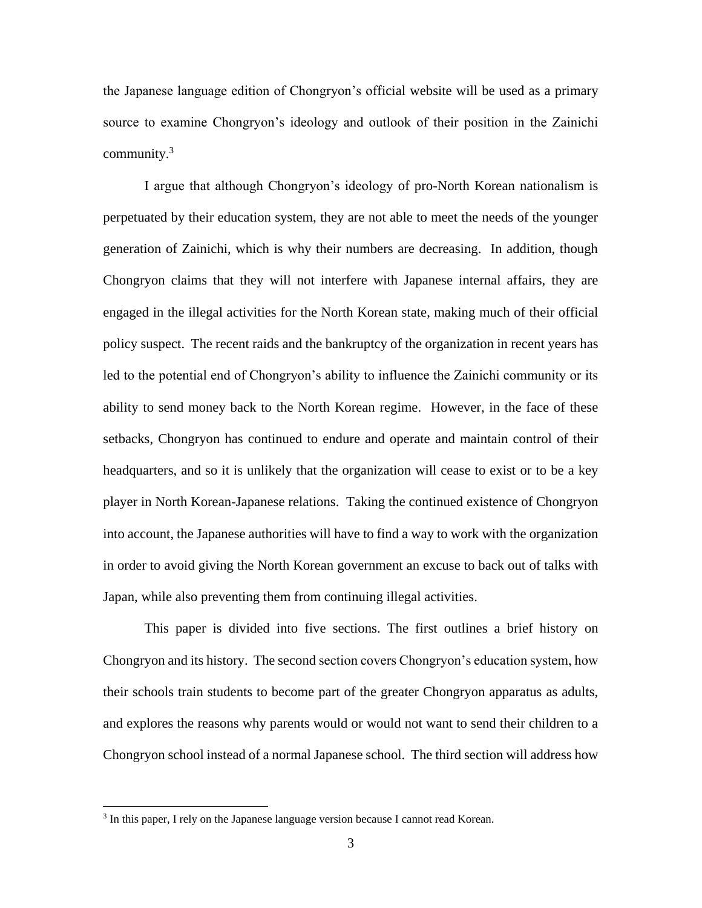the Japanese language edition of Chongryon's official website will be used as a primary source to examine Chongryon's ideology and outlook of their position in the Zainichi community.[3]

I argue that although Chongryon's ideology of pro-North Korean nationalism is perpetuated by their education system, they are not able to meet the needs of the younger generation of Zainichi, which is why their numbers are decreasing. In addition, though Chongryon claims that they will not interfere with Japanese internal affairs, they are engaged in the illegal activities for the North Korean state, making much of their official policy suspect. The recent raids and the bankruptcy of the organization in recent years has led to the potential end of Chongryon's ability to influence the Zainichi community or its ability to send money back to the North Korean regime. However, in the face of these setbacks, Chongryon has continued to endure and operate and maintain control of their headquarters, and so it is unlikely that the organization will cease to exist or to be a key player in North Korean-Japanese relations. Taking the continued existence of Chongryon into account, the Japanese authorities will have to find a way to work with the organization in order to avoid giving the North Korean government an excuse to back out of talks with Japan, while also preventing them from continuing illegal activities.

This paper is divided into five sections. The first outlines a brief history on Chongryon and its history. The second section covers Chongryon's education system, how their schools train students to become part of the greater Chongryon apparatus as adults, and explores the reasons why parents would or would not want to send their children to a Chongryon school instead of a normal Japanese school. The third section will address how

[3] In this paper, I rely on the Japanese language version because I cannot read Korean.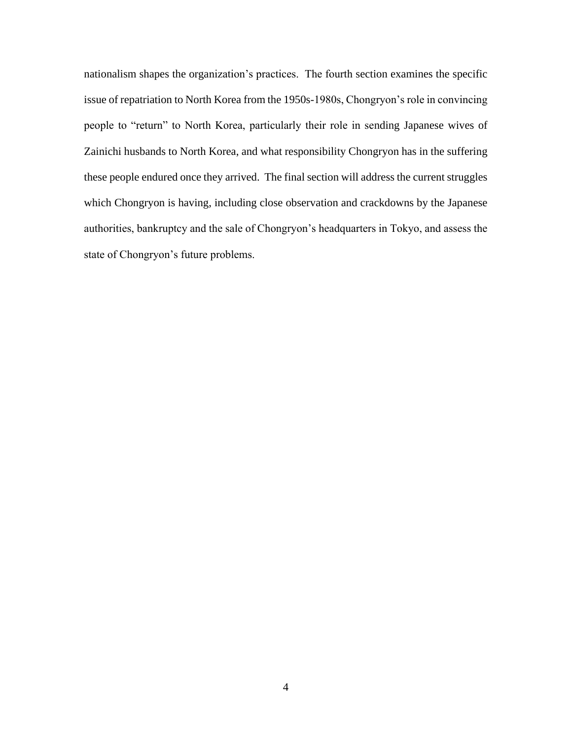nationalism shapes the organization's practices. The fourth section examines the specific issue of repatriation to North Korea from the 1950s-1980s, Chongryon's role in convincing people to "return" to North Korea, particularly their role in sending Japanese wives of Zainichi husbands to North Korea, and what responsibility Chongryon has in the suffering these people endured once they arrived. The final section will address the current struggles which Chongryon is having, including close observation and crackdowns by the Japanese authorities, bankruptcy and the sale of Chongryon's headquarters in Tokyo, and assess the state of Chongryon's future problems.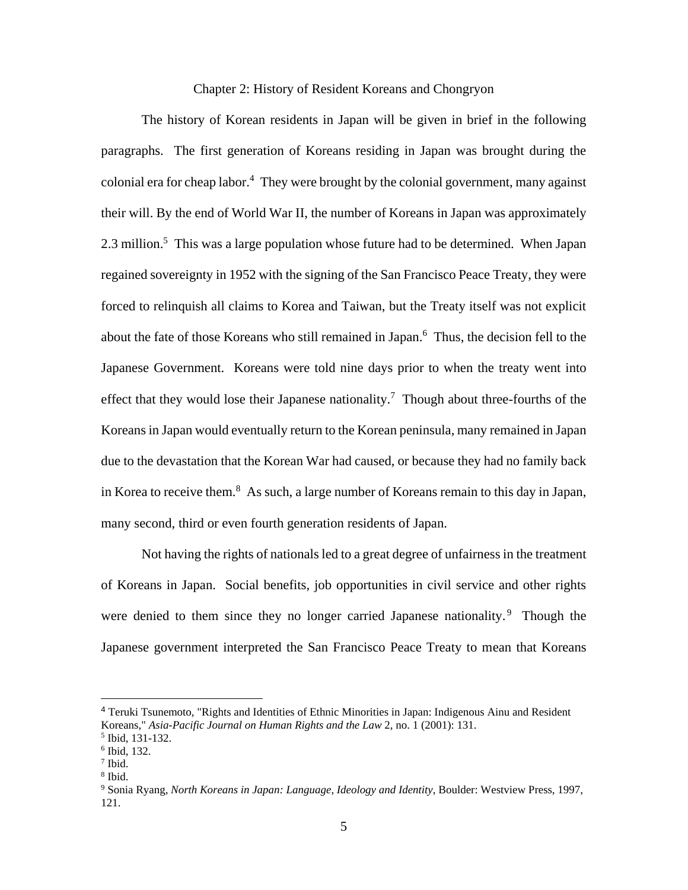## Chapter 2: History of Resident Koreans and Chongryon

The history of Korean residents in Japan will be given in brief in the following paragraphs. The first generation of Koreans residing in Japan was brought during the colonial era for cheap labor.[4] They were brought by the colonial government, many against their will. By the end of World War II, the number of Koreans in Japan was approximately 2.3 million.[5] This was a large population whose future had to be determined. When Japan regained sovereignty in 1952 with the signing of the San Francisco Peace Treaty, they were forced to relinquish all claims to Korea and Taiwan, but the Treaty itself was not explicit about the fate of those Koreans who still remained in Japan.[6] Thus, the decision fell to the Japanese Government. Koreans were told nine days prior to when the treaty went into effect that they would lose their Japanese nationality.[7] Though about three-fourths of the Koreans in Japan would eventually return to the Korean peninsula, many remained in Japan due to the devastation that the Korean War had caused, or because they had no family back in Korea to receive them.[8] As such, a large number of Koreans remain to this day in Japan, many second, third or even fourth generation residents of Japan.

Not having the rights of nationals led to a great degree of unfairness in the treatment of Koreans in Japan. Social benefits, job opportunities in civil service and other rights were denied to them since they no longer carried Japanese nationality.[9] Though the Japanese government interpreted the San Francisco Peace Treaty to mean that Koreans

---

[4] Teruki Tsunemoto, "Rights and Identities of Ethnic Minorities in Japan: Indigenous Ainu and Resident Koreans," *Asia-Pacific Journal on Human Rights and the Law* 2, no. 1 (2001): 131.
[5] Ibid, 131-132.
[6] Ibid, 132.
[7] Ibid.
[8] Ibid.
[9] Sonia Ryang, *North Koreans in Japan: Language, Ideology and Identity*, Boulder: Westview Press, 1997, 121.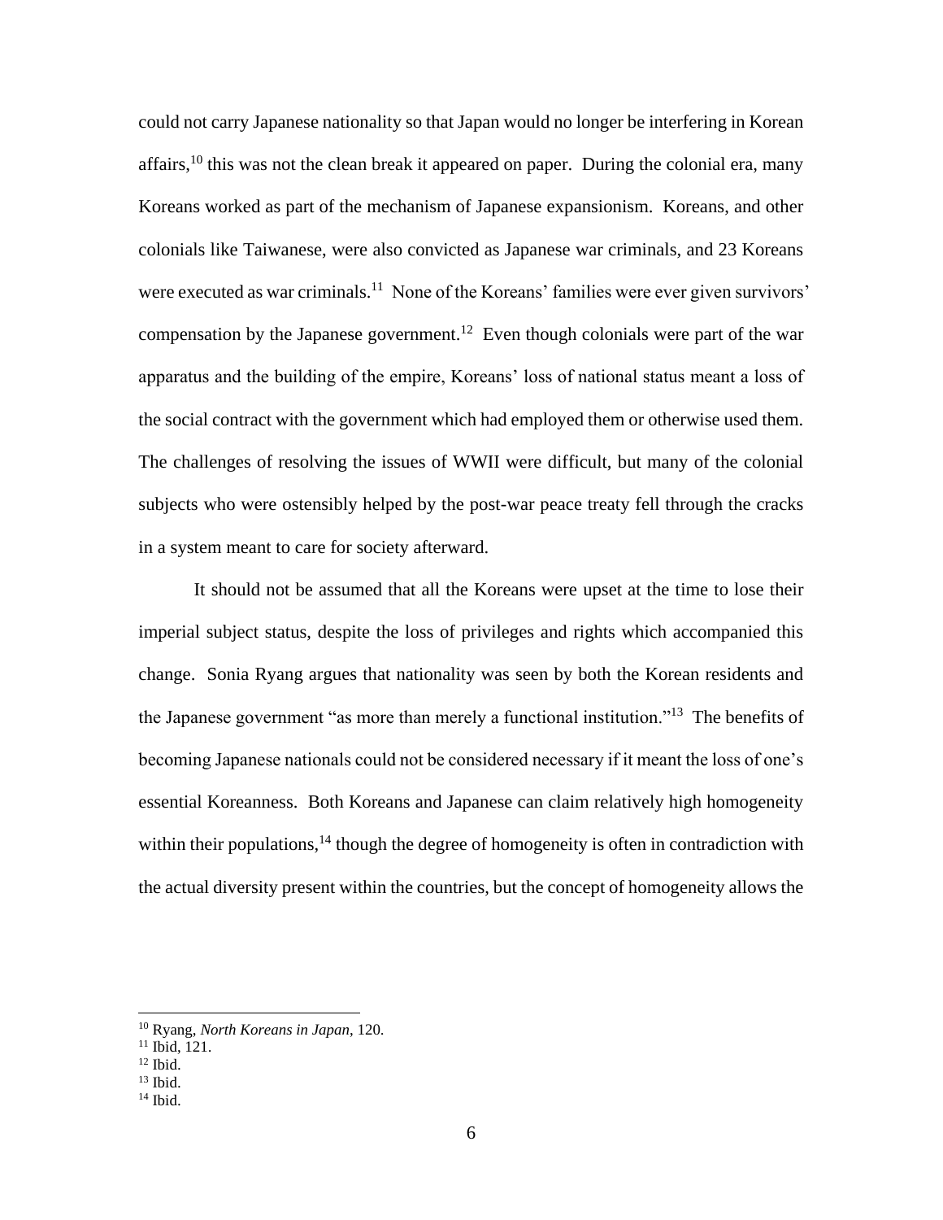could not carry Japanese nationality so that Japan would no longer be interfering in Korean affairs,[10] this was not the clean break it appeared on paper. During the colonial era, many Koreans worked as part of the mechanism of Japanese expansionism. Koreans, and other colonials like Taiwanese, were also convicted as Japanese war criminals, and 23 Koreans were executed as war criminals.[11] None of the Koreans' families were ever given survivors' compensation by the Japanese government.[12] Even though colonials were part of the war apparatus and the building of the empire, Koreans' loss of national status meant a loss of the social contract with the government which had employed them or otherwise used them. The challenges of resolving the issues of WWII were difficult, but many of the colonial subjects who were ostensibly helped by the post-war peace treaty fell through the cracks in a system meant to care for society afterward.

It should not be assumed that all the Koreans were upset at the time to lose their imperial subject status, despite the loss of privileges and rights which accompanied this change. Sonia Ryang argues that nationality was seen by both the Korean residents and the Japanese government "as more than merely a functional institution."[13] The benefits of becoming Japanese nationals could not be considered necessary if it meant the loss of one's essential Koreanness. Both Koreans and Japanese can claim relatively high homogeneity within their populations,[14] though the degree of homogeneity is often in contradiction with the actual diversity present within the countries, but the concept of homogeneity allows the

---

[10] Ryang, *North Koreans in Japan*, 120.

[11] Ibid, 121.

[12] Ibid.

[13] Ibid.

[14] Ibid.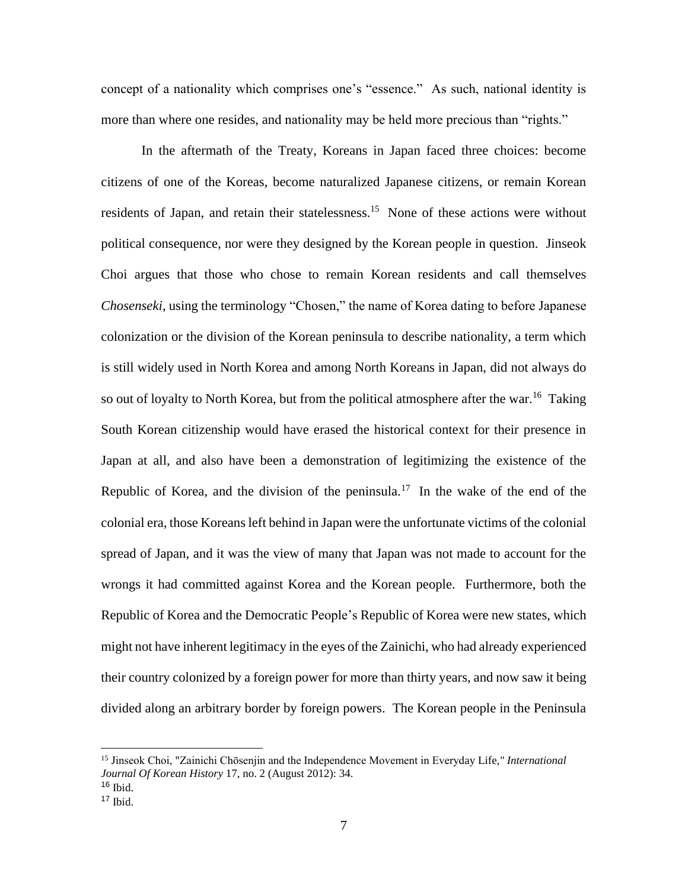concept of a nationality which comprises one's "essence." As such, national identity is more than where one resides, and nationality may be held more precious than "rights."

In the aftermath of the Treaty, Koreans in Japan faced three choices: become citizens of one of the Koreas, become naturalized Japanese citizens, or remain Korean residents of Japan, and retain their statelessness.[15] None of these actions were without political consequence, nor were they designed by the Korean people in question. Jinseok Choi argues that those who chose to remain Korean residents and call themselves *Chosenseki*, using the terminology "Chosen," the name of Korea dating to before Japanese colonization or the division of the Korean peninsula to describe nationality, a term which is still widely used in North Korea and among North Koreans in Japan, did not always do so out of loyalty to North Korea, but from the political atmosphere after the war.[16] Taking South Korean citizenship would have erased the historical context for their presence in Japan at all, and also have been a demonstration of legitimizing the existence of the Republic of Korea, and the division of the peninsula.[17] In the wake of the end of the colonial era, those Koreans left behind in Japan were the unfortunate victims of the colonial spread of Japan, and it was the view of many that Japan was not made to account for the wrongs it had committed against Korea and the Korean people. Furthermore, both the Republic of Korea and the Democratic People's Republic of Korea were new states, which might not have inherent legitimacy in the eyes of the Zainichi, who had already experienced their country colonized by a foreign power for more than thirty years, and now saw it being divided along an arbitrary border by foreign powers. The Korean people in the Peninsula

[15] Jinseok Choi, "Zainichi Chōsenjin and the Independence Movement in Everyday Life," *International Journal Of Korean History* 17, no. 2 (August 2012): 34.

[16] Ibid.

[17] Ibid.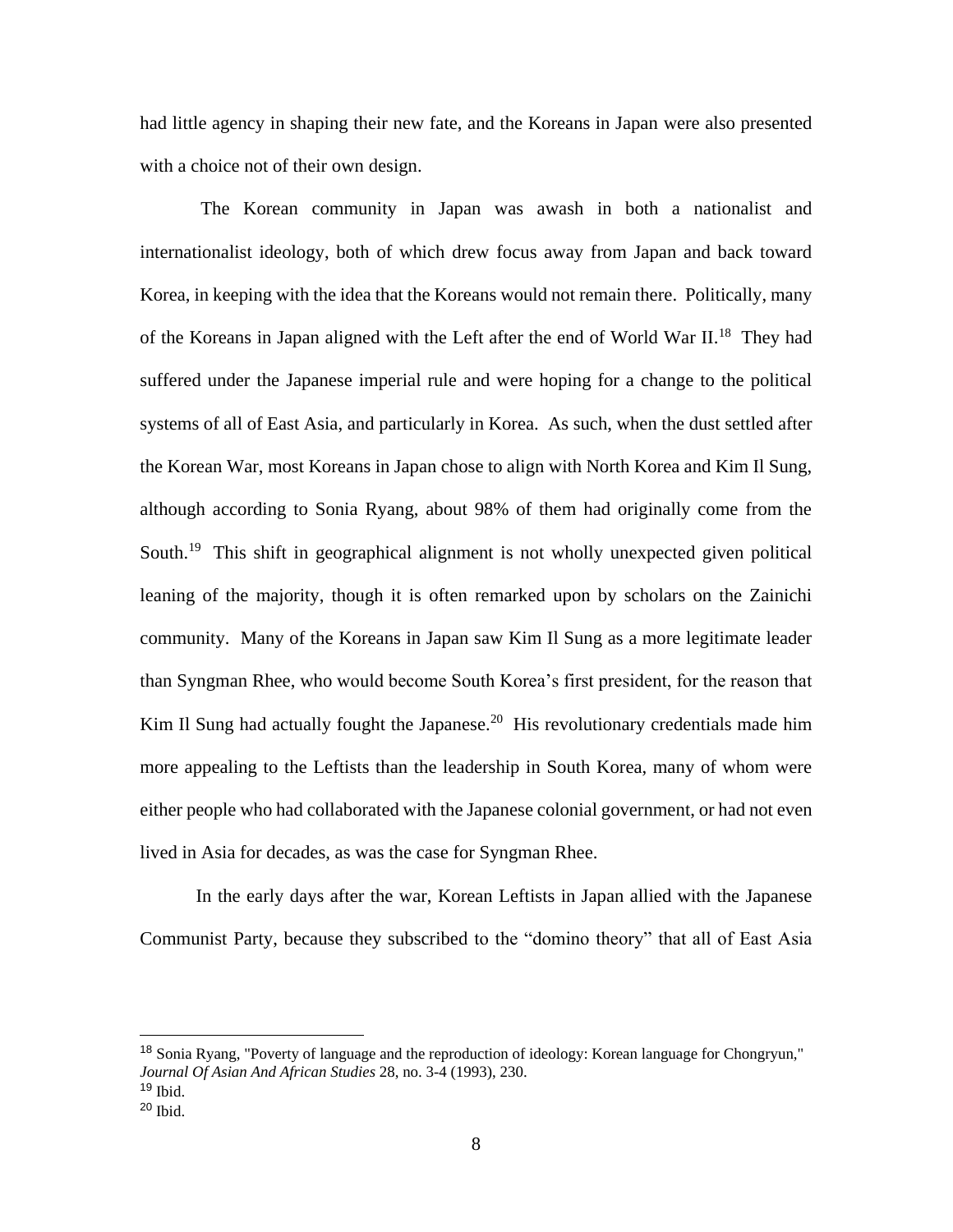had little agency in shaping their new fate, and the Koreans in Japan were also presented with a choice not of their own design.

The Korean community in Japan was awash in both a nationalist and internationalist ideology, both of which drew focus away from Japan and back toward Korea, in keeping with the idea that the Koreans would not remain there. Politically, many of the Koreans in Japan aligned with the Left after the end of World War II.[18] They had suffered under the Japanese imperial rule and were hoping for a change to the political systems of all of East Asia, and particularly in Korea. As such, when the dust settled after the Korean War, most Koreans in Japan chose to align with North Korea and Kim Il Sung, although according to Sonia Ryang, about 98% of them had originally come from the South.[19] This shift in geographical alignment is not wholly unexpected given political leaning of the majority, though it is often remarked upon by scholars on the Zainichi community. Many of the Koreans in Japan saw Kim Il Sung as a more legitimate leader than Syngman Rhee, who would become South Korea's first president, for the reason that Kim Il Sung had actually fought the Japanese.[20] His revolutionary credentials made him more appealing to the Leftists than the leadership in South Korea, many of whom were either people who had collaborated with the Japanese colonial government, or had not even lived in Asia for decades, as was the case for Syngman Rhee.

In the early days after the war, Korean Leftists in Japan allied with the Japanese Communist Party, because they subscribed to the "domino theory" that all of East Asia

---

[18] Sonia Ryang, "Poverty of language and the reproduction of ideology: Korean language for Chongryun," *Journal Of Asian And African Studies* 28, no. 3-4 (1993), 230.

[19] Ibid.

[20] Ibid.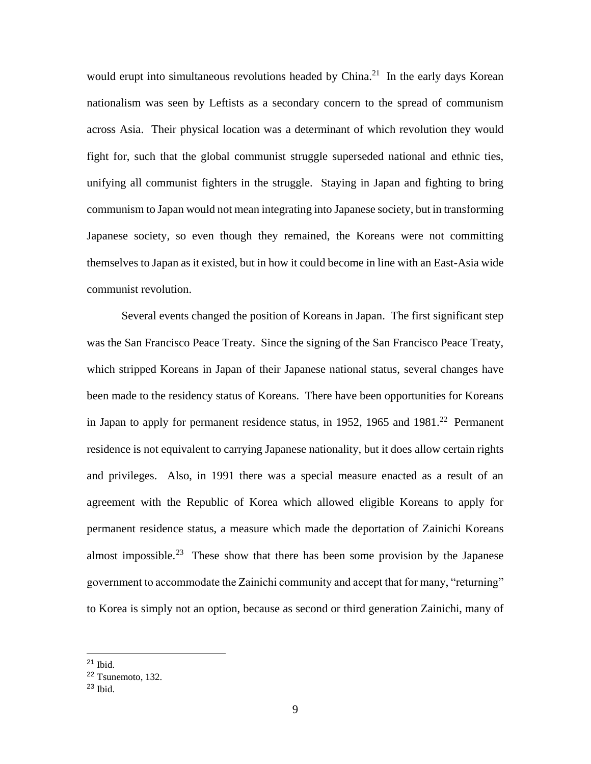would erupt into simultaneous revolutions headed by China.[21] In the early days Korean nationalism was seen by Leftists as a secondary concern to the spread of communism across Asia. Their physical location was a determinant of which revolution they would fight for, such that the global communist struggle superseded national and ethnic ties, unifying all communist fighters in the struggle. Staying in Japan and fighting to bring communism to Japan would not mean integrating into Japanese society, but in transforming Japanese society, so even though they remained, the Koreans were not committing themselves to Japan as it existed, but in how it could become in line with an East-Asia wide communist revolution.

Several events changed the position of Koreans in Japan. The first significant step was the San Francisco Peace Treaty. Since the signing of the San Francisco Peace Treaty, which stripped Koreans in Japan of their Japanese national status, several changes have been made to the residency status of Koreans. There have been opportunities for Koreans in Japan to apply for permanent residence status, in 1952, 1965 and 1981.[22] Permanent residence is not equivalent to carrying Japanese nationality, but it does allow certain rights and privileges. Also, in 1991 there was a special measure enacted as a result of an agreement with the Republic of Korea which allowed eligible Koreans to apply for permanent residence status, a measure which made the deportation of Zainichi Koreans almost impossible.[23] These show that there has been some provision by the Japanese government to accommodate the Zainichi community and accept that for many, "returning" to Korea is simply not an option, because as second or third generation Zainichi, many of

---

[21] Ibid.

[22] Tsunemoto, 132.

[23] Ibid.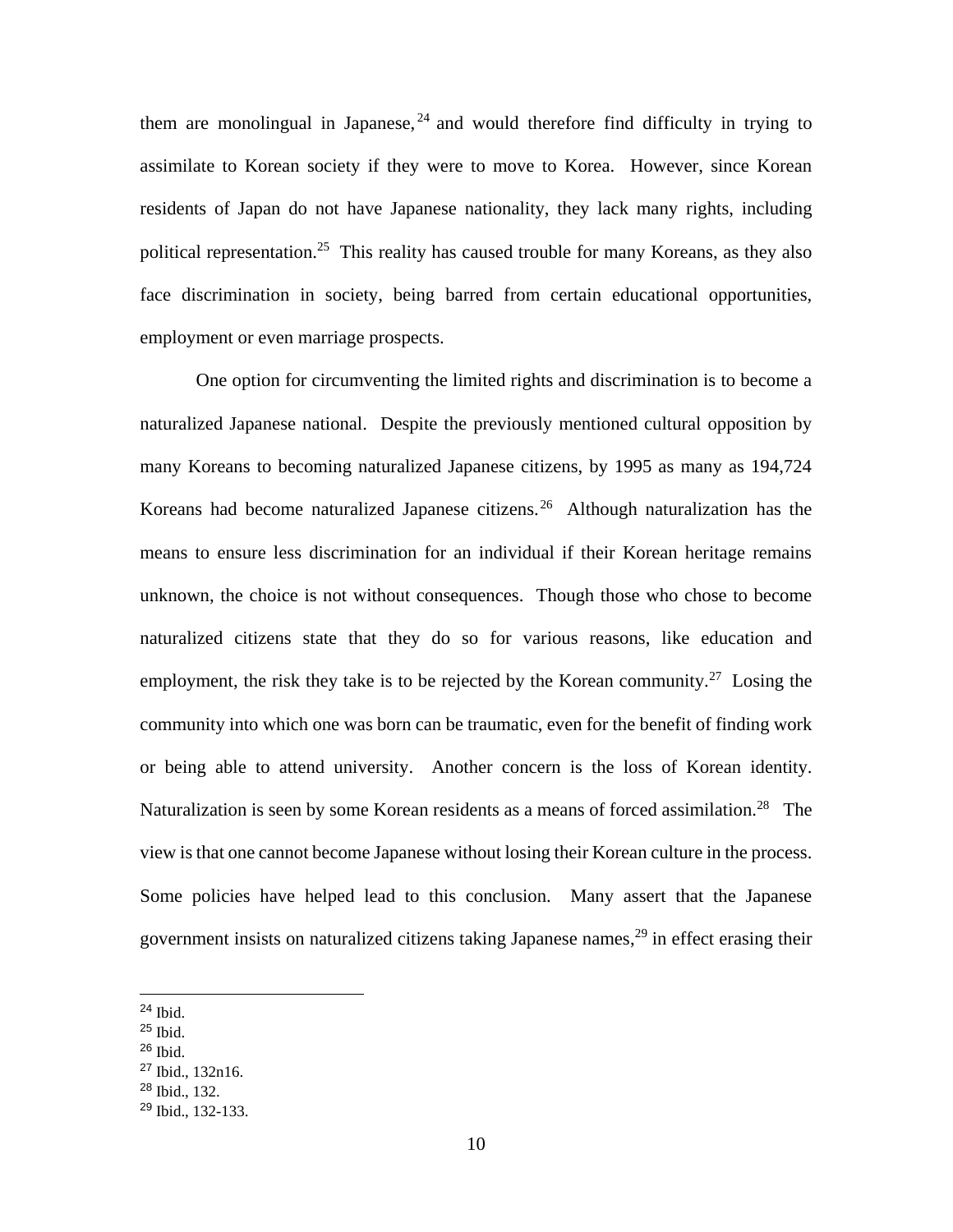them are monolingual in Japanese,[24] and would therefore find difficulty in trying to assimilate to Korean society if they were to move to Korea. However, since Korean residents of Japan do not have Japanese nationality, they lack many rights, including political representation.[25] This reality has caused trouble for many Koreans, as they also face discrimination in society, being barred from certain educational opportunities, employment or even marriage prospects.

One option for circumventing the limited rights and discrimination is to become a naturalized Japanese national. Despite the previously mentioned cultural opposition by many Koreans to becoming naturalized Japanese citizens, by 1995 as many as 194,724 Koreans had become naturalized Japanese citizens.[26] Although naturalization has the means to ensure less discrimination for an individual if their Korean heritage remains unknown, the choice is not without consequences. Though those who chose to become naturalized citizens state that they do so for various reasons, like education and employment, the risk they take is to be rejected by the Korean community.[27] Losing the community into which one was born can be traumatic, even for the benefit of finding work or being able to attend university. Another concern is the loss of Korean identity. Naturalization is seen by some Korean residents as a means of forced assimilation.[28] The view is that one cannot become Japanese without losing their Korean culture in the process. Some policies have helped lead to this conclusion. Many assert that the Japanese government insists on naturalized citizens taking Japanese names,[29] in effect erasing their

---

[24] Ibid.
[25] Ibid.
[26] Ibid.
[27] Ibid., 132n16.
[28] Ibid., 132.
[29] Ibid., 132-133.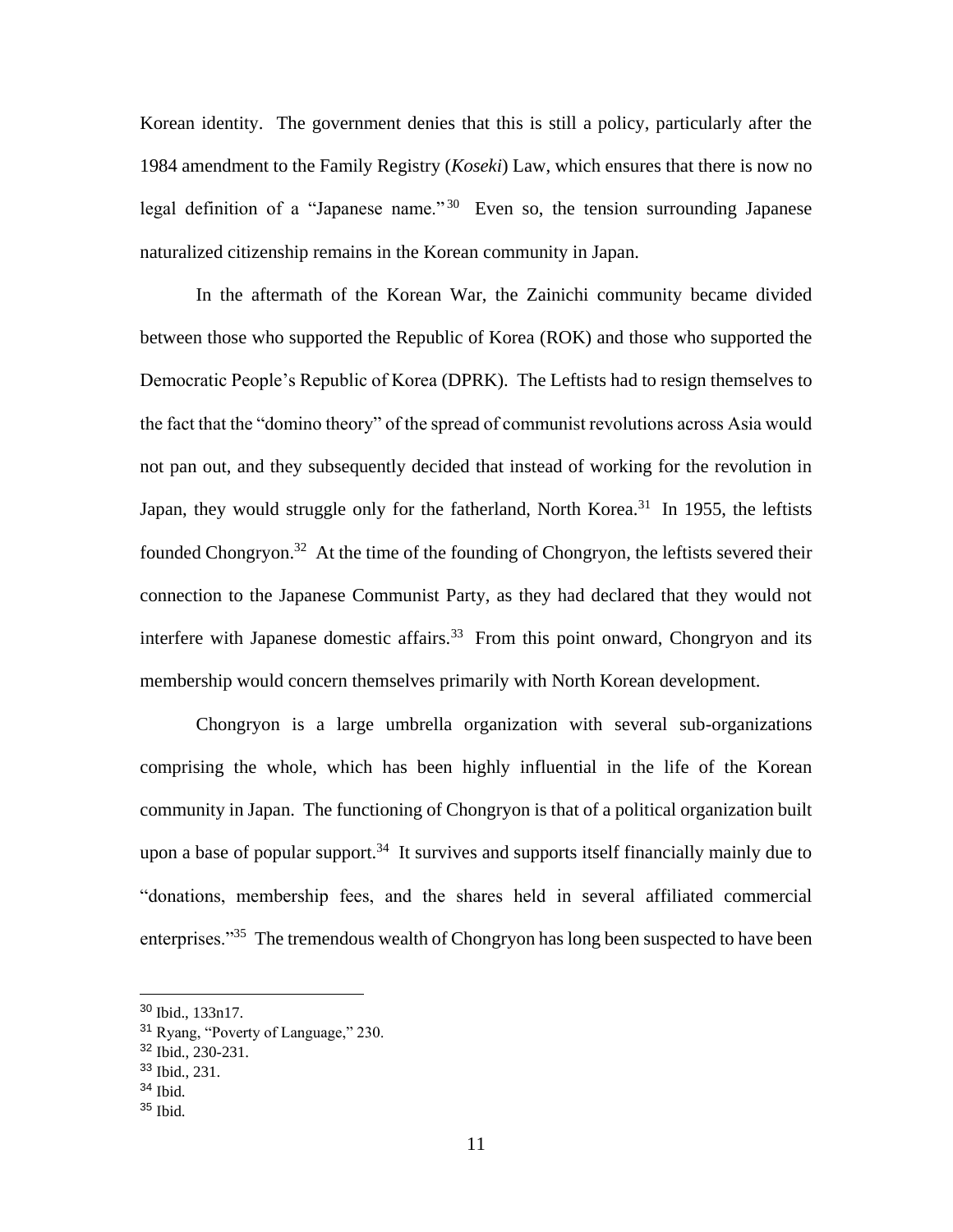Korean identity. The government denies that this is still a policy, particularly after the 1984 amendment to the Family Registry (*Koseki*) Law, which ensures that there is now no legal definition of a "Japanese name."[30] Even so, the tension surrounding Japanese naturalized citizenship remains in the Korean community in Japan.

In the aftermath of the Korean War, the Zainichi community became divided between those who supported the Republic of Korea (ROK) and those who supported the Democratic People's Republic of Korea (DPRK). The Leftists had to resign themselves to the fact that the "domino theory" of the spread of communist revolutions across Asia would not pan out, and they subsequently decided that instead of working for the revolution in Japan, they would struggle only for the fatherland, North Korea.[31] In 1955, the leftists founded Chongryon.[32] At the time of the founding of Chongryon, the leftists severed their connection to the Japanese Communist Party, as they had declared that they would not interfere with Japanese domestic affairs.[33] From this point onward, Chongryon and its membership would concern themselves primarily with North Korean development.

Chongryon is a large umbrella organization with several sub-organizations comprising the whole, which has been highly influential in the life of the Korean community in Japan. The functioning of Chongryon is that of a political organization built upon a base of popular support.[34] It survives and supports itself financially mainly due to "donations, membership fees, and the shares held in several affiliated commercial enterprises."[35] The tremendous wealth of Chongryon has long been suspected to have been

---

[30] Ibid., 133n17.

[31] Ryang, "Poverty of Language," 230.

[32] Ibid., 230-231.

[33] Ibid., 231.

[34] Ibid.

[35] Ibid.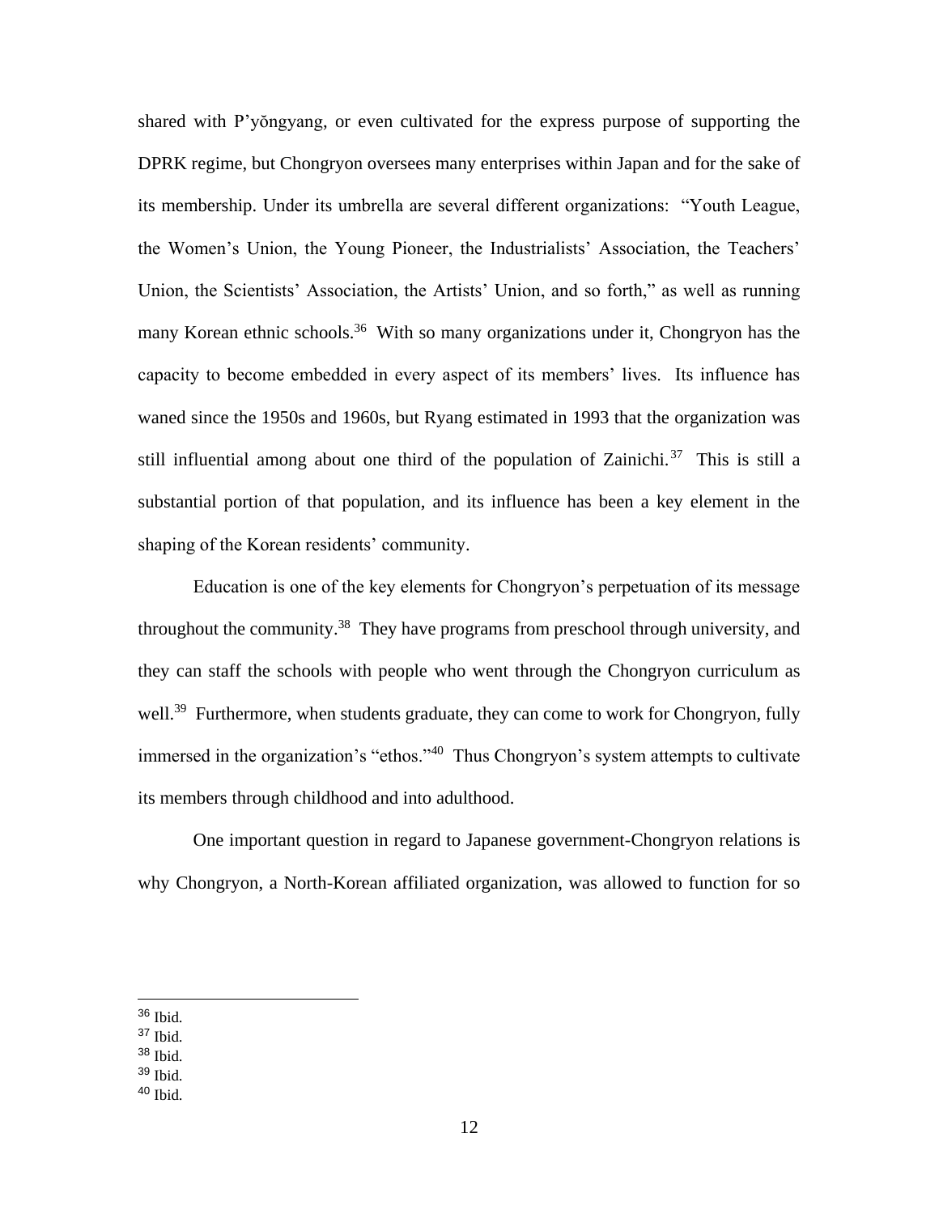shared with P'yŏngyang, or even cultivated for the express purpose of supporting the DPRK regime, but Chongryon oversees many enterprises within Japan and for the sake of its membership. Under its umbrella are several different organizations: "Youth League, the Women's Union, the Young Pioneer, the Industrialists' Association, the Teachers' Union, the Scientists' Association, the Artists' Union, and so forth," as well as running many Korean ethnic schools.[36] With so many organizations under it, Chongryon has the capacity to become embedded in every aspect of its members' lives. Its influence has waned since the 1950s and 1960s, but Ryang estimated in 1993 that the organization was still influential among about one third of the population of Zainichi.[37] This is still a substantial portion of that population, and its influence has been a key element in the shaping of the Korean residents' community.

Education is one of the key elements for Chongryon's perpetuation of its message throughout the community.[38] They have programs from preschool through university, and they can staff the schools with people who went through the Chongryon curriculum as well.[39] Furthermore, when students graduate, they can come to work for Chongryon, fully immersed in the organization's "ethos."[40] Thus Chongryon's system attempts to cultivate its members through childhood and into adulthood.

One important question in regard to Japanese government-Chongryon relations is why Chongryon, a North-Korean affiliated organization, was allowed to function for so

---

[36] Ibid.
[37] Ibid.
[38] Ibid.
[39] Ibid.
[40] Ibid.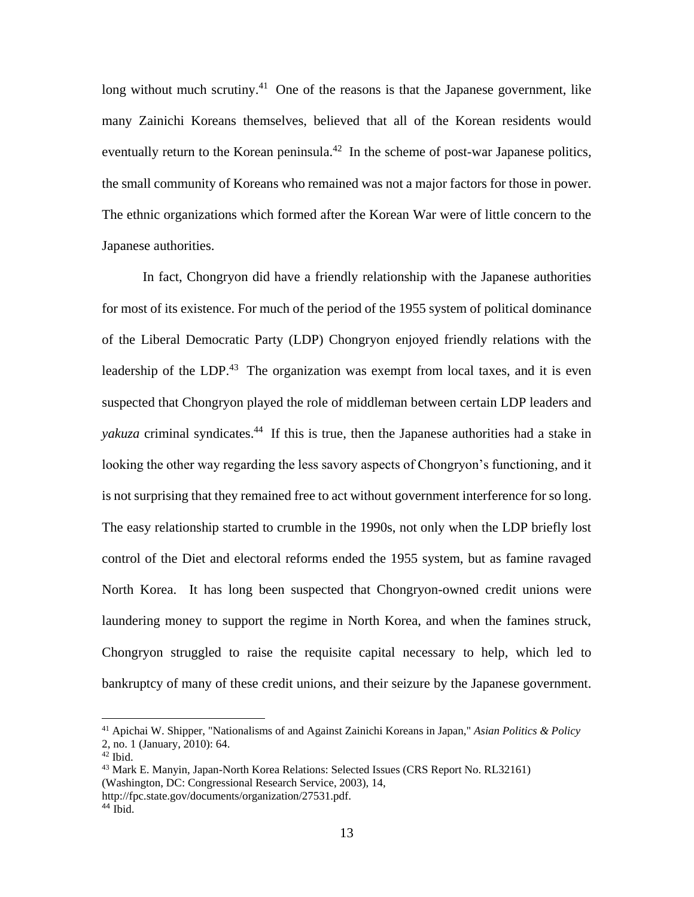long without much scrutiny.[41] One of the reasons is that the Japanese government, like many Zainichi Koreans themselves, believed that all of the Korean residents would eventually return to the Korean peninsula.[42] In the scheme of post-war Japanese politics, the small community of Koreans who remained was not a major factors for those in power. The ethnic organizations which formed after the Korean War were of little concern to the Japanese authorities.

In fact, Chongryon did have a friendly relationship with the Japanese authorities for most of its existence. For much of the period of the 1955 system of political dominance of the Liberal Democratic Party (LDP) Chongryon enjoyed friendly relations with the leadership of the LDP.[43] The organization was exempt from local taxes, and it is even suspected that Chongryon played the role of middleman between certain LDP leaders and *yakuza* criminal syndicates.[44] If this is true, then the Japanese authorities had a stake in looking the other way regarding the less savory aspects of Chongryon's functioning, and it is not surprising that they remained free to act without government interference for so long. The easy relationship started to crumble in the 1990s, not only when the LDP briefly lost control of the Diet and electoral reforms ended the 1955 system, but as famine ravaged North Korea. It has long been suspected that Chongryon-owned credit unions were laundering money to support the regime in North Korea, and when the famines struck, Chongryon struggled to raise the requisite capital necessary to help, which led to bankruptcy of many of these credit unions, and their seizure by the Japanese government.

---

[41] Apichai W. Shipper, "Nationalisms of and Against Zainichi Koreans in Japan," *Asian Politics & Policy* 2, no. 1 (January, 2010): 64.

[42] Ibid.

[43] Mark E. Manyin, Japan-North Korea Relations: Selected Issues (CRS Report No. RL32161) (Washington, DC: Congressional Research Service, 2003), 14, http://fpc.state.gov/documents/organization/27531.pdf.

[44] Ibid.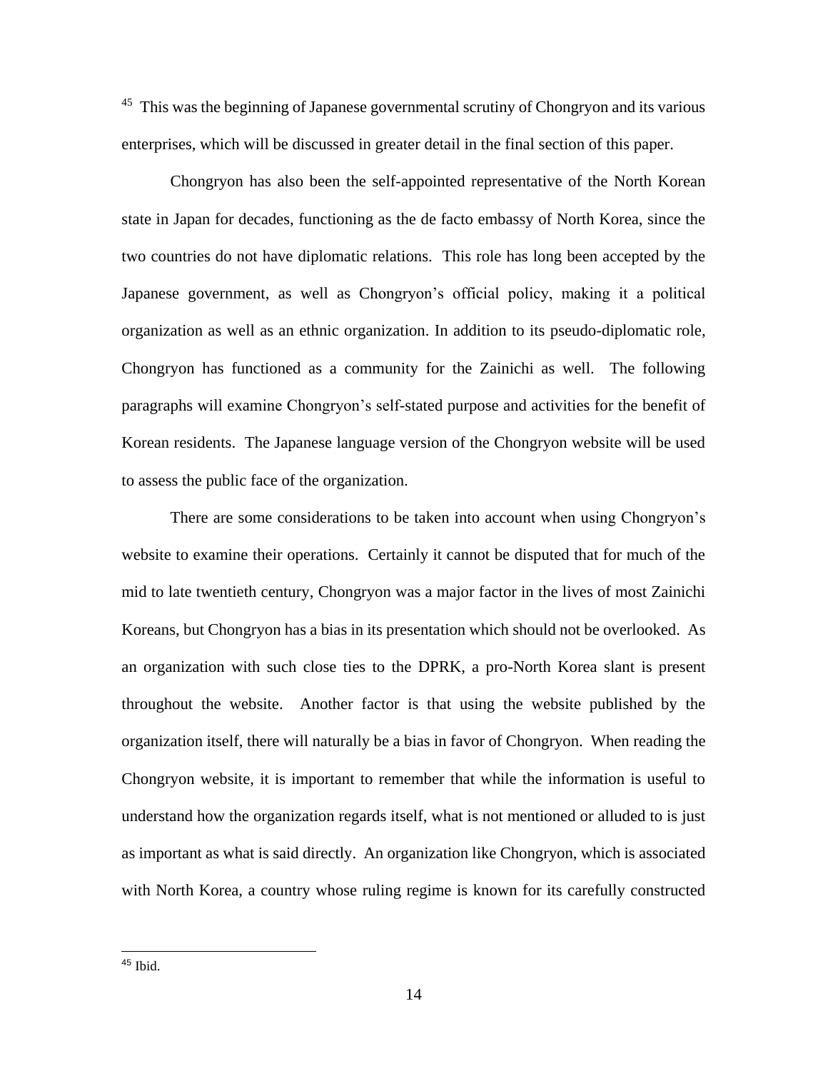[45] This was the beginning of Japanese governmental scrutiny of Chongryon and its various enterprises, which will be discussed in greater detail in the final section of this paper.

Chongryon has also been the self-appointed representative of the North Korean state in Japan for decades, functioning as the de facto embassy of North Korea, since the two countries do not have diplomatic relations. This role has long been accepted by the Japanese government, as well as Chongryon's official policy, making it a political organization as well as an ethnic organization. In addition to its pseudo-diplomatic role, Chongryon has functioned as a community for the Zainichi as well. The following paragraphs will examine Chongryon's self-stated purpose and activities for the benefit of Korean residents. The Japanese language version of the Chongryon website will be used to assess the public face of the organization.

There are some considerations to be taken into account when using Chongryon's website to examine their operations. Certainly it cannot be disputed that for much of the mid to late twentieth century, Chongryon was a major factor in the lives of most Zainichi Koreans, but Chongryon has a bias in its presentation which should not be overlooked. As an organization with such close ties to the DPRK, a pro-North Korea slant is present throughout the website. Another factor is that using the website published by the organization itself, there will naturally be a bias in favor of Chongryon. When reading the Chongryon website, it is important to remember that while the information is useful to understand how the organization regards itself, what is not mentioned or alluded to is just as important as what is said directly. An organization like Chongryon, which is associated with North Korea, a country whose ruling regime is known for its carefully constructed

---

[45] Ibid.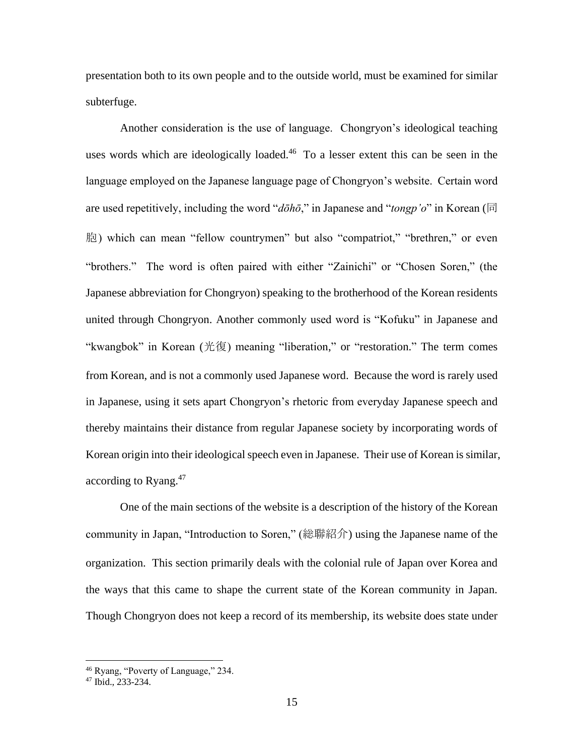presentation both to its own people and to the outside world, must be examined for similar subterfuge.

Another consideration is the use of language. Chongryon's ideological teaching uses words which are ideologically loaded.[46] To a lesser extent this can be seen in the language employed on the Japanese language page of Chongryon's website. Certain word are used repetitively, including the word "*dōhō*," in Japanese and "*tongp'o*" in Korean (同胞) which can mean "fellow countrymen" but also "compatriot," "brethren," or even "brothers." The word is often paired with either "Zainichi" or "Chosen Soren," (the Japanese abbreviation for Chongryon) speaking to the brotherhood of the Korean residents united through Chongryon. Another commonly used word is "Kofuku" in Japanese and "kwangbok" in Korean (光復) meaning "liberation," or "restoration." The term comes from Korean, and is not a commonly used Japanese word. Because the word is rarely used in Japanese, using it sets apart Chongryon's rhetoric from everyday Japanese speech and thereby maintains their distance from regular Japanese society by incorporating words of Korean origin into their ideological speech even in Japanese. Their use of Korean is similar, according to Ryang.[47]

One of the main sections of the website is a description of the history of the Korean community in Japan, "Introduction to Soren," (総聯紹介) using the Japanese name of the organization. This section primarily deals with the colonial rule of Japan over Korea and the ways that this came to shape the current state of the Korean community in Japan. Though Chongryon does not keep a record of its membership, its website does state under

---

[46] Ryang, "Poverty of Language," 234.

[47] Ibid., 233-234.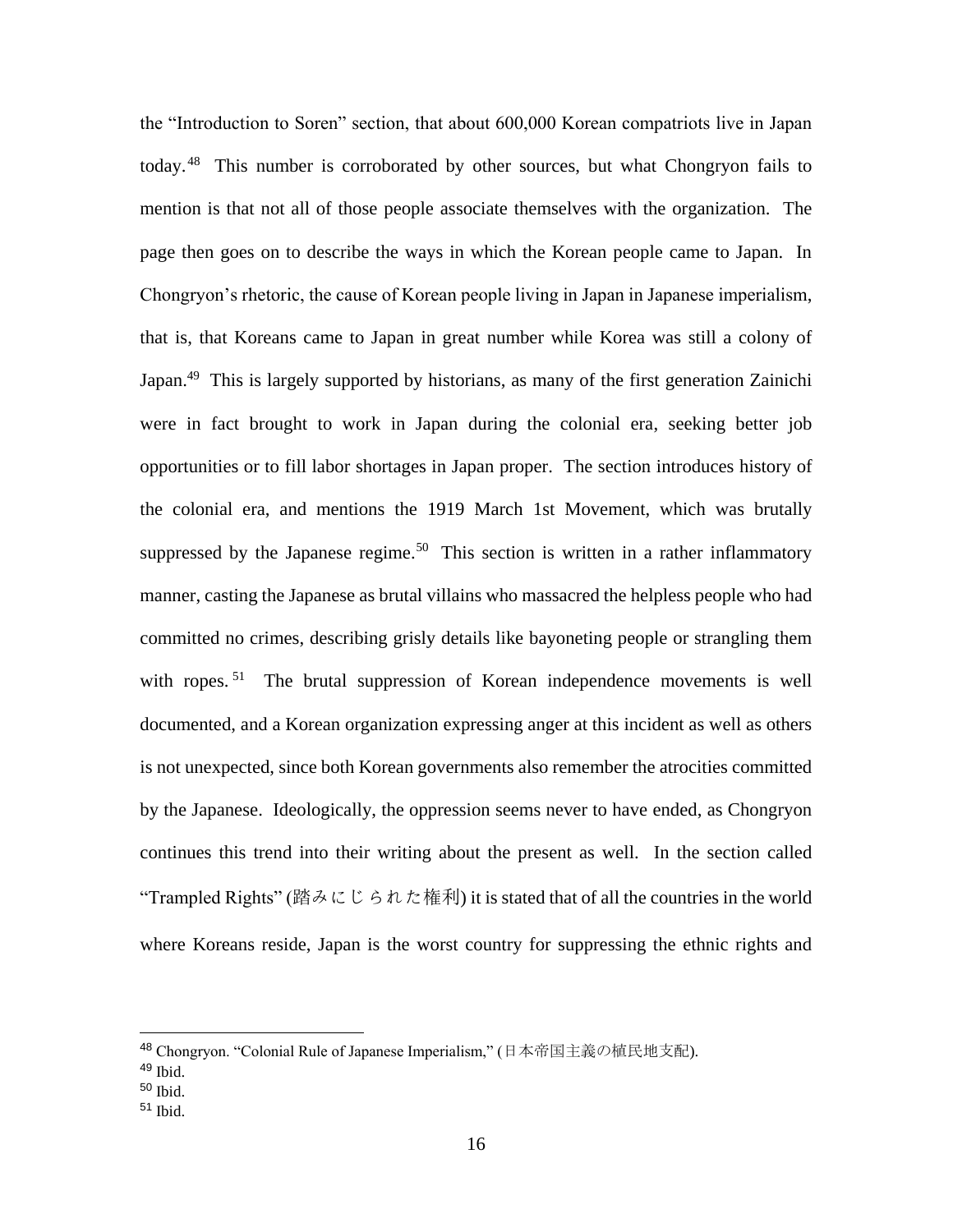the "Introduction to Soren" section, that about 600,000 Korean compatriots live in Japan today.[48] This number is corroborated by other sources, but what Chongryon fails to mention is that not all of those people associate themselves with the organization. The page then goes on to describe the ways in which the Korean people came to Japan. In Chongryon's rhetoric, the cause of Korean people living in Japan in Japanese imperialism, that is, that Koreans came to Japan in great number while Korea was still a colony of Japan.[49] This is largely supported by historians, as many of the first generation Zainichi were in fact brought to work in Japan during the colonial era, seeking better job opportunities or to fill labor shortages in Japan proper. The section introduces history of the colonial era, and mentions the 1919 March 1st Movement, which was brutally suppressed by the Japanese regime.[50] This section is written in a rather inflammatory manner, casting the Japanese as brutal villains who massacred the helpless people who had committed no crimes, describing grisly details like bayoneting people or strangling them with ropes.[51] The brutal suppression of Korean independence movements is well documented, and a Korean organization expressing anger at this incident as well as others is not unexpected, since both Korean governments also remember the atrocities committed by the Japanese. Ideologically, the oppression seems never to have ended, as Chongryon continues this trend into their writing about the present as well. In the section called "Trampled Rights" (踏みにじられた権利) it is stated that of all the countries in the world where Koreans reside, Japan is the worst country for suppressing the ethnic rights and

---

[48] Chongryon. "Colonial Rule of Japanese Imperialism," (日本帝国主義の植民地支配).

[49] Ibid.

[50] Ibid.

[51] Ibid.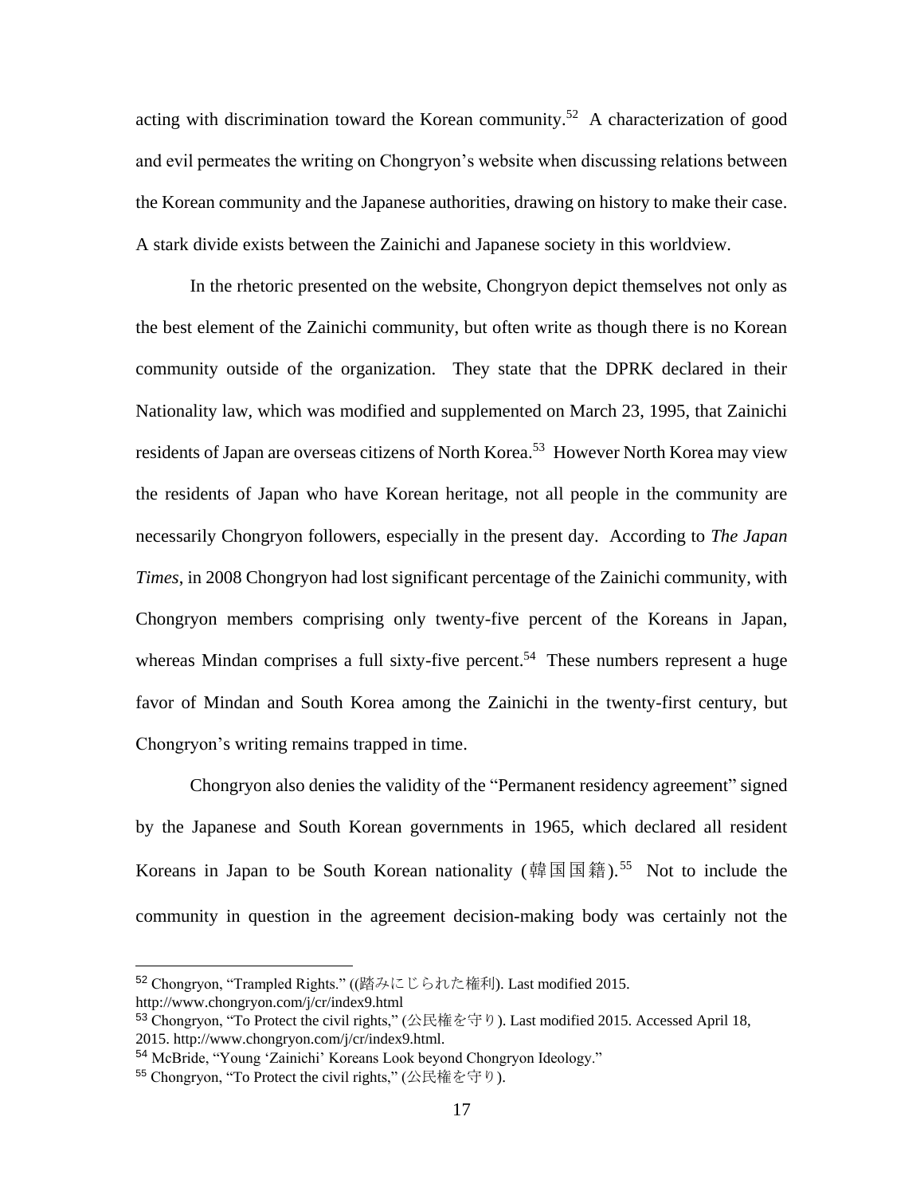acting with discrimination toward the Korean community.[52] A characterization of good and evil permeates the writing on Chongryon's website when discussing relations between the Korean community and the Japanese authorities, drawing on history to make their case. A stark divide exists between the Zainichi and Japanese society in this worldview.

In the rhetoric presented on the website, Chongryon depict themselves not only as the best element of the Zainichi community, but often write as though there is no Korean community outside of the organization. They state that the DPRK declared in their Nationality law, which was modified and supplemented on March 23, 1995, that Zainichi residents of Japan are overseas citizens of North Korea.[53] However North Korea may view the residents of Japan who have Korean heritage, not all people in the community are necessarily Chongryon followers, especially in the present day. According to *The Japan Times*, in 2008 Chongryon had lost significant percentage of the Zainichi community, with Chongryon members comprising only twenty-five percent of the Koreans in Japan, whereas Mindan comprises a full sixty-five percent.[54] These numbers represent a huge favor of Mindan and South Korea among the Zainichi in the twenty-first century, but Chongryon's writing remains trapped in time.

Chongryon also denies the validity of the "Permanent residency agreement" signed by the Japanese and South Korean governments in 1965, which declared all resident Koreans in Japan to be South Korean nationality (韓国国籍).[55] Not to include the community in question in the agreement decision-making body was certainly not the

---

[52] Chongryon, "Trampled Rights." ((踏みにじられた権利). Last modified 2015. http://www.chongryon.com/j/cr/index9.html

[53] Chongryon, "To Protect the civil rights," (公民権を守り). Last modified 2015. Accessed April 18, 2015. http://www.chongryon.com/j/cr/index9.html.

[54] McBride, "Young 'Zainichi' Koreans Look beyond Chongryon Ideology."

[55] Chongryon, "To Protect the civil rights," (公民権を守り).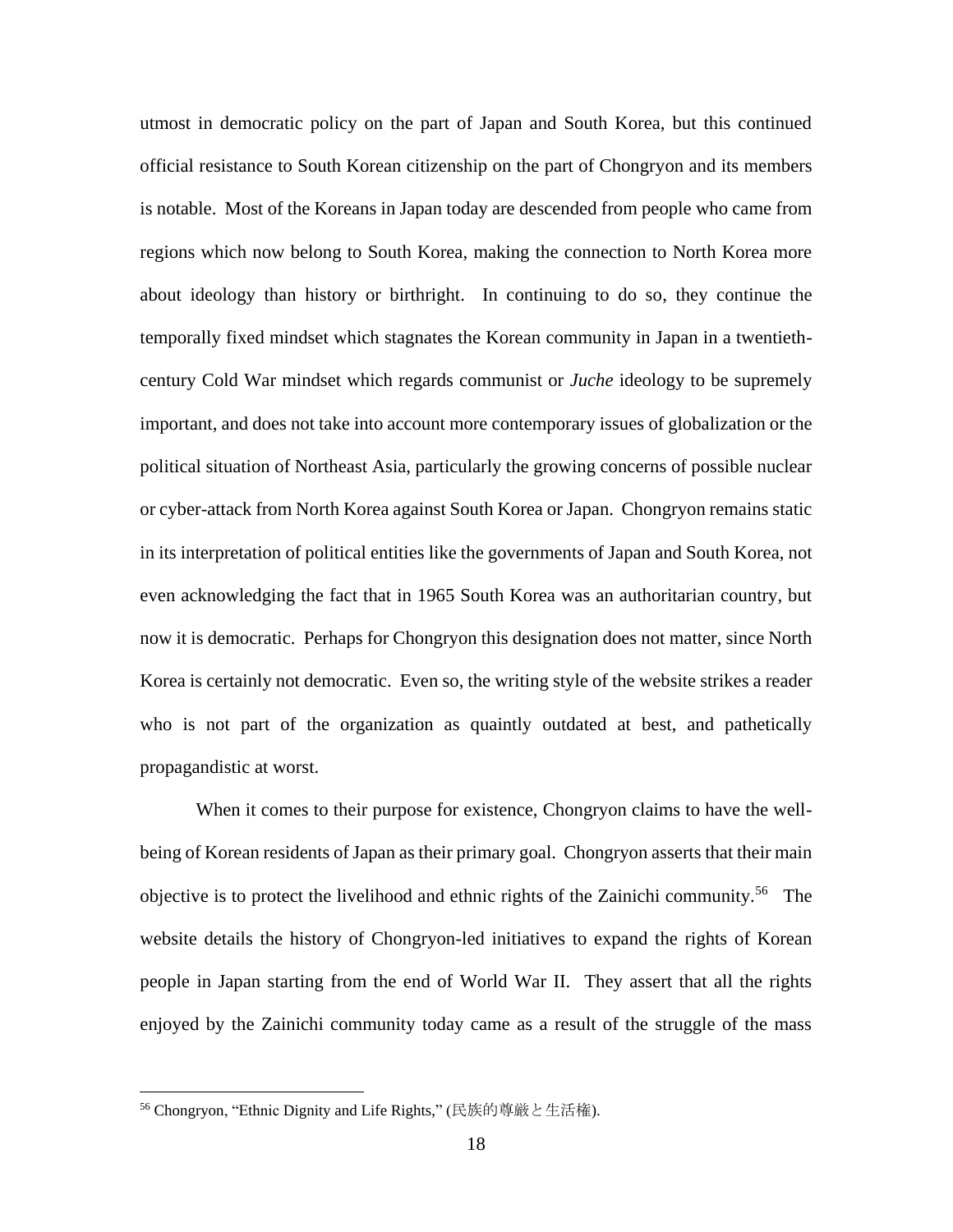utmost in democratic policy on the part of Japan and South Korea, but this continued official resistance to South Korean citizenship on the part of Chongryon and its members is notable. Most of the Koreans in Japan today are descended from people who came from regions which now belong to South Korea, making the connection to North Korea more about ideology than history or birthright. In continuing to do so, they continue the temporally fixed mindset which stagnates the Korean community in Japan in a twentieth-century Cold War mindset which regards communist or *Juche* ideology to be supremely important, and does not take into account more contemporary issues of globalization or the political situation of Northeast Asia, particularly the growing concerns of possible nuclear or cyber-attack from North Korea against South Korea or Japan. Chongryon remains static in its interpretation of political entities like the governments of Japan and South Korea, not even acknowledging the fact that in 1965 South Korea was an authoritarian country, but now it is democratic. Perhaps for Chongryon this designation does not matter, since North Korea is certainly not democratic. Even so, the writing style of the website strikes a reader who is not part of the organization as quaintly outdated at best, and pathetically propagandistic at worst.

When it comes to their purpose for existence, Chongryon claims to have the well-being of Korean residents of Japan as their primary goal. Chongryon asserts that their main objective is to protect the livelihood and ethnic rights of the Zainichi community.[56] The website details the history of Chongryon-led initiatives to expand the rights of Korean people in Japan starting from the end of World War II. They assert that all the rights enjoyed by the Zainichi community today came as a result of the struggle of the mass

---

[56] Chongryon, "Ethnic Dignity and Life Rights," (民族的尊厳と生活権).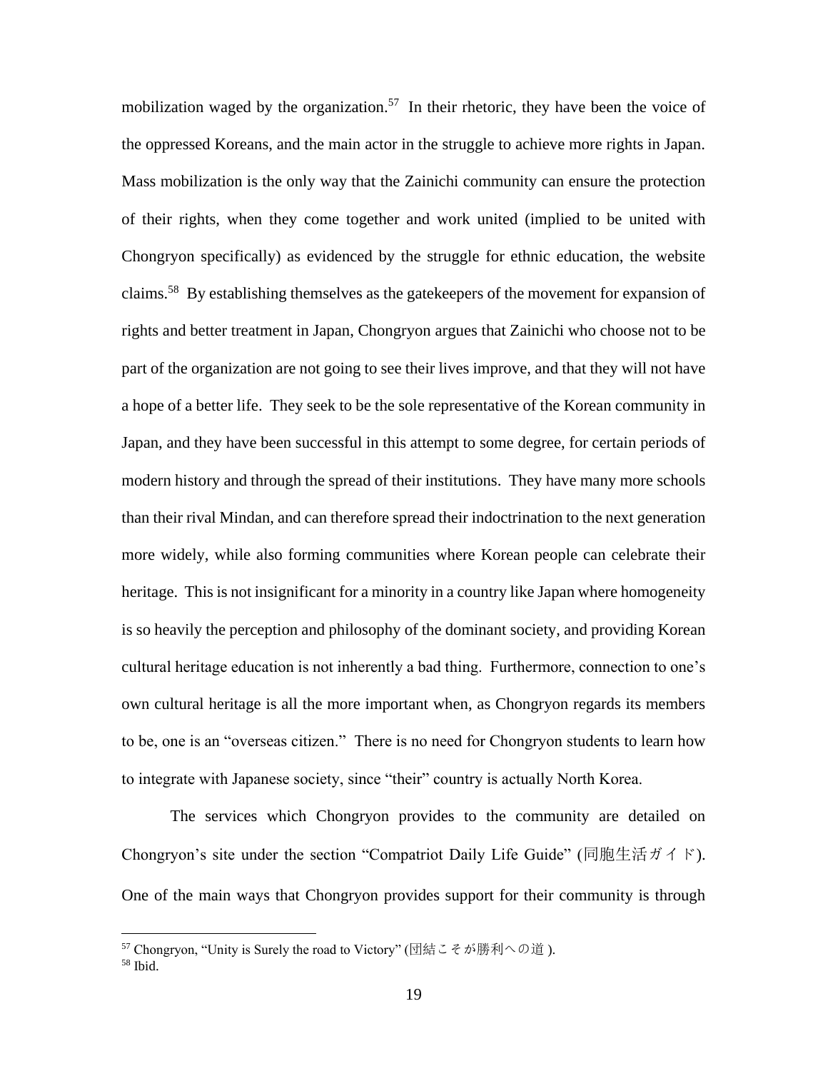mobilization waged by the organization.[57] In their rhetoric, they have been the voice of the oppressed Koreans, and the main actor in the struggle to achieve more rights in Japan. Mass mobilization is the only way that the Zainichi community can ensure the protection of their rights, when they come together and work united (implied to be united with Chongryon specifically) as evidenced by the struggle for ethnic education, the website claims.[58] By establishing themselves as the gatekeepers of the movement for expansion of rights and better treatment in Japan, Chongryon argues that Zainichi who choose not to be part of the organization are not going to see their lives improve, and that they will not have a hope of a better life. They seek to be the sole representative of the Korean community in Japan, and they have been successful in this attempt to some degree, for certain periods of modern history and through the spread of their institutions. They have many more schools than their rival Mindan, and can therefore spread their indoctrination to the next generation more widely, while also forming communities where Korean people can celebrate their heritage. This is not insignificant for a minority in a country like Japan where homogeneity is so heavily the perception and philosophy of the dominant society, and providing Korean cultural heritage education is not inherently a bad thing. Furthermore, connection to one's own cultural heritage is all the more important when, as Chongryon regards its members to be, one is an "overseas citizen." There is no need for Chongryon students to learn how to integrate with Japanese society, since "their" country is actually North Korea.

The services which Chongryon provides to the community are detailed on Chongryon's site under the section "Compatriot Daily Life Guide" (同胞生活ガイド). One of the main ways that Chongryon provides support for their community is through

[57] Chongryon, "Unity is Surely the road to Victory" (団結こそが勝利への道).
[58] Ibid.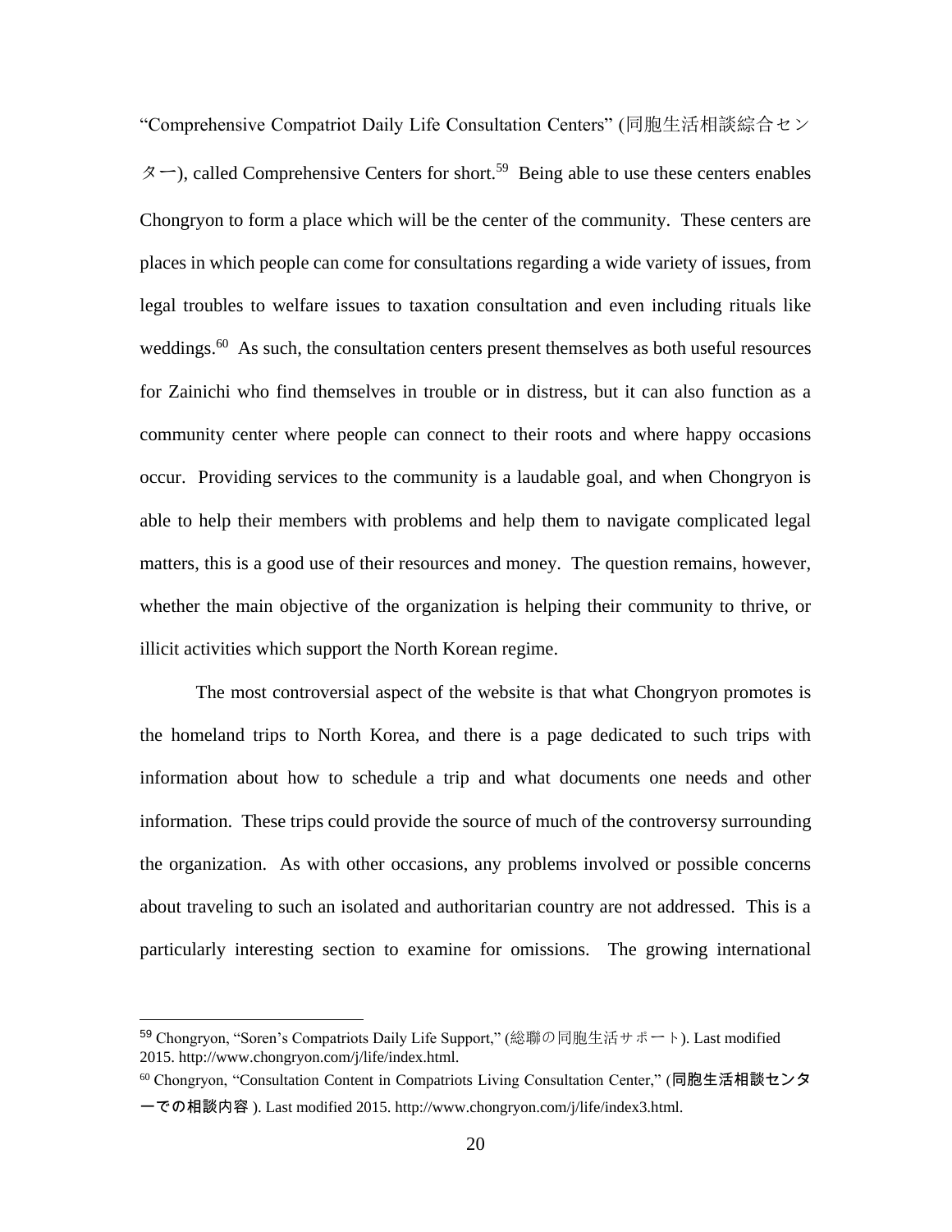"Comprehensive Compatriot Daily Life Consultation Centers" (同胞生活相談綜合センター), called Comprehensive Centers for short.[59] Being able to use these centers enables Chongryon to form a place which will be the center of the community. These centers are places in which people can come for consultations regarding a wide variety of issues, from legal troubles to welfare issues to taxation consultation and even including rituals like weddings.[60] As such, the consultation centers present themselves as both useful resources for Zainichi who find themselves in trouble or in distress, but it can also function as a community center where people can connect to their roots and where happy occasions occur. Providing services to the community is a laudable goal, and when Chongryon is able to help their members with problems and help them to navigate complicated legal matters, this is a good use of their resources and money. The question remains, however, whether the main objective of the organization is helping their community to thrive, or illicit activities which support the North Korean regime.

The most controversial aspect of the website is that what Chongryon promotes is the homeland trips to North Korea, and there is a page dedicated to such trips with information about how to schedule a trip and what documents one needs and other information. These trips could provide the source of much of the controversy surrounding the organization. As with other occasions, any problems involved or possible concerns about traveling to such an isolated and authoritarian country are not addressed. This is a particularly interesting section to examine for omissions. The growing international

---

[59] Chongryon, "Soren's Compatriots Daily Life Support," (総聯の同胞生活サポート). Last modified 2015. http://www.chongryon.com/j/life/index.html.

[60] Chongryon, "Consultation Content in Compatriots Living Consultation Center," (同胞生活相談センターでの相談内容 ). Last modified 2015. http://www.chongryon.com/j/life/index3.html.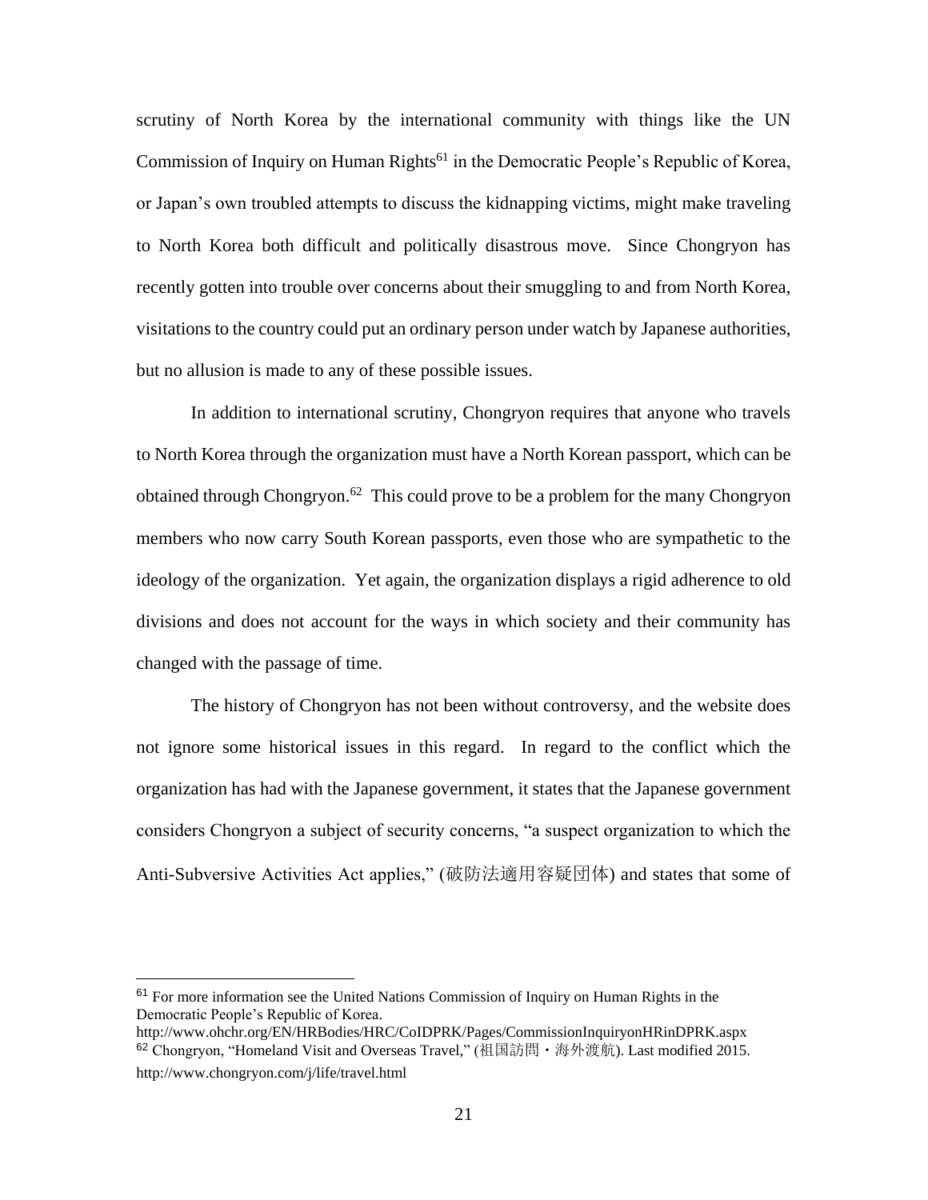scrutiny of North Korea by the international community with things like the UN Commission of Inquiry on Human Rights[61] in the Democratic People's Republic of Korea, or Japan's own troubled attempts to discuss the kidnapping victims, might make traveling to North Korea both difficult and politically disastrous move. Since Chongryon has recently gotten into trouble over concerns about their smuggling to and from North Korea, visitations to the country could put an ordinary person under watch by Japanese authorities, but no allusion is made to any of these possible issues.

In addition to international scrutiny, Chongryon requires that anyone who travels to North Korea through the organization must have a North Korean passport, which can be obtained through Chongryon.[62] This could prove to be a problem for the many Chongryon members who now carry South Korean passports, even those who are sympathetic to the ideology of the organization. Yet again, the organization displays a rigid adherence to old divisions and does not account for the ways in which society and their community has changed with the passage of time.

The history of Chongryon has not been without controversy, and the website does not ignore some historical issues in this regard. In regard to the conflict which the organization has had with the Japanese government, it states that the Japanese government considers Chongryon a subject of security concerns, "a suspect organization to which the Anti-Subversive Activities Act applies," (破防法適用容疑団体) and states that some of

---

[61] For more information see the United Nations Commission of Inquiry on Human Rights in the Democratic People's Republic of Korea. http://www.ohchr.org/EN/HRBodies/HRC/CoIDPRK/Pages/CommissionInquiryonHRinDPRK.aspx

[62] Chongryon, "Homeland Visit and Overseas Travel," (祖国訪問・海外渡航). Last modified 2015. http://www.chongryon.com/j/life/travel.html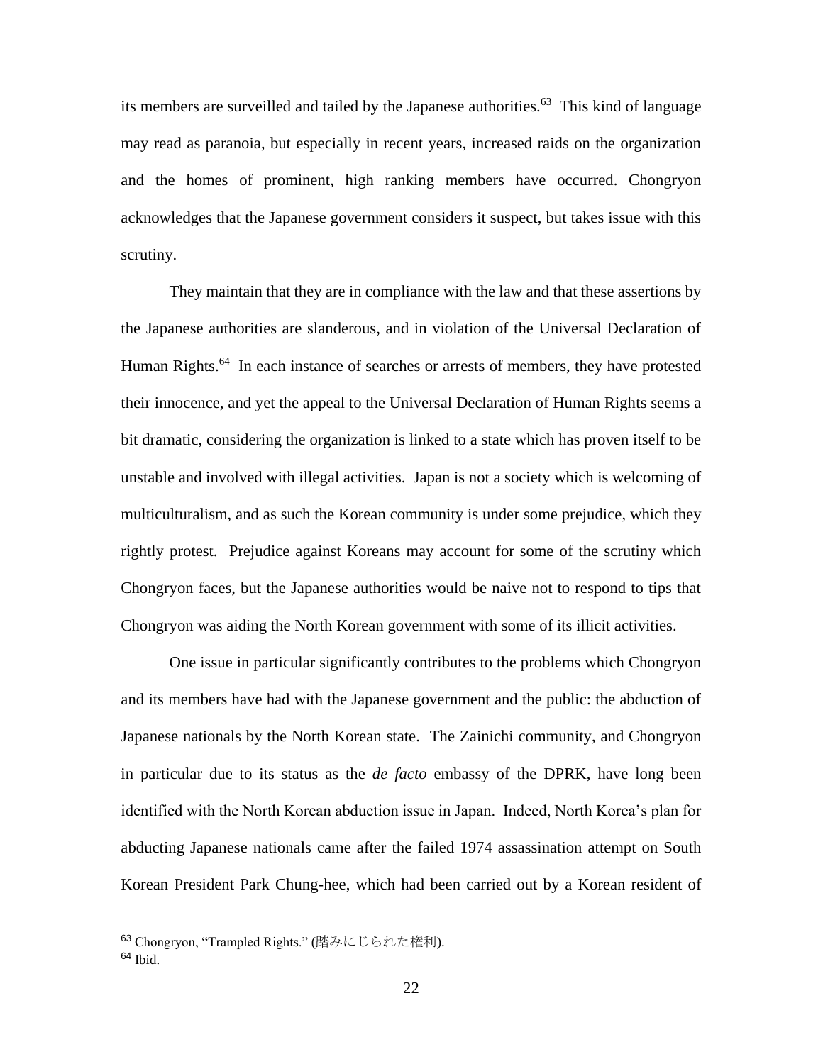its members are surveilled and tailed by the Japanese authorities.[63] This kind of language may read as paranoia, but especially in recent years, increased raids on the organization and the homes of prominent, high ranking members have occurred. Chongryon acknowledges that the Japanese government considers it suspect, but takes issue with this scrutiny.

They maintain that they are in compliance with the law and that these assertions by the Japanese authorities are slanderous, and in violation of the Universal Declaration of Human Rights.[64] In each instance of searches or arrests of members, they have protested their innocence, and yet the appeal to the Universal Declaration of Human Rights seems a bit dramatic, considering the organization is linked to a state which has proven itself to be unstable and involved with illegal activities. Japan is not a society which is welcoming of multiculturalism, and as such the Korean community is under some prejudice, which they rightly protest. Prejudice against Koreans may account for some of the scrutiny which Chongryon faces, but the Japanese authorities would be naive not to respond to tips that Chongryon was aiding the North Korean government with some of its illicit activities.

One issue in particular significantly contributes to the problems which Chongryon and its members have had with the Japanese government and the public: the abduction of Japanese nationals by the North Korean state. The Zainichi community, and Chongryon in particular due to its status as the *de facto* embassy of the DPRK, have long been identified with the North Korean abduction issue in Japan. Indeed, North Korea's plan for abducting Japanese nationals came after the failed 1974 assassination attempt on South Korean President Park Chung-hee, which had been carried out by a Korean resident of

---

[63] Chongryon, "Trampled Rights." (踏みにじられた権利).

[64] Ibid.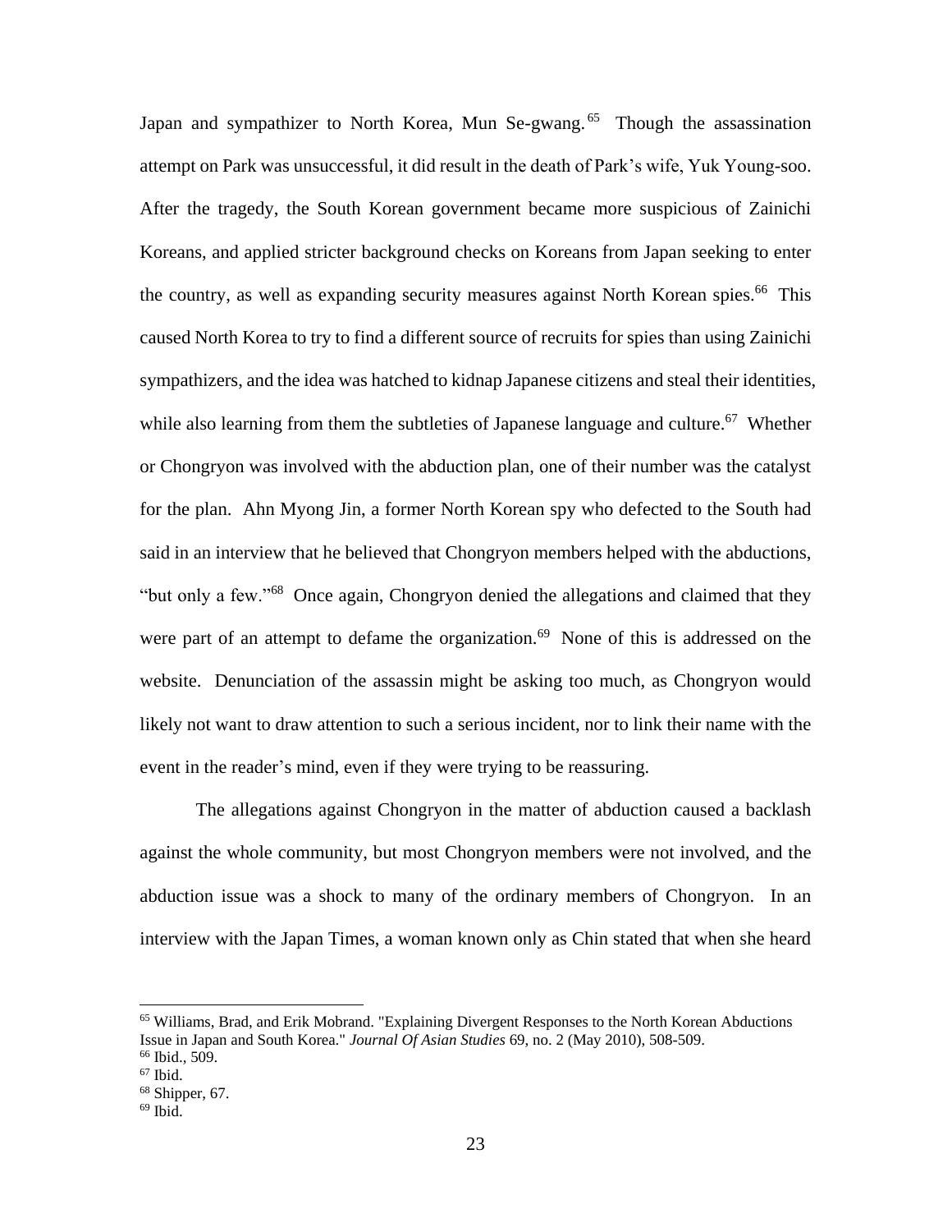Japan and sympathizer to North Korea, Mun Se-gwang.[65] Though the assassination attempt on Park was unsuccessful, it did result in the death of Park's wife, Yuk Young-soo. After the tragedy, the South Korean government became more suspicious of Zainichi Koreans, and applied stricter background checks on Koreans from Japan seeking to enter the country, as well as expanding security measures against North Korean spies.[66] This caused North Korea to try to find a different source of recruits for spies than using Zainichi sympathizers, and the idea was hatched to kidnap Japanese citizens and steal their identities, while also learning from them the subtleties of Japanese language and culture.[67] Whether or Chongryon was involved with the abduction plan, one of their number was the catalyst for the plan. Ahn Myong Jin, a former North Korean spy who defected to the South had said in an interview that he believed that Chongryon members helped with the abductions, "but only a few."[68] Once again, Chongryon denied the allegations and claimed that they were part of an attempt to defame the organization.[69] None of this is addressed on the website. Denunciation of the assassin might be asking too much, as Chongryon would likely not want to draw attention to such a serious incident, nor to link their name with the event in the reader's mind, even if they were trying to be reassuring.

The allegations against Chongryon in the matter of abduction caused a backlash against the whole community, but most Chongryon members were not involved, and the abduction issue was a shock to many of the ordinary members of Chongryon. In an interview with the Japan Times, a woman known only as Chin stated that when she heard

---

[65] Williams, Brad, and Erik Mobrand. "Explaining Divergent Responses to the North Korean Abductions Issue in Japan and South Korea." *Journal Of Asian Studies* 69, no. 2 (May 2010), 508-509.
[66] Ibid., 509.
[67] Ibid.
[68] Shipper, 67.
[69] Ibid.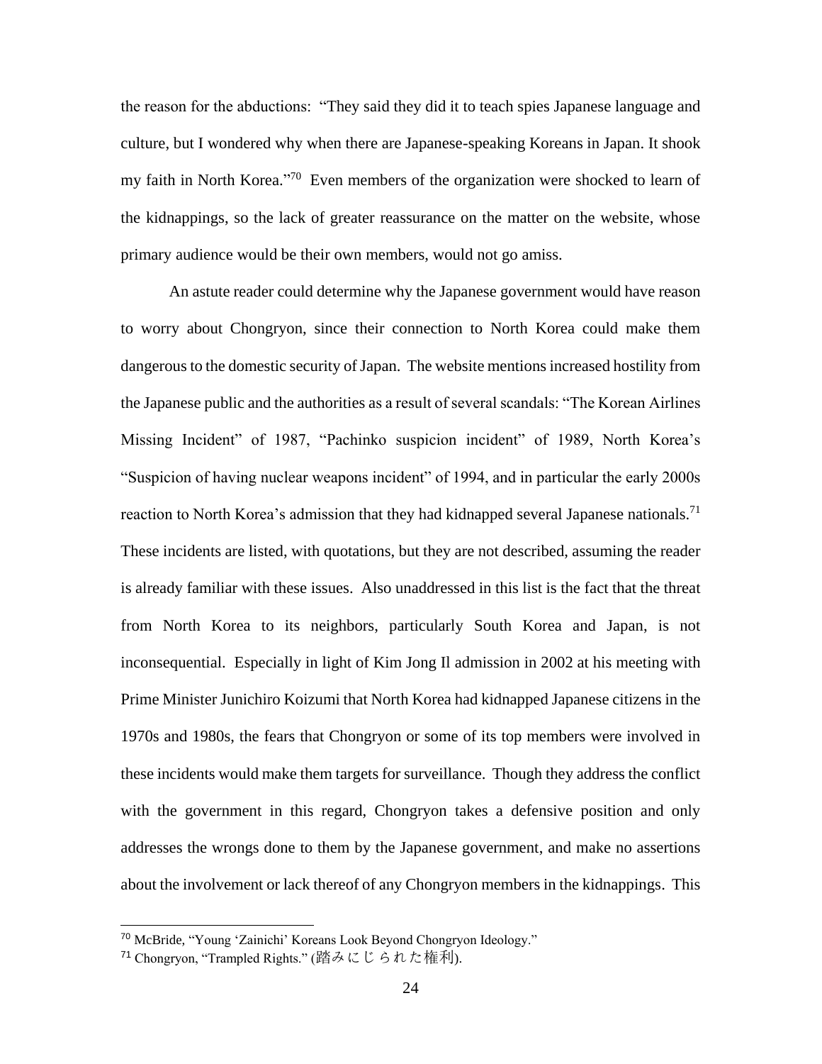the reason for the abductions: "They said they did it to teach spies Japanese language and culture, but I wondered why when there are Japanese-speaking Koreans in Japan. It shook my faith in North Korea."[70] Even members of the organization were shocked to learn of the kidnappings, so the lack of greater reassurance on the matter on the website, whose primary audience would be their own members, would not go amiss.

An astute reader could determine why the Japanese government would have reason to worry about Chongryon, since their connection to North Korea could make them dangerous to the domestic security of Japan. The website mentions increased hostility from the Japanese public and the authorities as a result of several scandals: "The Korean Airlines Missing Incident" of 1987, "Pachinko suspicion incident" of 1989, North Korea's "Suspicion of having nuclear weapons incident" of 1994, and in particular the early 2000s reaction to North Korea's admission that they had kidnapped several Japanese nationals.[71] These incidents are listed, with quotations, but they are not described, assuming the reader is already familiar with these issues. Also unaddressed in this list is the fact that the threat from North Korea to its neighbors, particularly South Korea and Japan, is not inconsequential. Especially in light of Kim Jong Il admission in 2002 at his meeting with Prime Minister Junichiro Koizumi that North Korea had kidnapped Japanese citizens in the 1970s and 1980s, the fears that Chongryon or some of its top members were involved in these incidents would make them targets for surveillance. Though they address the conflict with the government in this regard, Chongryon takes a defensive position and only addresses the wrongs done to them by the Japanese government, and make no assertions about the involvement or lack thereof of any Chongryon members in the kidnappings. This

---

[70] McBride, "Young 'Zainichi' Koreans Look Beyond Chongryon Ideology."

[71] Chongryon, "Trampled Rights." (踏みにじられた権利).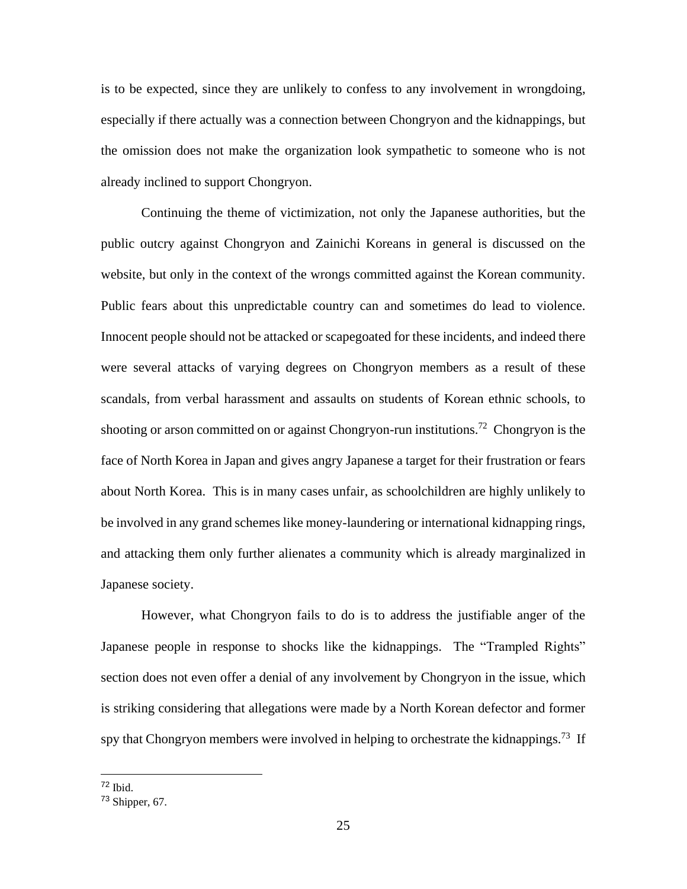is to be expected, since they are unlikely to confess to any involvement in wrongdoing, especially if there actually was a connection between Chongryon and the kidnappings, but the omission does not make the organization look sympathetic to someone who is not already inclined to support Chongryon.

Continuing the theme of victimization, not only the Japanese authorities, but the public outcry against Chongryon and Zainichi Koreans in general is discussed on the website, but only in the context of the wrongs committed against the Korean community. Public fears about this unpredictable country can and sometimes do lead to violence. Innocent people should not be attacked or scapegoated for these incidents, and indeed there were several attacks of varying degrees on Chongryon members as a result of these scandals, from verbal harassment and assaults on students of Korean ethnic schools, to shooting or arson committed on or against Chongryon-run institutions.[72] Chongryon is the face of North Korea in Japan and gives angry Japanese a target for their frustration or fears about North Korea. This is in many cases unfair, as schoolchildren are highly unlikely to be involved in any grand schemes like money-laundering or international kidnapping rings, and attacking them only further alienates a community which is already marginalized in Japanese society.

However, what Chongryon fails to do is to address the justifiable anger of the Japanese people in response to shocks like the kidnappings. The "Trampled Rights" section does not even offer a denial of any involvement by Chongryon in the issue, which is striking considering that allegations were made by a North Korean defector and former spy that Chongryon members were involved in helping to orchestrate the kidnappings.[73] If

---

[72] Ibid.

[73] Shipper, 67.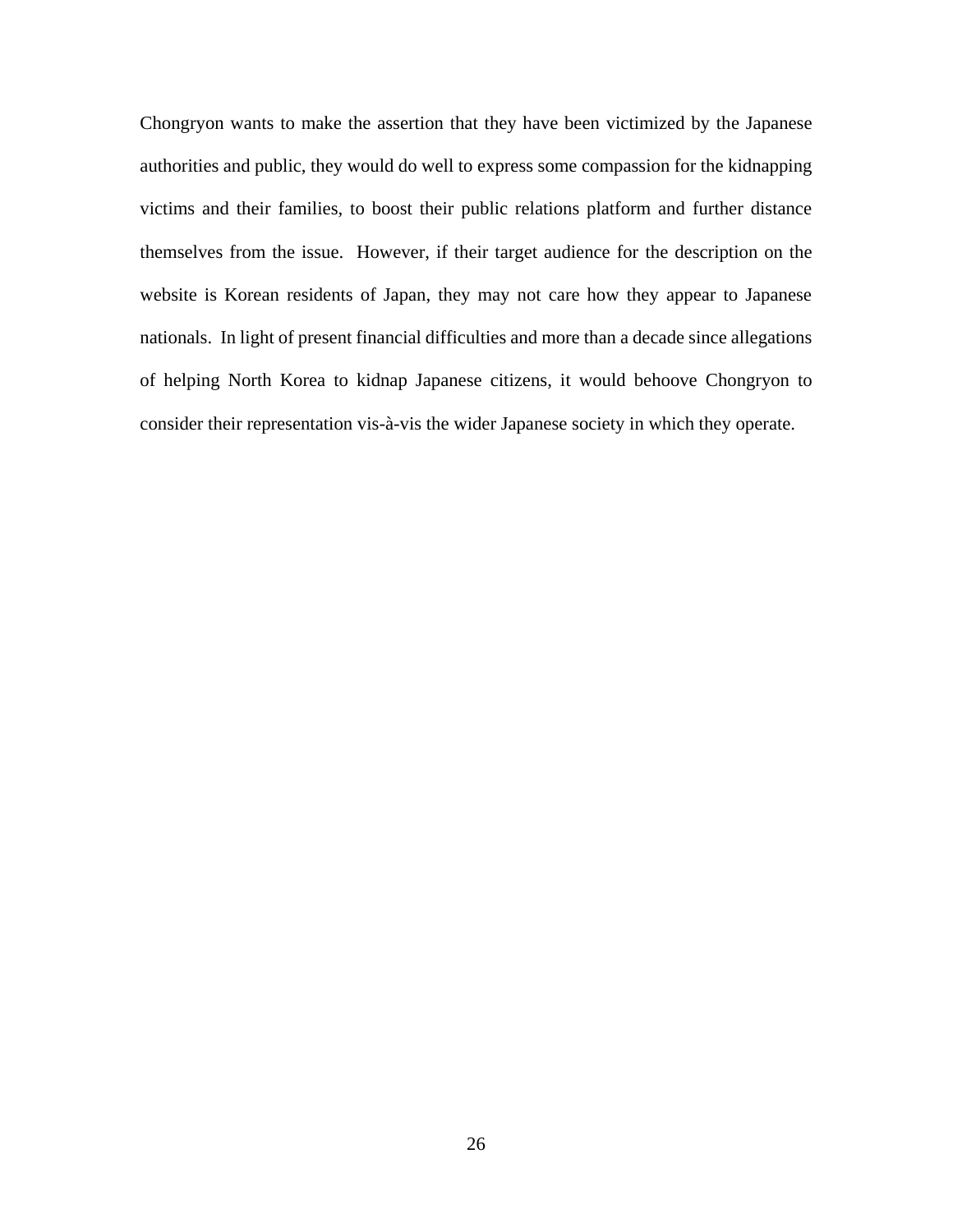Chongryon wants to make the assertion that they have been victimized by the Japanese authorities and public, they would do well to express some compassion for the kidnapping victims and their families, to boost their public relations platform and further distance themselves from the issue.  However, if their target audience for the description on the website is Korean residents of Japan, they may not care how they appear to Japanese nationals.  In light of present financial difficulties and more than a decade since allegations of helping North Korea to kidnap Japanese citizens, it would behoove Chongryon to consider their representation vis-à-vis the wider Japanese society in which they operate.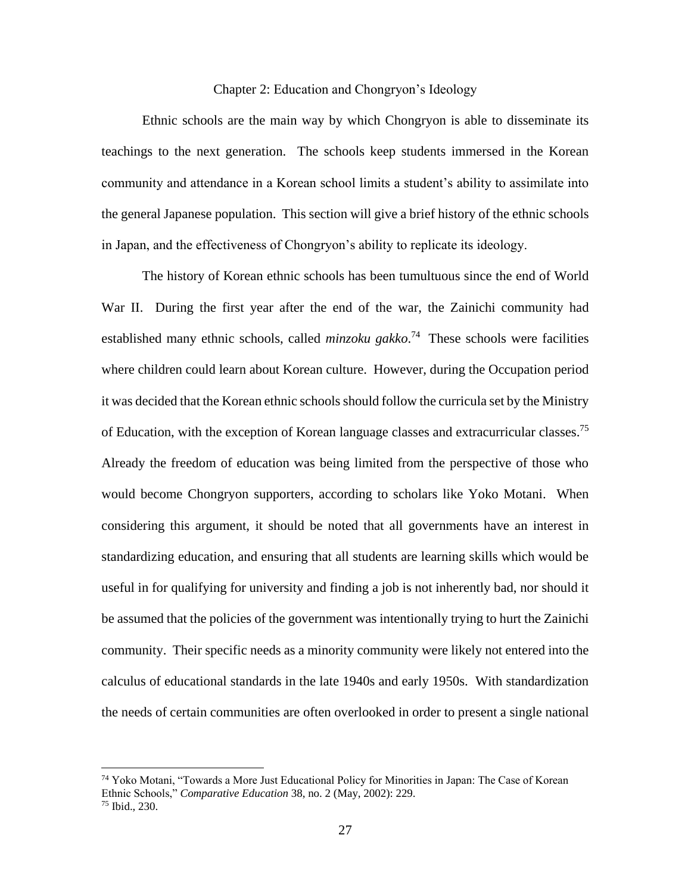# Chapter 2: Education and Chongryon's Ideology

Ethnic schools are the main way by which Chongryon is able to disseminate its teachings to the next generation. The schools keep students immersed in the Korean community and attendance in a Korean school limits a student's ability to assimilate into the general Japanese population. This section will give a brief history of the ethnic schools in Japan, and the effectiveness of Chongryon's ability to replicate its ideology.

The history of Korean ethnic schools has been tumultuous since the end of World War II. During the first year after the end of the war, the Zainichi community had established many ethnic schools, called *minzoku gakko*.[74] These schools were facilities where children could learn about Korean culture. However, during the Occupation period it was decided that the Korean ethnic schools should follow the curricula set by the Ministry of Education, with the exception of Korean language classes and extracurricular classes.[75] Already the freedom of education was being limited from the perspective of those who would become Chongryon supporters, according to scholars like Yoko Motani. When considering this argument, it should be noted that all governments have an interest in standardizing education, and ensuring that all students are learning skills which would be useful in for qualifying for university and finding a job is not inherently bad, nor should it be assumed that the policies of the government was intentionally trying to hurt the Zainichi community. Their specific needs as a minority community were likely not entered into the calculus of educational standards in the late 1940s and early 1950s. With standardization the needs of certain communities are often overlooked in order to present a single national

---

[74] Yoko Motani, "Towards a More Just Educational Policy for Minorities in Japan: The Case of Korean Ethnic Schools," *Comparative Education* 38, no. 2 (May, 2002): 229.

[75] Ibid., 230.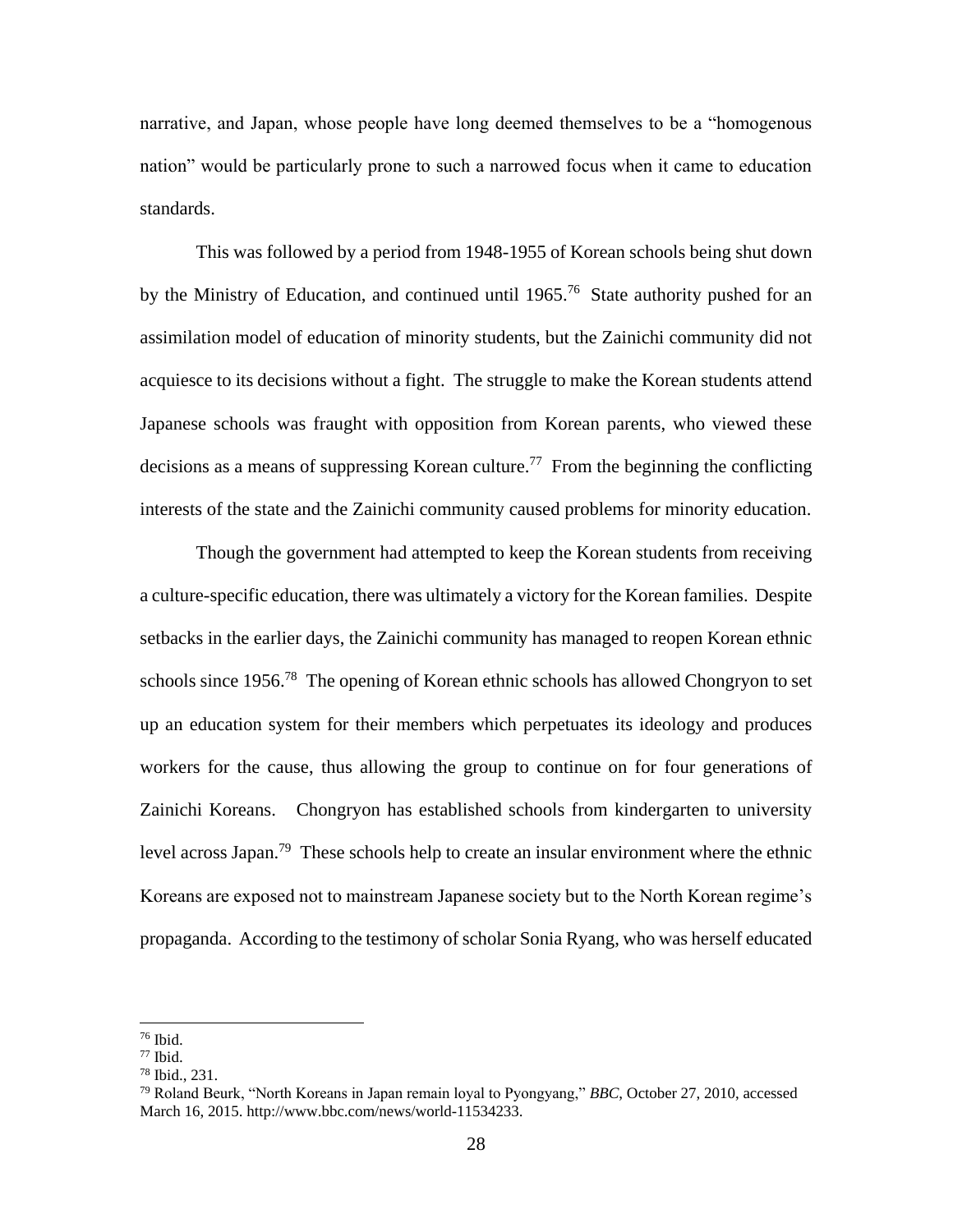narrative, and Japan, whose people have long deemed themselves to be a "homogenous nation" would be particularly prone to such a narrowed focus when it came to education standards.

This was followed by a period from 1948-1955 of Korean schools being shut down by the Ministry of Education, and continued until 1965.[76] State authority pushed for an assimilation model of education of minority students, but the Zainichi community did not acquiesce to its decisions without a fight. The struggle to make the Korean students attend Japanese schools was fraught with opposition from Korean parents, who viewed these decisions as a means of suppressing Korean culture.[77] From the beginning the conflicting interests of the state and the Zainichi community caused problems for minority education.

Though the government had attempted to keep the Korean students from receiving a culture-specific education, there was ultimately a victory for the Korean families. Despite setbacks in the earlier days, the Zainichi community has managed to reopen Korean ethnic schools since 1956.[78] The opening of Korean ethnic schools has allowed Chongryon to set up an education system for their members which perpetuates its ideology and produces workers for the cause, thus allowing the group to continue on for four generations of Zainichi Koreans. Chongryon has established schools from kindergarten to university level across Japan.[79] These schools help to create an insular environment where the ethnic Koreans are exposed not to mainstream Japanese society but to the North Korean regime's propaganda. According to the testimony of scholar Sonia Ryang, who was herself educated

---

[76] Ibid.

[77] Ibid.

[78] Ibid., 231.

[79] Roland Beurk, "North Koreans in Japan remain loyal to Pyongyang," *BBC*, October 27, 2010, accessed March 16, 2015. http://www.bbc.com/news/world-11534233.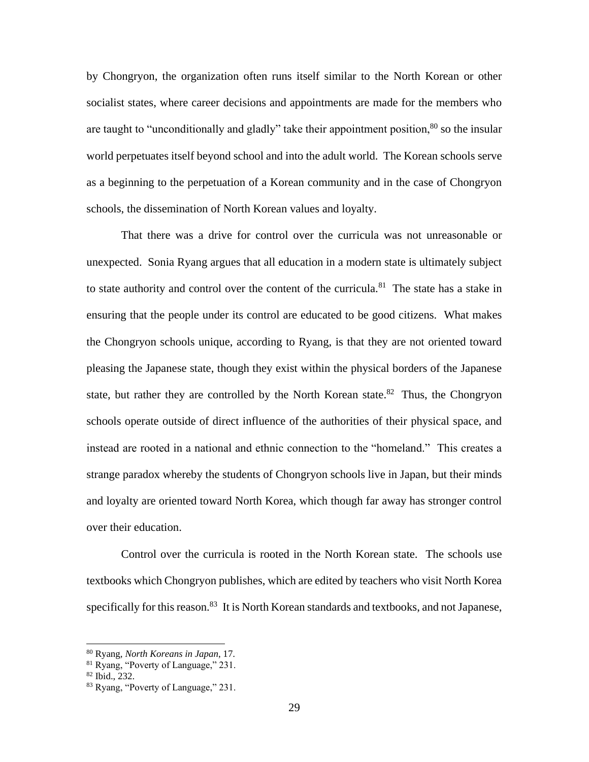by Chongryon, the organization often runs itself similar to the North Korean or other socialist states, where career decisions and appointments are made for the members who are taught to "unconditionally and gladly" take their appointment position,[80] so the insular world perpetuates itself beyond school and into the adult world. The Korean schools serve as a beginning to the perpetuation of a Korean community and in the case of Chongryon schools, the dissemination of North Korean values and loyalty.

That there was a drive for control over the curricula was not unreasonable or unexpected. Sonia Ryang argues that all education in a modern state is ultimately subject to state authority and control over the content of the curricula.[81] The state has a stake in ensuring that the people under its control are educated to be good citizens. What makes the Chongryon schools unique, according to Ryang, is that they are not oriented toward pleasing the Japanese state, though they exist within the physical borders of the Japanese state, but rather they are controlled by the North Korean state.[82] Thus, the Chongryon schools operate outside of direct influence of the authorities of their physical space, and instead are rooted in a national and ethnic connection to the "homeland." This creates a strange paradox whereby the students of Chongryon schools live in Japan, but their minds and loyalty are oriented toward North Korea, which though far away has stronger control over their education.

Control over the curricula is rooted in the North Korean state. The schools use textbooks which Chongryon publishes, which are edited by teachers who visit North Korea specifically for this reason.[83] It is North Korean standards and textbooks, and not Japanese,

---

[80] Ryang, *North Koreans in Japan*, 17.

[81] Ryang, "Poverty of Language," 231.

[82] Ibid., 232.

[83] Ryang, "Poverty of Language," 231.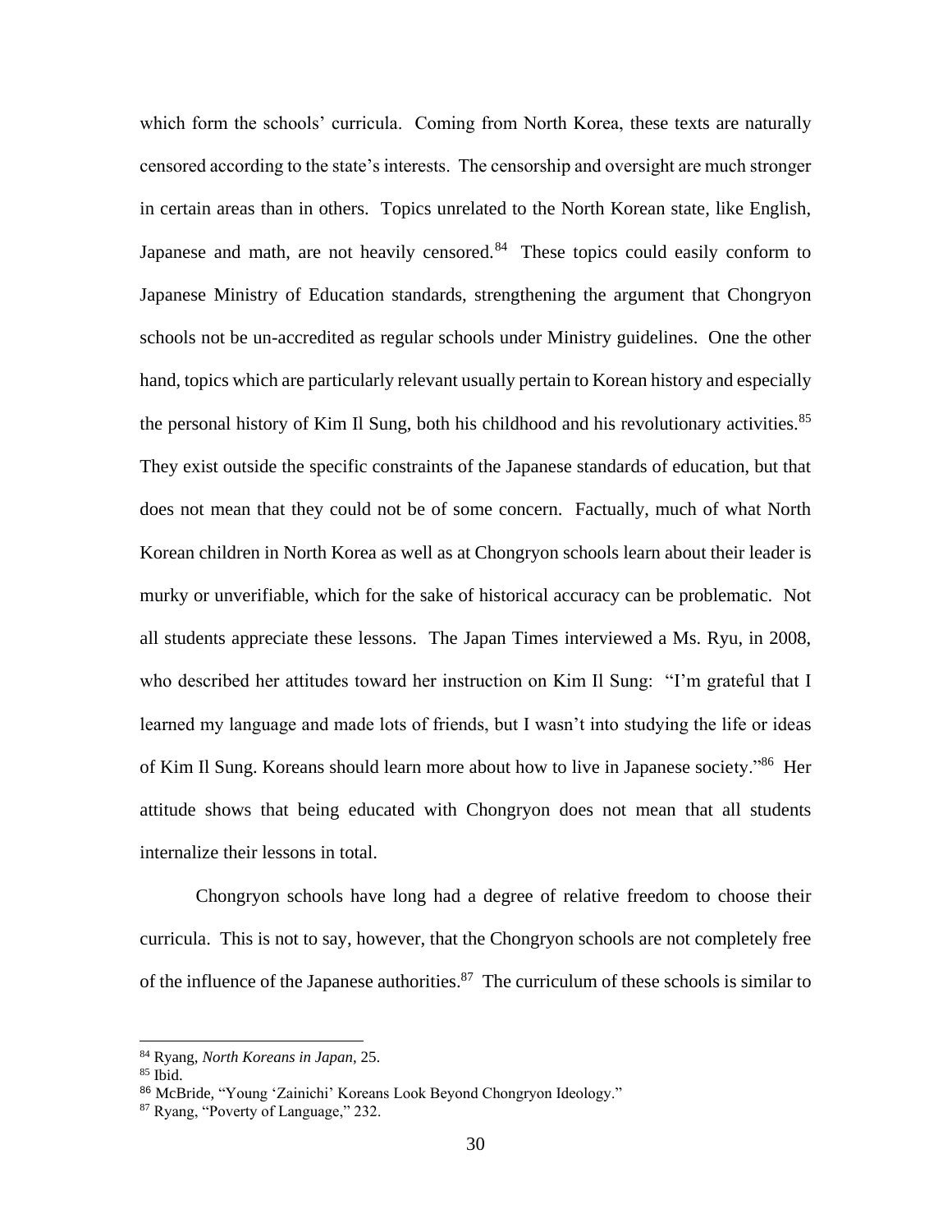which form the schools' curricula. Coming from North Korea, these texts are naturally censored according to the state's interests. The censorship and oversight are much stronger in certain areas than in others. Topics unrelated to the North Korean state, like English, Japanese and math, are not heavily censored.[84] These topics could easily conform to Japanese Ministry of Education standards, strengthening the argument that Chongryon schools not be un-accredited as regular schools under Ministry guidelines. One the other hand, topics which are particularly relevant usually pertain to Korean history and especially the personal history of Kim Il Sung, both his childhood and his revolutionary activities.[85] They exist outside the specific constraints of the Japanese standards of education, but that does not mean that they could not be of some concern. Factually, much of what North Korean children in North Korea as well as at Chongryon schools learn about their leader is murky or unverifiable, which for the sake of historical accuracy can be problematic. Not all students appreciate these lessons. The Japan Times interviewed a Ms. Ryu, in 2008, who described her attitudes toward her instruction on Kim Il Sung: "I'm grateful that I learned my language and made lots of friends, but I wasn't into studying the life or ideas of Kim Il Sung. Koreans should learn more about how to live in Japanese society."[86] Her attitude shows that being educated with Chongryon does not mean that all students internalize their lessons in total.

Chongryon schools have long had a degree of relative freedom to choose their curricula. This is not to say, however, that the Chongryon schools are not completely free of the influence of the Japanese authorities.[87] The curriculum of these schools is similar to

---

[84] Ryang, *North Koreans in Japan*, 25.

[85] Ibid.

[86] McBride, "Young 'Zainichi' Koreans Look Beyond Chongryon Ideology."

[87] Ryang, "Poverty of Language," 232.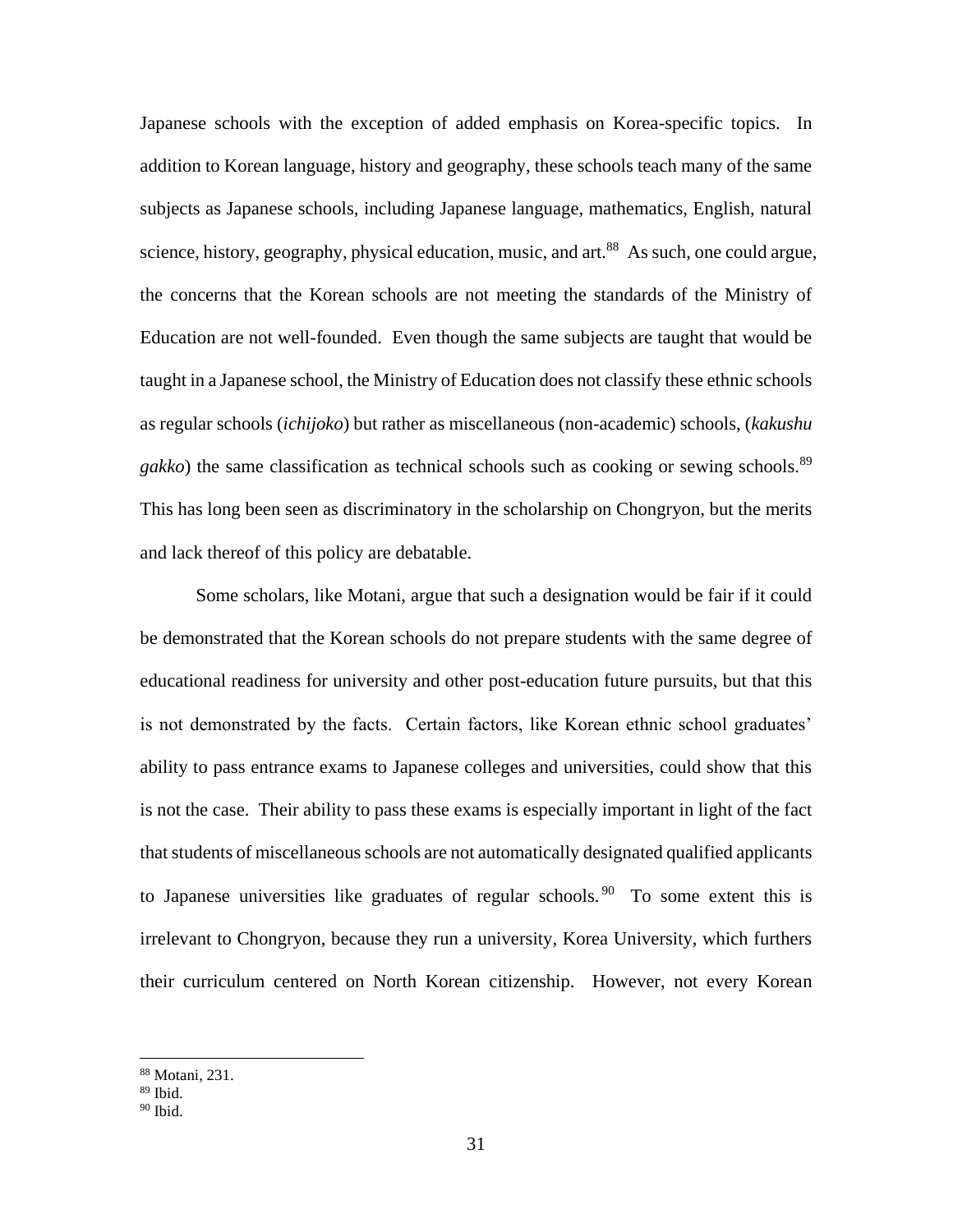Japanese schools with the exception of added emphasis on Korea-specific topics. In addition to Korean language, history and geography, these schools teach many of the same subjects as Japanese schools, including Japanese language, mathematics, English, natural science, history, geography, physical education, music, and art.[88] As such, one could argue, the concerns that the Korean schools are not meeting the standards of the Ministry of Education are not well-founded. Even though the same subjects are taught that would be taught in a Japanese school, the Ministry of Education does not classify these ethnic schools as regular schools (*ichijoko*) but rather as miscellaneous (non-academic) schools, (*kakushu gakko*) the same classification as technical schools such as cooking or sewing schools.[89] This has long been seen as discriminatory in the scholarship on Chongryon, but the merits and lack thereof of this policy are debatable.

Some scholars, like Motani, argue that such a designation would be fair if it could be demonstrated that the Korean schools do not prepare students with the same degree of educational readiness for university and other post-education future pursuits, but that this is not demonstrated by the facts. Certain factors, like Korean ethnic school graduates' ability to pass entrance exams to Japanese colleges and universities, could show that this is not the case. Their ability to pass these exams is especially important in light of the fact that students of miscellaneous schools are not automatically designated qualified applicants to Japanese universities like graduates of regular schools.[90] To some extent this is irrelevant to Chongryon, because they run a university, Korea University, which furthers their curriculum centered on North Korean citizenship. However, not every Korean

---

[88] Motani, 231.

[89] Ibid.

[90] Ibid.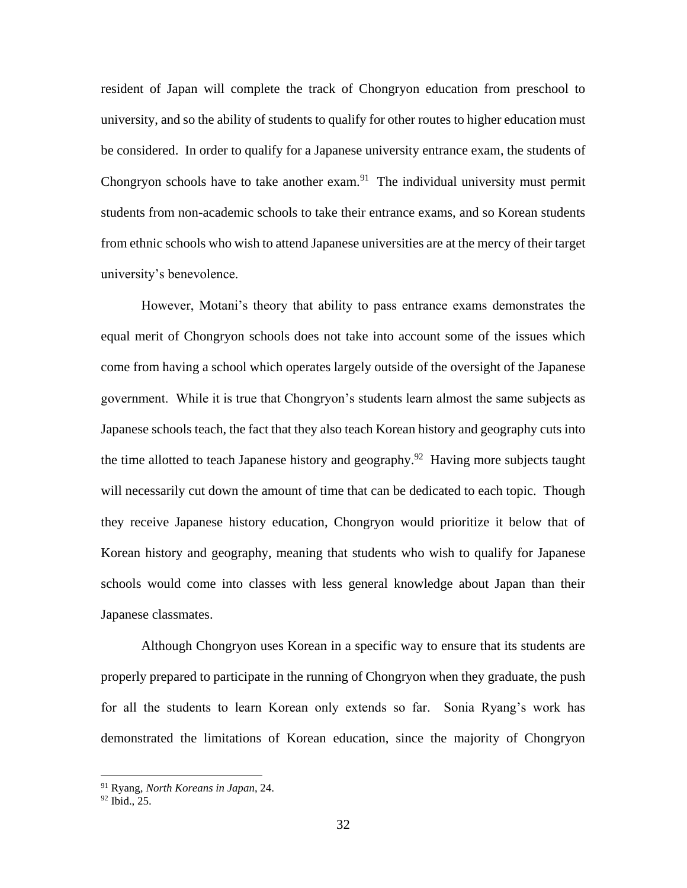resident of Japan will complete the track of Chongryon education from preschool to university, and so the ability of students to qualify for other routes to higher education must be considered. In order to qualify for a Japanese university entrance exam, the students of Chongryon schools have to take another exam.[91] The individual university must permit students from non-academic schools to take their entrance exams, and so Korean students from ethnic schools who wish to attend Japanese universities are at the mercy of their target university's benevolence.

However, Motani's theory that ability to pass entrance exams demonstrates the equal merit of Chongryon schools does not take into account some of the issues which come from having a school which operates largely outside of the oversight of the Japanese government. While it is true that Chongryon's students learn almost the same subjects as Japanese schools teach, the fact that they also teach Korean history and geography cuts into the time allotted to teach Japanese history and geography.[92] Having more subjects taught will necessarily cut down the amount of time that can be dedicated to each topic. Though they receive Japanese history education, Chongryon would prioritize it below that of Korean history and geography, meaning that students who wish to qualify for Japanese schools would come into classes with less general knowledge about Japan than their Japanese classmates.

Although Chongryon uses Korean in a specific way to ensure that its students are properly prepared to participate in the running of Chongryon when they graduate, the push for all the students to learn Korean only extends so far. Sonia Ryang's work has demonstrated the limitations of Korean education, since the majority of Chongryon

---

[91] Ryang, *North Koreans in Japan*, 24.

[92] Ibid., 25.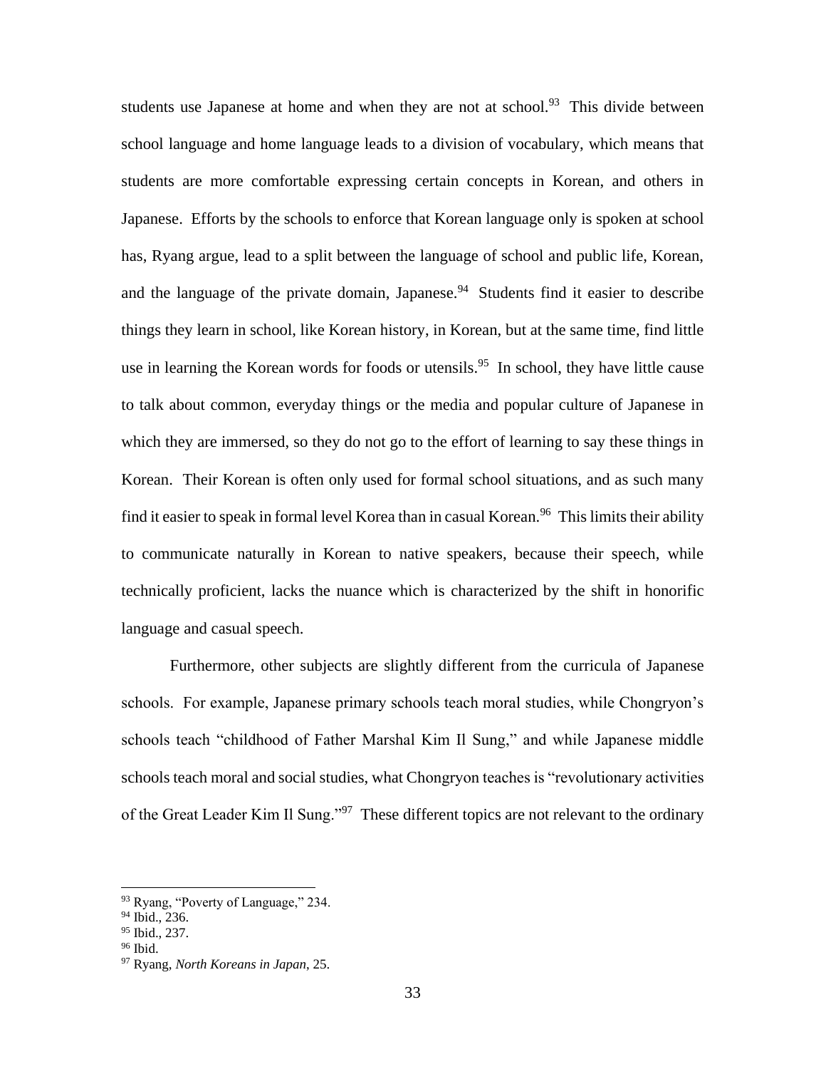students use Japanese at home and when they are not at school.[93] This divide between school language and home language leads to a division of vocabulary, which means that students are more comfortable expressing certain concepts in Korean, and others in Japanese. Efforts by the schools to enforce that Korean language only is spoken at school has, Ryang argue, lead to a split between the language of school and public life, Korean, and the language of the private domain, Japanese.[94] Students find it easier to describe things they learn in school, like Korean history, in Korean, but at the same time, find little use in learning the Korean words for foods or utensils.[95] In school, they have little cause to talk about common, everyday things or the media and popular culture of Japanese in which they are immersed, so they do not go to the effort of learning to say these things in Korean. Their Korean is often only used for formal school situations, and as such many find it easier to speak in formal level Korea than in casual Korean.[96] This limits their ability to communicate naturally in Korean to native speakers, because their speech, while technically proficient, lacks the nuance which is characterized by the shift in honorific language and casual speech.

Furthermore, other subjects are slightly different from the curricula of Japanese schools. For example, Japanese primary schools teach moral studies, while Chongryon's schools teach "childhood of Father Marshal Kim Il Sung," and while Japanese middle schools teach moral and social studies, what Chongryon teaches is "revolutionary activities of the Great Leader Kim Il Sung."[97] These different topics are not relevant to the ordinary

---

[93] Ryang, "Poverty of Language," 234.
[94] Ibid., 236.
[95] Ibid., 237.
[96] Ibid.
[97] Ryang, *North Koreans in Japan*, 25.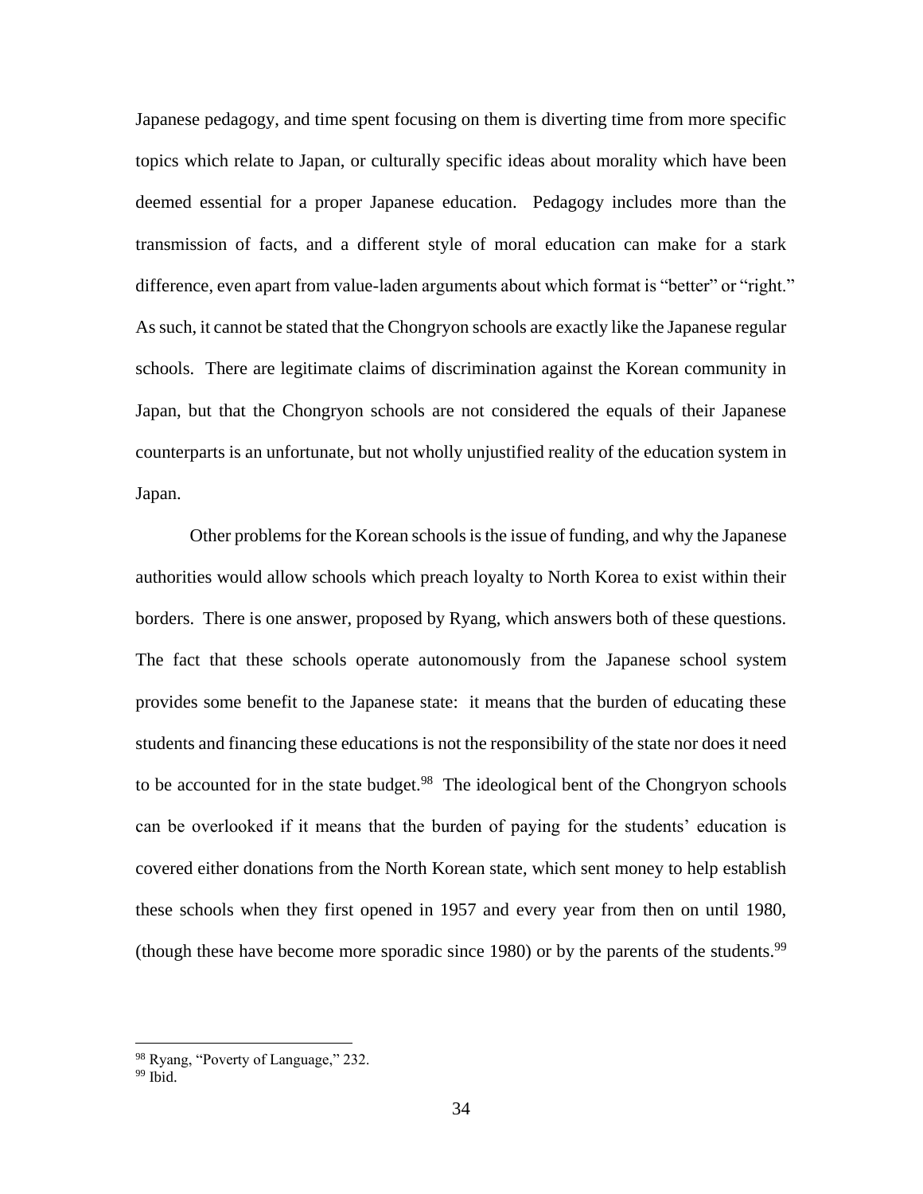Japanese pedagogy, and time spent focusing on them is diverting time from more specific topics which relate to Japan, or culturally specific ideas about morality which have been deemed essential for a proper Japanese education. Pedagogy includes more than the transmission of facts, and a different style of moral education can make for a stark difference, even apart from value-laden arguments about which format is "better" or "right." As such, it cannot be stated that the Chongryon schools are exactly like the Japanese regular schools. There are legitimate claims of discrimination against the Korean community in Japan, but that the Chongryon schools are not considered the equals of their Japanese counterparts is an unfortunate, but not wholly unjustified reality of the education system in Japan.

Other problems for the Korean schools is the issue of funding, and why the Japanese authorities would allow schools which preach loyalty to North Korea to exist within their borders. There is one answer, proposed by Ryang, which answers both of these questions. The fact that these schools operate autonomously from the Japanese school system provides some benefit to the Japanese state: it means that the burden of educating these students and financing these educations is not the responsibility of the state nor does it need to be accounted for in the state budget.[98] The ideological bent of the Chongryon schools can be overlooked if it means that the burden of paying for the students' education is covered either donations from the North Korean state, which sent money to help establish these schools when they first opened in 1957 and every year from then on until 1980, (though these have become more sporadic since 1980) or by the parents of the students.[99]

---

[98] Ryang, "Poverty of Language," 232.

[99] Ibid.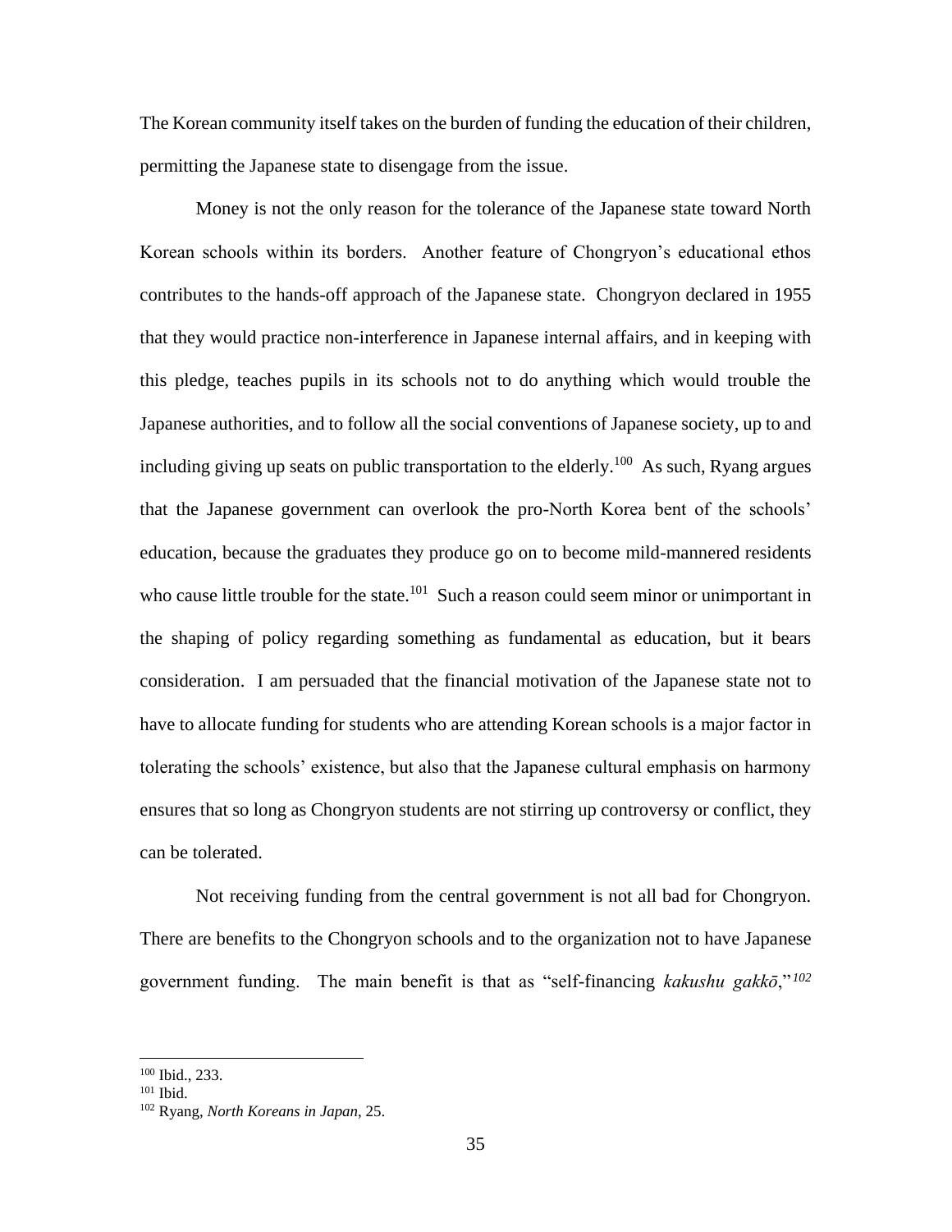The Korean community itself takes on the burden of funding the education of their children, permitting the Japanese state to disengage from the issue.

Money is not the only reason for the tolerance of the Japanese state toward North Korean schools within its borders. Another feature of Chongryon's educational ethos contributes to the hands-off approach of the Japanese state. Chongryon declared in 1955 that they would practice non-interference in Japanese internal affairs, and in keeping with this pledge, teaches pupils in its schools not to do anything which would trouble the Japanese authorities, and to follow all the social conventions of Japanese society, up to and including giving up seats on public transportation to the elderly.[100] As such, Ryang argues that the Japanese government can overlook the pro-North Korea bent of the schools' education, because the graduates they produce go on to become mild-mannered residents who cause little trouble for the state.[101] Such a reason could seem minor or unimportant in the shaping of policy regarding something as fundamental as education, but it bears consideration. I am persuaded that the financial motivation of the Japanese state not to have to allocate funding for students who are attending Korean schools is a major factor in tolerating the schools' existence, but also that the Japanese cultural emphasis on harmony ensures that so long as Chongryon students are not stirring up controversy or conflict, they can be tolerated.

Not receiving funding from the central government is not all bad for Chongryon. There are benefits to the Chongryon schools and to the organization not to have Japanese government funding. The main benefit is that as "self-financing *kakushu gakkō*,"[102]

---

[100] Ibid., 233.

[101] Ibid.

[102] Ryang, *North Koreans in Japan*, 25.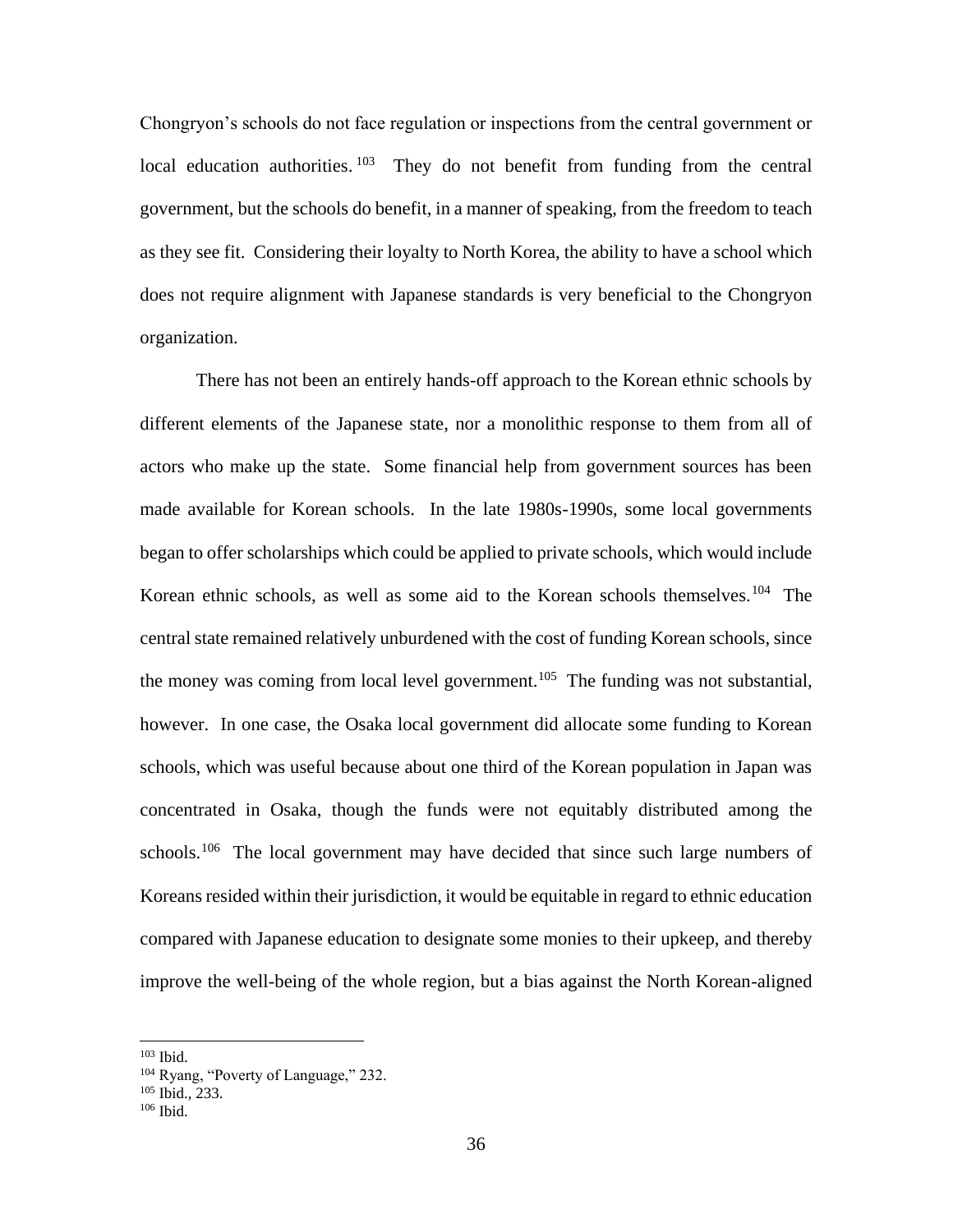Chongryon's schools do not face regulation or inspections from the central government or local education authorities.[103] They do not benefit from funding from the central government, but the schools do benefit, in a manner of speaking, from the freedom to teach as they see fit. Considering their loyalty to North Korea, the ability to have a school which does not require alignment with Japanese standards is very beneficial to the Chongryon organization.

There has not been an entirely hands-off approach to the Korean ethnic schools by different elements of the Japanese state, nor a monolithic response to them from all of actors who make up the state. Some financial help from government sources has been made available for Korean schools. In the late 1980s-1990s, some local governments began to offer scholarships which could be applied to private schools, which would include Korean ethnic schools, as well as some aid to the Korean schools themselves.[104] The central state remained relatively unburdened with the cost of funding Korean schools, since the money was coming from local level government.[105] The funding was not substantial, however. In one case, the Osaka local government did allocate some funding to Korean schools, which was useful because about one third of the Korean population in Japan was concentrated in Osaka, though the funds were not equitably distributed among the schools.[106] The local government may have decided that since such large numbers of Koreans resided within their jurisdiction, it would be equitable in regard to ethnic education compared with Japanese education to designate some monies to their upkeep, and thereby improve the well-being of the whole region, but a bias against the North Korean-aligned

---

[103] Ibid.

[104] Ryang, "Poverty of Language," 232.

[105] Ibid., 233.

[106] Ibid.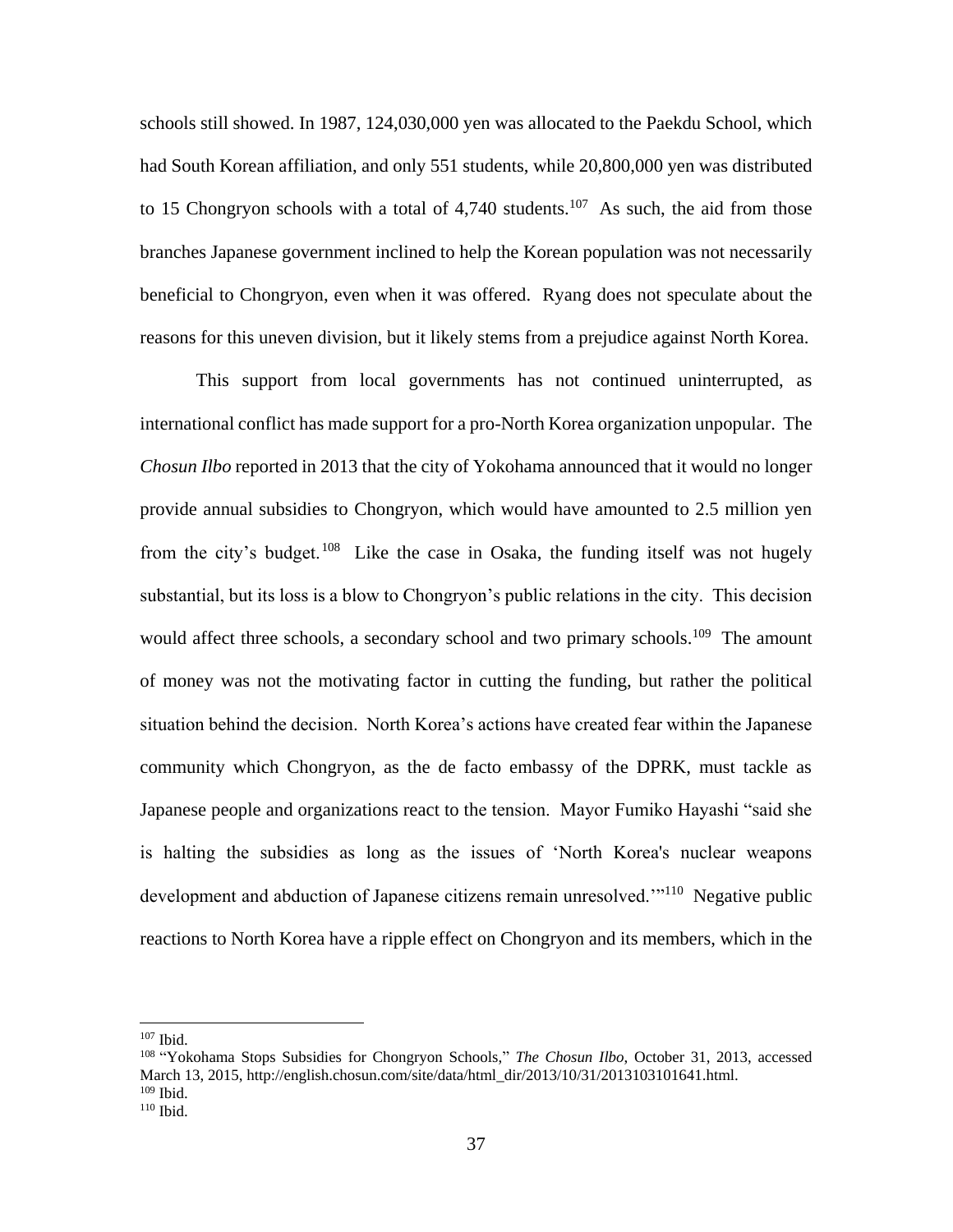schools still showed. In 1987, 124,030,000 yen was allocated to the Paekdu School, which had South Korean affiliation, and only 551 students, while 20,800,000 yen was distributed to 15 Chongryon schools with a total of 4,740 students.[107] As such, the aid from those branches Japanese government inclined to help the Korean population was not necessarily beneficial to Chongryon, even when it was offered. Ryang does not speculate about the reasons for this uneven division, but it likely stems from a prejudice against North Korea.

This support from local governments has not continued uninterrupted, as international conflict has made support for a pro-North Korea organization unpopular. The *Chosun Ilbo* reported in 2013 that the city of Yokohama announced that it would no longer provide annual subsidies to Chongryon, which would have amounted to 2.5 million yen from the city's budget.[108] Like the case in Osaka, the funding itself was not hugely substantial, but its loss is a blow to Chongryon's public relations in the city. This decision would affect three schools, a secondary school and two primary schools.[109] The amount of money was not the motivating factor in cutting the funding, but rather the political situation behind the decision. North Korea's actions have created fear within the Japanese community which Chongryon, as the de facto embassy of the DPRK, must tackle as Japanese people and organizations react to the tension. Mayor Fumiko Hayashi "said she is halting the subsidies as long as the issues of 'North Korea's nuclear weapons development and abduction of Japanese citizens remain unresolved.'"[110] Negative public reactions to North Korea have a ripple effect on Chongryon and its members, which in the

---

[107] Ibid.

[108] "Yokohama Stops Subsidies for Chongryon Schools," *The Chosun Ilbo*, October 31, 2013, accessed March 13, 2015, http://english.chosun.com/site/data/html_dir/2013/10/31/2013103101641.html.

[109] Ibid.

[110] Ibid.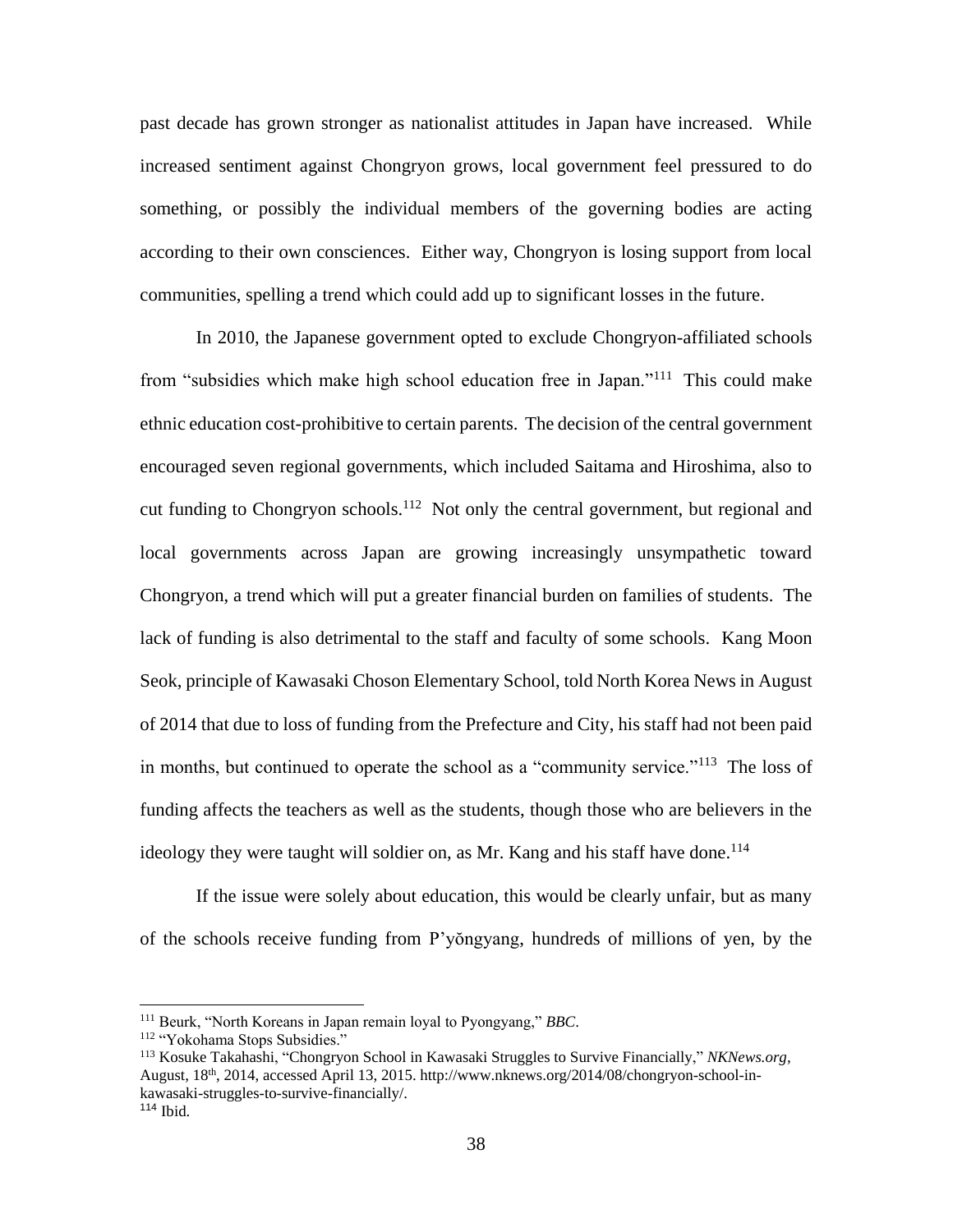past decade has grown stronger as nationalist attitudes in Japan have increased. While increased sentiment against Chongryon grows, local government feel pressured to do something, or possibly the individual members of the governing bodies are acting according to their own consciences. Either way, Chongryon is losing support from local communities, spelling a trend which could add up to significant losses in the future.

In 2010, the Japanese government opted to exclude Chongryon-affiliated schools from "subsidies which make high school education free in Japan."[111] This could make ethnic education cost-prohibitive to certain parents. The decision of the central government encouraged seven regional governments, which included Saitama and Hiroshima, also to cut funding to Chongryon schools.[112] Not only the central government, but regional and local governments across Japan are growing increasingly unsympathetic toward Chongryon, a trend which will put a greater financial burden on families of students. The lack of funding is also detrimental to the staff and faculty of some schools. Kang Moon Seok, principle of Kawasaki Choson Elementary School, told North Korea News in August of 2014 that due to loss of funding from the Prefecture and City, his staff had not been paid in months, but continued to operate the school as a "community service."[113] The loss of funding affects the teachers as well as the students, though those who are believers in the ideology they were taught will soldier on, as Mr. Kang and his staff have done.[114]

If the issue were solely about education, this would be clearly unfair, but as many of the schools receive funding from P'yŏngyang, hundreds of millions of yen, by the

---

[111] Beurk, "North Koreans in Japan remain loyal to Pyongyang," *BBC*.

[112] "Yokohama Stops Subsidies."

[113] Kosuke Takahashi, "Chongryon School in Kawasaki Struggles to Survive Financially," *NKNews.org*, August, 18th, 2014, accessed April 13, 2015. http://www.nknews.org/2014/08/chongryon-school-in-kawasaki-struggles-to-survive-financially/.

[114] Ibid.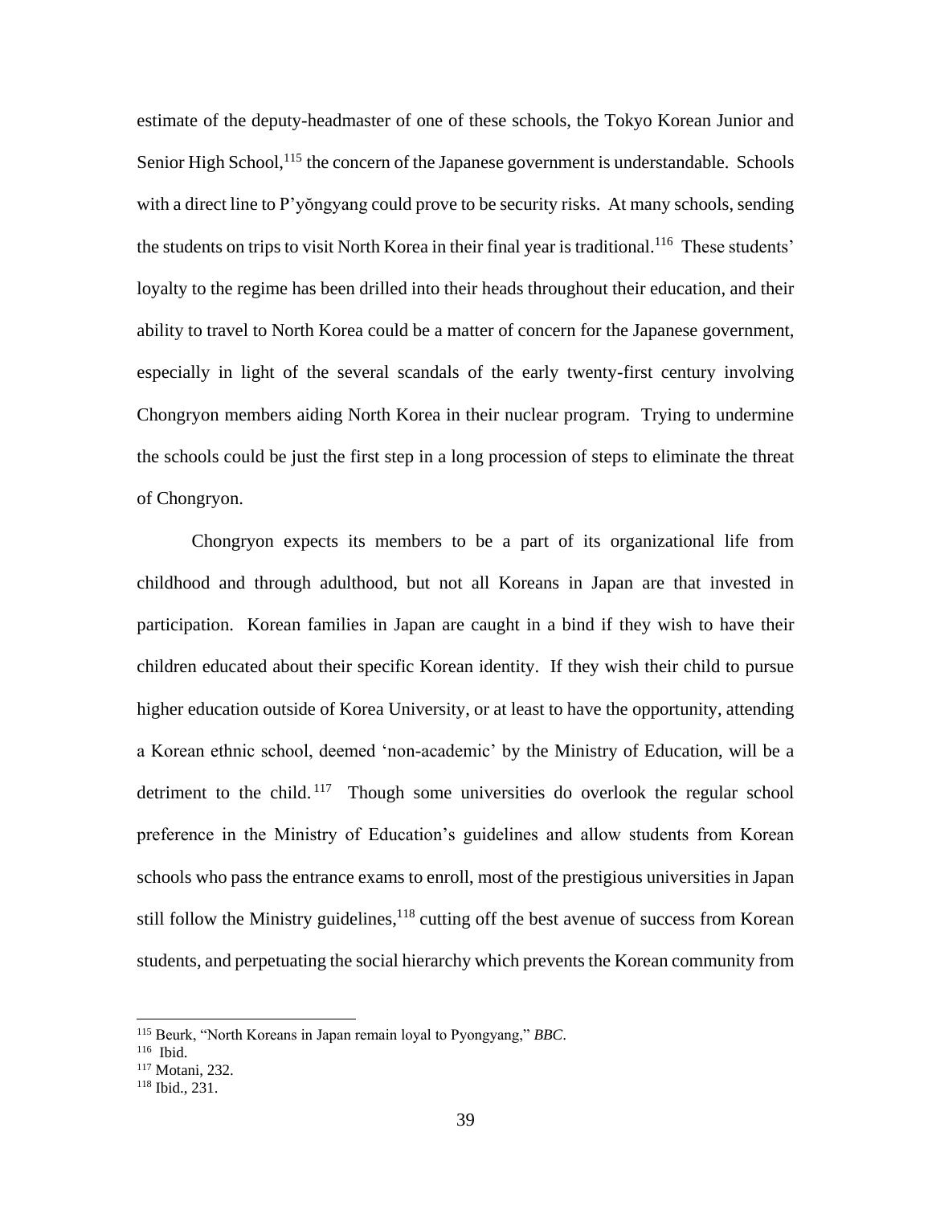estimate of the deputy-headmaster of one of these schools, the Tokyo Korean Junior and Senior High School,[115] the concern of the Japanese government is understandable. Schools with a direct line to P'yŏngyang could prove to be security risks. At many schools, sending the students on trips to visit North Korea in their final year is traditional.[116] These students' loyalty to the regime has been drilled into their heads throughout their education, and their ability to travel to North Korea could be a matter of concern for the Japanese government, especially in light of the several scandals of the early twenty-first century involving Chongryon members aiding North Korea in their nuclear program. Trying to undermine the schools could be just the first step in a long procession of steps to eliminate the threat of Chongryon.

Chongryon expects its members to be a part of its organizational life from childhood and through adulthood, but not all Koreans in Japan are that invested in participation. Korean families in Japan are caught in a bind if they wish to have their children educated about their specific Korean identity. If they wish their child to pursue higher education outside of Korea University, or at least to have the opportunity, attending a Korean ethnic school, deemed 'non-academic' by the Ministry of Education, will be a detriment to the child.[117] Though some universities do overlook the regular school preference in the Ministry of Education's guidelines and allow students from Korean schools who pass the entrance exams to enroll, most of the prestigious universities in Japan still follow the Ministry guidelines,[118] cutting off the best avenue of success from Korean students, and perpetuating the social hierarchy which prevents the Korean community from

---

[115] Beurk, "North Koreans in Japan remain loyal to Pyongyang," *BBC*.

[116] Ibid.

[117] Motani, 232.

[118] Ibid., 231.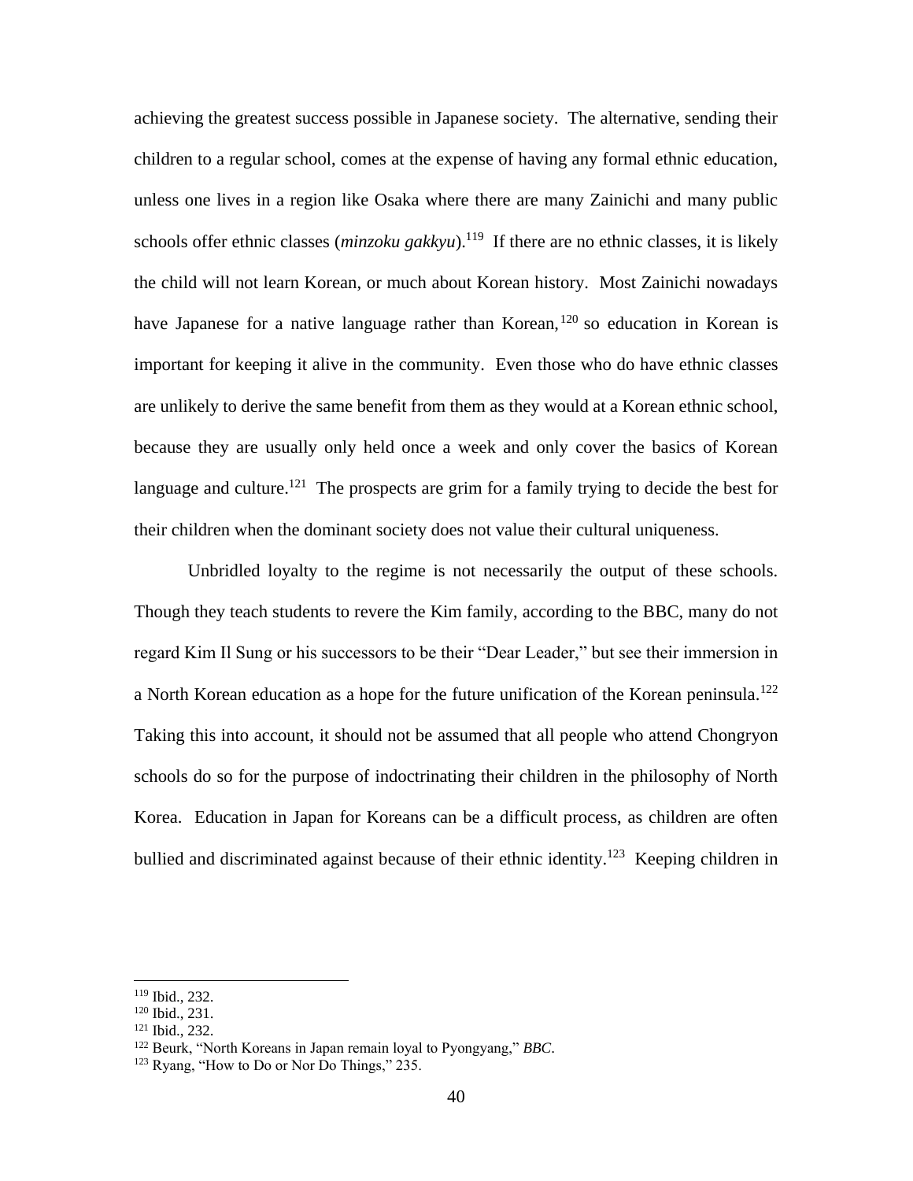achieving the greatest success possible in Japanese society. The alternative, sending their children to a regular school, comes at the expense of having any formal ethnic education, unless one lives in a region like Osaka where there are many Zainichi and many public schools offer ethnic classes (*minzoku gakkyu*).[119] If there are no ethnic classes, it is likely the child will not learn Korean, or much about Korean history. Most Zainichi nowadays have Japanese for a native language rather than Korean,[120] so education in Korean is important for keeping it alive in the community. Even those who do have ethnic classes are unlikely to derive the same benefit from them as they would at a Korean ethnic school, because they are usually only held once a week and only cover the basics of Korean language and culture.[121] The prospects are grim for a family trying to decide the best for their children when the dominant society does not value their cultural uniqueness.

Unbridled loyalty to the regime is not necessarily the output of these schools. Though they teach students to revere the Kim family, according to the BBC, many do not regard Kim Il Sung or his successors to be their "Dear Leader," but see their immersion in a North Korean education as a hope for the future unification of the Korean peninsula.[122] Taking this into account, it should not be assumed that all people who attend Chongryon schools do so for the purpose of indoctrinating their children in the philosophy of North Korea. Education in Japan for Koreans can be a difficult process, as children are often bullied and discriminated against because of their ethnic identity.[123] Keeping children in

---

[119] Ibid., 232.
[120] Ibid., 231.
[121] Ibid., 232.
[122] Beurk, "North Koreans in Japan remain loyal to Pyongyang," *BBC*.
[123] Ryang, "How to Do or Nor Do Things," 235.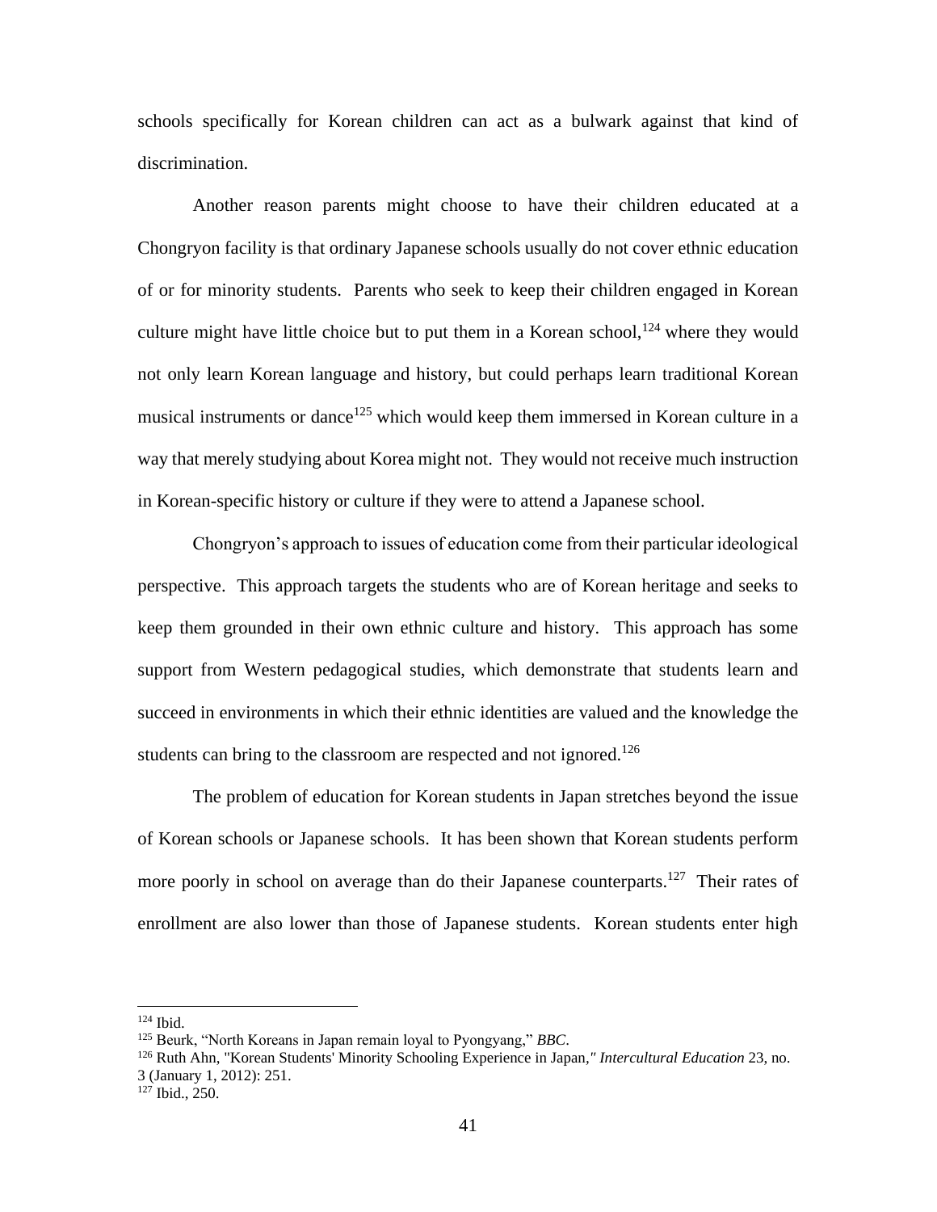schools specifically for Korean children can act as a bulwark against that kind of discrimination.

Another reason parents might choose to have their children educated at a Chongryon facility is that ordinary Japanese schools usually do not cover ethnic education of or for minority students. Parents who seek to keep their children engaged in Korean culture might have little choice but to put them in a Korean school,[124] where they would not only learn Korean language and history, but could perhaps learn traditional Korean musical instruments or dance[125] which would keep them immersed in Korean culture in a way that merely studying about Korea might not. They would not receive much instruction in Korean-specific history or culture if they were to attend a Japanese school.

Chongryon's approach to issues of education come from their particular ideological perspective. This approach targets the students who are of Korean heritage and seeks to keep them grounded in their own ethnic culture and history. This approach has some support from Western pedagogical studies, which demonstrate that students learn and succeed in environments in which their ethnic identities are valued and the knowledge the students can bring to the classroom are respected and not ignored.[126]

The problem of education for Korean students in Japan stretches beyond the issue of Korean schools or Japanese schools. It has been shown that Korean students perform more poorly in school on average than do their Japanese counterparts.[127] Their rates of enrollment are also lower than those of Japanese students. Korean students enter high

---

[124] Ibid.

[125] Beurk, "North Koreans in Japan remain loyal to Pyongyang," *BBC*.

[126] Ruth Ahn, "Korean Students' Minority Schooling Experience in Japan," *Intercultural Education* 23, no. 3 (January 1, 2012): 251.

[127] Ibid., 250.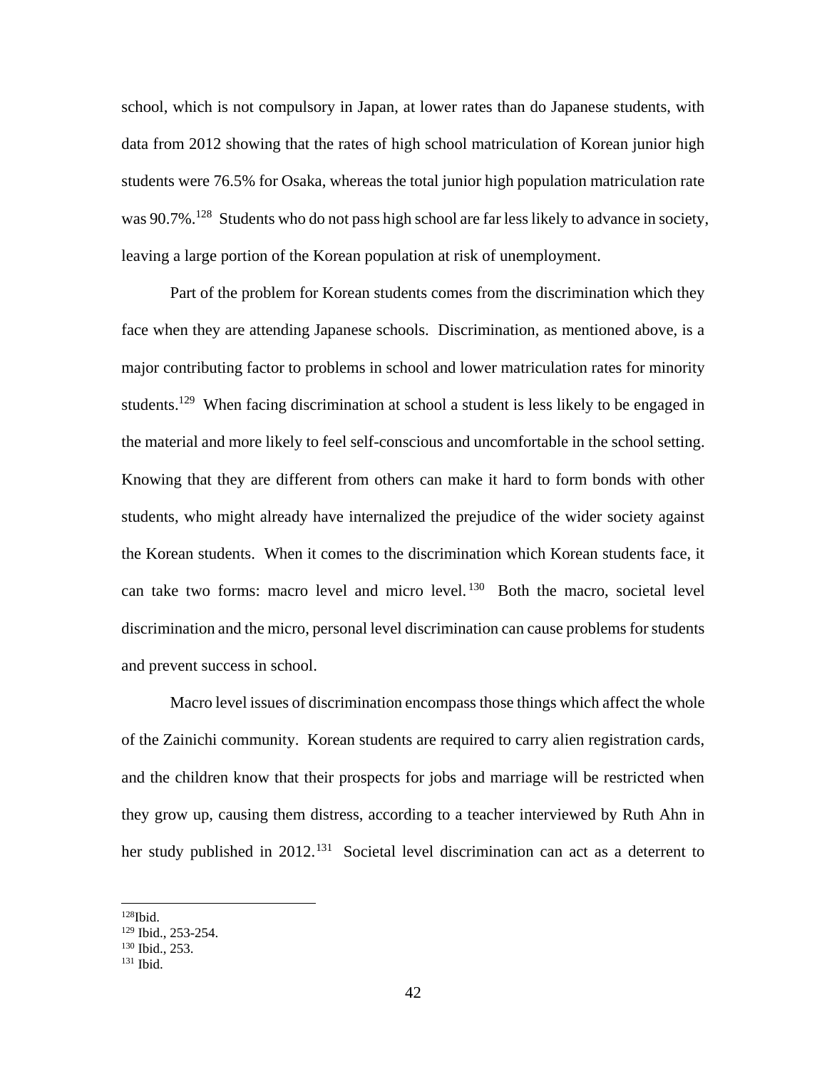school, which is not compulsory in Japan, at lower rates than do Japanese students, with data from 2012 showing that the rates of high school matriculation of Korean junior high students were 76.5% for Osaka, whereas the total junior high population matriculation rate was 90.7%.[128] Students who do not pass high school are far less likely to advance in society, leaving a large portion of the Korean population at risk of unemployment.

Part of the problem for Korean students comes from the discrimination which they face when they are attending Japanese schools. Discrimination, as mentioned above, is a major contributing factor to problems in school and lower matriculation rates for minority students.[129] When facing discrimination at school a student is less likely to be engaged in the material and more likely to feel self-conscious and uncomfortable in the school setting. Knowing that they are different from others can make it hard to form bonds with other students, who might already have internalized the prejudice of the wider society against the Korean students. When it comes to the discrimination which Korean students face, it can take two forms: macro level and micro level.[130] Both the macro, societal level discrimination and the micro, personal level discrimination can cause problems for students and prevent success in school.

Macro level issues of discrimination encompass those things which affect the whole of the Zainichi community. Korean students are required to carry alien registration cards, and the children know that their prospects for jobs and marriage will be restricted when they grow up, causing them distress, according to a teacher interviewed by Ruth Ahn in her study published in 2012.[131] Societal level discrimination can act as a deterrent to

---

[128] Ibid.
[129] Ibid., 253-254.
[130] Ibid., 253.
[131] Ibid.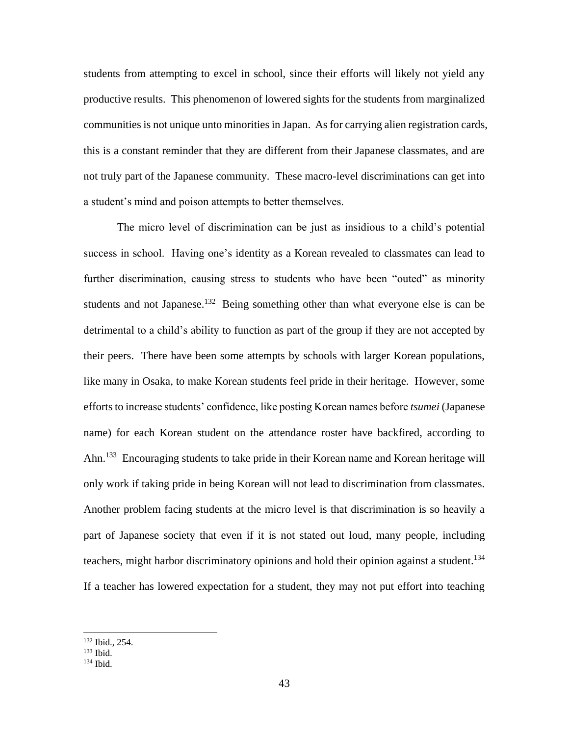students from attempting to excel in school, since their efforts will likely not yield any productive results. This phenomenon of lowered sights for the students from marginalized communities is not unique unto minorities in Japan. As for carrying alien registration cards, this is a constant reminder that they are different from their Japanese classmates, and are not truly part of the Japanese community. These macro-level discriminations can get into a student's mind and poison attempts to better themselves.

The micro level of discrimination can be just as insidious to a child's potential success in school. Having one's identity as a Korean revealed to classmates can lead to further discrimination, causing stress to students who have been "outed" as minority students and not Japanese.[132] Being something other than what everyone else is can be detrimental to a child's ability to function as part of the group if they are not accepted by their peers. There have been some attempts by schools with larger Korean populations, like many in Osaka, to make Korean students feel pride in their heritage. However, some efforts to increase students' confidence, like posting Korean names before *tsumei* (Japanese name) for each Korean student on the attendance roster have backfired, according to Ahn.[133] Encouraging students to take pride in their Korean name and Korean heritage will only work if taking pride in being Korean will not lead to discrimination from classmates. Another problem facing students at the micro level is that discrimination is so heavily a part of Japanese society that even if it is not stated out loud, many people, including teachers, might harbor discriminatory opinions and hold their opinion against a student.[134] If a teacher has lowered expectation for a student, they may not put effort into teaching

---

[132] Ibid., 254.
[133] Ibid.
[134] Ibid.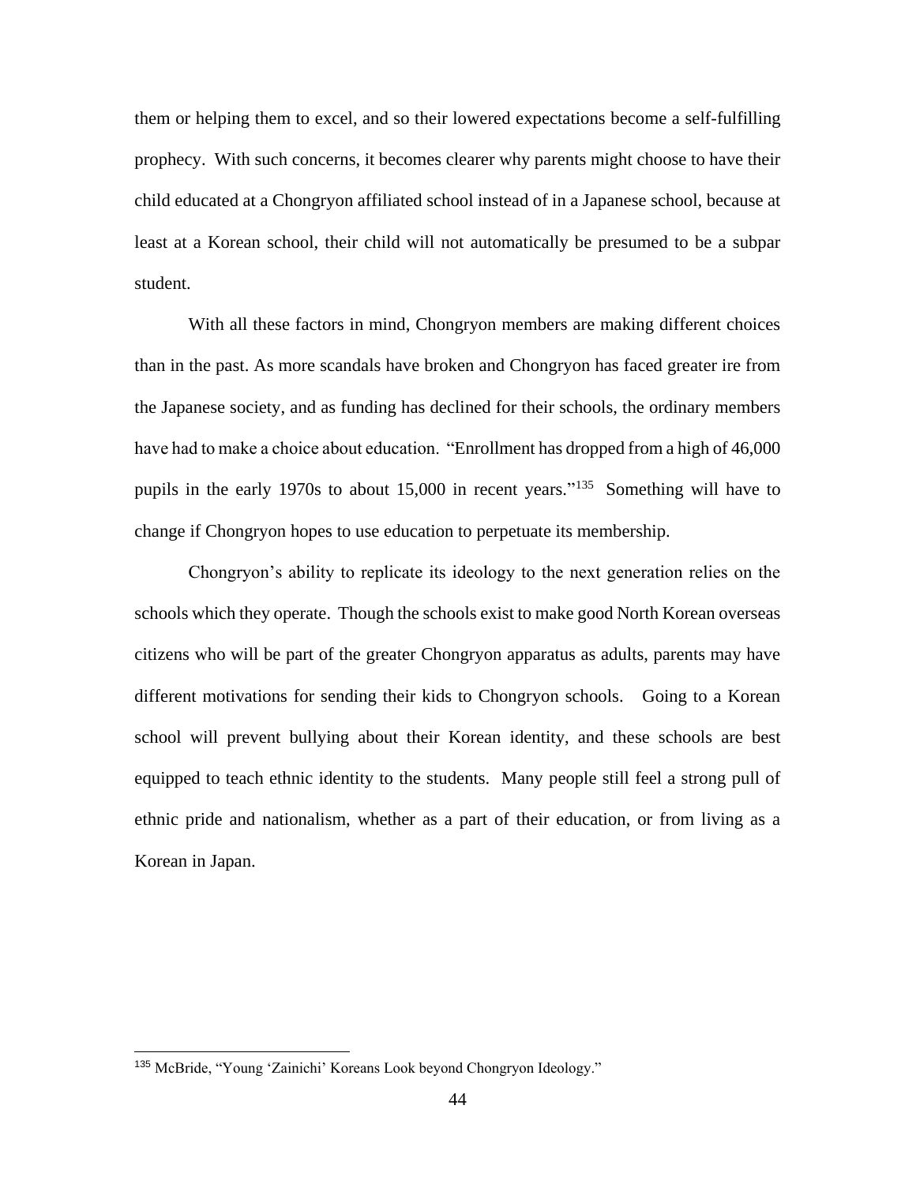them or helping them to excel, and so their lowered expectations become a self-fulfilling prophecy. With such concerns, it becomes clearer why parents might choose to have their child educated at a Chongryon affiliated school instead of in a Japanese school, because at least at a Korean school, their child will not automatically be presumed to be a subpar student.

With all these factors in mind, Chongryon members are making different choices than in the past. As more scandals have broken and Chongryon has faced greater ire from the Japanese society, and as funding has declined for their schools, the ordinary members have had to make a choice about education. "Enrollment has dropped from a high of 46,000 pupils in the early 1970s to about 15,000 in recent years."[135] Something will have to change if Chongryon hopes to use education to perpetuate its membership.

Chongryon's ability to replicate its ideology to the next generation relies on the schools which they operate. Though the schools exist to make good North Korean overseas citizens who will be part of the greater Chongryon apparatus as adults, parents may have different motivations for sending their kids to Chongryon schools. Going to a Korean school will prevent bullying about their Korean identity, and these schools are best equipped to teach ethnic identity to the students. Many people still feel a strong pull of ethnic pride and nationalism, whether as a part of their education, or from living as a Korean in Japan.

---

[135] McBride, "Young 'Zainichi' Koreans Look beyond Chongryon Ideology."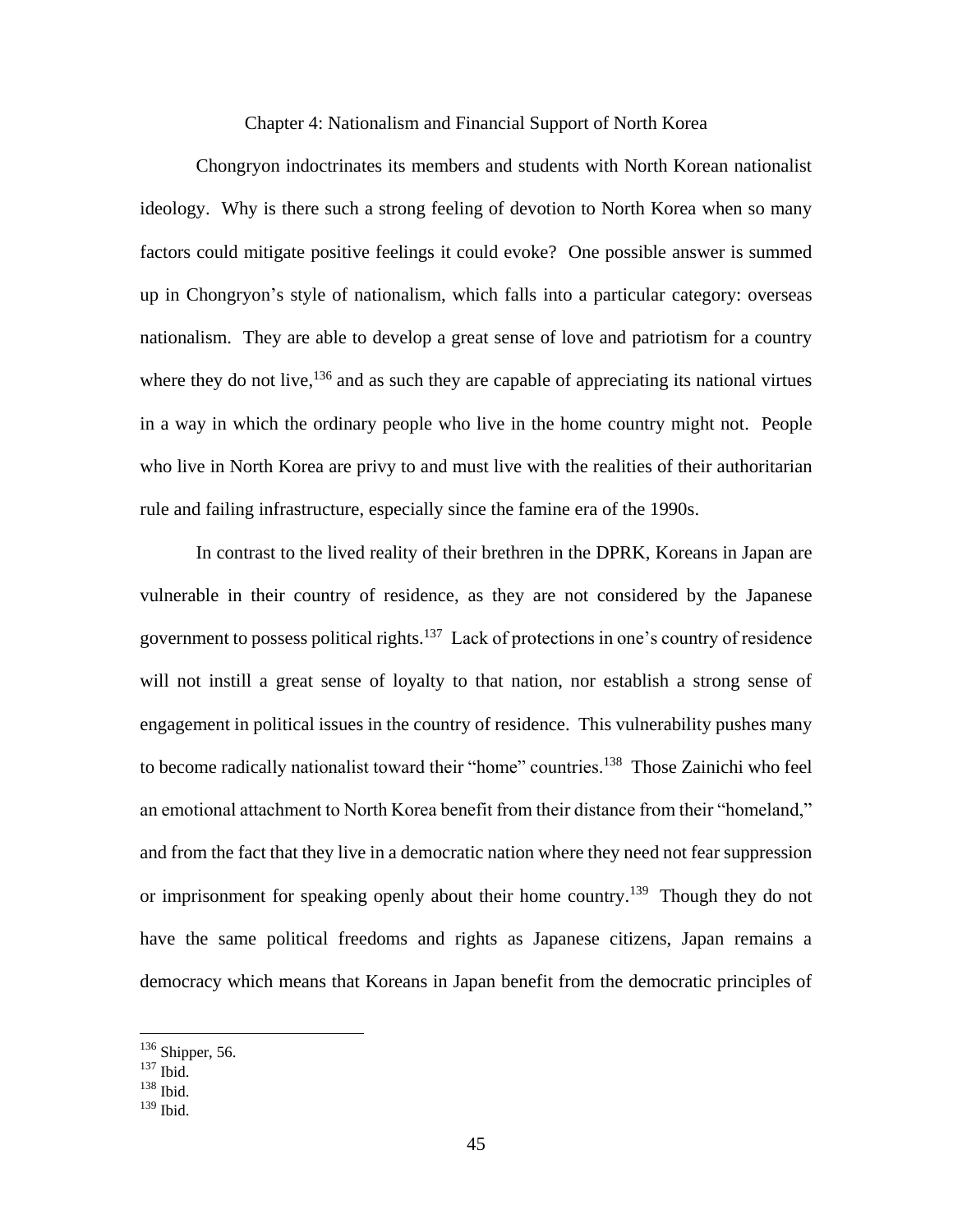# Chapter 4: Nationalism and Financial Support of North Korea

Chongryon indoctrinates its members and students with North Korean nationalist ideology. Why is there such a strong feeling of devotion to North Korea when so many factors could mitigate positive feelings it could evoke? One possible answer is summed up in Chongryon's style of nationalism, which falls into a particular category: overseas nationalism. They are able to develop a great sense of love and patriotism for a country where they do not live,[136] and as such they are capable of appreciating its national virtues in a way in which the ordinary people who live in the home country might not. People who live in North Korea are privy to and must live with the realities of their authoritarian rule and failing infrastructure, especially since the famine era of the 1990s.

In contrast to the lived reality of their brethren in the DPRK, Koreans in Japan are vulnerable in their country of residence, as they are not considered by the Japanese government to possess political rights.[137] Lack of protections in one's country of residence will not instill a great sense of loyalty to that nation, nor establish a strong sense of engagement in political issues in the country of residence. This vulnerability pushes many to become radically nationalist toward their "home" countries.[138] Those Zainichi who feel an emotional attachment to North Korea benefit from their distance from their "homeland," and from the fact that they live in a democratic nation where they need not fear suppression or imprisonment for speaking openly about their home country.[139] Though they do not have the same political freedoms and rights as Japanese citizens, Japan remains a democracy which means that Koreans in Japan benefit from the democratic principles of

---

[136] Shipper, 56.

[137] Ibid.

[138] Ibid.

[139] Ibid.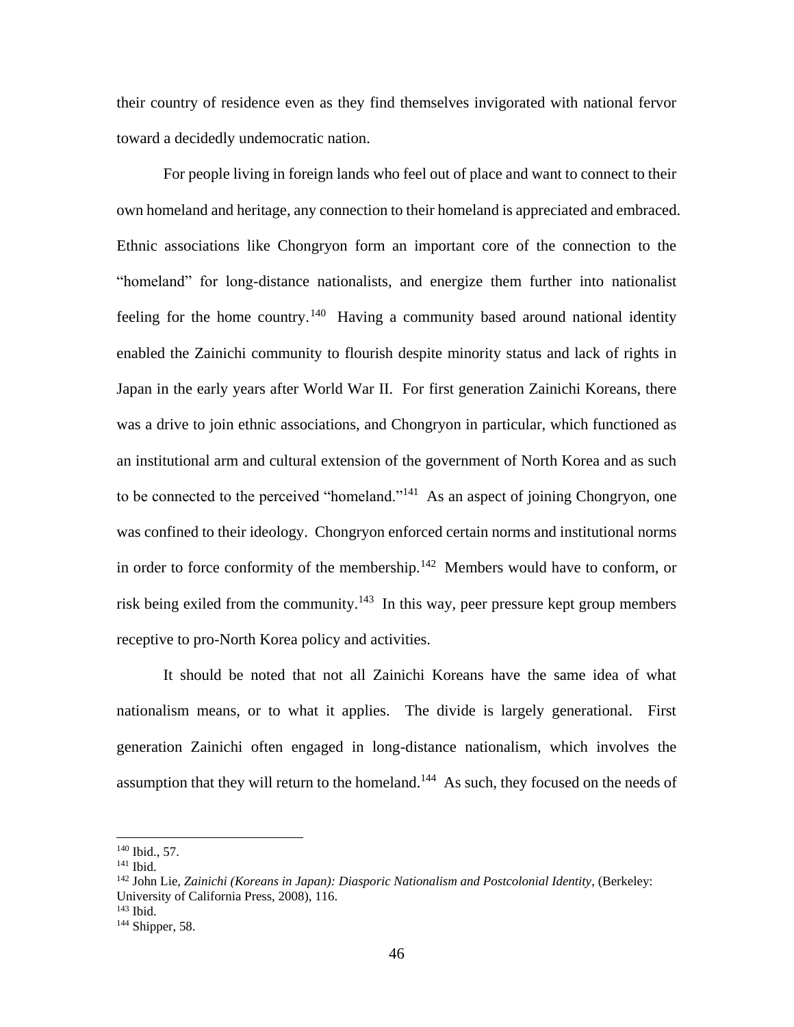their country of residence even as they find themselves invigorated with national fervor toward a decidedly undemocratic nation.

For people living in foreign lands who feel out of place and want to connect to their own homeland and heritage, any connection to their homeland is appreciated and embraced. Ethnic associations like Chongryon form an important core of the connection to the "homeland" for long-distance nationalists, and energize them further into nationalist feeling for the home country.[140] Having a community based around national identity enabled the Zainichi community to flourish despite minority status and lack of rights in Japan in the early years after World War II. For first generation Zainichi Koreans, there was a drive to join ethnic associations, and Chongryon in particular, which functioned as an institutional arm and cultural extension of the government of North Korea and as such to be connected to the perceived "homeland."[141] As an aspect of joining Chongryon, one was confined to their ideology. Chongryon enforced certain norms and institutional norms in order to force conformity of the membership.[142] Members would have to conform, or risk being exiled from the community.[143] In this way, peer pressure kept group members receptive to pro-North Korea policy and activities.

It should be noted that not all Zainichi Koreans have the same idea of what nationalism means, or to what it applies. The divide is largely generational. First generation Zainichi often engaged in long-distance nationalism, which involves the assumption that they will return to the homeland.[144] As such, they focused on the needs of

---

[140] Ibid., 57.

[141] Ibid.

[142] John Lie, *Zainichi (Koreans in Japan): Diasporic Nationalism and Postcolonial Identity*, (Berkeley: University of California Press, 2008), 116.

[143] Ibid.

[144] Shipper, 58.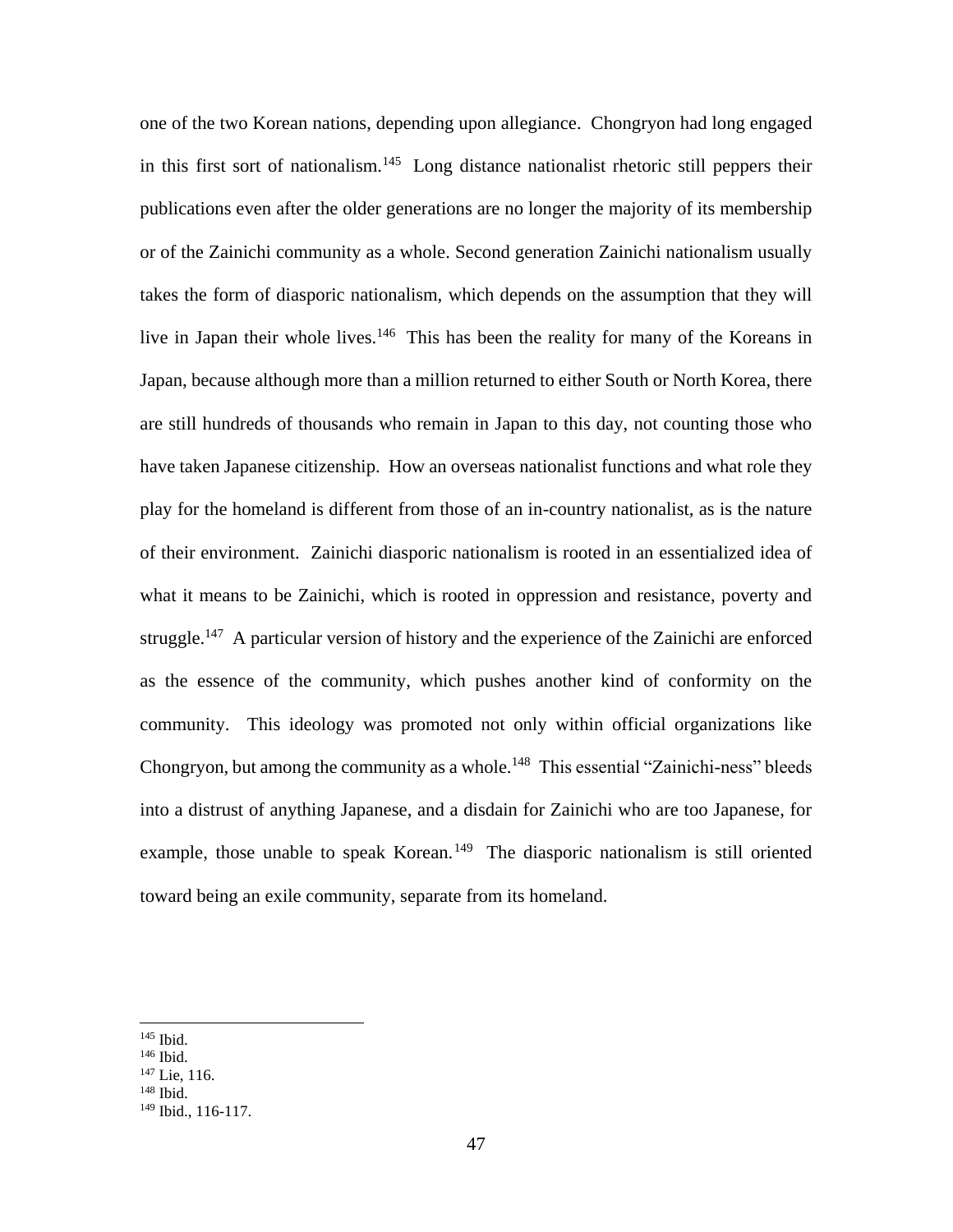one of the two Korean nations, depending upon allegiance. Chongryon had long engaged in this first sort of nationalism.[145] Long distance nationalist rhetoric still peppers their publications even after the older generations are no longer the majority of its membership or of the Zainichi community as a whole. Second generation Zainichi nationalism usually takes the form of diasporic nationalism, which depends on the assumption that they will live in Japan their whole lives.[146] This has been the reality for many of the Koreans in Japan, because although more than a million returned to either South or North Korea, there are still hundreds of thousands who remain in Japan to this day, not counting those who have taken Japanese citizenship. How an overseas nationalist functions and what role they play for the homeland is different from those of an in-country nationalist, as is the nature of their environment. Zainichi diasporic nationalism is rooted in an essentialized idea of what it means to be Zainichi, which is rooted in oppression and resistance, poverty and struggle.[147] A particular version of history and the experience of the Zainichi are enforced as the essence of the community, which pushes another kind of conformity on the community. This ideology was promoted not only within official organizations like Chongryon, but among the community as a whole.[148] This essential "Zainichi-ness" bleeds into a distrust of anything Japanese, and a disdain for Zainichi who are too Japanese, for example, those unable to speak Korean.[149] The diasporic nationalism is still oriented toward being an exile community, separate from its homeland.

---

[145] Ibid.
[146] Ibid.
[147] Lie, 116.
[148] Ibid.
[149] Ibid., 116-117.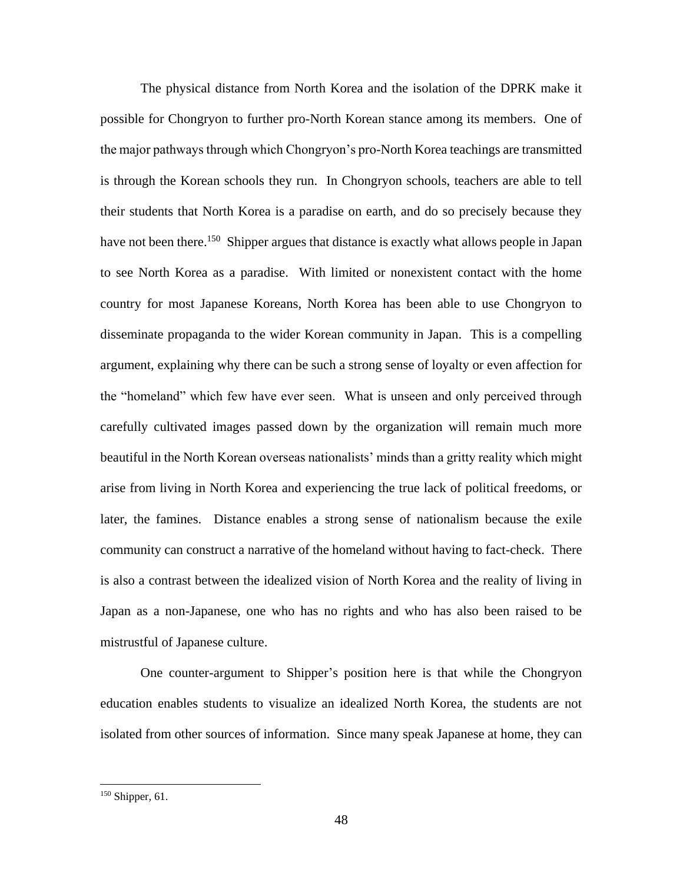The physical distance from North Korea and the isolation of the DPRK make it possible for Chongryon to further pro-North Korean stance among its members. One of the major pathways through which Chongryon's pro-North Korea teachings are transmitted is through the Korean schools they run. In Chongryon schools, teachers are able to tell their students that North Korea is a paradise on earth, and do so precisely because they have not been there.[150] Shipper argues that distance is exactly what allows people in Japan to see North Korea as a paradise. With limited or nonexistent contact with the home country for most Japanese Koreans, North Korea has been able to use Chongryon to disseminate propaganda to the wider Korean community in Japan. This is a compelling argument, explaining why there can be such a strong sense of loyalty or even affection for the "homeland" which few have ever seen. What is unseen and only perceived through carefully cultivated images passed down by the organization will remain much more beautiful in the North Korean overseas nationalists' minds than a gritty reality which might arise from living in North Korea and experiencing the true lack of political freedoms, or later, the famines. Distance enables a strong sense of nationalism because the exile community can construct a narrative of the homeland without having to fact-check. There is also a contrast between the idealized vision of North Korea and the reality of living in Japan as a non-Japanese, one who has no rights and who has also been raised to be mistrustful of Japanese culture.

One counter-argument to Shipper's position here is that while the Chongryon education enables students to visualize an idealized North Korea, the students are not isolated from other sources of information. Since many speak Japanese at home, they can

[150] Shipper, 61.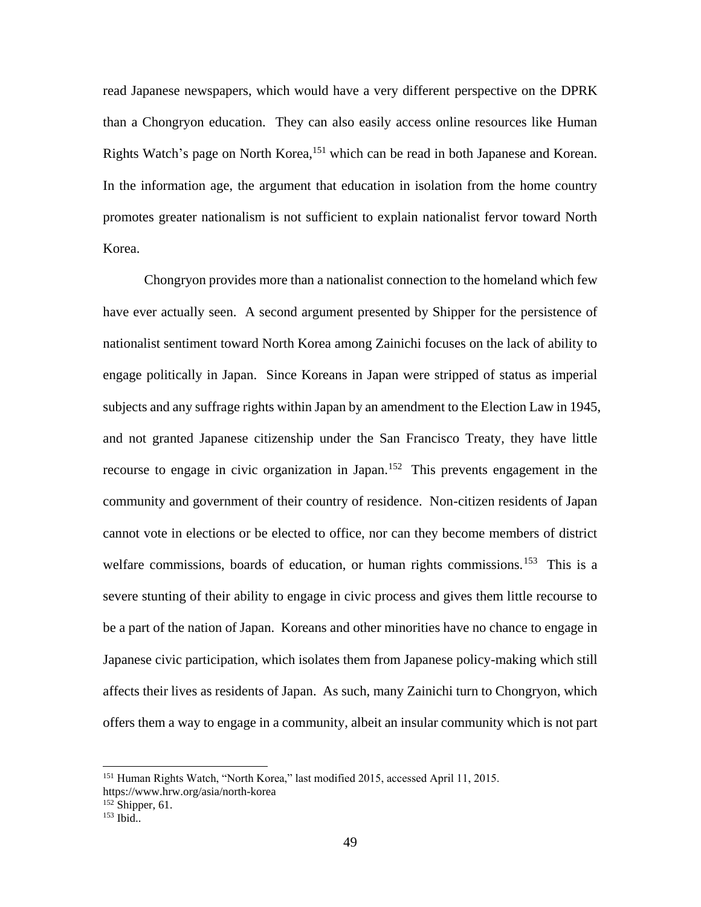read Japanese newspapers, which would have a very different perspective on the DPRK than a Chongryon education. They can also easily access online resources like Human Rights Watch's page on North Korea,[151] which can be read in both Japanese and Korean. In the information age, the argument that education in isolation from the home country promotes greater nationalism is not sufficient to explain nationalist fervor toward North Korea.

Chongryon provides more than a nationalist connection to the homeland which few have ever actually seen. A second argument presented by Shipper for the persistence of nationalist sentiment toward North Korea among Zainichi focuses on the lack of ability to engage politically in Japan. Since Koreans in Japan were stripped of status as imperial subjects and any suffrage rights within Japan by an amendment to the Election Law in 1945, and not granted Japanese citizenship under the San Francisco Treaty, they have little recourse to engage in civic organization in Japan.[152] This prevents engagement in the community and government of their country of residence. Non-citizen residents of Japan cannot vote in elections or be elected to office, nor can they become members of district welfare commissions, boards of education, or human rights commissions.[153] This is a severe stunting of their ability to engage in civic process and gives them little recourse to be a part of the nation of Japan. Koreans and other minorities have no chance to engage in Japanese civic participation, which isolates them from Japanese policy-making which still affects their lives as residents of Japan. As such, many Zainichi turn to Chongryon, which offers them a way to engage in a community, albeit an insular community which is not part

---

[151] Human Rights Watch, "North Korea," last modified 2015, accessed April 11, 2015. https://www.hrw.org/asia/north-korea

[152] Shipper, 61.

[153] Ibid..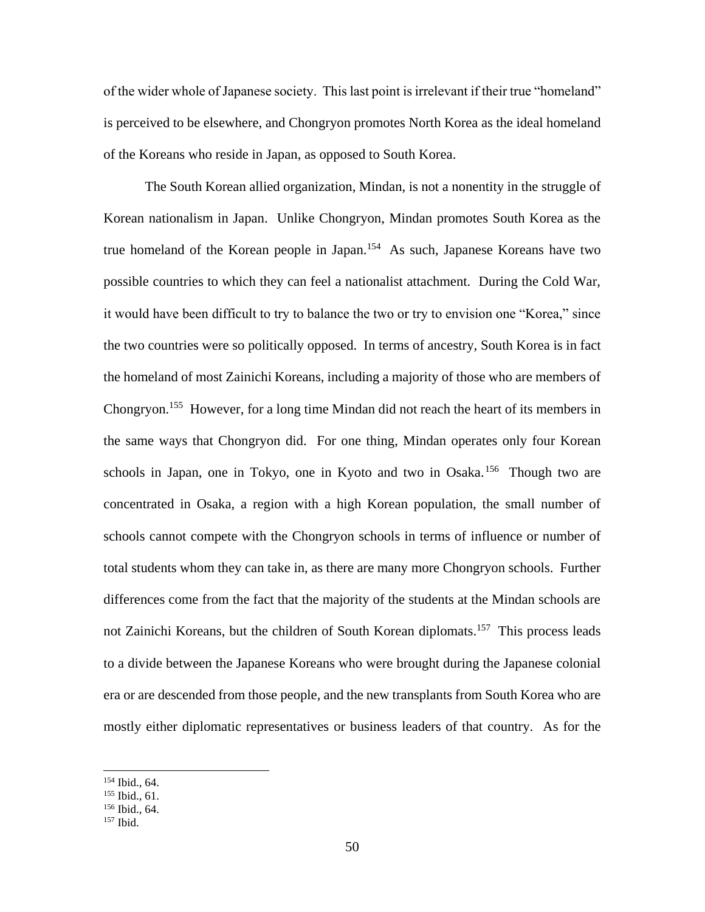of the wider whole of Japanese society. This last point is irrelevant if their true "homeland" is perceived to be elsewhere, and Chongryon promotes North Korea as the ideal homeland of the Koreans who reside in Japan, as opposed to South Korea.

The South Korean allied organization, Mindan, is not a nonentity in the struggle of Korean nationalism in Japan. Unlike Chongryon, Mindan promotes South Korea as the true homeland of the Korean people in Japan.[154] As such, Japanese Koreans have two possible countries to which they can feel a nationalist attachment. During the Cold War, it would have been difficult to try to balance the two or try to envision one "Korea," since the two countries were so politically opposed. In terms of ancestry, South Korea is in fact the homeland of most Zainichi Koreans, including a majority of those who are members of Chongryon.[155] However, for a long time Mindan did not reach the heart of its members in the same ways that Chongryon did. For one thing, Mindan operates only four Korean schools in Japan, one in Tokyo, one in Kyoto and two in Osaka.[156] Though two are concentrated in Osaka, a region with a high Korean population, the small number of schools cannot compete with the Chongryon schools in terms of influence or number of total students whom they can take in, as there are many more Chongryon schools. Further differences come from the fact that the majority of the students at the Mindan schools are not Zainichi Koreans, but the children of South Korean diplomats.[157] This process leads to a divide between the Japanese Koreans who were brought during the Japanese colonial era or are descended from those people, and the new transplants from South Korea who are mostly either diplomatic representatives or business leaders of that country. As for the

[154] Ibid., 64.
[155] Ibid., 61.
[156] Ibid., 64.
[157] Ibid.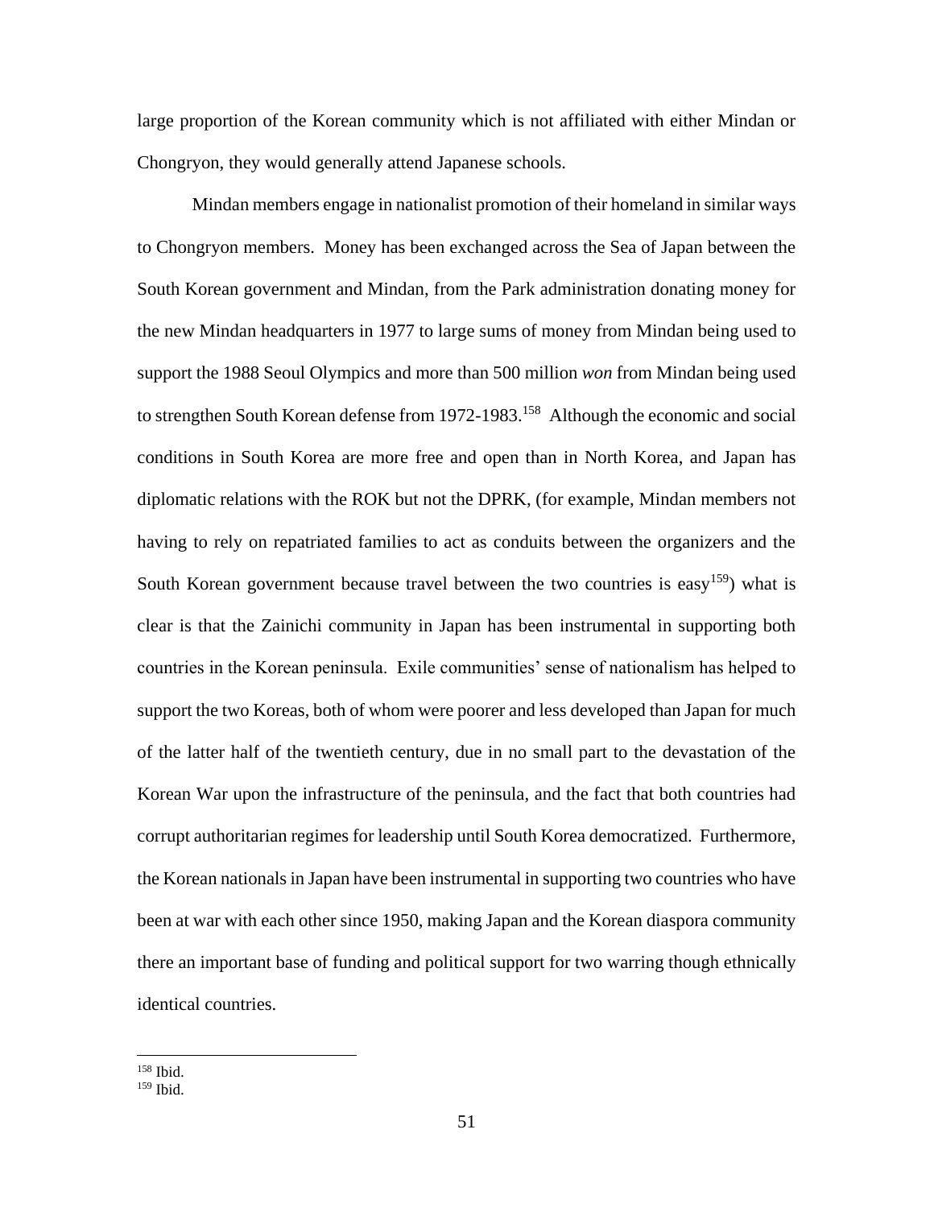large proportion of the Korean community which is not affiliated with either Mindan or Chongryon, they would generally attend Japanese schools.

Mindan members engage in nationalist promotion of their homeland in similar ways to Chongryon members. Money has been exchanged across the Sea of Japan between the South Korean government and Mindan, from the Park administration donating money for the new Mindan headquarters in 1977 to large sums of money from Mindan being used to support the 1988 Seoul Olympics and more than 500 million *won* from Mindan being used to strengthen South Korean defense from 1972-1983.[158] Although the economic and social conditions in South Korea are more free and open than in North Korea, and Japan has diplomatic relations with the ROK but not the DPRK, (for example, Mindan members not having to rely on repatriated families to act as conduits between the organizers and the South Korean government because travel between the two countries is easy[159]) what is clear is that the Zainichi community in Japan has been instrumental in supporting both countries in the Korean peninsula. Exile communities' sense of nationalism has helped to support the two Koreas, both of whom were poorer and less developed than Japan for much of the latter half of the twentieth century, due in no small part to the devastation of the Korean War upon the infrastructure of the peninsula, and the fact that both countries had corrupt authoritarian regimes for leadership until South Korea democratized. Furthermore, the Korean nationals in Japan have been instrumental in supporting two countries who have been at war with each other since 1950, making Japan and the Korean diaspora community there an important base of funding and political support for two warring though ethnically identical countries.

---

[158] Ibid.

[159] Ibid.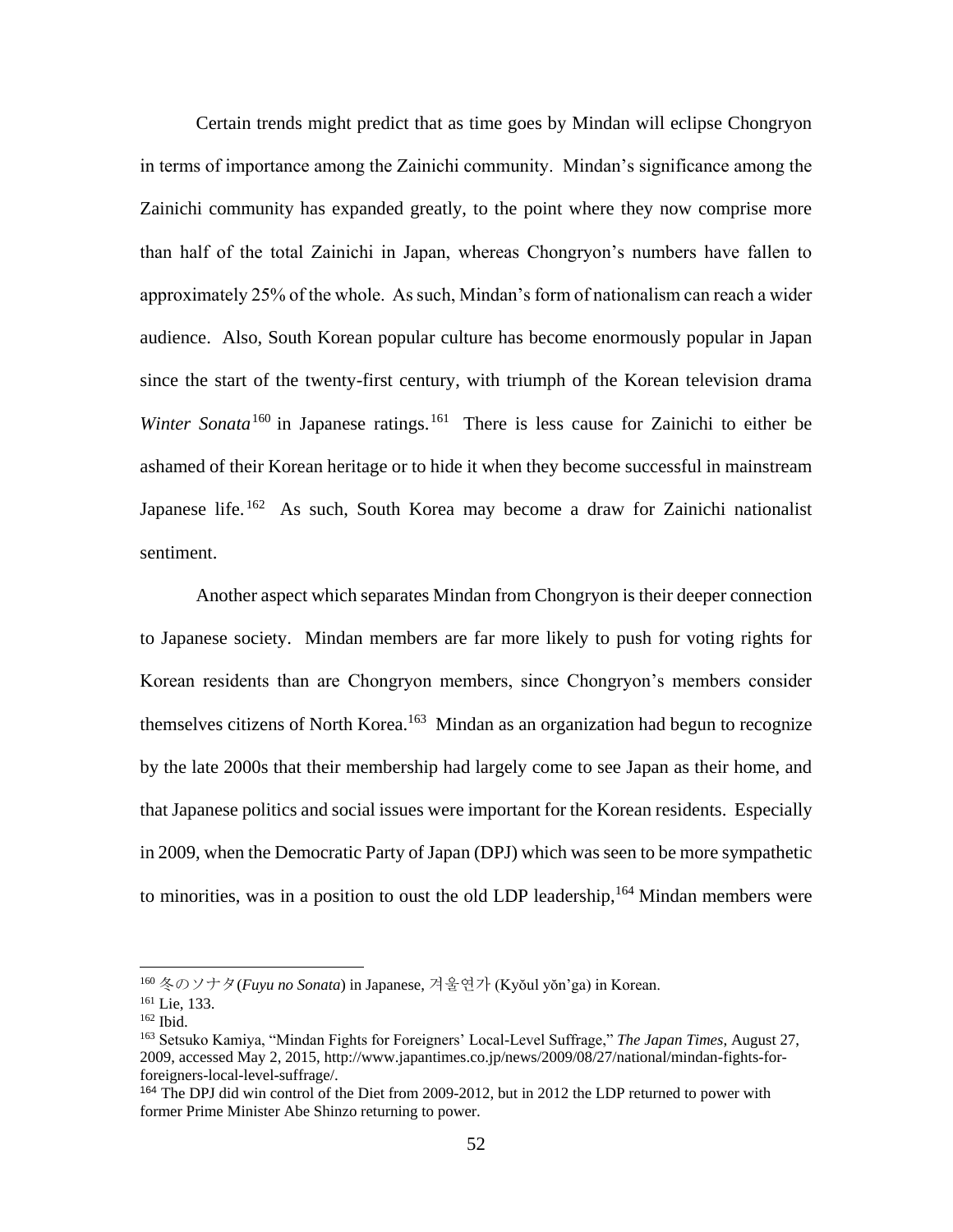Certain trends might predict that as time goes by Mindan will eclipse Chongryon in terms of importance among the Zainichi community. Mindan's significance among the Zainichi community has expanded greatly, to the point where they now comprise more than half of the total Zainichi in Japan, whereas Chongryon's numbers have fallen to approximately 25% of the whole. As such, Mindan's form of nationalism can reach a wider audience. Also, South Korean popular culture has become enormously popular in Japan since the start of the twenty-first century, with triumph of the Korean television drama *Winter Sonata*[160] in Japanese ratings.[161] There is less cause for Zainichi to either be ashamed of their Korean heritage or to hide it when they become successful in mainstream Japanese life.[162] As such, South Korea may become a draw for Zainichi nationalist sentiment.

Another aspect which separates Mindan from Chongryon is their deeper connection to Japanese society. Mindan members are far more likely to push for voting rights for Korean residents than are Chongryon members, since Chongryon's members consider themselves citizens of North Korea.[163] Mindan as an organization had begun to recognize by the late 2000s that their membership had largely come to see Japan as their home, and that Japanese politics and social issues were important for the Korean residents. Especially in 2009, when the Democratic Party of Japan (DPJ) which was seen to be more sympathetic to minorities, was in a position to oust the old LDP leadership,[164] Mindan members were

---

[160] 冬のソナタ(*Fuyu no Sonata*) in Japanese, 겨울연가 (Kyŏul yŏn'ga) in Korean.

[161] Lie, 133.

[162] Ibid.

[163] Setsuko Kamiya, "Mindan Fights for Foreigners' Local-Level Suffrage," *The Japan Times*, August 27, 2009, accessed May 2, 2015, http://www.japantimes.co.jp/news/2009/08/27/national/mindan-fights-for-foreigners-local-level-suffrage/.

[164] The DPJ did win control of the Diet from 2009-2012, but in 2012 the LDP returned to power with former Prime Minister Abe Shinzo returning to power.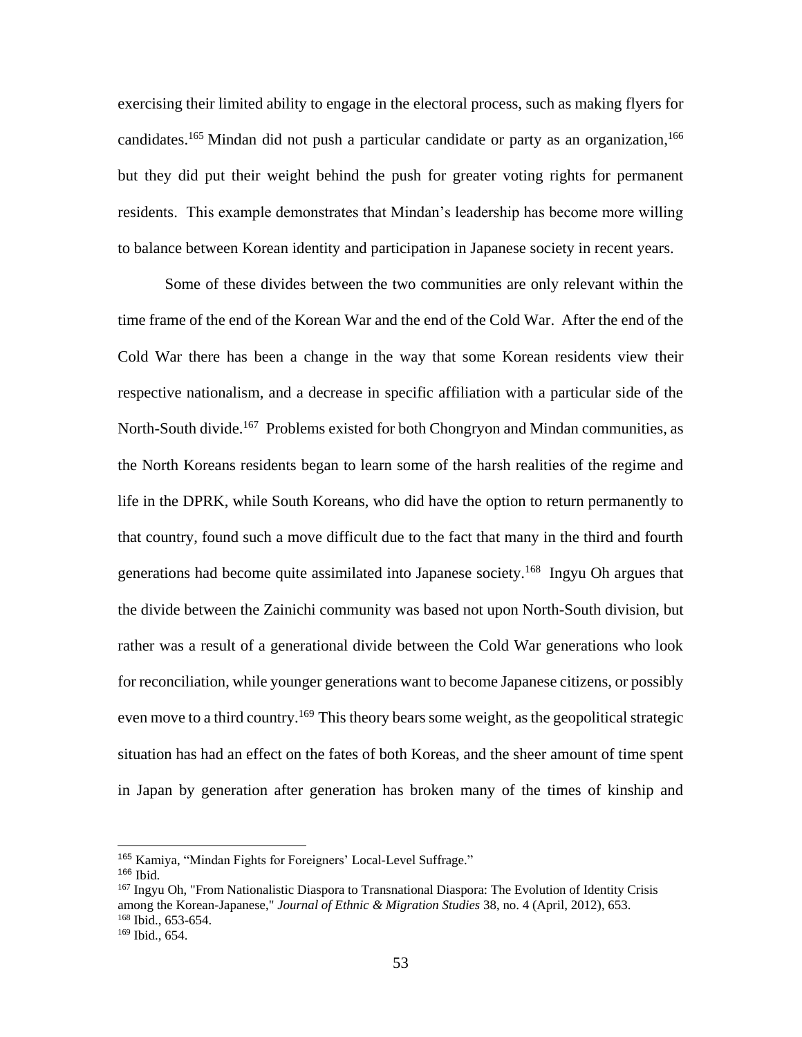exercising their limited ability to engage in the electoral process, such as making flyers for candidates.[165] Mindan did not push a particular candidate or party as an organization,[166] but they did put their weight behind the push for greater voting rights for permanent residents. This example demonstrates that Mindan's leadership has become more willing to balance between Korean identity and participation in Japanese society in recent years.

Some of these divides between the two communities are only relevant within the time frame of the end of the Korean War and the end of the Cold War. After the end of the Cold War there has been a change in the way that some Korean residents view their respective nationalism, and a decrease in specific affiliation with a particular side of the North-South divide.[167] Problems existed for both Chongryon and Mindan communities, as the North Koreans residents began to learn some of the harsh realities of the regime and life in the DPRK, while South Koreans, who did have the option to return permanently to that country, found such a move difficult due to the fact that many in the third and fourth generations had become quite assimilated into Japanese society.[168] Ingyu Oh argues that the divide between the Zainichi community was based not upon North-South division, but rather was a result of a generational divide between the Cold War generations who look for reconciliation, while younger generations want to become Japanese citizens, or possibly even move to a third country.[169] This theory bears some weight, as the geopolitical strategic situation has had an effect on the fates of both Koreas, and the sheer amount of time spent in Japan by generation after generation has broken many of the times of kinship and

---

[165] Kamiya, "Mindan Fights for Foreigners' Local-Level Suffrage."

[166] Ibid.

[167] Ingyu Oh, "From Nationalistic Diaspora to Transnational Diaspora: The Evolution of Identity Crisis among the Korean-Japanese," *Journal of Ethnic & Migration Studies* 38, no. 4 (April, 2012), 653.

[168] Ibid., 653-654.

[169] Ibid., 654.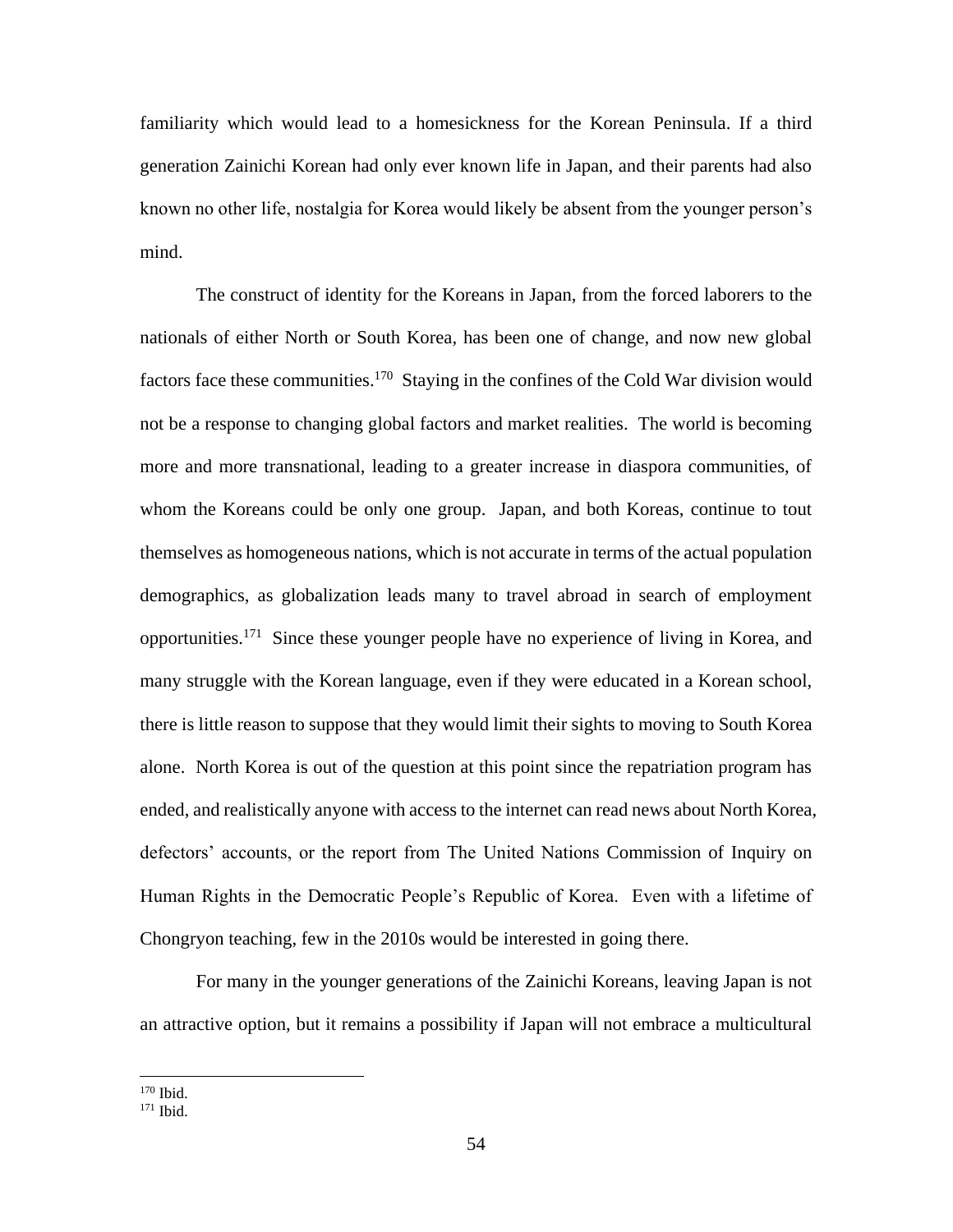familiarity which would lead to a homesickness for the Korean Peninsula. If a third generation Zainichi Korean had only ever known life in Japan, and their parents had also known no other life, nostalgia for Korea would likely be absent from the younger person's mind.

The construct of identity for the Koreans in Japan, from the forced laborers to the nationals of either North or South Korea, has been one of change, and now new global factors face these communities.[170] Staying in the confines of the Cold War division would not be a response to changing global factors and market realities. The world is becoming more and more transnational, leading to a greater increase in diaspora communities, of whom the Koreans could be only one group. Japan, and both Koreas, continue to tout themselves as homogeneous nations, which is not accurate in terms of the actual population demographics, as globalization leads many to travel abroad in search of employment opportunities.[171] Since these younger people have no experience of living in Korea, and many struggle with the Korean language, even if they were educated in a Korean school, there is little reason to suppose that they would limit their sights to moving to South Korea alone. North Korea is out of the question at this point since the repatriation program has ended, and realistically anyone with access to the internet can read news about North Korea, defectors' accounts, or the report from The United Nations Commission of Inquiry on Human Rights in the Democratic People's Republic of Korea. Even with a lifetime of Chongryon teaching, few in the 2010s would be interested in going there.

For many in the younger generations of the Zainichi Koreans, leaving Japan is not an attractive option, but it remains a possibility if Japan will not embrace a multicultural

---

[170] Ibid.

[171] Ibid.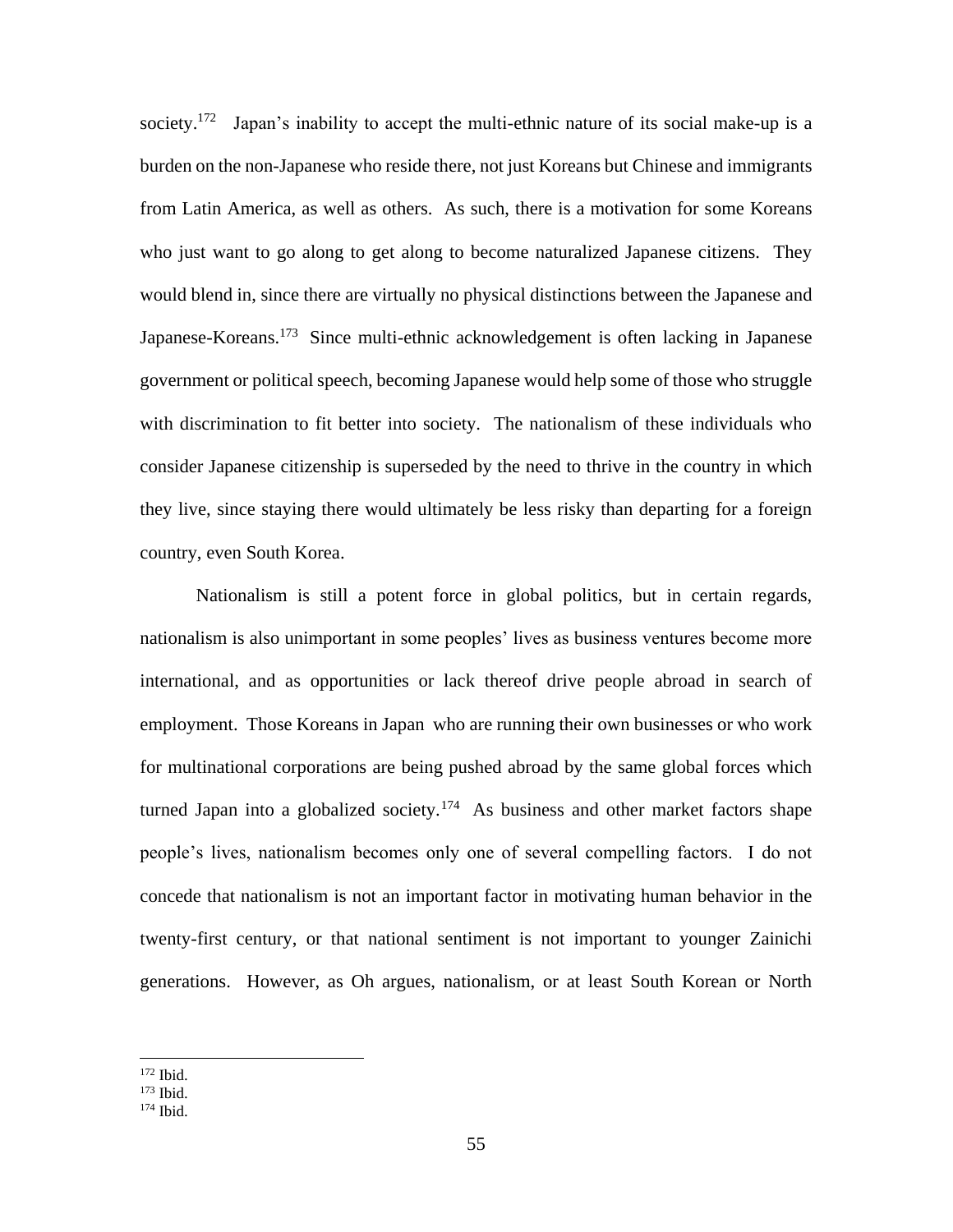society.[172] Japan's inability to accept the multi-ethnic nature of its social make-up is a burden on the non-Japanese who reside there, not just Koreans but Chinese and immigrants from Latin America, as well as others. As such, there is a motivation for some Koreans who just want to go along to get along to become naturalized Japanese citizens. They would blend in, since there are virtually no physical distinctions between the Japanese and Japanese-Koreans.[173] Since multi-ethnic acknowledgement is often lacking in Japanese government or political speech, becoming Japanese would help some of those who struggle with discrimination to fit better into society. The nationalism of these individuals who consider Japanese citizenship is superseded by the need to thrive in the country in which they live, since staying there would ultimately be less risky than departing for a foreign country, even South Korea.

Nationalism is still a potent force in global politics, but in certain regards, nationalism is also unimportant in some peoples' lives as business ventures become more international, and as opportunities or lack thereof drive people abroad in search of employment. Those Koreans in Japan who are running their own businesses or who work for multinational corporations are being pushed abroad by the same global forces which turned Japan into a globalized society.[174] As business and other market factors shape people's lives, nationalism becomes only one of several compelling factors. I do not concede that nationalism is not an important factor in motivating human behavior in the twenty-first century, or that national sentiment is not important to younger Zainichi generations. However, as Oh argues, nationalism, or at least South Korean or North

[172] Ibid.

[173] Ibid.

[174] Ibid.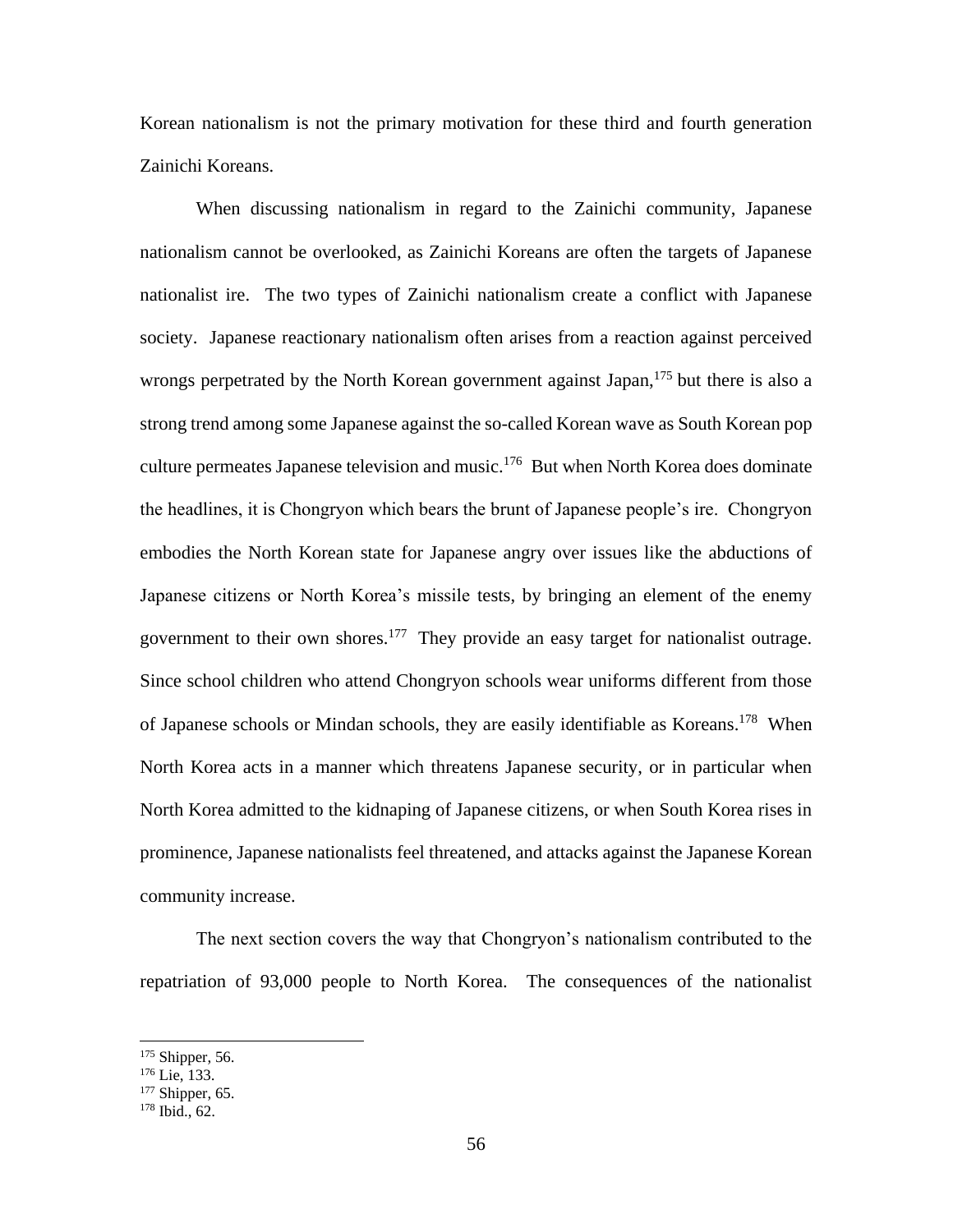Korean nationalism is not the primary motivation for these third and fourth generation Zainichi Koreans.

When discussing nationalism in regard to the Zainichi community, Japanese nationalism cannot be overlooked, as Zainichi Koreans are often the targets of Japanese nationalist ire. The two types of Zainichi nationalism create a conflict with Japanese society. Japanese reactionary nationalism often arises from a reaction against perceived wrongs perpetrated by the North Korean government against Japan,[175] but there is also a strong trend among some Japanese against the so-called Korean wave as South Korean pop culture permeates Japanese television and music.[176] But when North Korea does dominate the headlines, it is Chongryon which bears the brunt of Japanese people's ire. Chongryon embodies the North Korean state for Japanese angry over issues like the abductions of Japanese citizens or North Korea's missile tests, by bringing an element of the enemy government to their own shores.[177] They provide an easy target for nationalist outrage. Since school children who attend Chongryon schools wear uniforms different from those of Japanese schools or Mindan schools, they are easily identifiable as Koreans.[178] When North Korea acts in a manner which threatens Japanese security, or in particular when North Korea admitted to the kidnaping of Japanese citizens, or when South Korea rises in prominence, Japanese nationalists feel threatened, and attacks against the Japanese Korean community increase.

The next section covers the way that Chongryon's nationalism contributed to the repatriation of 93,000 people to North Korea. The consequences of the nationalist

---

[175] Shipper, 56.
[176] Lie, 133.
[177] Shipper, 65.
[178] Ibid., 62.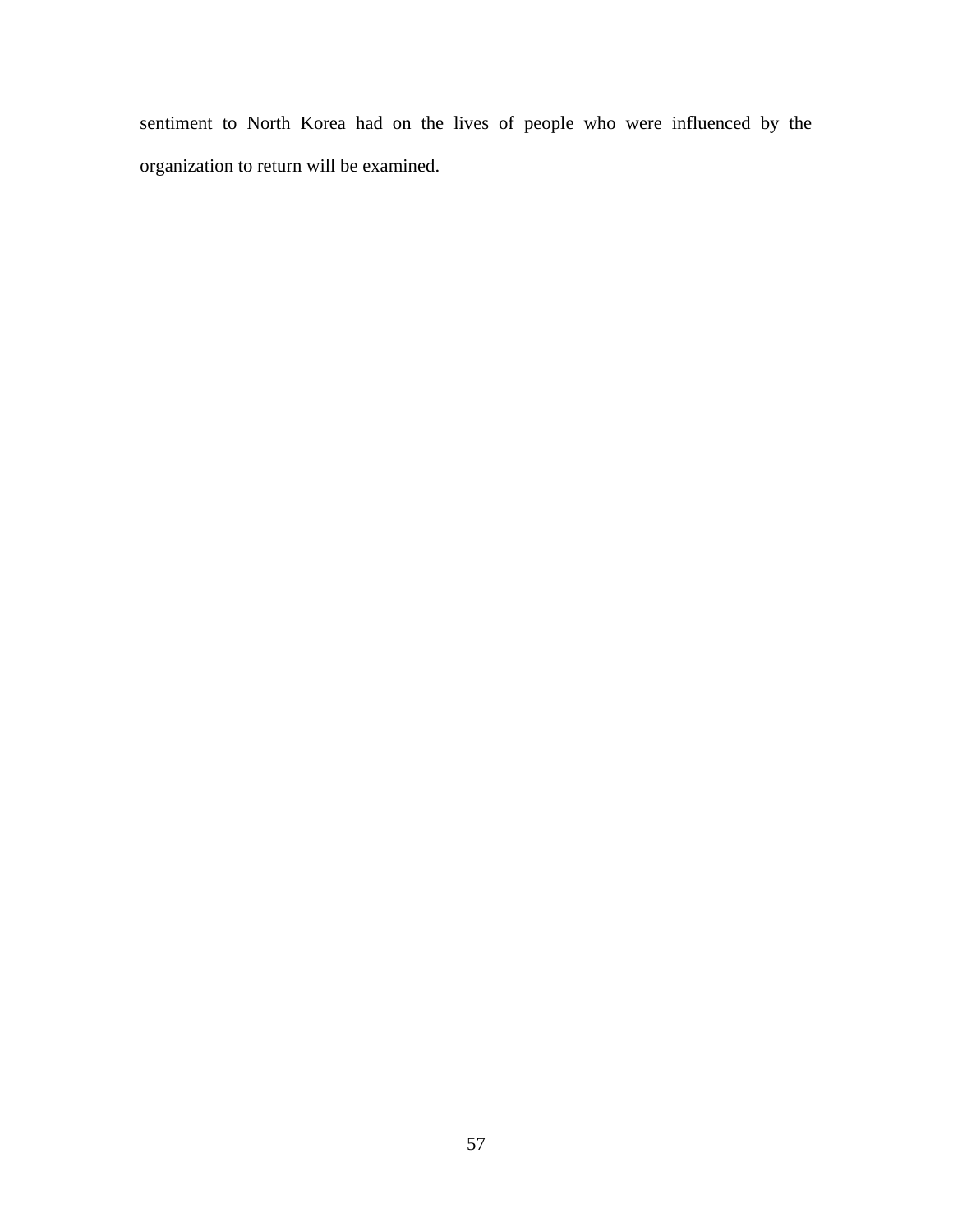sentiment to North Korea had on the lives of people who were influenced by the organization to return will be examined.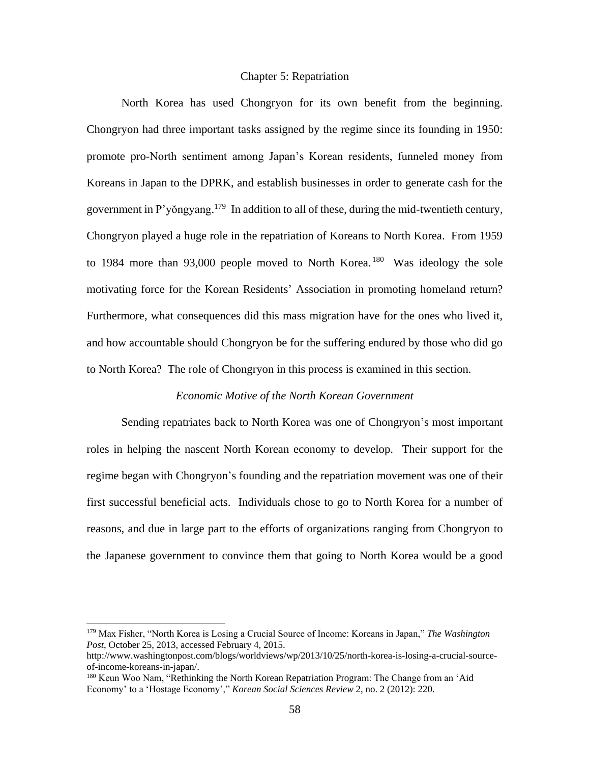# Chapter 5: Repatriation

North Korea has used Chongryon for its own benefit from the beginning. Chongryon had three important tasks assigned by the regime since its founding in 1950: promote pro-North sentiment among Japan's Korean residents, funneled money from Koreans in Japan to the DPRK, and establish businesses in order to generate cash for the government in P'yŏngyang.[179] In addition to all of these, during the mid-twentieth century, Chongryon played a huge role in the repatriation of Koreans to North Korea. From 1959 to 1984 more than 93,000 people moved to North Korea.[180] Was ideology the sole motivating force for the Korean Residents' Association in promoting homeland return? Furthermore, what consequences did this mass migration have for the ones who lived it, and how accountable should Chongryon be for the suffering endured by those who did go to North Korea? The role of Chongryon in this process is examined in this section.

## *Economic Motive of the North Korean Government*

Sending repatriates back to North Korea was one of Chongryon's most important roles in helping the nascent North Korean economy to develop. Their support for the regime began with Chongryon's founding and the repatriation movement was one of their first successful beneficial acts. Individuals chose to go to North Korea for a number of reasons, and due in large part to the efforts of organizations ranging from Chongryon to the Japanese government to convince them that going to North Korea would be a good

---

[179] Max Fisher, "North Korea is Losing a Crucial Source of Income: Koreans in Japan," *The Washington Post*, October 25, 2013, accessed February 4, 2015. http://www.washingtonpost.com/blogs/worldviews/wp/2013/10/25/north-korea-is-losing-a-crucial-source-of-income-koreans-in-japan/.

[180] Keun Woo Nam, "Rethinking the North Korean Repatriation Program: The Change from an 'Aid Economy' to a 'Hostage Economy'," *Korean Social Sciences Review* 2, no. 2 (2012): 220.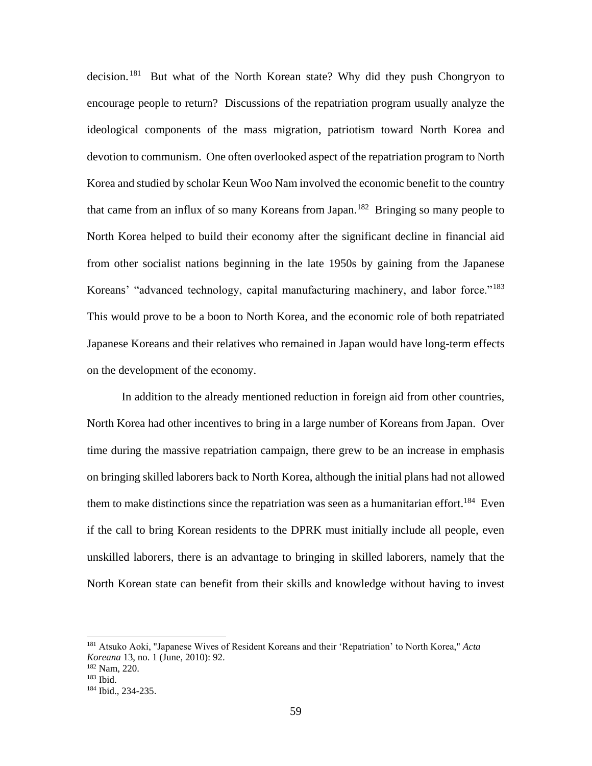decision.[181] But what of the North Korean state? Why did they push Chongryon to encourage people to return? Discussions of the repatriation program usually analyze the ideological components of the mass migration, patriotism toward North Korea and devotion to communism. One often overlooked aspect of the repatriation program to North Korea and studied by scholar Keun Woo Nam involved the economic benefit to the country that came from an influx of so many Koreans from Japan.[182] Bringing so many people to North Korea helped to build their economy after the significant decline in financial aid from other socialist nations beginning in the late 1950s by gaining from the Japanese Koreans' "advanced technology, capital manufacturing machinery, and labor force."[183] This would prove to be a boon to North Korea, and the economic role of both repatriated Japanese Koreans and their relatives who remained in Japan would have long-term effects on the development of the economy.

In addition to the already mentioned reduction in foreign aid from other countries, North Korea had other incentives to bring in a large number of Koreans from Japan. Over time during the massive repatriation campaign, there grew to be an increase in emphasis on bringing skilled laborers back to North Korea, although the initial plans had not allowed them to make distinctions since the repatriation was seen as a humanitarian effort.[184] Even if the call to bring Korean residents to the DPRK must initially include all people, even unskilled laborers, there is an advantage to bringing in skilled laborers, namely that the North Korean state can benefit from their skills and knowledge without having to invest

---

[181] Atsuko Aoki, "Japanese Wives of Resident Koreans and their 'Repatriation' to North Korea," *Acta Koreana* 13, no. 1 (June, 2010): 92.

[182] Nam, 220.

[183] Ibid.

[184] Ibid., 234-235.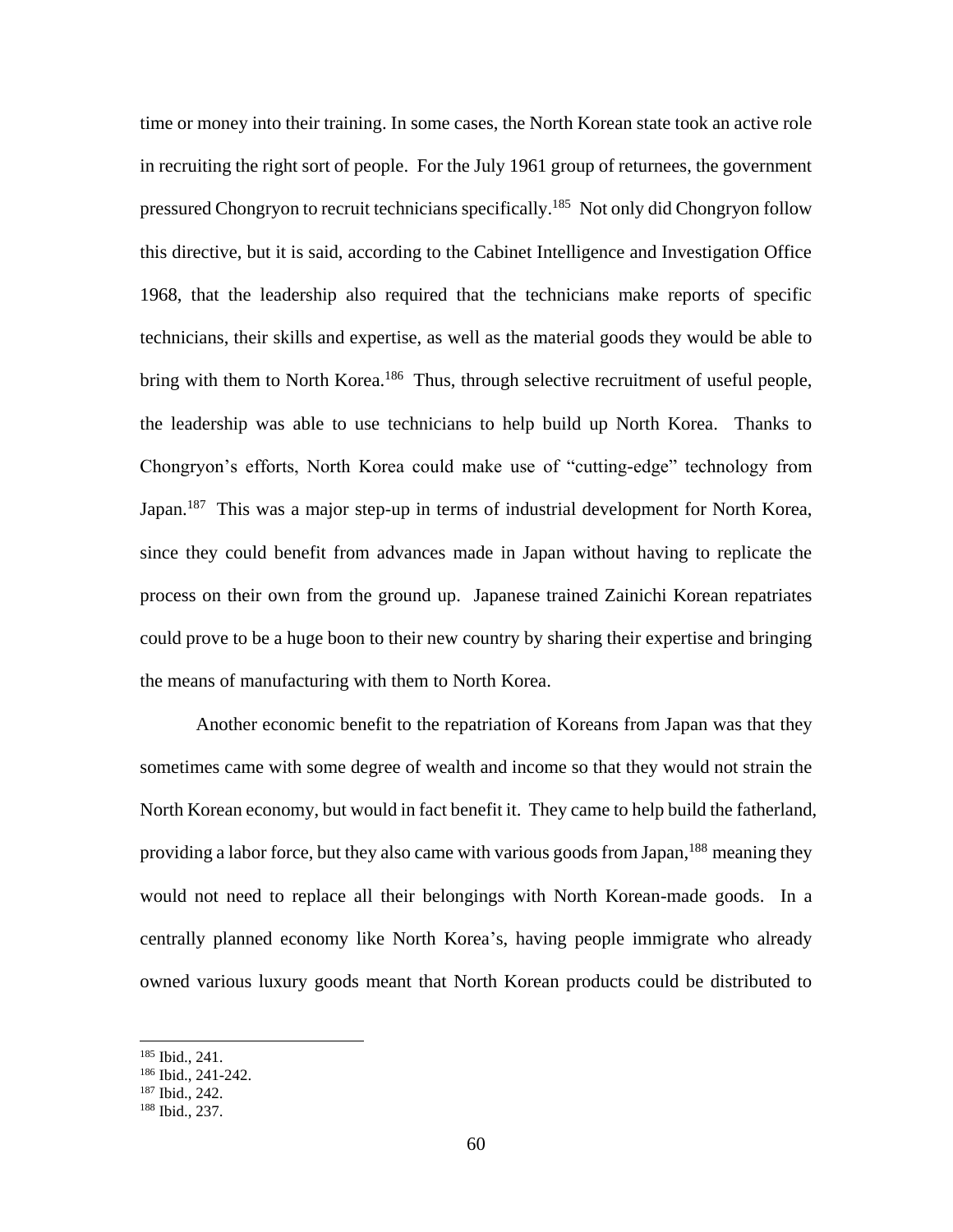time or money into their training. In some cases, the North Korean state took an active role in recruiting the right sort of people. For the July 1961 group of returnees, the government pressured Chongryon to recruit technicians specifically.[185] Not only did Chongryon follow this directive, but it is said, according to the Cabinet Intelligence and Investigation Office 1968, that the leadership also required that the technicians make reports of specific technicians, their skills and expertise, as well as the material goods they would be able to bring with them to North Korea.[186] Thus, through selective recruitment of useful people, the leadership was able to use technicians to help build up North Korea. Thanks to Chongryon's efforts, North Korea could make use of "cutting-edge" technology from Japan.[187] This was a major step-up in terms of industrial development for North Korea, since they could benefit from advances made in Japan without having to replicate the process on their own from the ground up. Japanese trained Zainichi Korean repatriates could prove to be a huge boon to their new country by sharing their expertise and bringing the means of manufacturing with them to North Korea.

Another economic benefit to the repatriation of Koreans from Japan was that they sometimes came with some degree of wealth and income so that they would not strain the North Korean economy, but would in fact benefit it. They came to help build the fatherland, providing a labor force, but they also came with various goods from Japan,[188] meaning they would not need to replace all their belongings with North Korean-made goods. In a centrally planned economy like North Korea's, having people immigrate who already owned various luxury goods meant that North Korean products could be distributed to

---

[185] Ibid., 241.

[186] Ibid., 241-242.

[187] Ibid., 242.

[188] Ibid., 237.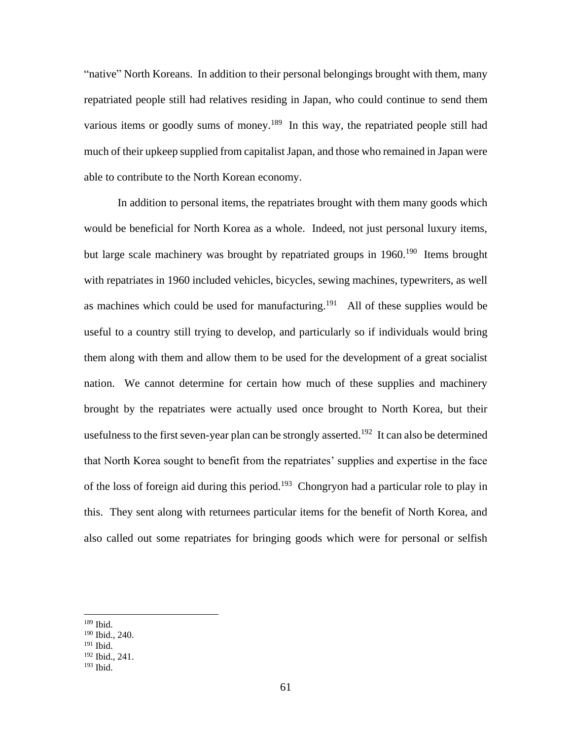"native" North Koreans. In addition to their personal belongings brought with them, many repatriated people still had relatives residing in Japan, who could continue to send them various items or goodly sums of money.[189] In this way, the repatriated people still had much of their upkeep supplied from capitalist Japan, and those who remained in Japan were able to contribute to the North Korean economy.

In addition to personal items, the repatriates brought with them many goods which would be beneficial for North Korea as a whole. Indeed, not just personal luxury items, but large scale machinery was brought by repatriated groups in 1960.[190] Items brought with repatriates in 1960 included vehicles, bicycles, sewing machines, typewriters, as well as machines which could be used for manufacturing.[191] All of these supplies would be useful to a country still trying to develop, and particularly so if individuals would bring them along with them and allow them to be used for the development of a great socialist nation. We cannot determine for certain how much of these supplies and machinery brought by the repatriates were actually used once brought to North Korea, but their usefulness to the first seven-year plan can be strongly asserted.[192] It can also be determined that North Korea sought to benefit from the repatriates' supplies and expertise in the face of the loss of foreign aid during this period.[193] Chongryon had a particular role to play in this. They sent along with returnees particular items for the benefit of North Korea, and also called out some repatriates for bringing goods which were for personal or selfish

---

[189] Ibid.
[190] Ibid., 240.
[191] Ibid.
[192] Ibid., 241.
[193] Ibid.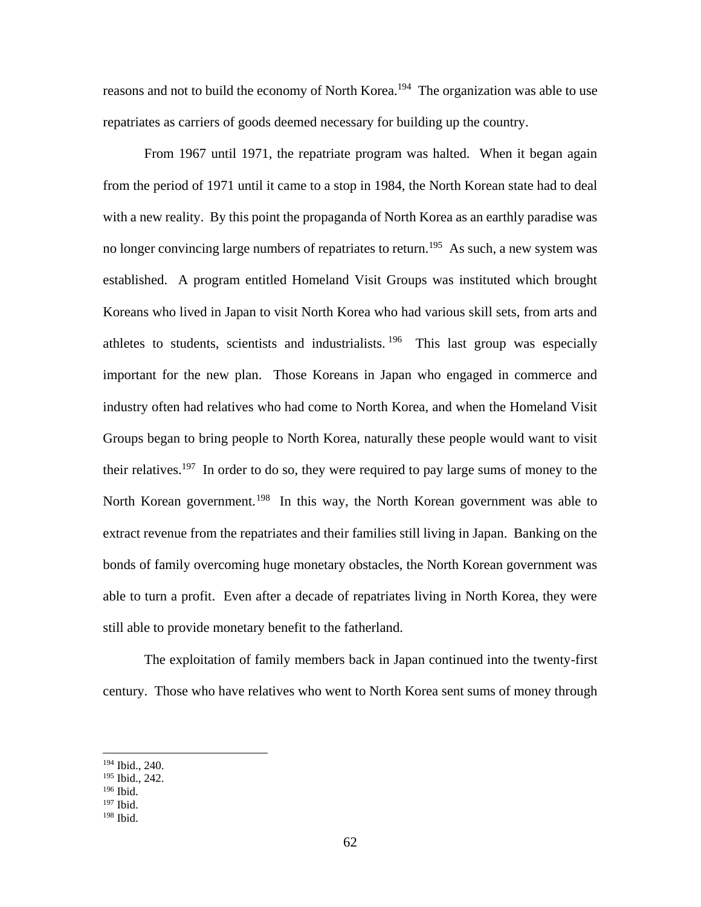reasons and not to build the economy of North Korea.[194] The organization was able to use repatriates as carriers of goods deemed necessary for building up the country.

From 1967 until 1971, the repatriate program was halted. When it began again from the period of 1971 until it came to a stop in 1984, the North Korean state had to deal with a new reality. By this point the propaganda of North Korea as an earthly paradise was no longer convincing large numbers of repatriates to return.[195] As such, a new system was established. A program entitled Homeland Visit Groups was instituted which brought Koreans who lived in Japan to visit North Korea who had various skill sets, from arts and athletes to students, scientists and industrialists.[196] This last group was especially important for the new plan. Those Koreans in Japan who engaged in commerce and industry often had relatives who had come to North Korea, and when the Homeland Visit Groups began to bring people to North Korea, naturally these people would want to visit their relatives.[197] In order to do so, they were required to pay large sums of money to the North Korean government.[198] In this way, the North Korean government was able to extract revenue from the repatriates and their families still living in Japan. Banking on the bonds of family overcoming huge monetary obstacles, the North Korean government was able to turn a profit. Even after a decade of repatriates living in North Korea, they were still able to provide monetary benefit to the fatherland.

The exploitation of family members back in Japan continued into the twenty-first century. Those who have relatives who went to North Korea sent sums of money through

---

[194] Ibid., 240.
[195] Ibid., 242.
[196] Ibid.
[197] Ibid.
[198] Ibid.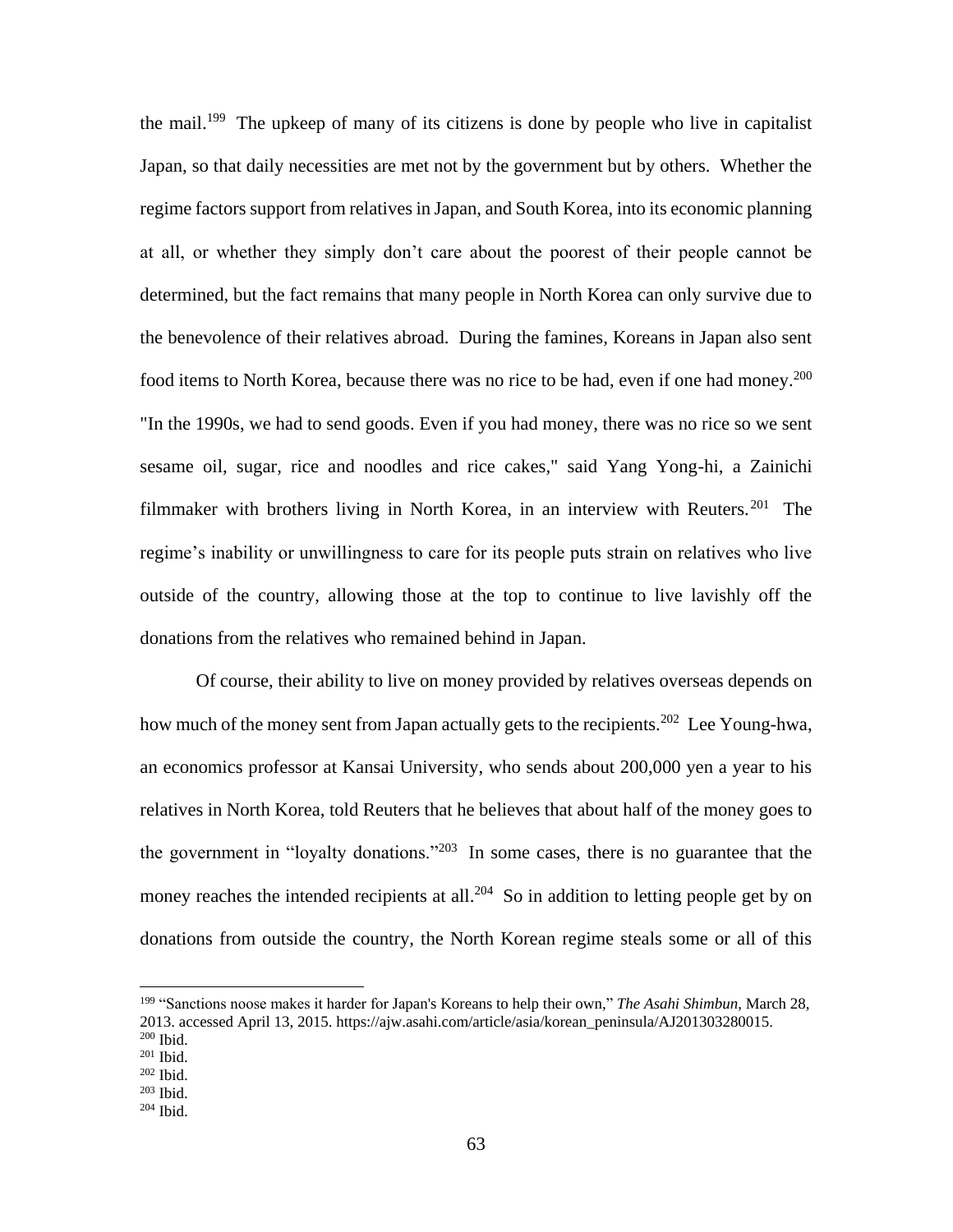the mail.[199] The upkeep of many of its citizens is done by people who live in capitalist Japan, so that daily necessities are met not by the government but by others. Whether the regime factors support from relatives in Japan, and South Korea, into its economic planning at all, or whether they simply don't care about the poorest of their people cannot be determined, but the fact remains that many people in North Korea can only survive due to the benevolence of their relatives abroad. During the famines, Koreans in Japan also sent food items to North Korea, because there was no rice to be had, even if one had money.[200] "In the 1990s, we had to send goods. Even if you had money, there was no rice so we sent sesame oil, sugar, rice and noodles and rice cakes," said Yang Yong-hi, a Zainichi filmmaker with brothers living in North Korea, in an interview with Reuters.[201] The regime's inability or unwillingness to care for its people puts strain on relatives who live outside of the country, allowing those at the top to continue to live lavishly off the donations from the relatives who remained behind in Japan.

Of course, their ability to live on money provided by relatives overseas depends on how much of the money sent from Japan actually gets to the recipients.[202] Lee Young-hwa, an economics professor at Kansai University, who sends about 200,000 yen a year to his relatives in North Korea, told Reuters that he believes that about half of the money goes to the government in "loyalty donations."[203] In some cases, there is no guarantee that the money reaches the intended recipients at all.[204] So in addition to letting people get by on donations from outside the country, the North Korean regime steals some or all of this

---

[199] "Sanctions noose makes it harder for Japan's Koreans to help their own," *The Asahi Shimbun*, March 28, 2013. accessed April 13, 2015. https://ajw.asahi.com/article/asia/korean_peninsula/AJ201303280015.
[200] Ibid.
[201] Ibid.
[202] Ibid.
[203] Ibid.
[204] Ibid.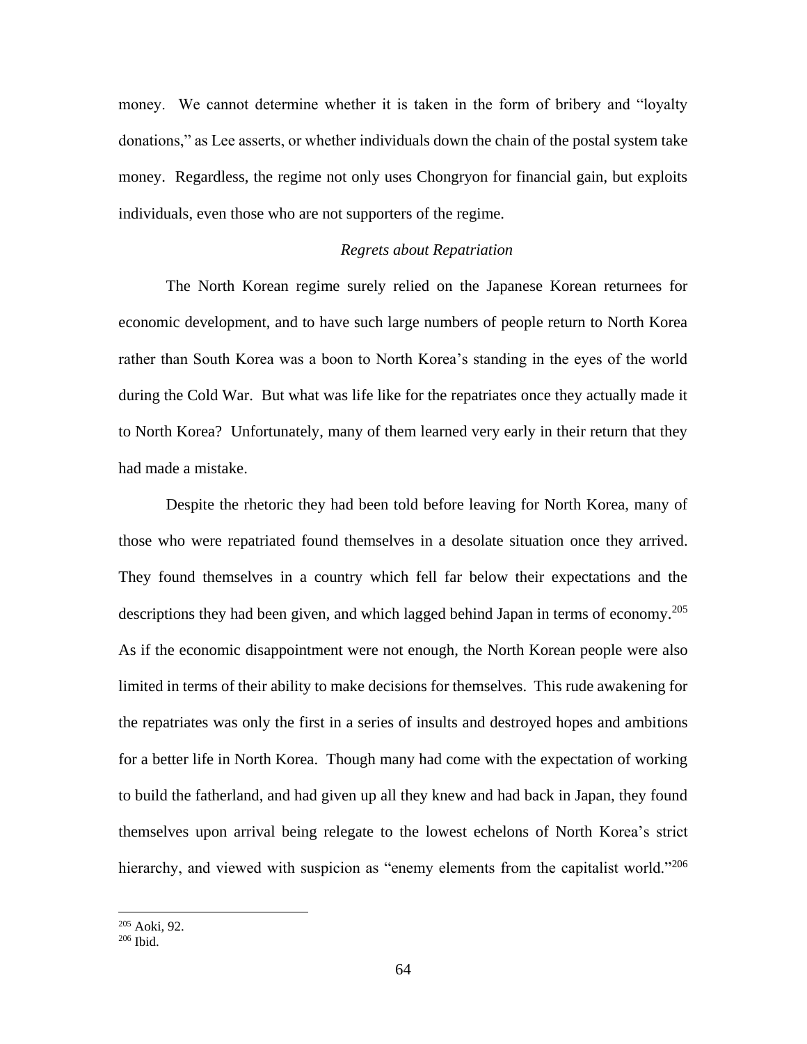money. We cannot determine whether it is taken in the form of bribery and "loyalty donations," as Lee asserts, or whether individuals down the chain of the postal system take money. Regardless, the regime not only uses Chongryon for financial gain, but exploits individuals, even those who are not supporters of the regime.

### *Regrets about Repatriation*

The North Korean regime surely relied on the Japanese Korean returnees for economic development, and to have such large numbers of people return to North Korea rather than South Korea was a boon to North Korea's standing in the eyes of the world during the Cold War. But what was life like for the repatriates once they actually made it to North Korea? Unfortunately, many of them learned very early in their return that they had made a mistake.

Despite the rhetoric they had been told before leaving for North Korea, many of those who were repatriated found themselves in a desolate situation once they arrived. They found themselves in a country which fell far below their expectations and the descriptions they had been given, and which lagged behind Japan in terms of economy.[205] As if the economic disappointment were not enough, the North Korean people were also limited in terms of their ability to make decisions for themselves. This rude awakening for the repatriates was only the first in a series of insults and destroyed hopes and ambitions for a better life in North Korea. Though many had come with the expectation of working to build the fatherland, and had given up all they knew and had back in Japan, they found themselves upon arrival being relegate to the lowest echelons of North Korea's strict hierarchy, and viewed with suspicion as "enemy elements from the capitalist world."[206]

---

[205] Aoki, 92.
[206] Ibid.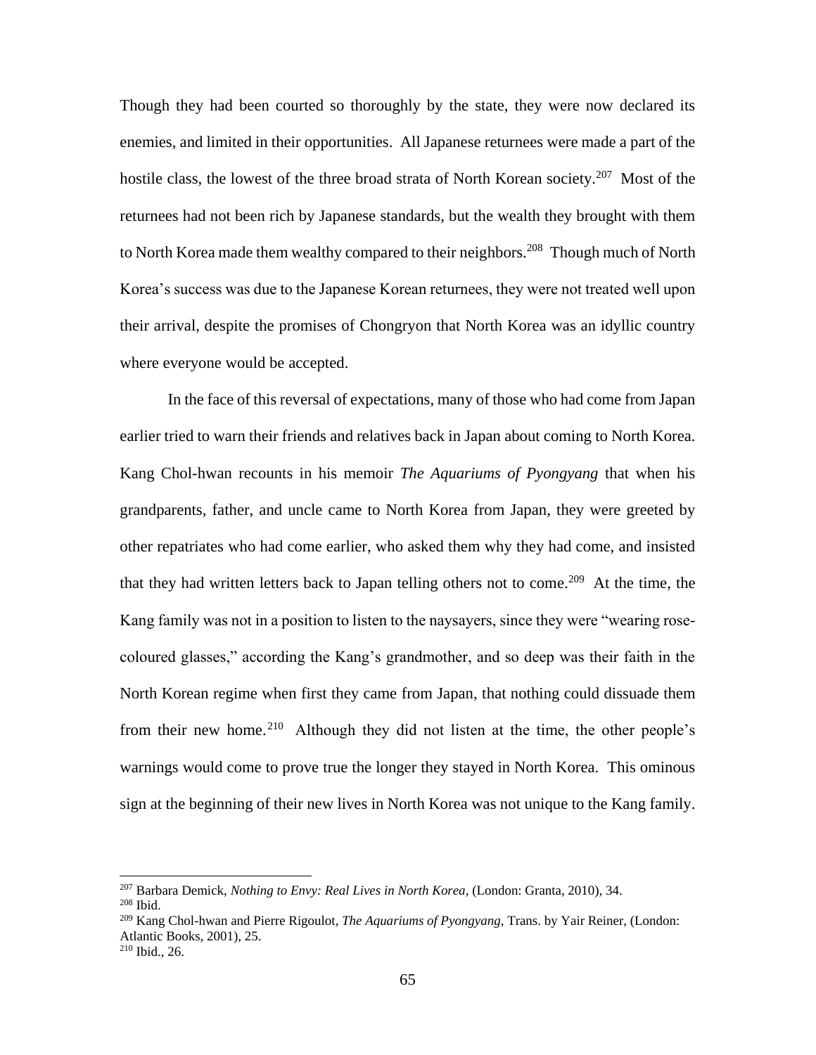Though they had been courted so thoroughly by the state, they were now declared its enemies, and limited in their opportunities. All Japanese returnees were made a part of the hostile class, the lowest of the three broad strata of North Korean society.[207] Most of the returnees had not been rich by Japanese standards, but the wealth they brought with them to North Korea made them wealthy compared to their neighbors.[208] Though much of North Korea's success was due to the Japanese Korean returnees, they were not treated well upon their arrival, despite the promises of Chongryon that North Korea was an idyllic country where everyone would be accepted.

In the face of this reversal of expectations, many of those who had come from Japan earlier tried to warn their friends and relatives back in Japan about coming to North Korea. Kang Chol-hwan recounts in his memoir *The Aquariums of Pyongyang* that when his grandparents, father, and uncle came to North Korea from Japan, they were greeted by other repatriates who had come earlier, who asked them why they had come, and insisted that they had written letters back to Japan telling others not to come.[209] At the time, the Kang family was not in a position to listen to the naysayers, since they were "wearing rose-coloured glasses," according the Kang's grandmother, and so deep was their faith in the North Korean regime when first they came from Japan, that nothing could dissuade them from their new home.[210] Although they did not listen at the time, the other people's warnings would come to prove true the longer they stayed in North Korea. This ominous sign at the beginning of their new lives in North Korea was not unique to the Kang family.

---

[207] Barbara Demick, *Nothing to Envy: Real Lives in North Korea*, (London: Granta, 2010), 34.

[208] Ibid.

[209] Kang Chol-hwan and Pierre Rigoulot, *The Aquariums of Pyongyang*, Trans. by Yair Reiner, (London: Atlantic Books, 2001), 25.

[210] Ibid., 26.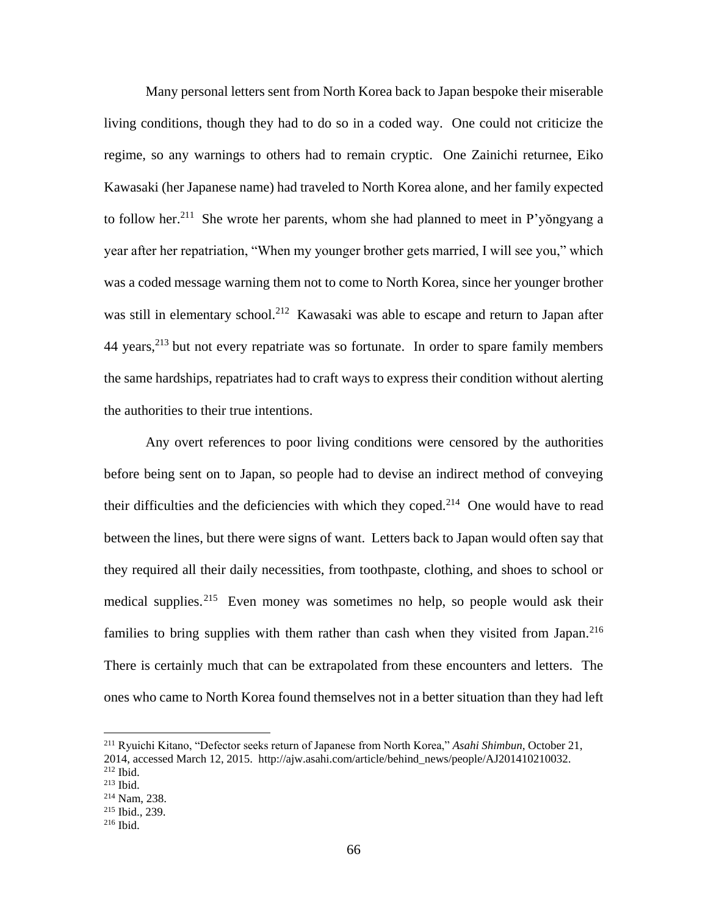Many personal letters sent from North Korea back to Japan bespoke their miserable living conditions, though they had to do so in a coded way. One could not criticize the regime, so any warnings to others had to remain cryptic. One Zainichi returnee, Eiko Kawasaki (her Japanese name) had traveled to North Korea alone, and her family expected to follow her.[211] She wrote her parents, whom she had planned to meet in P'yŏngyang a year after her repatriation, "When my younger brother gets married, I will see you," which was a coded message warning them not to come to North Korea, since her younger brother was still in elementary school.[212] Kawasaki was able to escape and return to Japan after 44 years,[213] but not every repatriate was so fortunate. In order to spare family members the same hardships, repatriates had to craft ways to express their condition without alerting the authorities to their true intentions.

Any overt references to poor living conditions were censored by the authorities before being sent on to Japan, so people had to devise an indirect method of conveying their difficulties and the deficiencies with which they coped.[214] One would have to read between the lines, but there were signs of want. Letters back to Japan would often say that they required all their daily necessities, from toothpaste, clothing, and shoes to school or medical supplies.[215] Even money was sometimes no help, so people would ask their families to bring supplies with them rather than cash when they visited from Japan.[216] There is certainly much that can be extrapolated from these encounters and letters. The ones who came to North Korea found themselves not in a better situation than they had left

---

[211] Ryuichi Kitano, "Defector seeks return of Japanese from North Korea," *Asahi Shimbun*, October 21, 2014, accessed March 12, 2015. http://ajw.asahi.com/article/behind_news/people/AJ201410210032.

[212] Ibid.

[213] Ibid.

[214] Nam, 238.

[215] Ibid., 239.

[216] Ibid.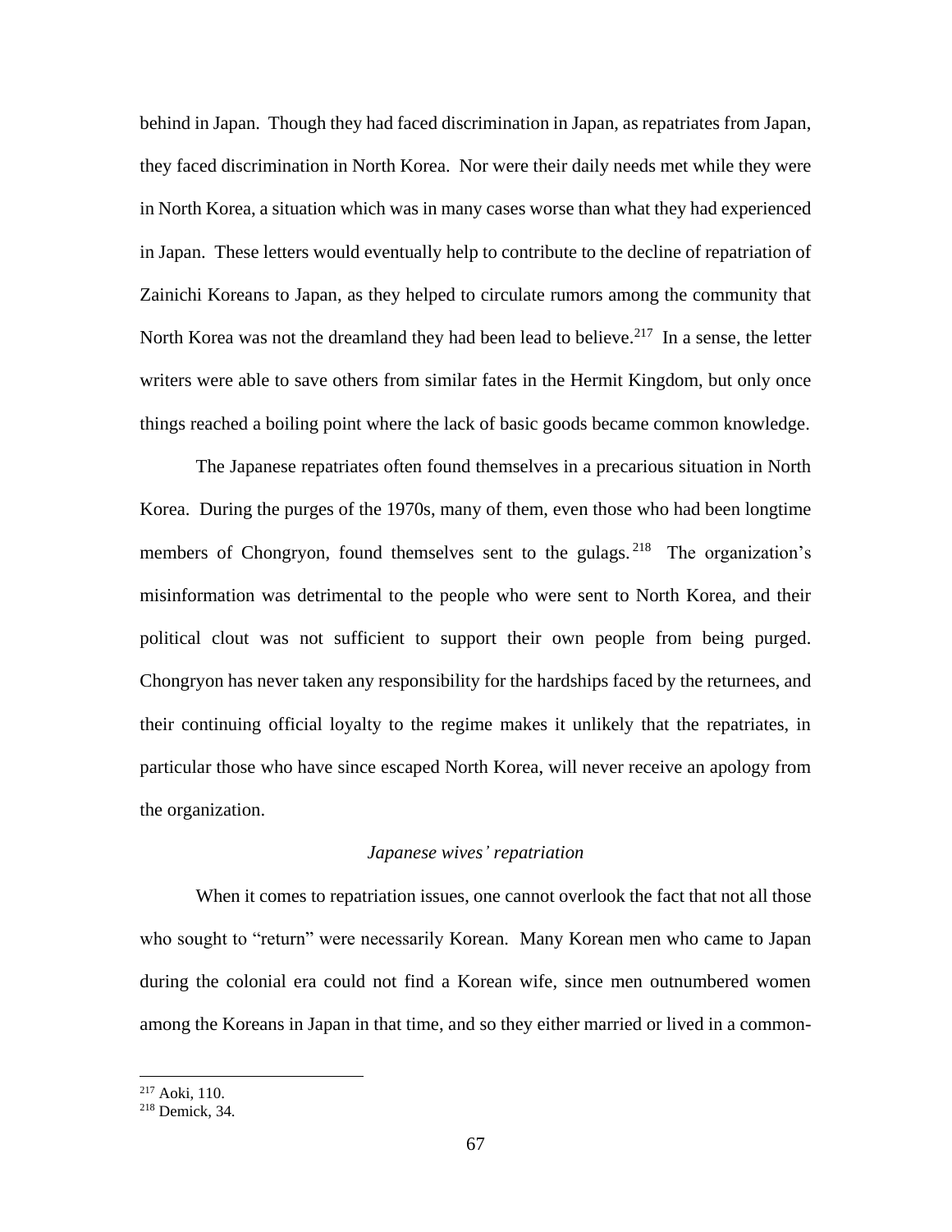behind in Japan. Though they had faced discrimination in Japan, as repatriates from Japan, they faced discrimination in North Korea. Nor were their daily needs met while they were in North Korea, a situation which was in many cases worse than what they had experienced in Japan. These letters would eventually help to contribute to the decline of repatriation of Zainichi Koreans to Japan, as they helped to circulate rumors among the community that North Korea was not the dreamland they had been lead to believe.[217] In a sense, the letter writers were able to save others from similar fates in the Hermit Kingdom, but only once things reached a boiling point where the lack of basic goods became common knowledge.

The Japanese repatriates often found themselves in a precarious situation in North Korea. During the purges of the 1970s, many of them, even those who had been longtime members of Chongryon, found themselves sent to the gulags.[218] The organization's misinformation was detrimental to the people who were sent to North Korea, and their political clout was not sufficient to support their own people from being purged. Chongryon has never taken any responsibility for the hardships faced by the returnees, and their continuing official loyalty to the regime makes it unlikely that the repatriates, in particular those who have since escaped North Korea, will never receive an apology from the organization.

### *Japanese wives' repatriation*

When it comes to repatriation issues, one cannot overlook the fact that not all those who sought to "return" were necessarily Korean. Many Korean men who came to Japan during the colonial era could not find a Korean wife, since men outnumbered women among the Koreans in Japan in that time, and so they either married or lived in a common-

---

[217] Aoki, 110.

[218] Demick, 34.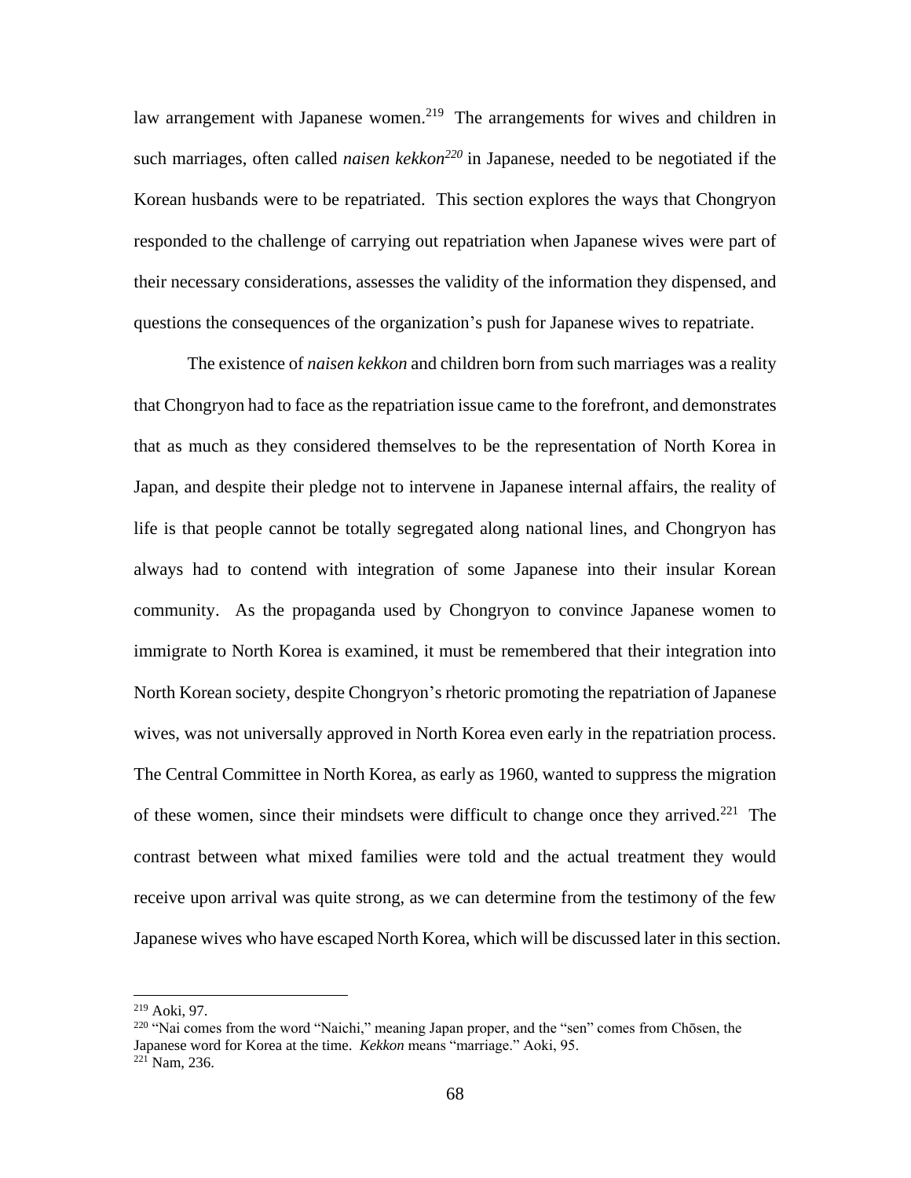law arrangement with Japanese women.[219] The arrangements for wives and children in such marriages, often called *naisen kekkon*[220] in Japanese, needed to be negotiated if the Korean husbands were to be repatriated. This section explores the ways that Chongryon responded to the challenge of carrying out repatriation when Japanese wives were part of their necessary considerations, assesses the validity of the information they dispensed, and questions the consequences of the organization's push for Japanese wives to repatriate.

The existence of *naisen kekkon* and children born from such marriages was a reality that Chongryon had to face as the repatriation issue came to the forefront, and demonstrates that as much as they considered themselves to be the representation of North Korea in Japan, and despite their pledge not to intervene in Japanese internal affairs, the reality of life is that people cannot be totally segregated along national lines, and Chongryon has always had to contend with integration of some Japanese into their insular Korean community. As the propaganda used by Chongryon to convince Japanese women to immigrate to North Korea is examined, it must be remembered that their integration into North Korean society, despite Chongryon's rhetoric promoting the repatriation of Japanese wives, was not universally approved in North Korea even early in the repatriation process. The Central Committee in North Korea, as early as 1960, wanted to suppress the migration of these women, since their mindsets were difficult to change once they arrived.[221] The contrast between what mixed families were told and the actual treatment they would receive upon arrival was quite strong, as we can determine from the testimony of the few Japanese wives who have escaped North Korea, which will be discussed later in this section.

---

[219] Aoki, 97.

[220] "Nai comes from the word "Naichi," meaning Japan proper, and the "sen" comes from Chōsen, the Japanese word for Korea at the time. *Kekkon* means "marriage." Aoki, 95.

[221] Nam, 236.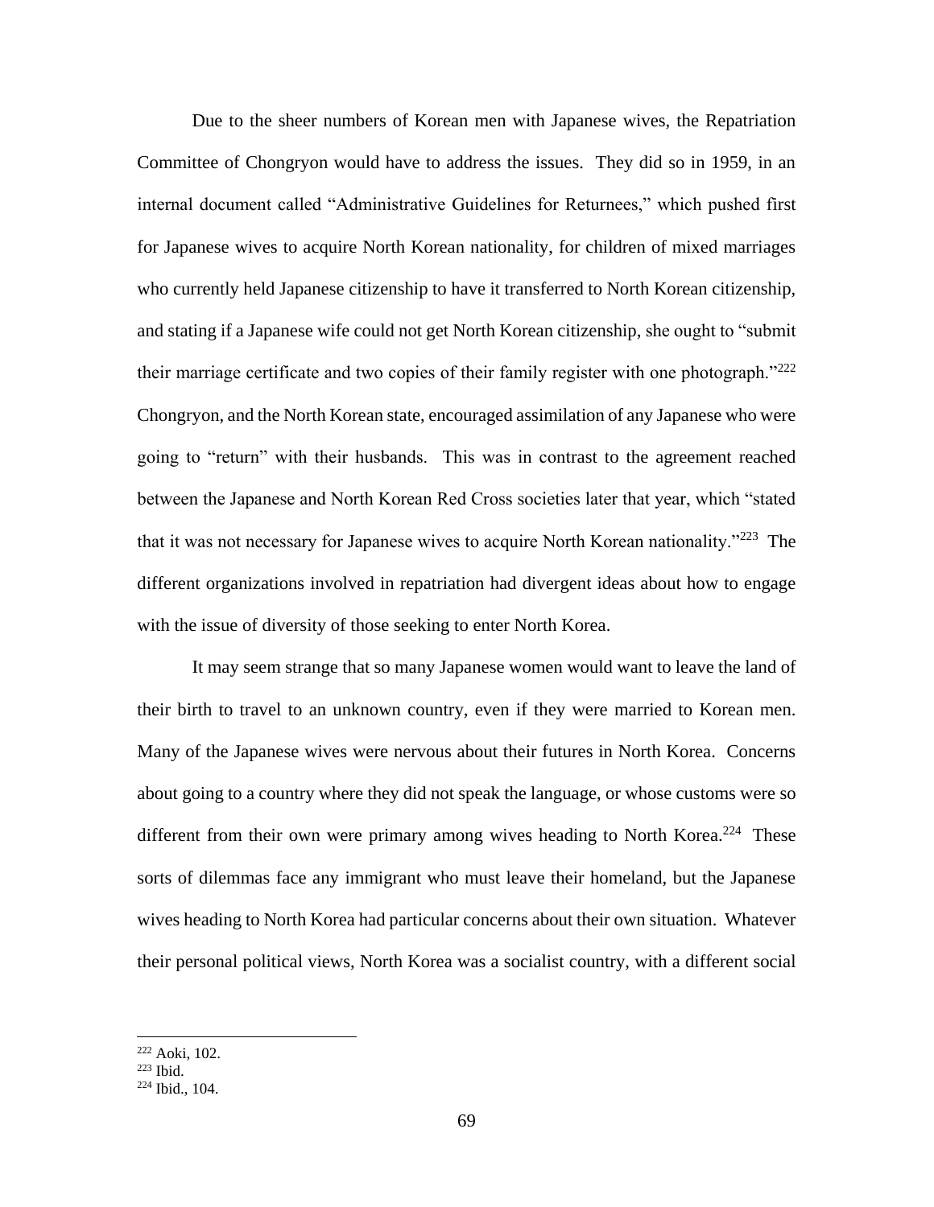Due to the sheer numbers of Korean men with Japanese wives, the Repatriation Committee of Chongryon would have to address the issues. They did so in 1959, in an internal document called "Administrative Guidelines for Returnees," which pushed first for Japanese wives to acquire North Korean nationality, for children of mixed marriages who currently held Japanese citizenship to have it transferred to North Korean citizenship, and stating if a Japanese wife could not get North Korean citizenship, she ought to "submit their marriage certificate and two copies of their family register with one photograph."[222] Chongryon, and the North Korean state, encouraged assimilation of any Japanese who were going to "return" with their husbands. This was in contrast to the agreement reached between the Japanese and North Korean Red Cross societies later that year, which "stated that it was not necessary for Japanese wives to acquire North Korean nationality."[223] The different organizations involved in repatriation had divergent ideas about how to engage with the issue of diversity of those seeking to enter North Korea.

It may seem strange that so many Japanese women would want to leave the land of their birth to travel to an unknown country, even if they were married to Korean men. Many of the Japanese wives were nervous about their futures in North Korea. Concerns about going to a country where they did not speak the language, or whose customs were so different from their own were primary among wives heading to North Korea.[224] These sorts of dilemmas face any immigrant who must leave their homeland, but the Japanese wives heading to North Korea had particular concerns about their own situation. Whatever their personal political views, North Korea was a socialist country, with a different social

---

[222] Aoki, 102.

[223] Ibid.

[224] Ibid., 104.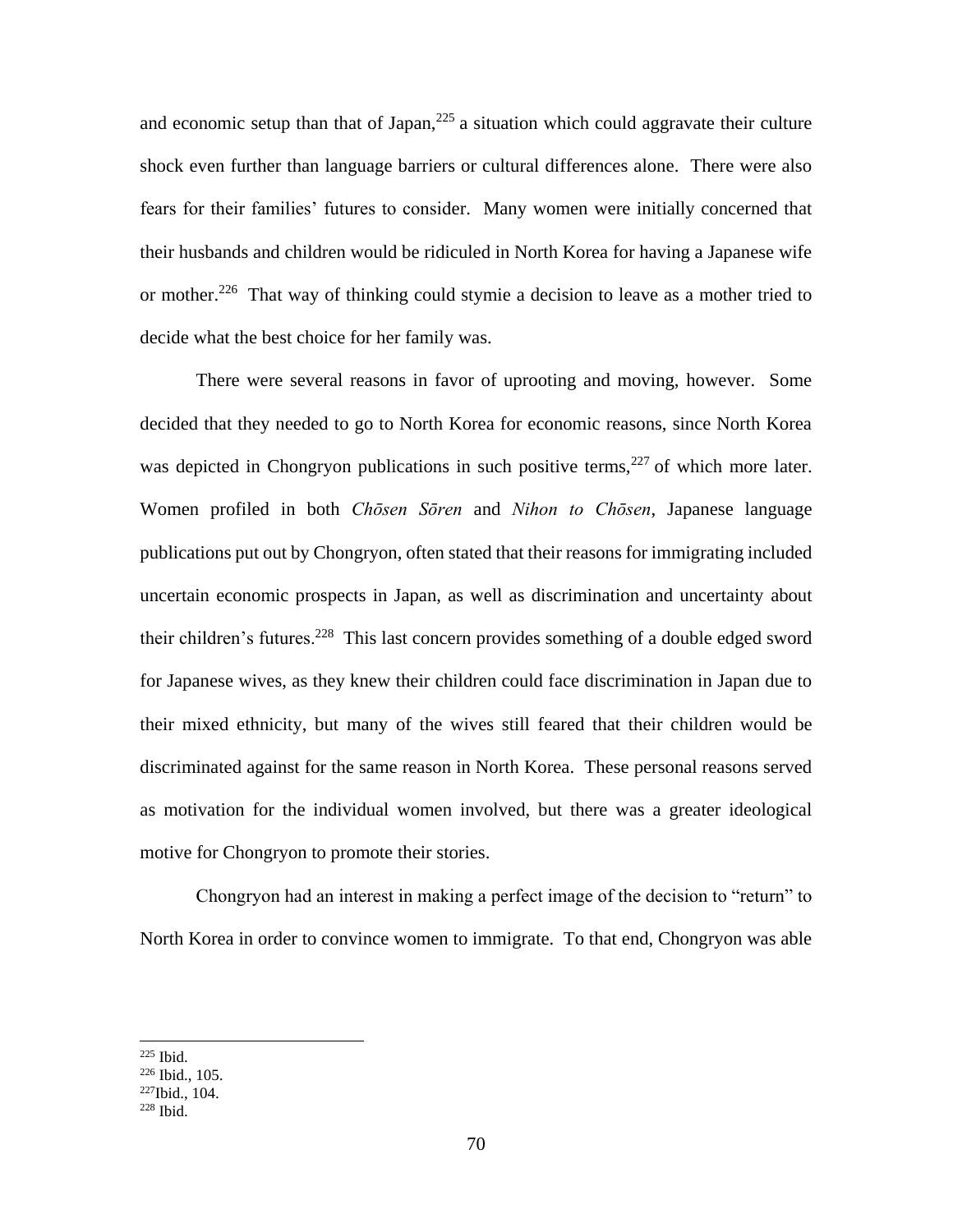and economic setup than that of Japan,[225] a situation which could aggravate their culture shock even further than language barriers or cultural differences alone. There were also fears for their families' futures to consider. Many women were initially concerned that their husbands and children would be ridiculed in North Korea for having a Japanese wife or mother.[226] That way of thinking could stymie a decision to leave as a mother tried to decide what the best choice for her family was.

There were several reasons in favor of uprooting and moving, however. Some decided that they needed to go to North Korea for economic reasons, since North Korea was depicted in Chongryon publications in such positive terms,[227] of which more later. Women profiled in both *Chōsen Sōren* and *Nihon to Chōsen*, Japanese language publications put out by Chongryon, often stated that their reasons for immigrating included uncertain economic prospects in Japan, as well as discrimination and uncertainty about their children's futures.[228] This last concern provides something of a double edged sword for Japanese wives, as they knew their children could face discrimination in Japan due to their mixed ethnicity, but many of the wives still feared that their children would be discriminated against for the same reason in North Korea. These personal reasons served as motivation for the individual women involved, but there was a greater ideological motive for Chongryon to promote their stories.

Chongryon had an interest in making a perfect image of the decision to "return" to North Korea in order to convince women to immigrate. To that end, Chongryon was able

---

[225] Ibid.

[226] Ibid., 105.

[227] Ibid., 104.

[228] Ibid.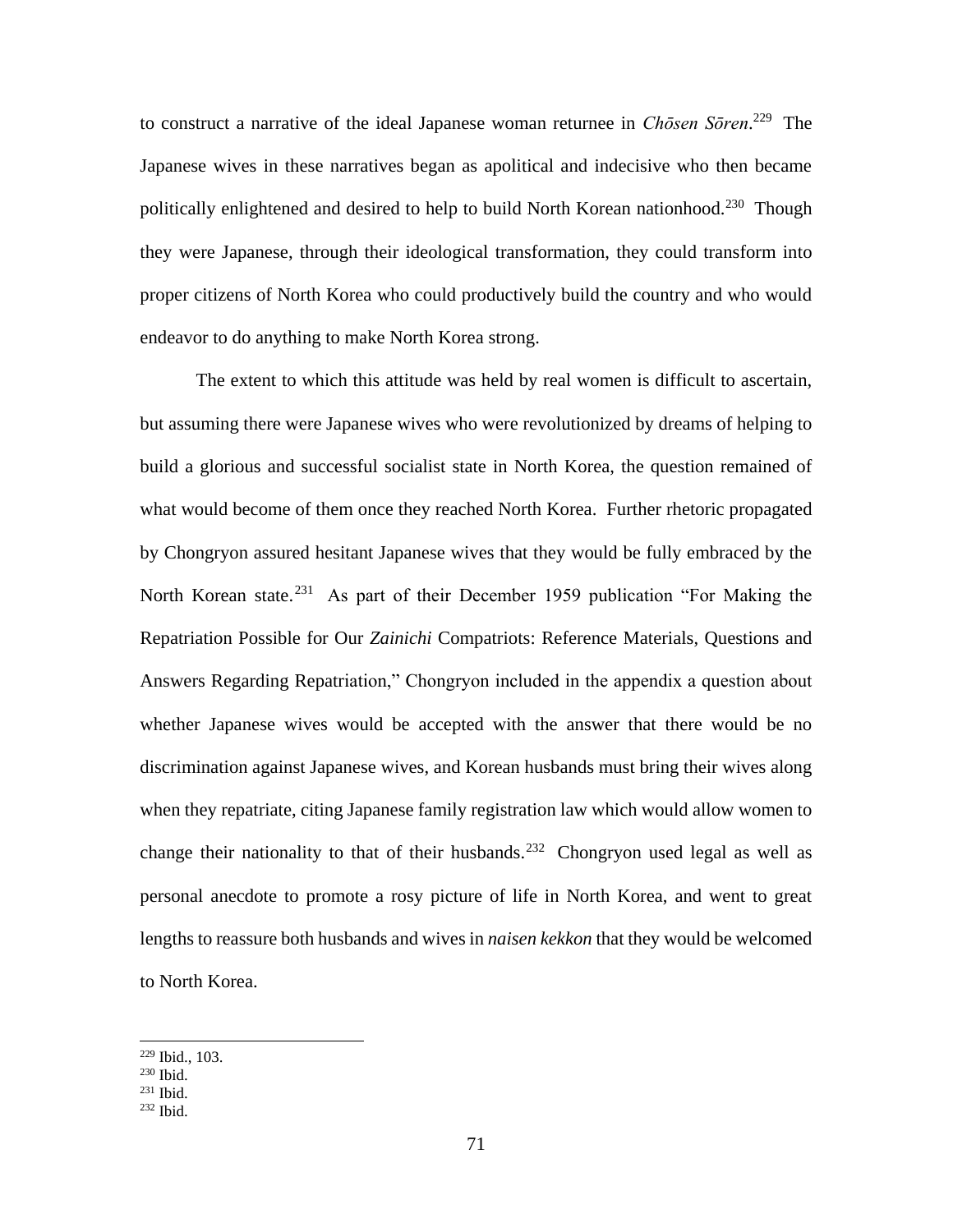to construct a narrative of the ideal Japanese woman returnee in *Chōsen Sōren*.[229] The Japanese wives in these narratives began as apolitical and indecisive who then became politically enlightened and desired to help to build North Korean nationhood.[230] Though they were Japanese, through their ideological transformation, they could transform into proper citizens of North Korea who could productively build the country and who would endeavor to do anything to make North Korea strong.

The extent to which this attitude was held by real women is difficult to ascertain, but assuming there were Japanese wives who were revolutionized by dreams of helping to build a glorious and successful socialist state in North Korea, the question remained of what would become of them once they reached North Korea. Further rhetoric propagated by Chongryon assured hesitant Japanese wives that they would be fully embraced by the North Korean state.[231] As part of their December 1959 publication "For Making the Repatriation Possible for Our *Zainichi* Compatriots: Reference Materials, Questions and Answers Regarding Repatriation," Chongryon included in the appendix a question about whether Japanese wives would be accepted with the answer that there would be no discrimination against Japanese wives, and Korean husbands must bring their wives along when they repatriate, citing Japanese family registration law which would allow women to change their nationality to that of their husbands.[232] Chongryon used legal as well as personal anecdote to promote a rosy picture of life in North Korea, and went to great lengths to reassure both husbands and wives in *naisen kekkon* that they would be welcomed to North Korea.

---

[229] Ibid., 103.
[230] Ibid.
[231] Ibid.
[232] Ibid.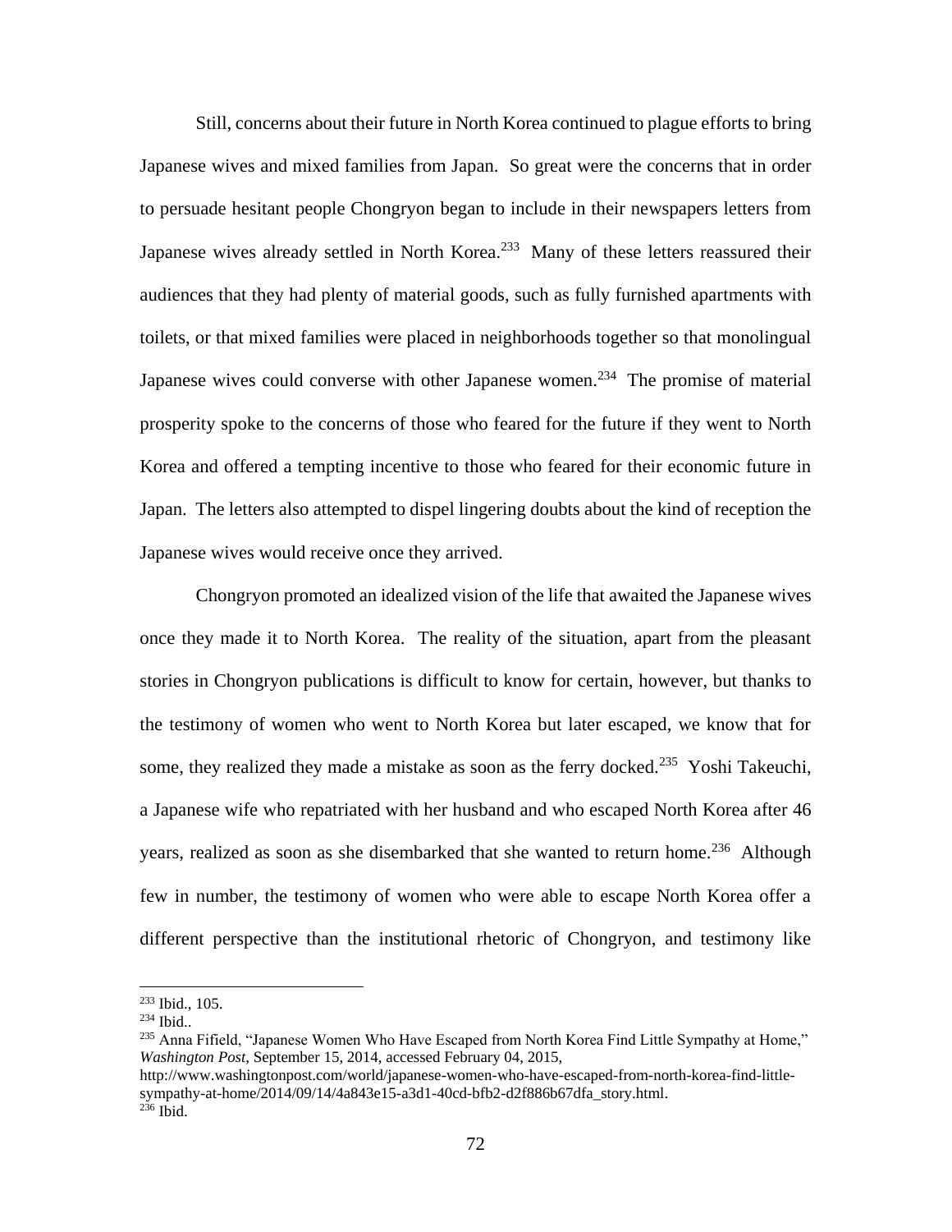Still, concerns about their future in North Korea continued to plague efforts to bring Japanese wives and mixed families from Japan. So great were the concerns that in order to persuade hesitant people Chongryon began to include in their newspapers letters from Japanese wives already settled in North Korea.[233] Many of these letters reassured their audiences that they had plenty of material goods, such as fully furnished apartments with toilets, or that mixed families were placed in neighborhoods together so that monolingual Japanese wives could converse with other Japanese women.[234] The promise of material prosperity spoke to the concerns of those who feared for the future if they went to North Korea and offered a tempting incentive to those who feared for their economic future in Japan. The letters also attempted to dispel lingering doubts about the kind of reception the Japanese wives would receive once they arrived.

Chongryon promoted an idealized vision of the life that awaited the Japanese wives once they made it to North Korea. The reality of the situation, apart from the pleasant stories in Chongryon publications is difficult to know for certain, however, but thanks to the testimony of women who went to North Korea but later escaped, we know that for some, they realized they made a mistake as soon as the ferry docked.[235] Yoshi Takeuchi, a Japanese wife who repatriated with her husband and who escaped North Korea after 46 years, realized as soon as she disembarked that she wanted to return home.[236] Although few in number, the testimony of women who were able to escape North Korea offer a different perspective than the institutional rhetoric of Chongryon, and testimony like

---

[233] Ibid., 105.

[234] Ibid..

[235] Anna Fifield, "Japanese Women Who Have Escaped from North Korea Find Little Sympathy at Home," *Washington Post*, September 15, 2014, accessed February 04, 2015, http://www.washingtonpost.com/world/japanese-women-who-have-escaped-from-north-korea-find-little-sympathy-at-home/2014/09/14/4a843e15-a3d1-40cd-bfb2-d2f886b67dfa_story.html.

[236] Ibid.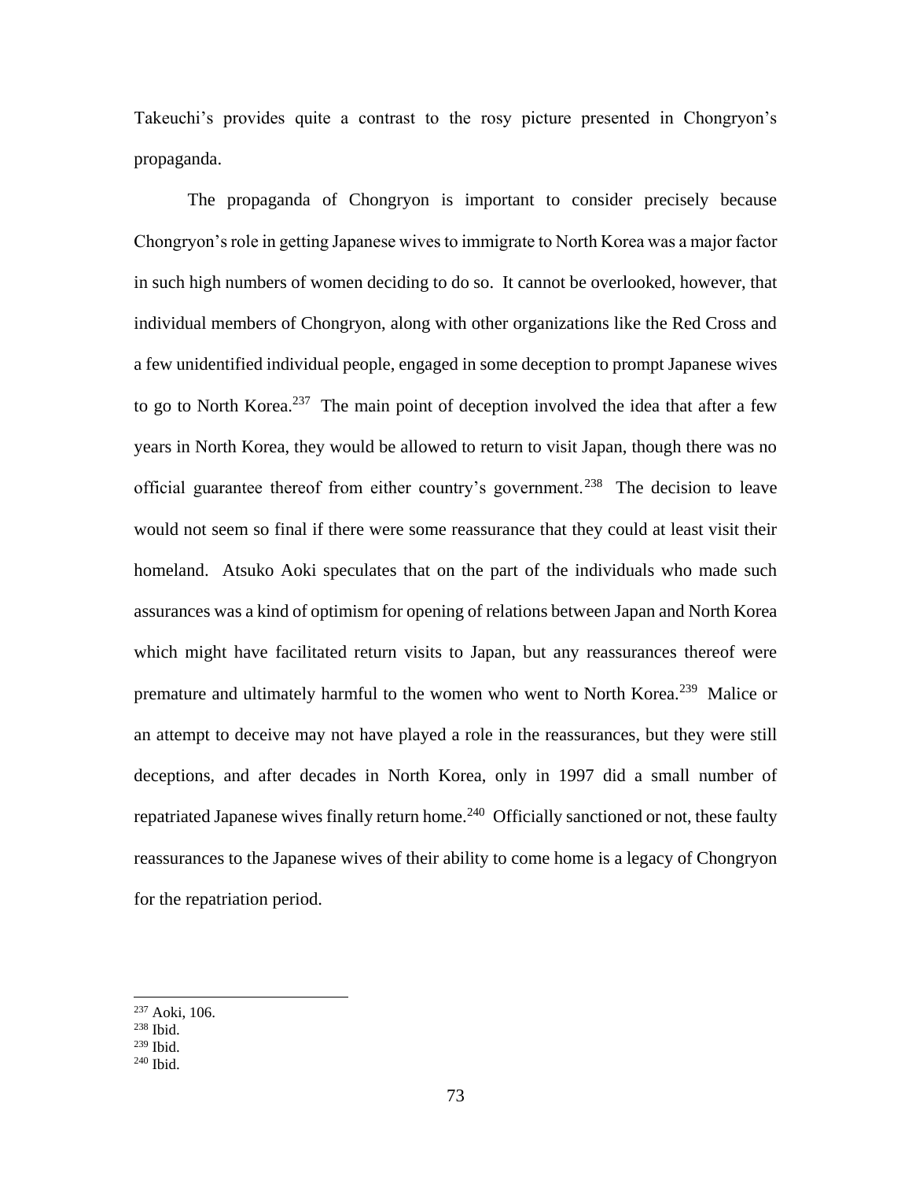Takeuchi's provides quite a contrast to the rosy picture presented in Chongryon's propaganda.

The propaganda of Chongryon is important to consider precisely because Chongryon's role in getting Japanese wives to immigrate to North Korea was a major factor in such high numbers of women deciding to do so. It cannot be overlooked, however, that individual members of Chongryon, along with other organizations like the Red Cross and a few unidentified individual people, engaged in some deception to prompt Japanese wives to go to North Korea.[237] The main point of deception involved the idea that after a few years in North Korea, they would be allowed to return to visit Japan, though there was no official guarantee thereof from either country's government.[238] The decision to leave would not seem so final if there were some reassurance that they could at least visit their homeland. Atsuko Aoki speculates that on the part of the individuals who made such assurances was a kind of optimism for opening of relations between Japan and North Korea which might have facilitated return visits to Japan, but any reassurances thereof were premature and ultimately harmful to the women who went to North Korea.[239] Malice or an attempt to deceive may not have played a role in the reassurances, but they were still deceptions, and after decades in North Korea, only in 1997 did a small number of repatriated Japanese wives finally return home.[240] Officially sanctioned or not, these faulty reassurances to the Japanese wives of their ability to come home is a legacy of Chongryon for the repatriation period.

---

[237] Aoki, 106.
[238] Ibid.
[239] Ibid.
[240] Ibid.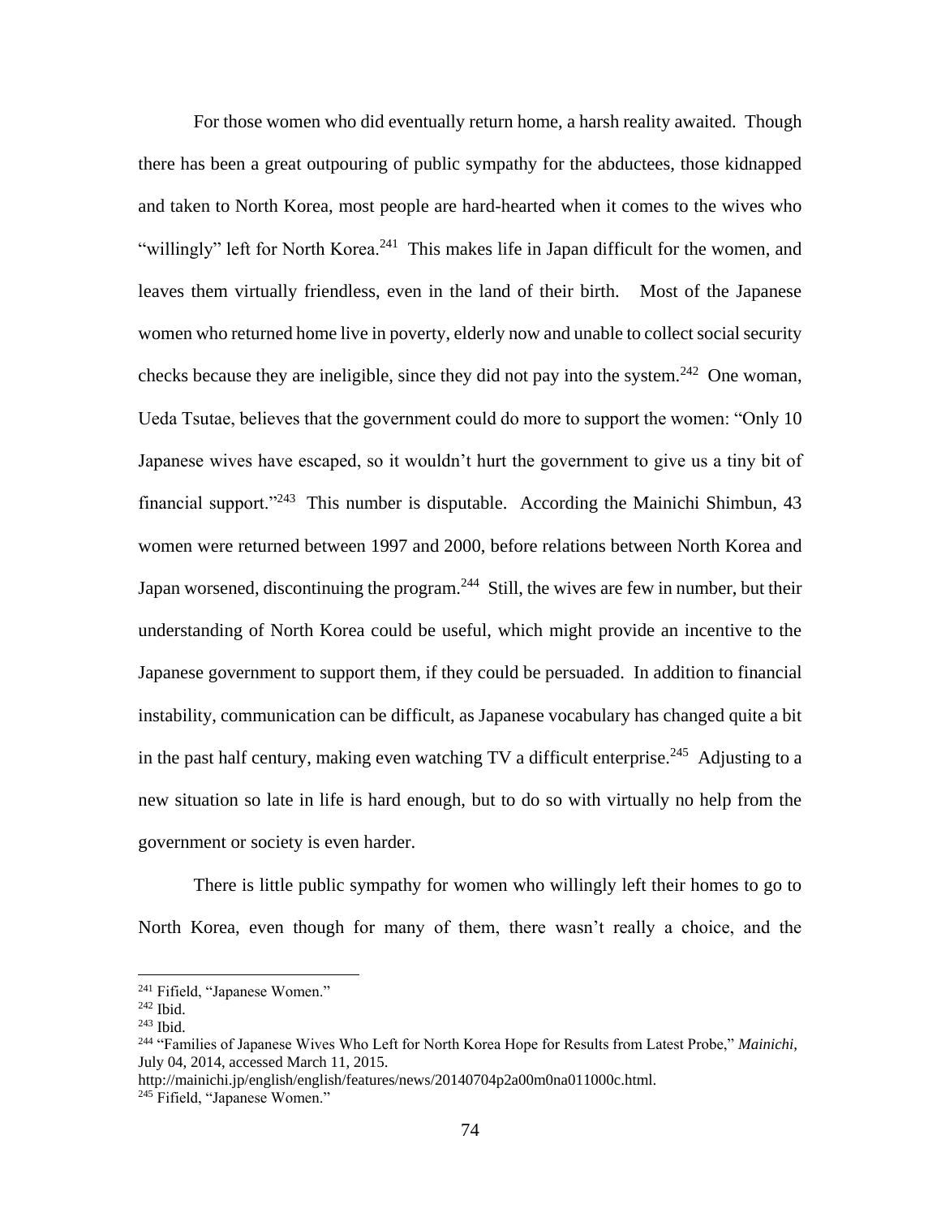For those women who did eventually return home, a harsh reality awaited. Though there has been a great outpouring of public sympathy for the abductees, those kidnapped and taken to North Korea, most people are hard-hearted when it comes to the wives who "willingly" left for North Korea.[241] This makes life in Japan difficult for the women, and leaves them virtually friendless, even in the land of their birth. Most of the Japanese women who returned home live in poverty, elderly now and unable to collect social security checks because they are ineligible, since they did not pay into the system.[242] One woman, Ueda Tsutae, believes that the government could do more to support the women: "Only 10 Japanese wives have escaped, so it wouldn't hurt the government to give us a tiny bit of financial support."[243] This number is disputable. According the Mainichi Shimbun, 43 women were returned between 1997 and 2000, before relations between North Korea and Japan worsened, discontinuing the program.[244] Still, the wives are few in number, but their understanding of North Korea could be useful, which might provide an incentive to the Japanese government to support them, if they could be persuaded. In addition to financial instability, communication can be difficult, as Japanese vocabulary has changed quite a bit in the past half century, making even watching TV a difficult enterprise.[245] Adjusting to a new situation so late in life is hard enough, but to do so with virtually no help from the government or society is even harder.

There is little public sympathy for women who willingly left their homes to go to North Korea, even though for many of them, there wasn't really a choice, and the

---

[241] Fifield, "Japanese Women."

[242] Ibid.

[243] Ibid.

[244] "Families of Japanese Wives Who Left for North Korea Hope for Results from Latest Probe," *Mainichi*, July 04, 2014, accessed March 11, 2015. http://mainichi.jp/english/english/features/news/20140704p2a00m0na011000c.html.

[245] Fifield, "Japanese Women."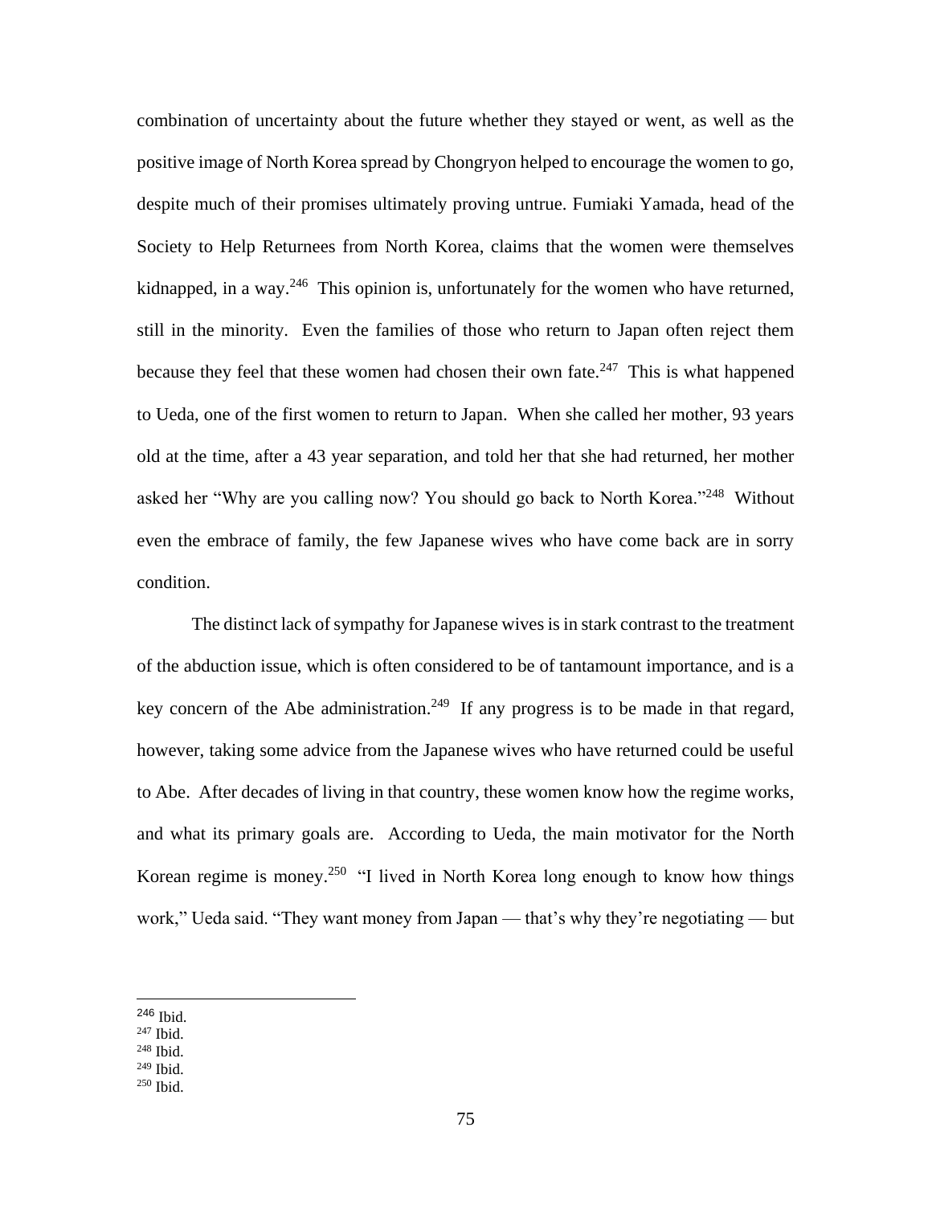combination of uncertainty about the future whether they stayed or went, as well as the positive image of North Korea spread by Chongryon helped to encourage the women to go, despite much of their promises ultimately proving untrue. Fumiaki Yamada, head of the Society to Help Returnees from North Korea, claims that the women were themselves kidnapped, in a way.[246] This opinion is, unfortunately for the women who have returned, still in the minority. Even the families of those who return to Japan often reject them because they feel that these women had chosen their own fate.[247] This is what happened to Ueda, one of the first women to return to Japan. When she called her mother, 93 years old at the time, after a 43 year separation, and told her that she had returned, her mother asked her "Why are you calling now? You should go back to North Korea."[248] Without even the embrace of family, the few Japanese wives who have come back are in sorry condition.

The distinct lack of sympathy for Japanese wives is in stark contrast to the treatment of the abduction issue, which is often considered to be of tantamount importance, and is a key concern of the Abe administration.[249] If any progress is to be made in that regard, however, taking some advice from the Japanese wives who have returned could be useful to Abe. After decades of living in that country, these women know how the regime works, and what its primary goals are. According to Ueda, the main motivator for the North Korean regime is money.[250] "I lived in North Korea long enough to know how things work," Ueda said. "They want money from Japan — that's why they're negotiating — but

[246] Ibid.
[247] Ibid.
[248] Ibid.
[249] Ibid.
[250] Ibid.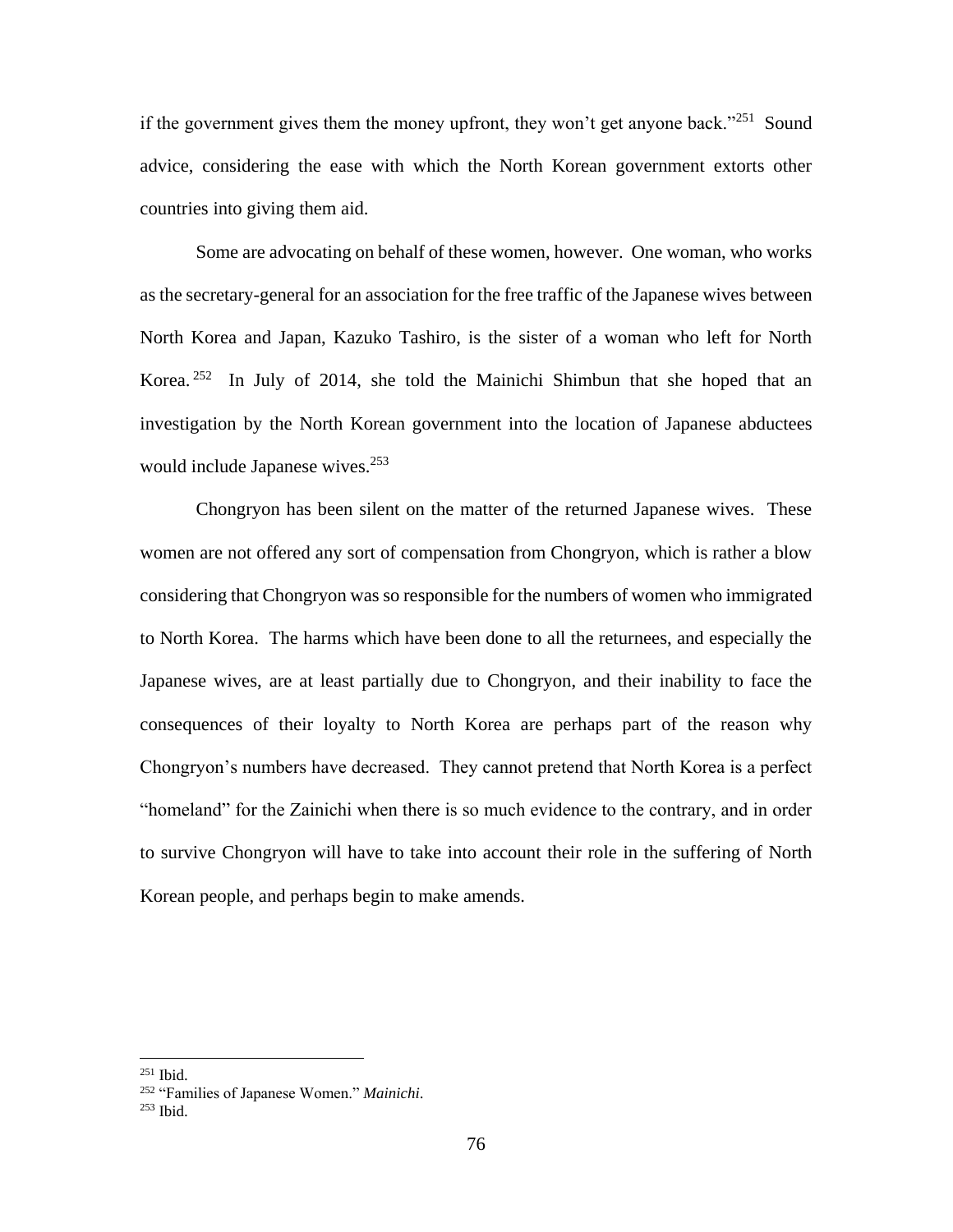if the government gives them the money upfront, they won't get anyone back."[251] Sound advice, considering the ease with which the North Korean government extorts other countries into giving them aid.

Some are advocating on behalf of these women, however. One woman, who works as the secretary-general for an association for the free traffic of the Japanese wives between North Korea and Japan, Kazuko Tashiro, is the sister of a woman who left for North Korea.[252] In July of 2014, she told the Mainichi Shimbun that she hoped that an investigation by the North Korean government into the location of Japanese abductees would include Japanese wives.[253]

Chongryon has been silent on the matter of the returned Japanese wives. These women are not offered any sort of compensation from Chongryon, which is rather a blow considering that Chongryon was so responsible for the numbers of women who immigrated to North Korea. The harms which have been done to all the returnees, and especially the Japanese wives, are at least partially due to Chongryon, and their inability to face the consequences of their loyalty to North Korea are perhaps part of the reason why Chongryon's numbers have decreased. They cannot pretend that North Korea is a perfect "homeland" for the Zainichi when there is so much evidence to the contrary, and in order to survive Chongryon will have to take into account their role in the suffering of North Korean people, and perhaps begin to make amends.

---

[251] Ibid.

[252] "Families of Japanese Women." *Mainichi*.

[253] Ibid.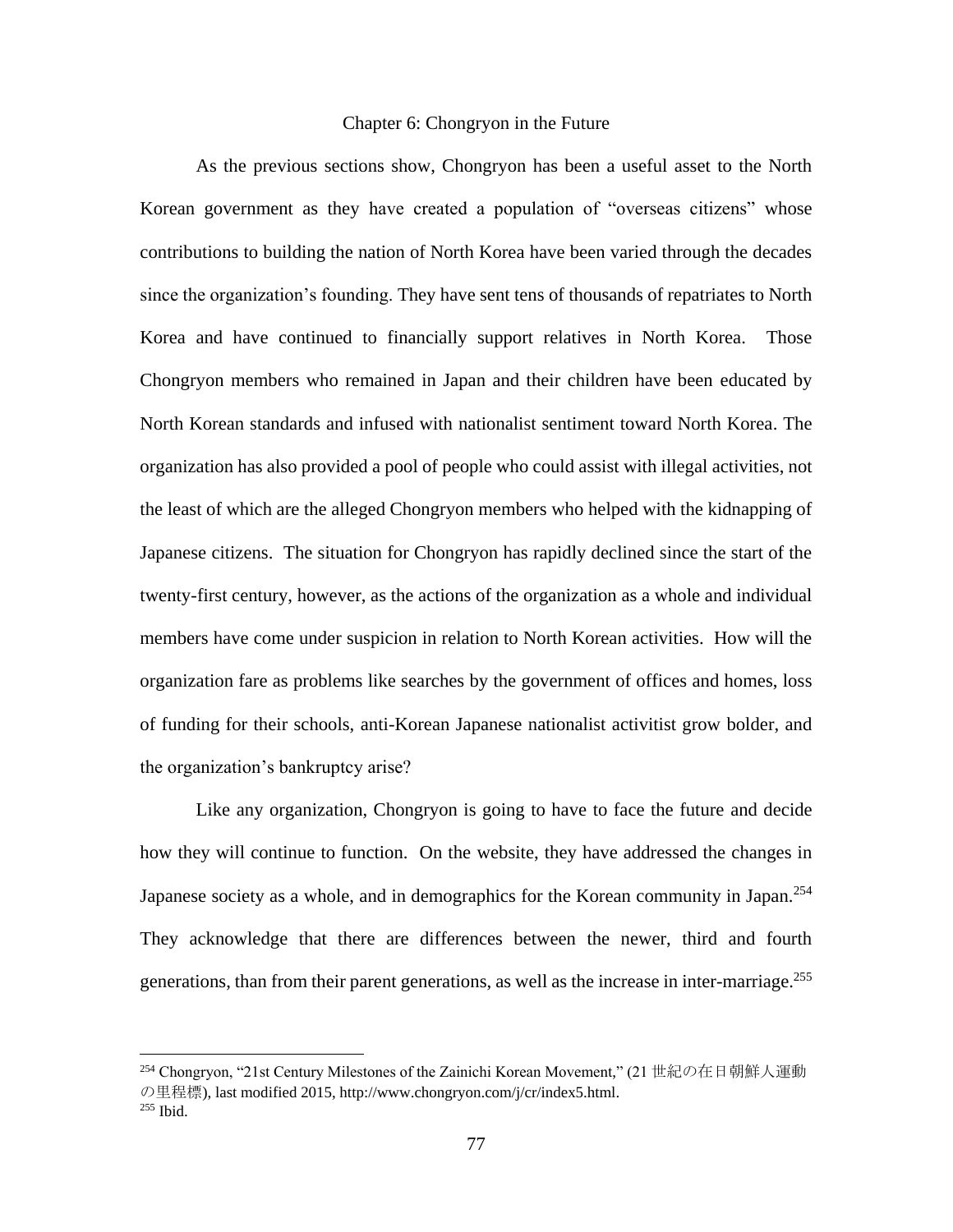# Chapter 6: Chongryon in the Future

As the previous sections show, Chongryon has been a useful asset to the North Korean government as they have created a population of "overseas citizens" whose contributions to building the nation of North Korea have been varied through the decades since the organization's founding. They have sent tens of thousands of repatriates to North Korea and have continued to financially support relatives in North Korea. Those Chongryon members who remained in Japan and their children have been educated by North Korean standards and infused with nationalist sentiment toward North Korea. The organization has also provided a pool of people who could assist with illegal activities, not the least of which are the alleged Chongryon members who helped with the kidnapping of Japanese citizens. The situation for Chongryon has rapidly declined since the start of the twenty-first century, however, as the actions of the organization as a whole and individual members have come under suspicion in relation to North Korean activities. How will the organization fare as problems like searches by the government of offices and homes, loss of funding for their schools, anti-Korean Japanese nationalist activitist grow bolder, and the organization's bankruptcy arise?

Like any organization, Chongryon is going to have to face the future and decide how they will continue to function. On the website, they have addressed the changes in Japanese society as a whole, and in demographics for the Korean community in Japan.[254] They acknowledge that there are differences between the newer, third and fourth generations, than from their parent generations, as well as the increase in inter-marriage.[255]

---

[254] Chongryon, "21st Century Milestones of the Zainichi Korean Movement," (21世紀の在日朝鮮人運動の里程標), last modified 2015, http://www.chongryon.com/j/cr/index5.html.
[255] Ibid.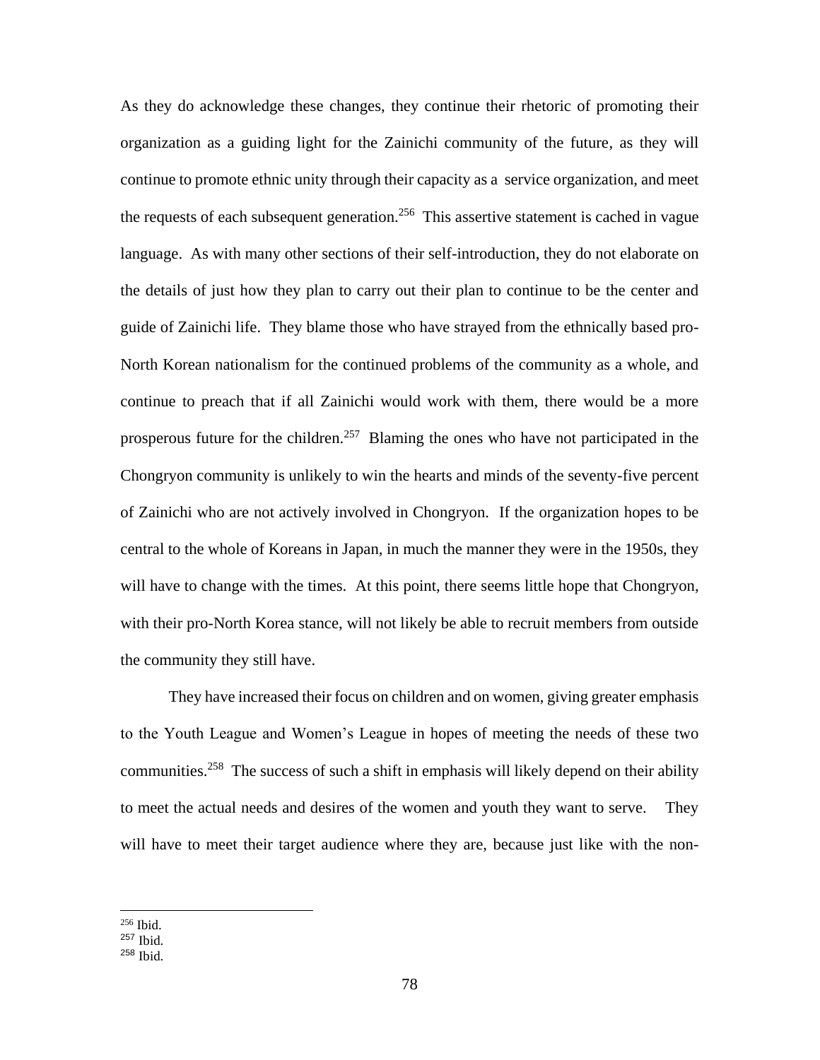As they do acknowledge these changes, they continue their rhetoric of promoting their organization as a guiding light for the Zainichi community of the future, as they will continue to promote ethnic unity through their capacity as a service organization, and meet the requests of each subsequent generation.[256] This assertive statement is cached in vague language. As with many other sections of their self-introduction, they do not elaborate on the details of just how they plan to carry out their plan to continue to be the center and guide of Zainichi life. They blame those who have strayed from the ethnically based pro-North Korean nationalism for the continued problems of the community as a whole, and continue to preach that if all Zainichi would work with them, there would be a more prosperous future for the children.[257] Blaming the ones who have not participated in the Chongryon community is unlikely to win the hearts and minds of the seventy-five percent of Zainichi who are not actively involved in Chongryon. If the organization hopes to be central to the whole of Koreans in Japan, in much the manner they were in the 1950s, they will have to change with the times. At this point, there seems little hope that Chongryon, with their pro-North Korea stance, will not likely be able to recruit members from outside the community they still have.

They have increased their focus on children and on women, giving greater emphasis to the Youth League and Women's League in hopes of meeting the needs of these two communities.[258] The success of such a shift in emphasis will likely depend on their ability to meet the actual needs and desires of the women and youth they want to serve. They will have to meet their target audience where they are, because just like with the non-

---

[256] Ibid.
[257] Ibid.
[258] Ibid.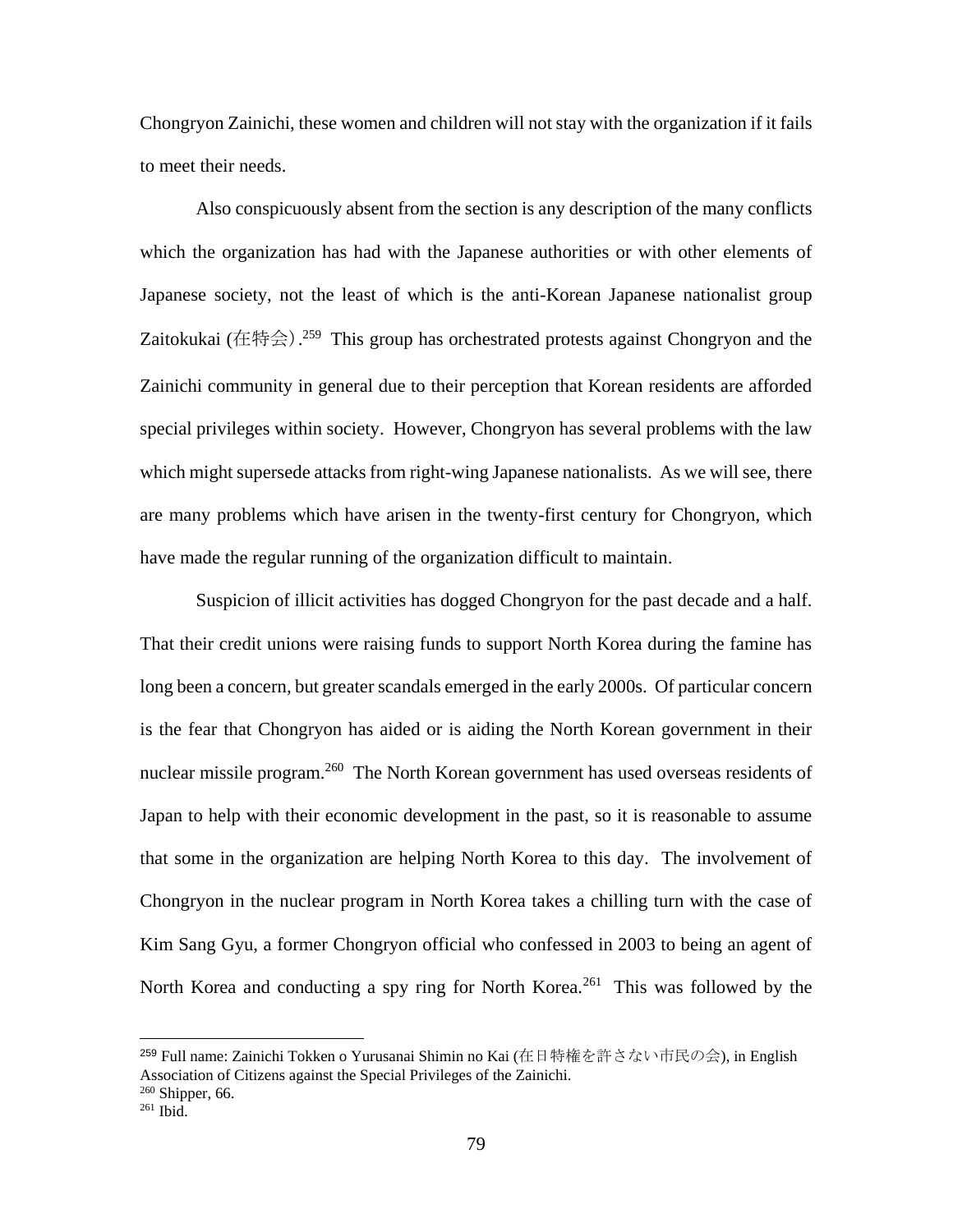Chongryon Zainichi, these women and children will not stay with the organization if it fails to meet their needs.

Also conspicuously absent from the section is any description of the many conflicts which the organization has had with the Japanese authorities or with other elements of Japanese society, not the least of which is the anti-Korean Japanese nationalist group Zaitokukai (在特会).[259] This group has orchestrated protests against Chongryon and the Zainichi community in general due to their perception that Korean residents are afforded special privileges within society. However, Chongryon has several problems with the law which might supersede attacks from right-wing Japanese nationalists. As we will see, there are many problems which have arisen in the twenty-first century for Chongryon, which have made the regular running of the organization difficult to maintain.

Suspicion of illicit activities has dogged Chongryon for the past decade and a half. That their credit unions were raising funds to support North Korea during the famine has long been a concern, but greater scandals emerged in the early 2000s. Of particular concern is the fear that Chongryon has aided or is aiding the North Korean government in their nuclear missile program.[260] The North Korean government has used overseas residents of Japan to help with their economic development in the past, so it is reasonable to assume that some in the organization are helping North Korea to this day. The involvement of Chongryon in the nuclear program in North Korea takes a chilling turn with the case of Kim Sang Gyu, a former Chongryon official who confessed in 2003 to being an agent of North Korea and conducting a spy ring for North Korea.[261] This was followed by the

---

[259] Full name: Zainichi Tokken o Yurusanai Shimin no Kai (在日特権を許さない市民の会), in English Association of Citizens against the Special Privileges of the Zainichi.

[260] Shipper, 66.

[261] Ibid.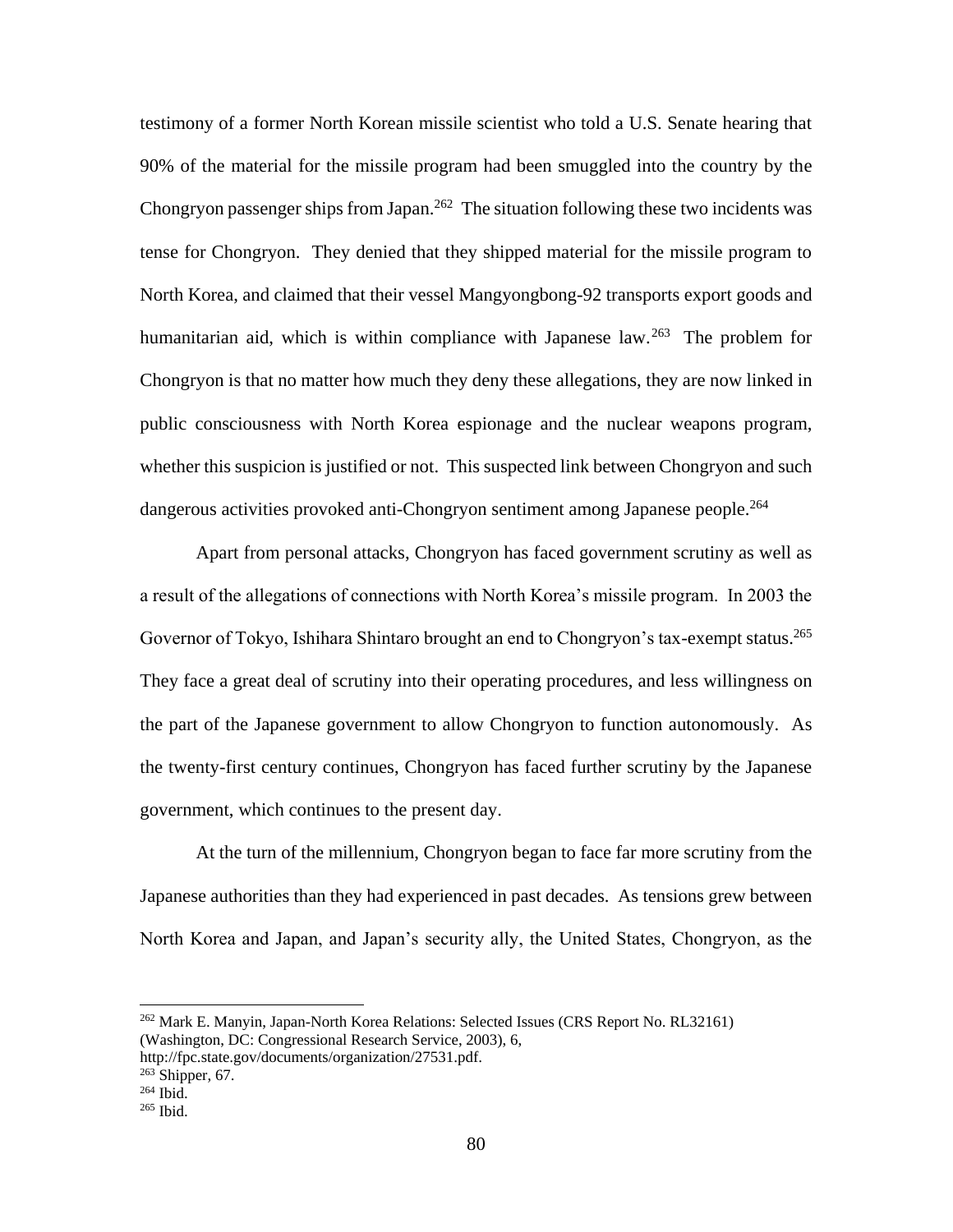testimony of a former North Korean missile scientist who told a U.S. Senate hearing that 90% of the material for the missile program had been smuggled into the country by the Chongryon passenger ships from Japan.[262] The situation following these two incidents was tense for Chongryon. They denied that they shipped material for the missile program to North Korea, and claimed that their vessel Mangyongbong-92 transports export goods and humanitarian aid, which is within compliance with Japanese law.[263] The problem for Chongryon is that no matter how much they deny these allegations, they are now linked in public consciousness with North Korea espionage and the nuclear weapons program, whether this suspicion is justified or not. This suspected link between Chongryon and such dangerous activities provoked anti-Chongryon sentiment among Japanese people.[264]

Apart from personal attacks, Chongryon has faced government scrutiny as well as a result of the allegations of connections with North Korea's missile program. In 2003 the Governor of Tokyo, Ishihara Shintaro brought an end to Chongryon's tax-exempt status.[265] They face a great deal of scrutiny into their operating procedures, and less willingness on the part of the Japanese government to allow Chongryon to function autonomously. As the twenty-first century continues, Chongryon has faced further scrutiny by the Japanese government, which continues to the present day.

At the turn of the millennium, Chongryon began to face far more scrutiny from the Japanese authorities than they had experienced in past decades. As tensions grew between North Korea and Japan, and Japan's security ally, the United States, Chongryon, as the

---

[262] Mark E. Manyin, Japan-North Korea Relations: Selected Issues (CRS Report No. RL32161) (Washington, DC: Congressional Research Service, 2003), 6, http://fpc.state.gov/documents/organization/27531.pdf.

[263] Shipper, 67.

[264] Ibid.

[265] Ibid.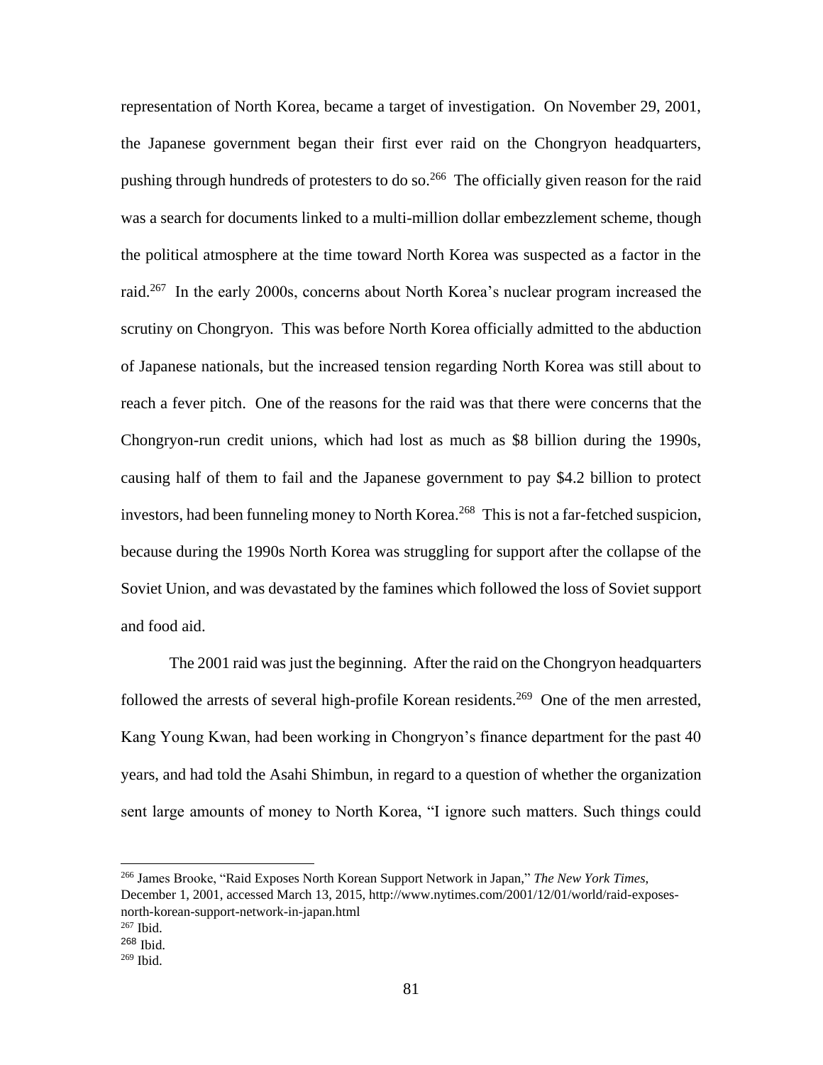representation of North Korea, became a target of investigation. On November 29, 2001, the Japanese government began their first ever raid on the Chongryon headquarters, pushing through hundreds of protesters to do so.[266] The officially given reason for the raid was a search for documents linked to a multi-million dollar embezzlement scheme, though the political atmosphere at the time toward North Korea was suspected as a factor in the raid.[267] In the early 2000s, concerns about North Korea's nuclear program increased the scrutiny on Chongryon. This was before North Korea officially admitted to the abduction of Japanese nationals, but the increased tension regarding North Korea was still about to reach a fever pitch. One of the reasons for the raid was that there were concerns that the Chongryon-run credit unions, which had lost as much as $8 billion during the 1990s, causing half of them to fail and the Japanese government to pay $4.2 billion to protect investors, had been funneling money to North Korea.[268] This is not a far-fetched suspicion, because during the 1990s North Korea was struggling for support after the collapse of the Soviet Union, and was devastated by the famines which followed the loss of Soviet support and food aid.

The 2001 raid was just the beginning. After the raid on the Chongryon headquarters followed the arrests of several high-profile Korean residents.[269] One of the men arrested, Kang Young Kwan, had been working in Chongryon's finance department for the past 40 years, and had told the Asahi Shimbun, in regard to a question of whether the organization sent large amounts of money to North Korea, "I ignore such matters. Such things could

---

[266] James Brooke, "Raid Exposes North Korean Support Network in Japan," *The New York Times*, December 1, 2001, accessed March 13, 2015, http://www.nytimes.com/2001/12/01/world/raid-exposes-north-korean-support-network-in-japan.html

[267] Ibid.

[268] Ibid.

[269] Ibid.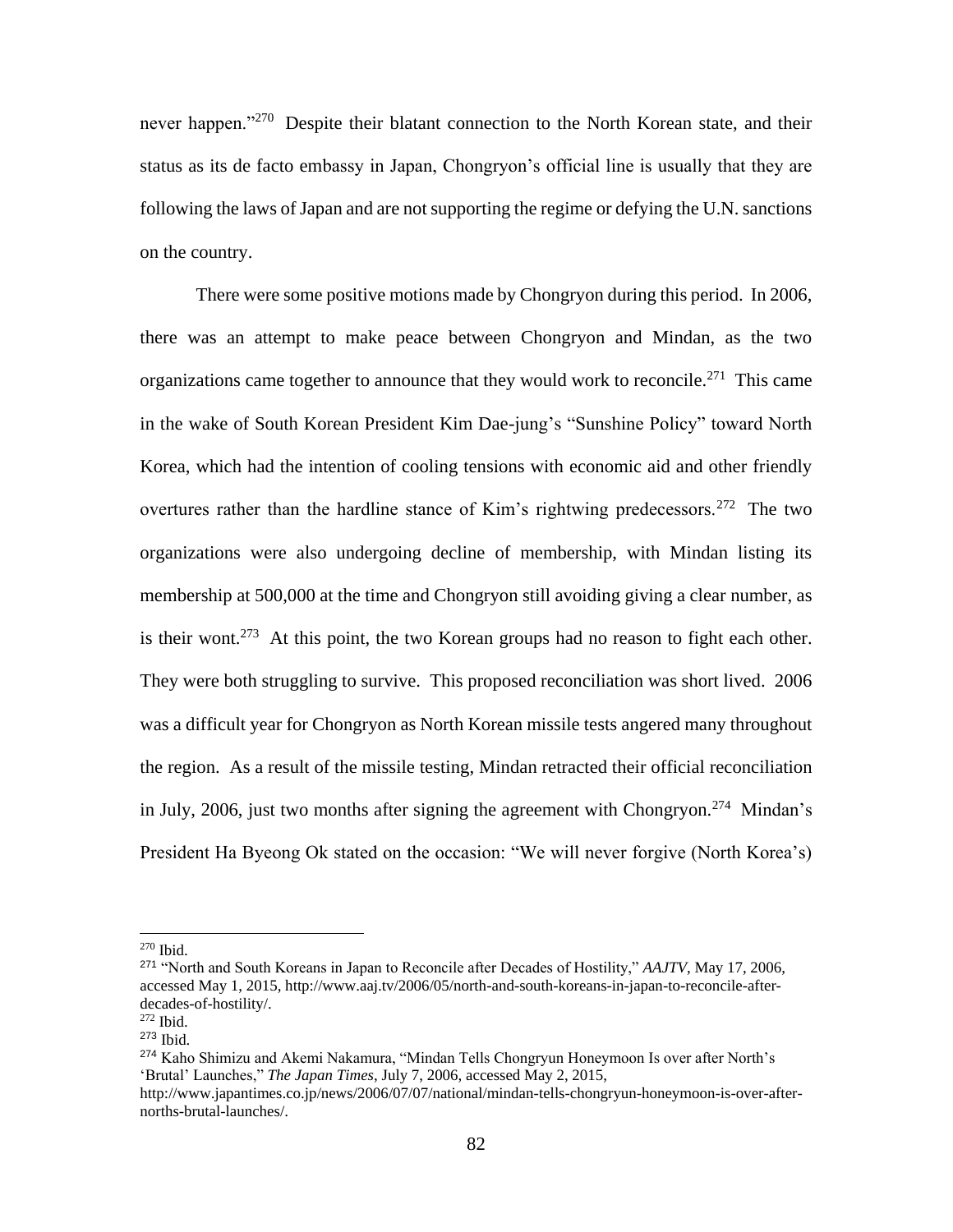never happen."[270] Despite their blatant connection to the North Korean state, and their status as its de facto embassy in Japan, Chongryon's official line is usually that they are following the laws of Japan and are not supporting the regime or defying the U.N. sanctions on the country.

There were some positive motions made by Chongryon during this period. In 2006, there was an attempt to make peace between Chongryon and Mindan, as the two organizations came together to announce that they would work to reconcile.[271] This came in the wake of South Korean President Kim Dae-jung's "Sunshine Policy" toward North Korea, which had the intention of cooling tensions with economic aid and other friendly overtures rather than the hardline stance of Kim's rightwing predecessors.[272] The two organizations were also undergoing decline of membership, with Mindan listing its membership at 500,000 at the time and Chongryon still avoiding giving a clear number, as is their wont.[273] At this point, the two Korean groups had no reason to fight each other. They were both struggling to survive. This proposed reconciliation was short lived. 2006 was a difficult year for Chongryon as North Korean missile tests angered many throughout the region. As a result of the missile testing, Mindan retracted their official reconciliation in July, 2006, just two months after signing the agreement with Chongryon.[274] Mindan's President Ha Byeong Ok stated on the occasion: "We will never forgive (North Korea's)

---

[270] Ibid.

[271] "North and South Koreans in Japan to Reconcile after Decades of Hostility," *AAJTV*, May 17, 2006, accessed May 1, 2015, http://www.aaj.tv/2006/05/north-and-south-koreans-in-japan-to-reconcile-after-decades-of-hostility/.

[272] Ibid.

[273] Ibid.

[274] Kaho Shimizu and Akemi Nakamura, "Mindan Tells Chongryun Honeymoon Is over after North's 'Brutal' Launches," *The Japan Times*, July 7, 2006, accessed May 2, 2015, http://www.japantimes.co.jp/news/2006/07/07/national/mindan-tells-chongryun-honeymoon-is-over-after-norths-brutal-launches/.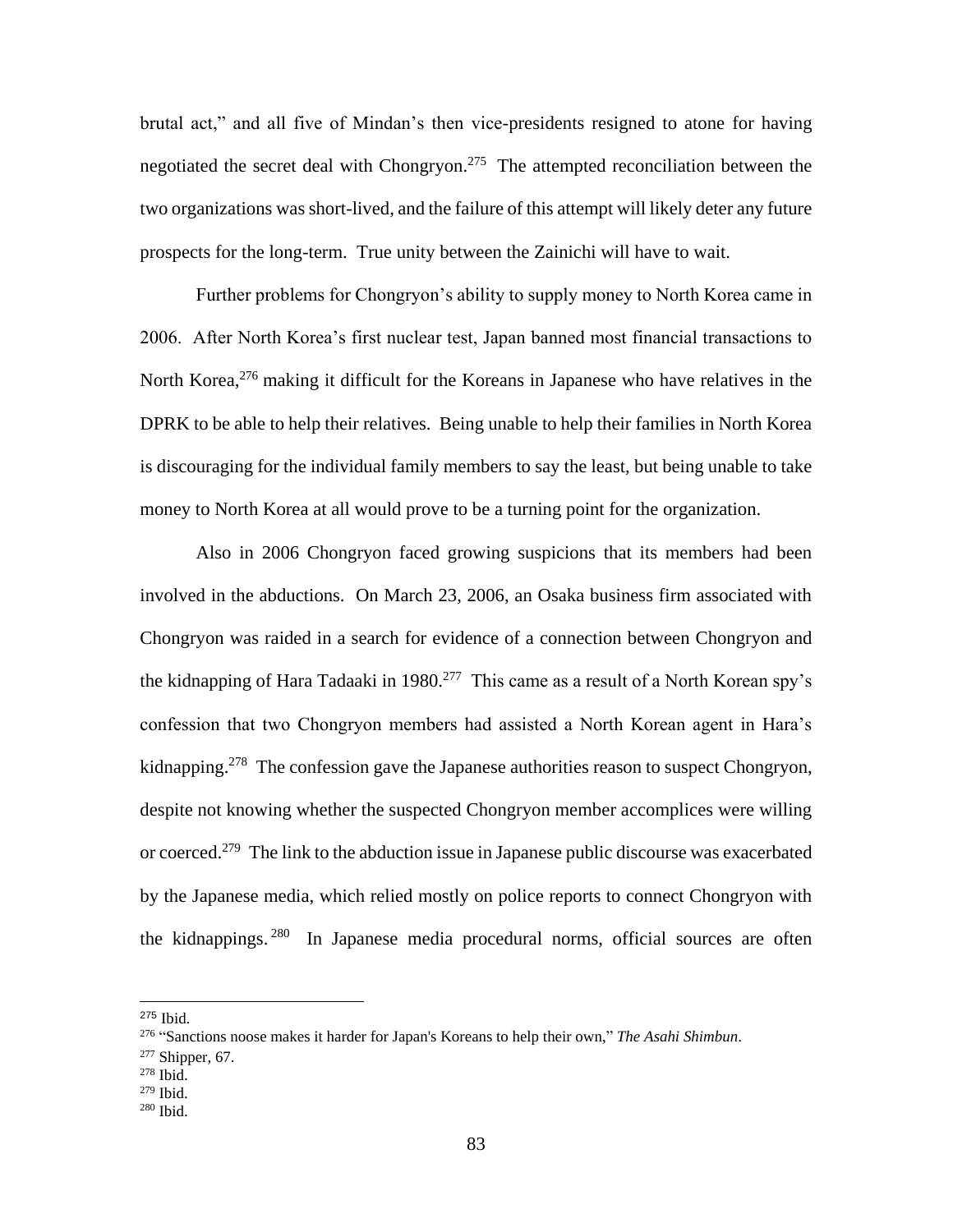brutal act," and all five of Mindan's then vice-presidents resigned to atone for having negotiated the secret deal with Chongryon.[275] The attempted reconciliation between the two organizations was short-lived, and the failure of this attempt will likely deter any future prospects for the long-term. True unity between the Zainichi will have to wait.

Further problems for Chongryon's ability to supply money to North Korea came in 2006. After North Korea's first nuclear test, Japan banned most financial transactions to North Korea,[276] making it difficult for the Koreans in Japanese who have relatives in the DPRK to be able to help their relatives. Being unable to help their families in North Korea is discouraging for the individual family members to say the least, but being unable to take money to North Korea at all would prove to be a turning point for the organization.

Also in 2006 Chongryon faced growing suspicions that its members had been involved in the abductions. On March 23, 2006, an Osaka business firm associated with Chongryon was raided in a search for evidence of a connection between Chongryon and the kidnapping of Hara Tadaaki in 1980.[277] This came as a result of a North Korean spy's confession that two Chongryon members had assisted a North Korean agent in Hara's kidnapping.[278] The confession gave the Japanese authorities reason to suspect Chongryon, despite not knowing whether the suspected Chongryon member accomplices were willing or coerced.[279] The link to the abduction issue in Japanese public discourse was exacerbated by the Japanese media, which relied mostly on police reports to connect Chongryon with the kidnappings.[280] In Japanese media procedural norms, official sources are often

---

[275] Ibid.
[276] "Sanctions noose makes it harder for Japan's Koreans to help their own," *The Asahi Shimbun*.
[277] Shipper, 67.
[278] Ibid.
[279] Ibid.
[280] Ibid.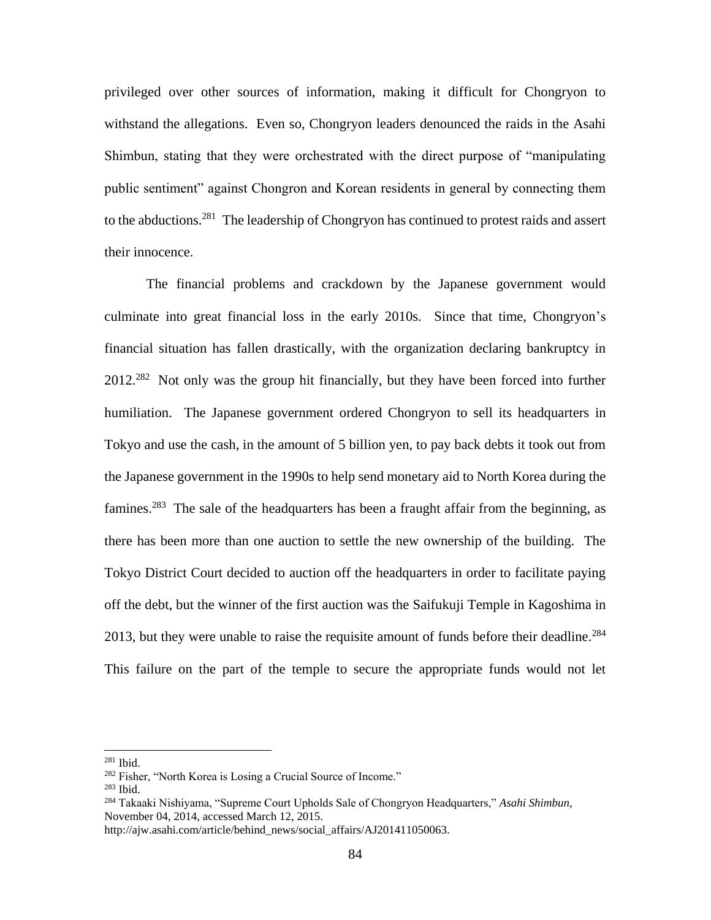privileged over other sources of information, making it difficult for Chongryon to withstand the allegations. Even so, Chongryon leaders denounced the raids in the Asahi Shimbun, stating that they were orchestrated with the direct purpose of "manipulating public sentiment" against Chongron and Korean residents in general by connecting them to the abductions.[281] The leadership of Chongryon has continued to protest raids and assert their innocence.

The financial problems and crackdown by the Japanese government would culminate into great financial loss in the early 2010s. Since that time, Chongryon's financial situation has fallen drastically, with the organization declaring bankruptcy in 2012.[282] Not only was the group hit financially, but they have been forced into further humiliation. The Japanese government ordered Chongryon to sell its headquarters in Tokyo and use the cash, in the amount of 5 billion yen, to pay back debts it took out from the Japanese government in the 1990s to help send monetary aid to North Korea during the famines.[283] The sale of the headquarters has been a fraught affair from the beginning, as there has been more than one auction to settle the new ownership of the building. The Tokyo District Court decided to auction off the headquarters in order to facilitate paying off the debt, but the winner of the first auction was the Saifukuji Temple in Kagoshima in 2013, but they were unable to raise the requisite amount of funds before their deadline.[284] This failure on the part of the temple to secure the appropriate funds would not let

---

[281] Ibid.

[282] Fisher, "North Korea is Losing a Crucial Source of Income."

[283] Ibid.

[284] Takaaki Nishiyama, "Supreme Court Upholds Sale of Chongryon Headquarters," *Asahi Shimbun*, November 04, 2014, accessed March 12, 2015. http://ajw.asahi.com/article/behind_news/social_affairs/AJ201411050063.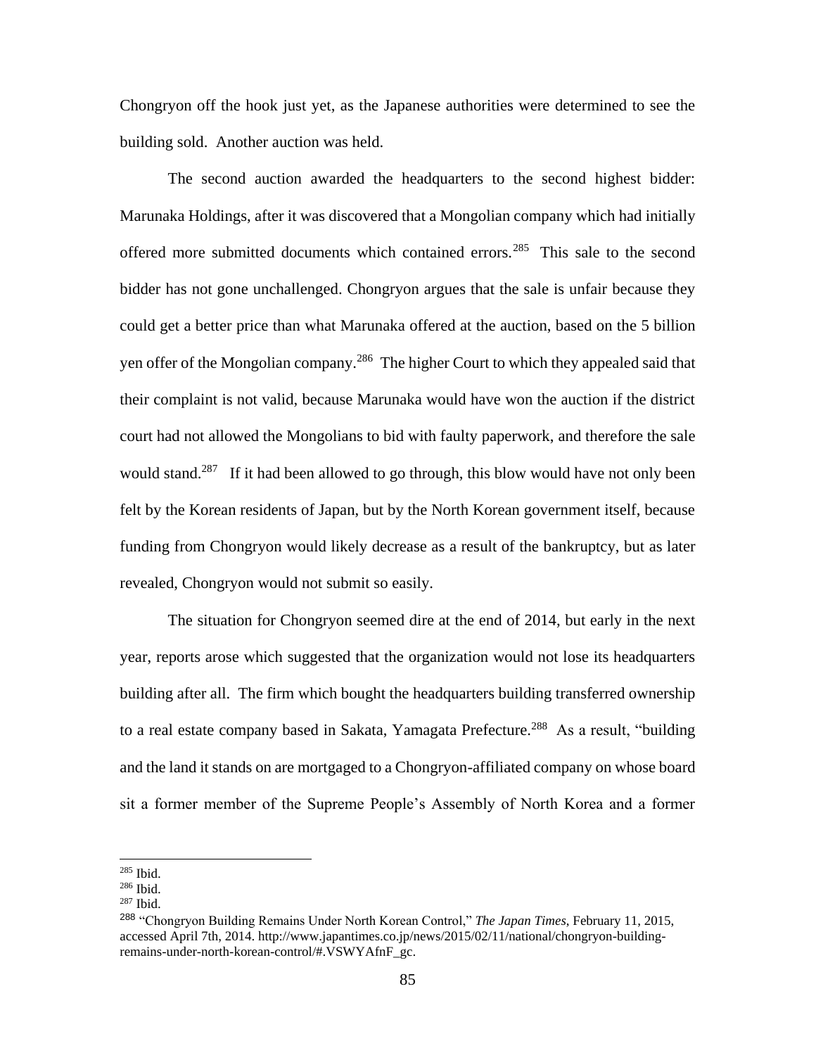Chongryon off the hook just yet, as the Japanese authorities were determined to see the building sold. Another auction was held.

The second auction awarded the headquarters to the second highest bidder: Marunaka Holdings, after it was discovered that a Mongolian company which had initially offered more submitted documents which contained errors.[285] This sale to the second bidder has not gone unchallenged. Chongryon argues that the sale is unfair because they could get a better price than what Marunaka offered at the auction, based on the 5 billion yen offer of the Mongolian company.[286] The higher Court to which they appealed said that their complaint is not valid, because Marunaka would have won the auction if the district court had not allowed the Mongolians to bid with faulty paperwork, and therefore the sale would stand.[287] If it had been allowed to go through, this blow would have not only been felt by the Korean residents of Japan, but by the North Korean government itself, because funding from Chongryon would likely decrease as a result of the bankruptcy, but as later revealed, Chongryon would not submit so easily.

The situation for Chongryon seemed dire at the end of 2014, but early in the next year, reports arose which suggested that the organization would not lose its headquarters building after all. The firm which bought the headquarters building transferred ownership to a real estate company based in Sakata, Yamagata Prefecture.[288] As a result, "building and the land it stands on are mortgaged to a Chongryon-affiliated company on whose board sit a former member of the Supreme People's Assembly of North Korea and a former

---

[285] Ibid.

[286] Ibid.

[287] Ibid.

[288] "Chongryon Building Remains Under North Korean Control," *The Japan Times*, February 11, 2015, accessed April 7th, 2014. http://www.japantimes.co.jp/news/2015/02/11/national/chongryon-building-remains-under-north-korean-control/#.VSWYAfnF_gc.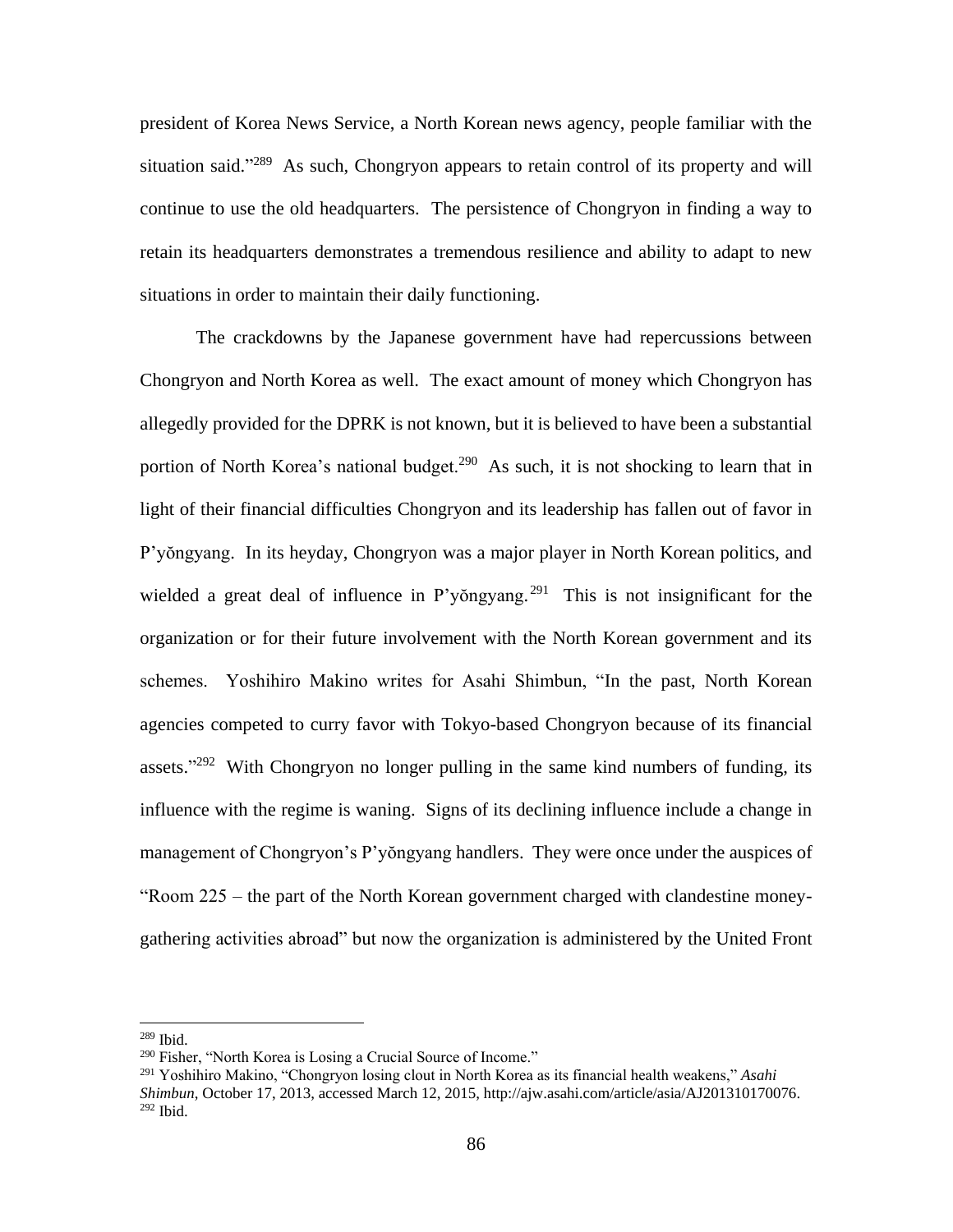president of Korea News Service, a North Korean news agency, people familiar with the situation said."[289] As such, Chongryon appears to retain control of its property and will continue to use the old headquarters. The persistence of Chongryon in finding a way to retain its headquarters demonstrates a tremendous resilience and ability to adapt to new situations in order to maintain their daily functioning.

The crackdowns by the Japanese government have had repercussions between Chongryon and North Korea as well. The exact amount of money which Chongryon has allegedly provided for the DPRK is not known, but it is believed to have been a substantial portion of North Korea's national budget.[290] As such, it is not shocking to learn that in light of their financial difficulties Chongryon and its leadership has fallen out of favor in P'yŏngyang. In its heyday, Chongryon was a major player in North Korean politics, and wielded a great deal of influence in P'yŏngyang.[291] This is not insignificant for the organization or for their future involvement with the North Korean government and its schemes. Yoshihiro Makino writes for Asahi Shimbun, "In the past, North Korean agencies competed to curry favor with Tokyo-based Chongryon because of its financial assets."[292] With Chongryon no longer pulling in the same kind numbers of funding, its influence with the regime is waning. Signs of its declining influence include a change in management of Chongryon's P'yŏngyang handlers. They were once under the auspices of "Room 225 – the part of the North Korean government charged with clandestine money-gathering activities abroad" but now the organization is administered by the United Front

---

[289] Ibid.

[290] Fisher, "North Korea is Losing a Crucial Source of Income."

[291] Yoshihiro Makino, "Chongryon losing clout in North Korea as its financial health weakens," *Asahi Shimbun*, October 17, 2013, accessed March 12, 2015, http://ajw.asahi.com/article/asia/AJ201310170076.

[292] Ibid.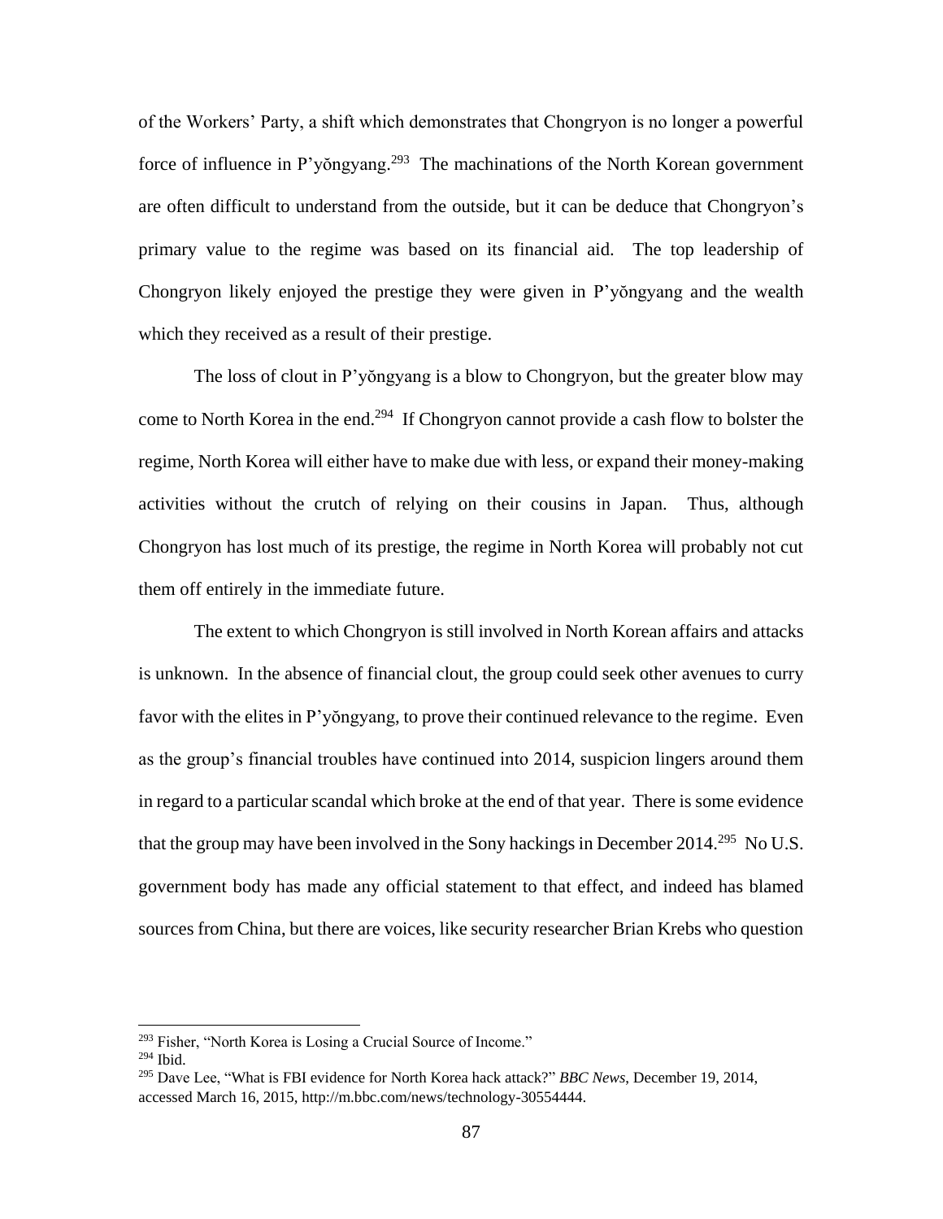of the Workers' Party, a shift which demonstrates that Chongryon is no longer a powerful force of influence in P'yŏngyang.[293] The machinations of the North Korean government are often difficult to understand from the outside, but it can be deduce that Chongryon's primary value to the regime was based on its financial aid. The top leadership of Chongryon likely enjoyed the prestige they were given in P'yŏngyang and the wealth which they received as a result of their prestige.

The loss of clout in P'yŏngyang is a blow to Chongryon, but the greater blow may come to North Korea in the end.[294] If Chongryon cannot provide a cash flow to bolster the regime, North Korea will either have to make due with less, or expand their money-making activities without the crutch of relying on their cousins in Japan. Thus, although Chongryon has lost much of its prestige, the regime in North Korea will probably not cut them off entirely in the immediate future.

The extent to which Chongryon is still involved in North Korean affairs and attacks is unknown. In the absence of financial clout, the group could seek other avenues to curry favor with the elites in P'yŏngyang, to prove their continued relevance to the regime. Even as the group's financial troubles have continued into 2014, suspicion lingers around them in regard to a particular scandal which broke at the end of that year. There is some evidence that the group may have been involved in the Sony hackings in December 2014.[295] No U.S. government body has made any official statement to that effect, and indeed has blamed sources from China, but there are voices, like security researcher Brian Krebs who question

---

[293] Fisher, "North Korea is Losing a Crucial Source of Income."

[294] Ibid.

[295] Dave Lee, "What is FBI evidence for North Korea hack attack?" *BBC News*, December 19, 2014, accessed March 16, 2015, http://m.bbc.com/news/technology-30554444.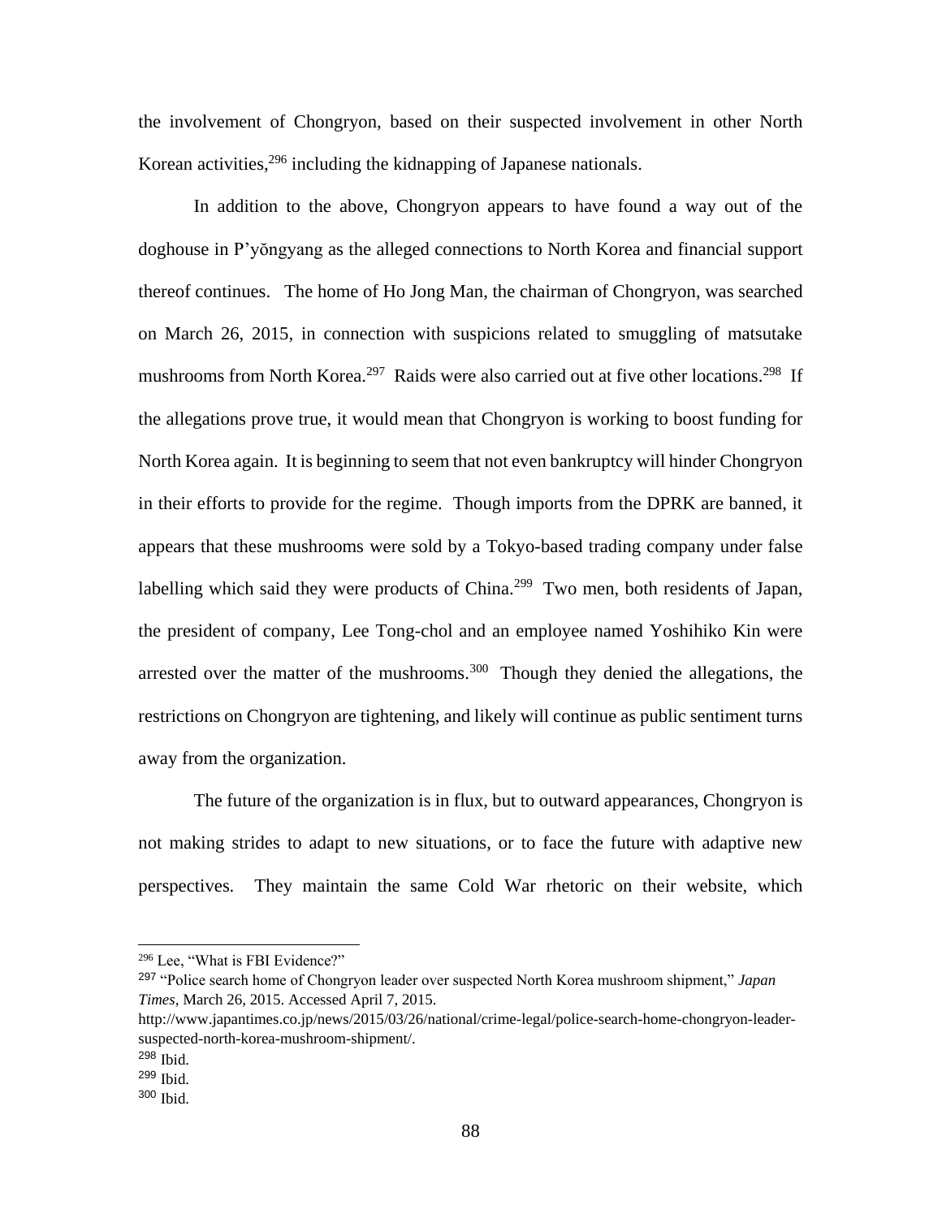the involvement of Chongryon, based on their suspected involvement in other North Korean activities,[296] including the kidnapping of Japanese nationals.

In addition to the above, Chongryon appears to have found a way out of the doghouse in P'yŏngyang as the alleged connections to North Korea and financial support thereof continues. The home of Ho Jong Man, the chairman of Chongryon, was searched on March 26, 2015, in connection with suspicions related to smuggling of matsutake mushrooms from North Korea.[297] Raids were also carried out at five other locations.[298] If the allegations prove true, it would mean that Chongryon is working to boost funding for North Korea again. It is beginning to seem that not even bankruptcy will hinder Chongryon in their efforts to provide for the regime. Though imports from the DPRK are banned, it appears that these mushrooms were sold by a Tokyo-based trading company under false labelling which said they were products of China.[299] Two men, both residents of Japan, the president of company, Lee Tong-chol and an employee named Yoshihiko Kin were arrested over the matter of the mushrooms.[300] Though they denied the allegations, the restrictions on Chongryon are tightening, and likely will continue as public sentiment turns away from the organization.

The future of the organization is in flux, but to outward appearances, Chongryon is not making strides to adapt to new situations, or to face the future with adaptive new perspectives. They maintain the same Cold War rhetoric on their website, which

---

[296] Lee, "What is FBI Evidence?"

[297] "Police search home of Chongryon leader over suspected North Korea mushroom shipment," *Japan Times*, March 26, 2015. Accessed April 7, 2015. http://www.japantimes.co.jp/news/2015/03/26/national/crime-legal/police-search-home-chongryon-leader-suspected-north-korea-mushroom-shipment/.

[298] Ibid.

[299] Ibid.

[300] Ibid.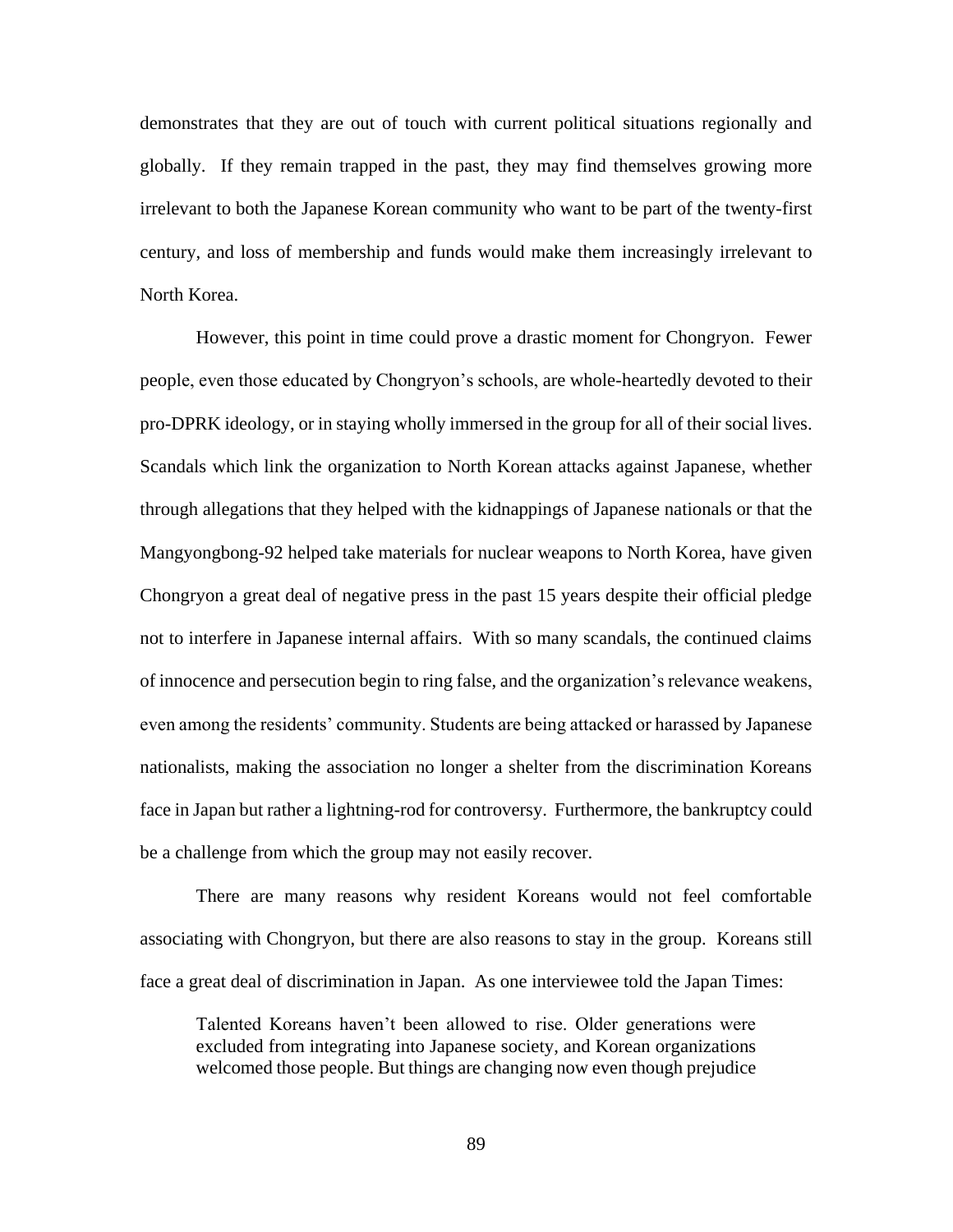demonstrates that they are out of touch with current political situations regionally and globally. If they remain trapped in the past, they may find themselves growing more irrelevant to both the Japanese Korean community who want to be part of the twenty-first century, and loss of membership and funds would make them increasingly irrelevant to North Korea.

However, this point in time could prove a drastic moment for Chongryon. Fewer people, even those educated by Chongryon's schools, are whole-heartedly devoted to their pro-DPRK ideology, or in staying wholly immersed in the group for all of their social lives. Scandals which link the organization to North Korean attacks against Japanese, whether through allegations that they helped with the kidnappings of Japanese nationals or that the Mangyongbong-92 helped take materials for nuclear weapons to North Korea, have given Chongryon a great deal of negative press in the past 15 years despite their official pledge not to interfere in Japanese internal affairs. With so many scandals, the continued claims of innocence and persecution begin to ring false, and the organization's relevance weakens, even among the residents' community. Students are being attacked or harassed by Japanese nationalists, making the association no longer a shelter from the discrimination Koreans face in Japan but rather a lightning-rod for controversy. Furthermore, the bankruptcy could be a challenge from which the group may not easily recover.

There are many reasons why resident Koreans would not feel comfortable associating with Chongryon, but there are also reasons to stay in the group. Koreans still face a great deal of discrimination in Japan. As one interviewee told the Japan Times:

> Talented Koreans haven't been allowed to rise. Older generations were excluded from integrating into Japanese society, and Korean organizations welcomed those people. But things are changing now even though prejudice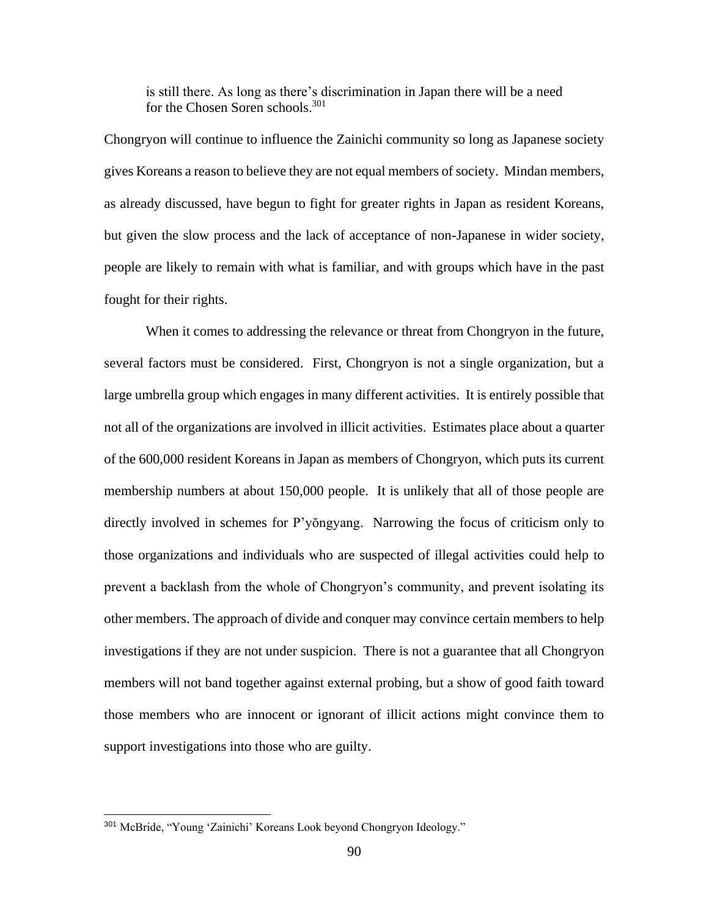> is still there. As long as there's discrimination in Japan there will be a need for the Chosen Soren schools.[301]

Chongryon will continue to influence the Zainichi community so long as Japanese society gives Koreans a reason to believe they are not equal members of society. Mindan members, as already discussed, have begun to fight for greater rights in Japan as resident Koreans, but given the slow process and the lack of acceptance of non-Japanese in wider society, people are likely to remain with what is familiar, and with groups which have in the past fought for their rights.

When it comes to addressing the relevance or threat from Chongryon in the future, several factors must be considered. First, Chongryon is not a single organization, but a large umbrella group which engages in many different activities. It is entirely possible that not all of the organizations are involved in illicit activities. Estimates place about a quarter of the 600,000 resident Koreans in Japan as members of Chongryon, which puts its current membership numbers at about 150,000 people. It is unlikely that all of those people are directly involved in schemes for P'yŏngyang. Narrowing the focus of criticism only to those organizations and individuals who are suspected of illegal activities could help to prevent a backlash from the whole of Chongryon's community, and prevent isolating its other members. The approach of divide and conquer may convince certain members to help investigations if they are not under suspicion. There is not a guarantee that all Chongryon members will not band together against external probing, but a show of good faith toward those members who are innocent or ignorant of illicit actions might convince them to support investigations into those who are guilty.

---

[301] McBride, "Young 'Zainichi' Koreans Look beyond Chongryon Ideology."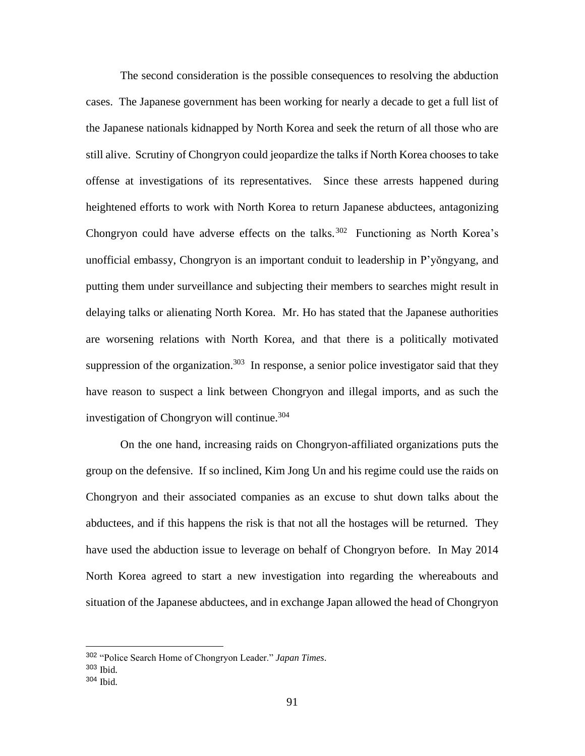The second consideration is the possible consequences to resolving the abduction cases. The Japanese government has been working for nearly a decade to get a full list of the Japanese nationals kidnapped by North Korea and seek the return of all those who are still alive. Scrutiny of Chongryon could jeopardize the talks if North Korea chooses to take offense at investigations of its representatives. Since these arrests happened during heightened efforts to work with North Korea to return Japanese abductees, antagonizing Chongryon could have adverse effects on the talks.[302] Functioning as North Korea's unofficial embassy, Chongryon is an important conduit to leadership in P'yŏngyang, and putting them under surveillance and subjecting their members to searches might result in delaying talks or alienating North Korea. Mr. Ho has stated that the Japanese authorities are worsening relations with North Korea, and that there is a politically motivated suppression of the organization.[303] In response, a senior police investigator said that they have reason to suspect a link between Chongryon and illegal imports, and as such the investigation of Chongryon will continue.[304]

On the one hand, increasing raids on Chongryon-affiliated organizations puts the group on the defensive. If so inclined, Kim Jong Un and his regime could use the raids on Chongryon and their associated companies as an excuse to shut down talks about the abductees, and if this happens the risk is that not all the hostages will be returned. They have used the abduction issue to leverage on behalf of Chongryon before. In May 2014 North Korea agreed to start a new investigation into regarding the whereabouts and situation of the Japanese abductees, and in exchange Japan allowed the head of Chongryon

---

[302] "Police Search Home of Chongryon Leader." *Japan Times*.

[303] Ibid.

[304] Ibid.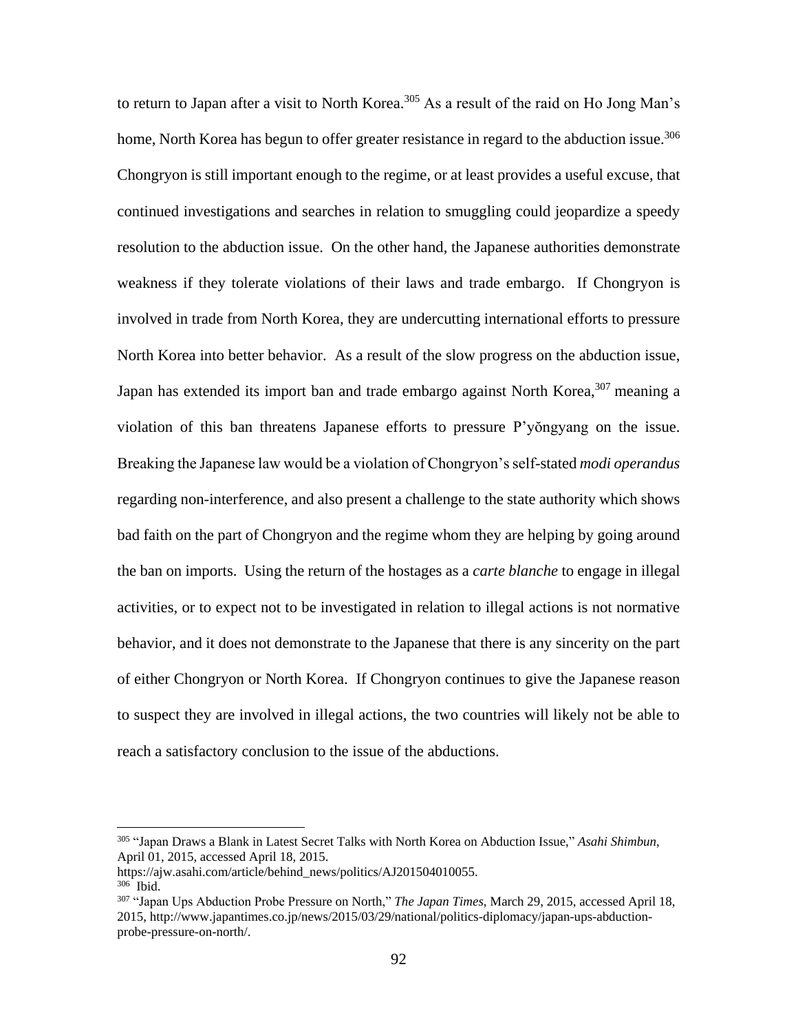to return to Japan after a visit to North Korea.[305] As a result of the raid on Ho Jong Man's home, North Korea has begun to offer greater resistance in regard to the abduction issue.[306] Chongryon is still important enough to the regime, or at least provides a useful excuse, that continued investigations and searches in relation to smuggling could jeopardize a speedy resolution to the abduction issue. On the other hand, the Japanese authorities demonstrate weakness if they tolerate violations of their laws and trade embargo. If Chongryon is involved in trade from North Korea, they are undercutting international efforts to pressure North Korea into better behavior. As a result of the slow progress on the abduction issue, Japan has extended its import ban and trade embargo against North Korea,[307] meaning a violation of this ban threatens Japanese efforts to pressure P'yŏngyang on the issue. Breaking the Japanese law would be a violation of Chongryon's self-stated *modi operandus* regarding non-interference, and also present a challenge to the state authority which shows bad faith on the part of Chongryon and the regime whom they are helping by going around the ban on imports. Using the return of the hostages as a *carte blanche* to engage in illegal activities, or to expect not to be investigated in relation to illegal actions is not normative behavior, and it does not demonstrate to the Japanese that there is any sincerity on the part of either Chongryon or North Korea. If Chongryon continues to give the Japanese reason to suspect they are involved in illegal actions, the two countries will likely not be able to reach a satisfactory conclusion to the issue of the abductions.

---

[305] "Japan Draws a Blank in Latest Secret Talks with North Korea on Abduction Issue," *Asahi Shimbun*, April 01, 2015, accessed April 18, 2015. https://ajw.asahi.com/article/behind_news/politics/AJ201504010055.

[306] Ibid.

[307] "Japan Ups Abduction Probe Pressure on North," *The Japan Times*, March 29, 2015, accessed April 18, 2015, http://www.japantimes.co.jp/news/2015/03/29/national/politics-diplomacy/japan-ups-abduction-probe-pressure-on-north/.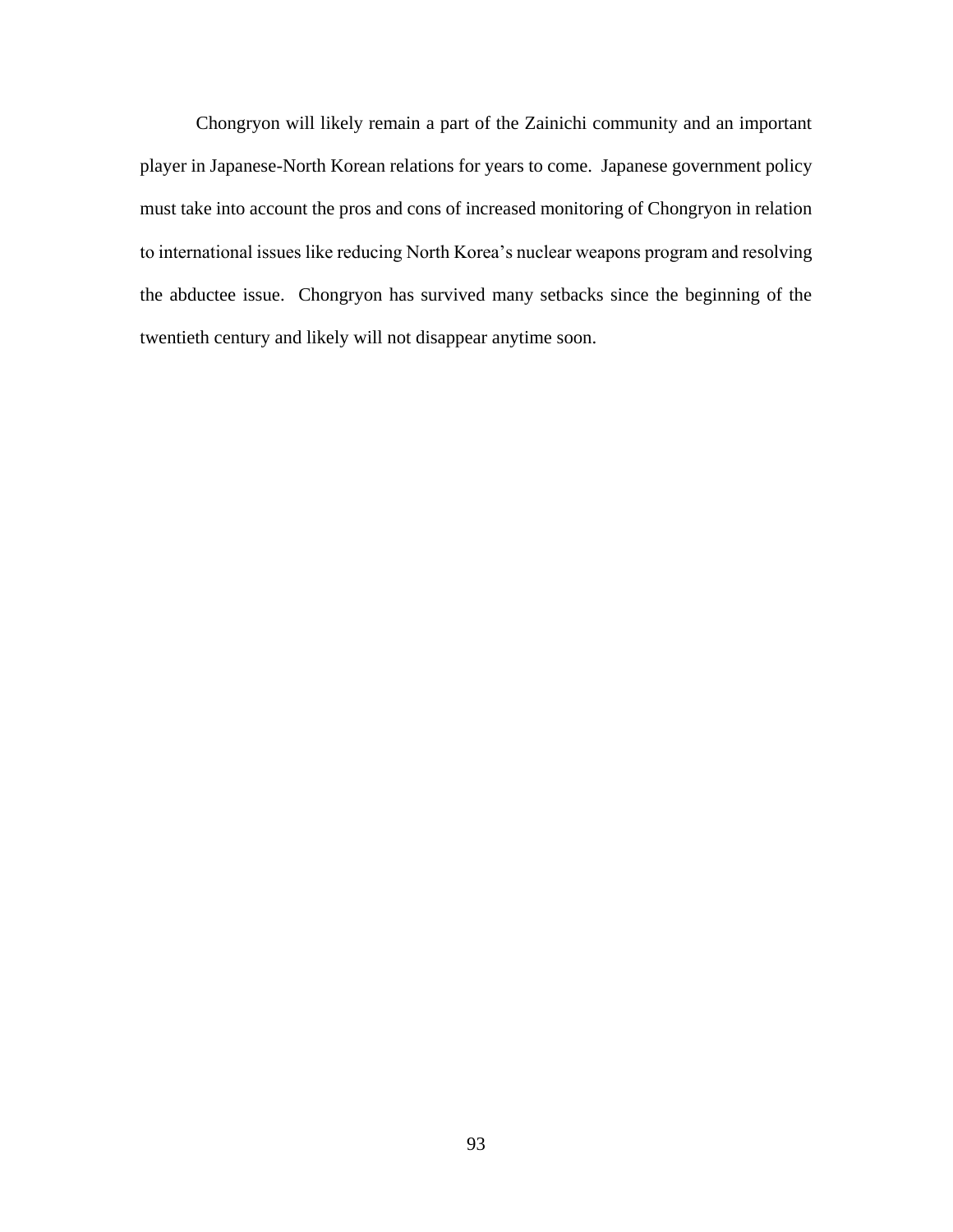Chongryon will likely remain a part of the Zainichi community and an important player in Japanese-North Korean relations for years to come. Japanese government policy must take into account the pros and cons of increased monitoring of Chongryon in relation to international issues like reducing North Korea's nuclear weapons program and resolving the abductee issue. Chongryon has survived many setbacks since the beginning of the twentieth century and likely will not disappear anytime soon.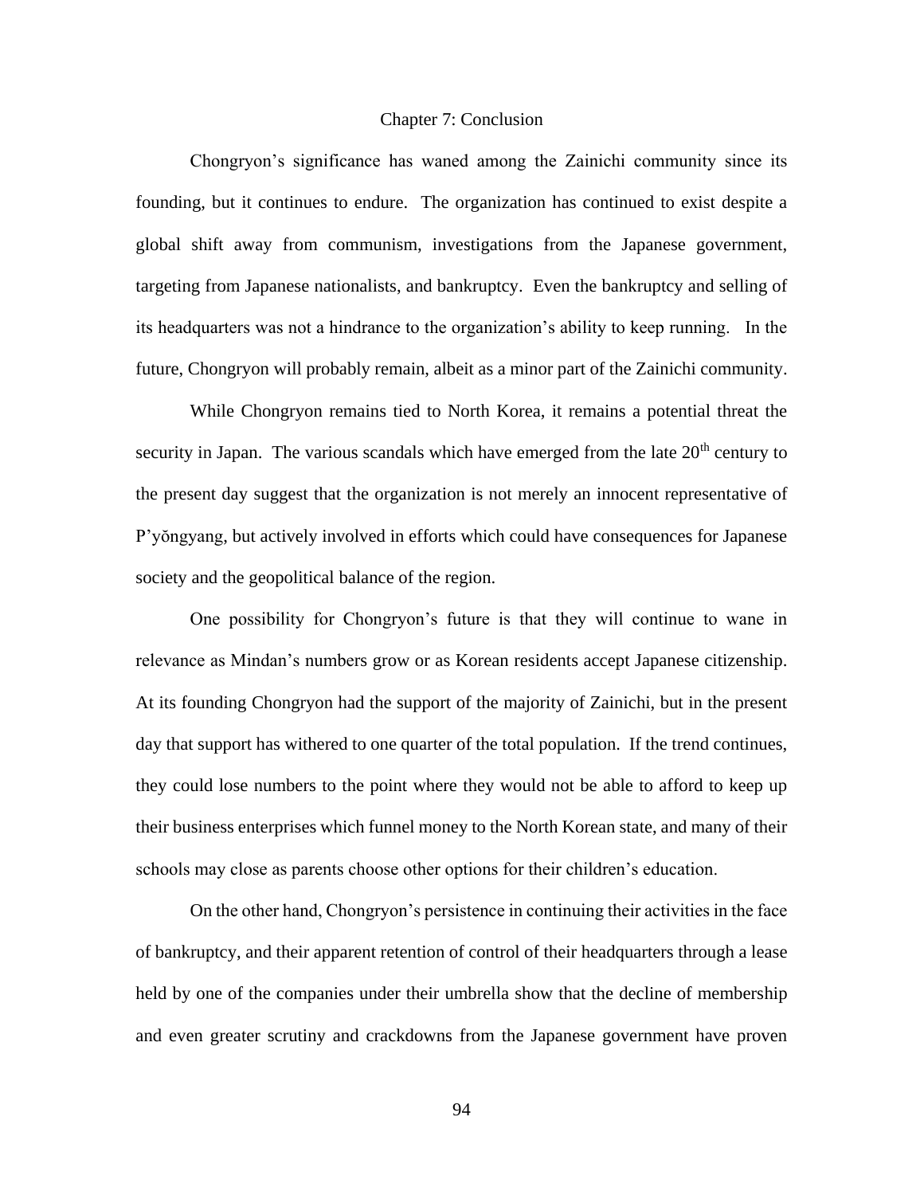# Chapter 7: Conclusion

Chongryon's significance has waned among the Zainichi community since its founding, but it continues to endure. The organization has continued to exist despite a global shift away from communism, investigations from the Japanese government, targeting from Japanese nationalists, and bankruptcy. Even the bankruptcy and selling of its headquarters was not a hindrance to the organization's ability to keep running. In the future, Chongryon will probably remain, albeit as a minor part of the Zainichi community.

While Chongryon remains tied to North Korea, it remains a potential threat the security in Japan. The various scandals which have emerged from the late 20th century to the present day suggest that the organization is not merely an innocent representative of P'yŏngyang, but actively involved in efforts which could have consequences for Japanese society and the geopolitical balance of the region.

One possibility for Chongryon's future is that they will continue to wane in relevance as Mindan's numbers grow or as Korean residents accept Japanese citizenship. At its founding Chongryon had the support of the majority of Zainichi, but in the present day that support has withered to one quarter of the total population. If the trend continues, they could lose numbers to the point where they would not be able to afford to keep up their business enterprises which funnel money to the North Korean state, and many of their schools may close as parents choose other options for their children's education.

On the other hand, Chongryon's persistence in continuing their activities in the face of bankruptcy, and their apparent retention of control of their headquarters through a lease held by one of the companies under their umbrella show that the decline of membership and even greater scrutiny and crackdowns from the Japanese government have proven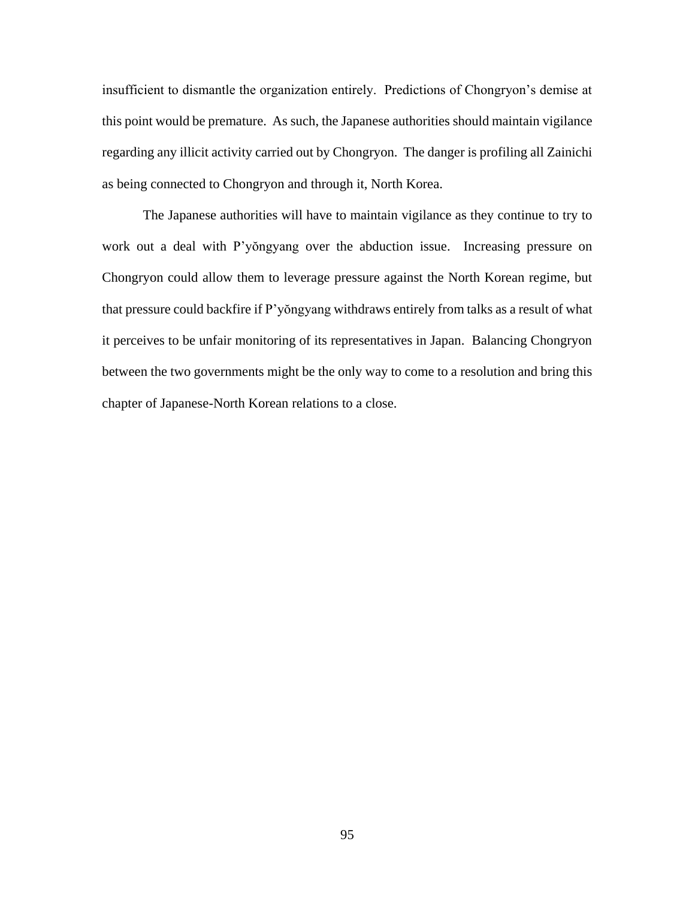insufficient to dismantle the organization entirely. Predictions of Chongryon's demise at this point would be premature. As such, the Japanese authorities should maintain vigilance regarding any illicit activity carried out by Chongryon. The danger is profiling all Zainichi as being connected to Chongryon and through it, North Korea.

The Japanese authorities will have to maintain vigilance as they continue to try to work out a deal with P'yŏngyang over the abduction issue. Increasing pressure on Chongryon could allow them to leverage pressure against the North Korean regime, but that pressure could backfire if P'yŏngyang withdraws entirely from talks as a result of what it perceives to be unfair monitoring of its representatives in Japan. Balancing Chongryon between the two governments might be the only way to come to a resolution and bring this chapter of Japanese-North Korean relations to a close.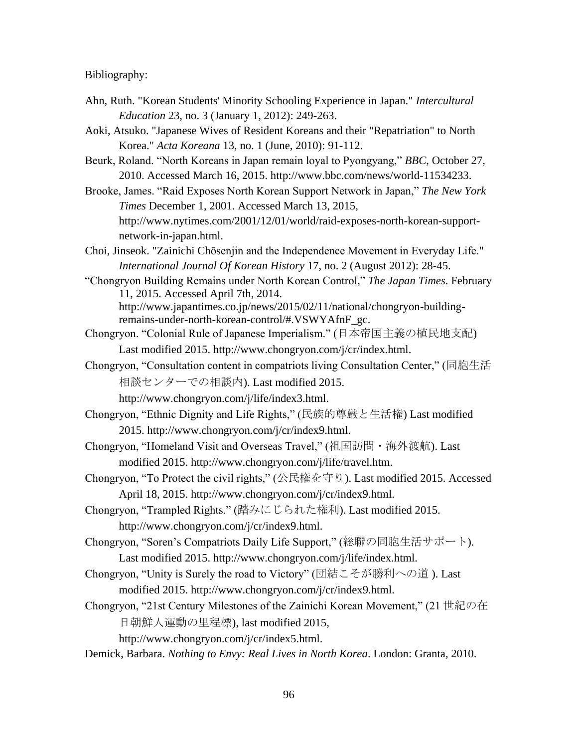Bibliography:

Ahn, Ruth. "Korean Students' Minority Schooling Experience in Japan." *Intercultural Education* 23, no. 3 (January 1, 2012): 249-263.

Aoki, Atsuko. "Japanese Wives of Resident Koreans and their "Repatriation" to North Korea." *Acta Koreana* 13, no. 1 (June, 2010): 91-112.

Beurk, Roland. "North Koreans in Japan remain loyal to Pyongyang," *BBC*, October 27, 2010. Accessed March 16, 2015. http://www.bbc.com/news/world-11534233.

Brooke, James. "Raid Exposes North Korean Support Network in Japan," *The New York Times* December 1, 2001. Accessed March 13, 2015, http://www.nytimes.com/2001/12/01/world/raid-exposes-north-korean-support-network-in-japan.html.

Choi, Jinseok. "Zainichi Chōsenjin and the Independence Movement in Everyday Life." *International Journal Of Korean History* 17, no. 2 (August 2012): 28-45.

"Chongryon Building Remains under North Korean Control," *The Japan Times*. February 11, 2015. Accessed April 7th, 2014. http://www.japantimes.co.jp/news/2015/02/11/national/chongryon-building-remains-under-north-korean-control/#.VSWYAfnF_gc.

Chongryon. "Colonial Rule of Japanese Imperialism." (日本帝国主義の植民地支配) Last modified 2015. http://www.chongryon.com/j/cr/index.html.

Chongryon, "Consultation content in compatriots living Consultation Center," (同胞生活相談センターでの相談内). Last modified 2015. http://www.chongryon.com/j/life/index3.html.

Chongryon, "Ethnic Dignity and Life Rights," (民族的尊厳と生活権) Last modified 2015. http://www.chongryon.com/j/cr/index9.html.

Chongryon, "Homeland Visit and Overseas Travel," (祖国訪問・海外渡航). Last modified 2015. http://www.chongryon.com/j/life/travel.htm.

Chongryon, "To Protect the civil rights," (公民権を守り). Last modified 2015. Accessed April 18, 2015. http://www.chongryon.com/j/cr/index9.html.

Chongryon, "Trampled Rights." (踏みにじられた権利). Last modified 2015. http://www.chongryon.com/j/cr/index9.html.

Chongryon, "Soren's Compatriots Daily Life Support," (総聯の同胞生活サポート). Last modified 2015. http://www.chongryon.com/j/life/index.html.

Chongryon, "Unity is Surely the road to Victory" (団結こそが勝利への道 ). Last modified 2015. http://www.chongryon.com/j/cr/index9.html.

Chongryon, "21st Century Milestones of the Zainichi Korean Movement," (21 世紀の在日朝鮮人運動の里程標), last modified 2015, http://www.chongryon.com/j/cr/index5.html.

Demick, Barbara. *Nothing to Envy: Real Lives in North Korea*. London: Granta, 2010.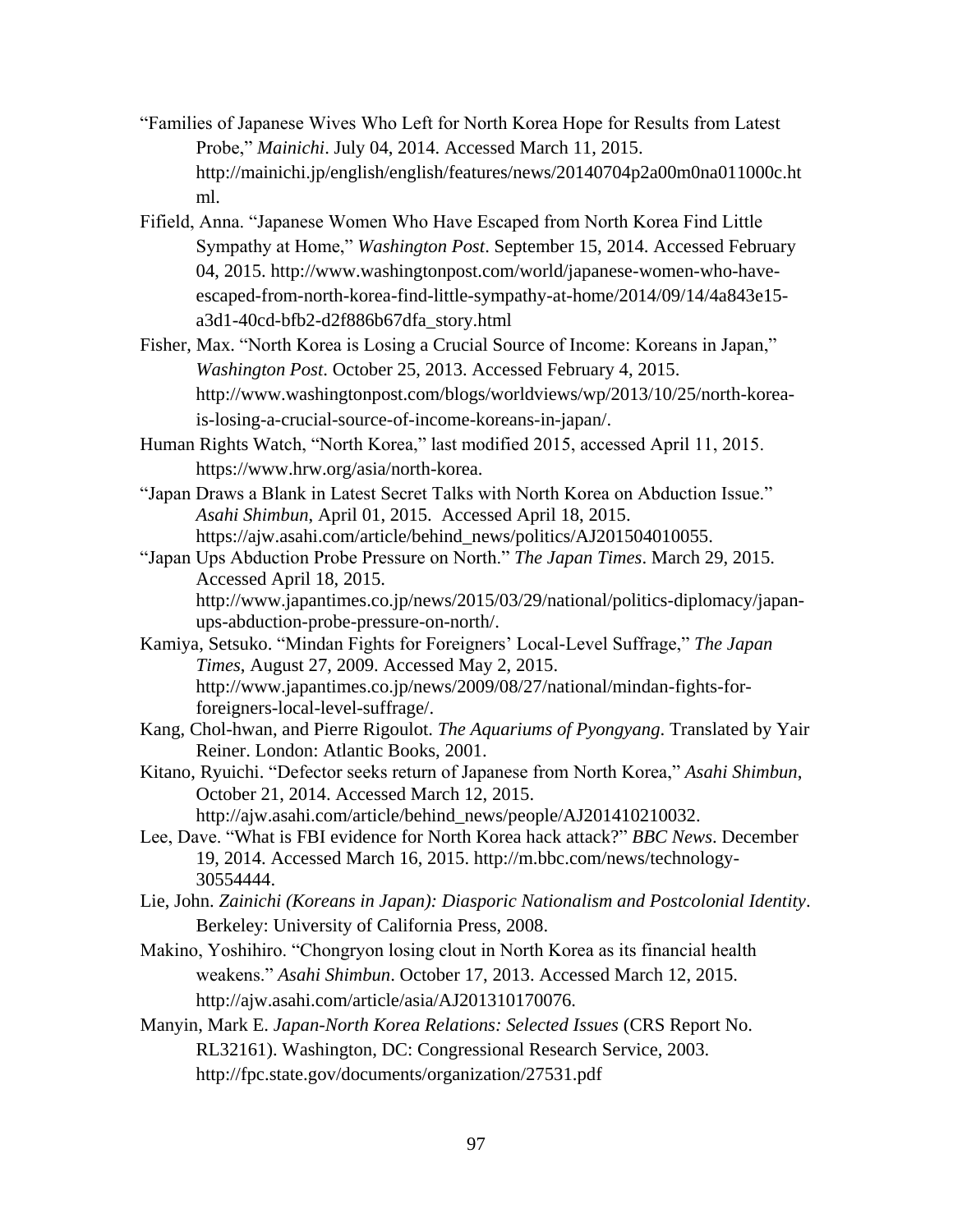"Families of Japanese Wives Who Left for North Korea Hope for Results from Latest Probe," *Mainichi*. July 04, 2014. Accessed March 11, 2015. http://mainichi.jp/english/english/features/news/20140704p2a00m0na011000c.html.

Fifield, Anna. "Japanese Women Who Have Escaped from North Korea Find Little Sympathy at Home," *Washington Post*. September 15, 2014. Accessed February 04, 2015. http://www.washingtonpost.com/world/japanese-women-who-have-escaped-from-north-korea-find-little-sympathy-at-home/2014/09/14/4a843e15-a3d1-40cd-bfb2-d2f886b67dfa_story.html

Fisher, Max. "North Korea is Losing a Crucial Source of Income: Koreans in Japan," *Washington Post*. October 25, 2013. Accessed February 4, 2015. http://www.washingtonpost.com/blogs/worldviews/wp/2013/10/25/north-korea-is-losing-a-crucial-source-of-income-koreans-in-japan/.

Human Rights Watch, "North Korea," last modified 2015, accessed April 11, 2015. https://www.hrw.org/asia/north-korea.

"Japan Draws a Blank in Latest Secret Talks with North Korea on Abduction Issue." *Asahi Shimbun*, April 01, 2015. Accessed April 18, 2015. https://ajw.asahi.com/article/behind_news/politics/AJ201504010055.

"Japan Ups Abduction Probe Pressure on North." *The Japan Times*. March 29, 2015. Accessed April 18, 2015. http://www.japantimes.co.jp/news/2015/03/29/national/politics-diplomacy/japan-ups-abduction-probe-pressure-on-north/.

Kamiya, Setsuko. "Mindan Fights for Foreigners' Local-Level Suffrage," *The Japan Times*, August 27, 2009. Accessed May 2, 2015. http://www.japantimes.co.jp/news/2009/08/27/national/mindan-fights-for-foreigners-local-level-suffrage/.

Kang, Chol-hwan, and Pierre Rigoulot. *The Aquariums of Pyongyang*. Translated by Yair Reiner. London: Atlantic Books, 2001.

Kitano, Ryuichi. "Defector seeks return of Japanese from North Korea," *Asahi Shimbun*, October 21, 2014. Accessed March 12, 2015. http://ajw.asahi.com/article/behind_news/people/AJ201410210032.

Lee, Dave. "What is FBI evidence for North Korea hack attack?" *BBC News*. December 19, 2014. Accessed March 16, 2015. http://m.bbc.com/news/technology-30554444.

Lie, John. *Zainichi (Koreans in Japan): Diasporic Nationalism and Postcolonial Identity*. Berkeley: University of California Press, 2008.

Makino, Yoshihiro. "Chongryon losing clout in North Korea as its financial health weakens." *Asahi Shimbun*. October 17, 2013. Accessed March 12, 2015. http://ajw.asahi.com/article/asia/AJ201310170076.

Manyin, Mark E. *Japan-North Korea Relations: Selected Issues* (CRS Report No. RL32161). Washington, DC: Congressional Research Service, 2003. http://fpc.state.gov/documents/organization/27531.pdf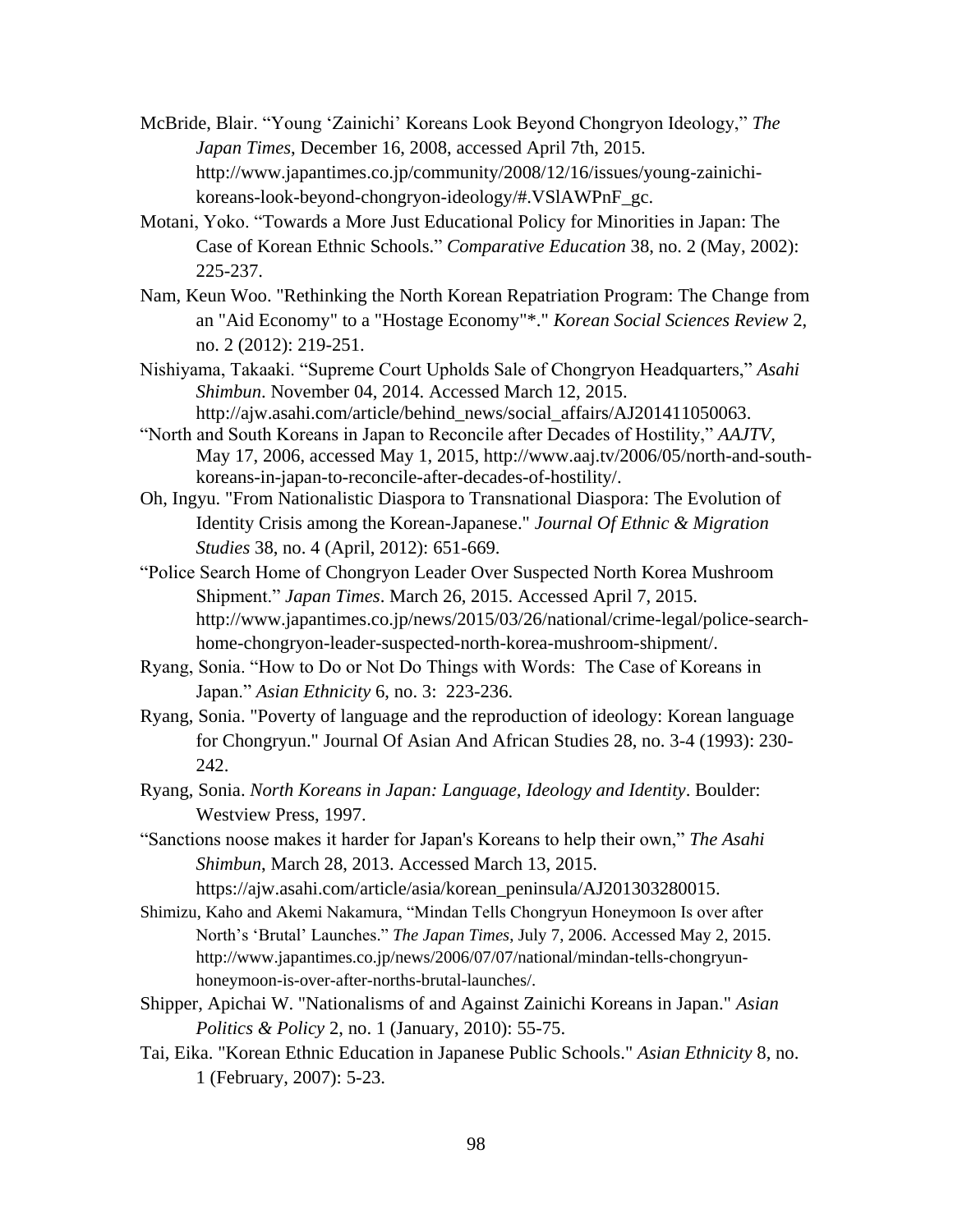McBride, Blair. "Young 'Zainichi' Koreans Look Beyond Chongryon Ideology," *The Japan Times*, December 16, 2008, accessed April 7th, 2015. http://www.japantimes.co.jp/community/2008/12/16/issues/young-zainichi-koreans-look-beyond-chongryon-ideology/#.VSlAWPnF_gc.

Motani, Yoko. "Towards a More Just Educational Policy for Minorities in Japan: The Case of Korean Ethnic Schools." *Comparative Education* 38, no. 2 (May, 2002): 225-237.

Nam, Keun Woo. "Rethinking the North Korean Repatriation Program: The Change from an "Aid Economy" to a "Hostage Economy"*." *Korean Social Sciences Review* 2, no. 2 (2012): 219-251.

Nishiyama, Takaaki. "Supreme Court Upholds Sale of Chongryon Headquarters," *Asahi Shimbun*. November 04, 2014. Accessed March 12, 2015. http://ajw.asahi.com/article/behind_news/social_affairs/AJ201411050063.

"North and South Koreans in Japan to Reconcile after Decades of Hostility," *AAJTV*, May 17, 2006, accessed May 1, 2015, http://www.aaj.tv/2006/05/north-and-south-koreans-in-japan-to-reconcile-after-decades-of-hostility/.

Oh, Ingyu. "From Nationalistic Diaspora to Transnational Diaspora: The Evolution of Identity Crisis among the Korean-Japanese." *Journal Of Ethnic & Migration Studies* 38, no. 4 (April, 2012): 651-669.

"Police Search Home of Chongryon Leader Over Suspected North Korea Mushroom Shipment." *Japan Times*. March 26, 2015. Accessed April 7, 2015. http://www.japantimes.co.jp/news/2015/03/26/national/crime-legal/police-search-home-chongryon-leader-suspected-north-korea-mushroom-shipment/.

Ryang, Sonia. "How to Do or Not Do Things with Words: The Case of Koreans in Japan." *Asian Ethnicity* 6, no. 3: 223-236.

Ryang, Sonia. "Poverty of language and the reproduction of ideology: Korean language for Chongryun." Journal Of Asian And African Studies 28, no. 3-4 (1993): 230-242.

Ryang, Sonia. *North Koreans in Japan: Language, Ideology and Identity*. Boulder: Westview Press, 1997.

"Sanctions noose makes it harder for Japan's Koreans to help their own," *The Asahi Shimbun*, March 28, 2013. Accessed March 13, 2015. https://ajw.asahi.com/article/asia/korean_peninsula/AJ201303280015.

Shimizu, Kaho and Akemi Nakamura, "Mindan Tells Chongryun Honeymoon Is over after North's 'Brutal' Launches." *The Japan Times*, July 7, 2006. Accessed May 2, 2015. http://www.japantimes.co.jp/news/2006/07/07/national/mindan-tells-chongryun-honeymoon-is-over-after-norths-brutal-launches/.

Shipper, Apichai W. "Nationalisms of and Against Zainichi Koreans in Japan." *Asian Politics & Policy* 2, no. 1 (January, 2010): 55-75.

Tai, Eika. "Korean Ethnic Education in Japanese Public Schools." *Asian Ethnicity* 8, no. 1 (February, 2007): 5-23.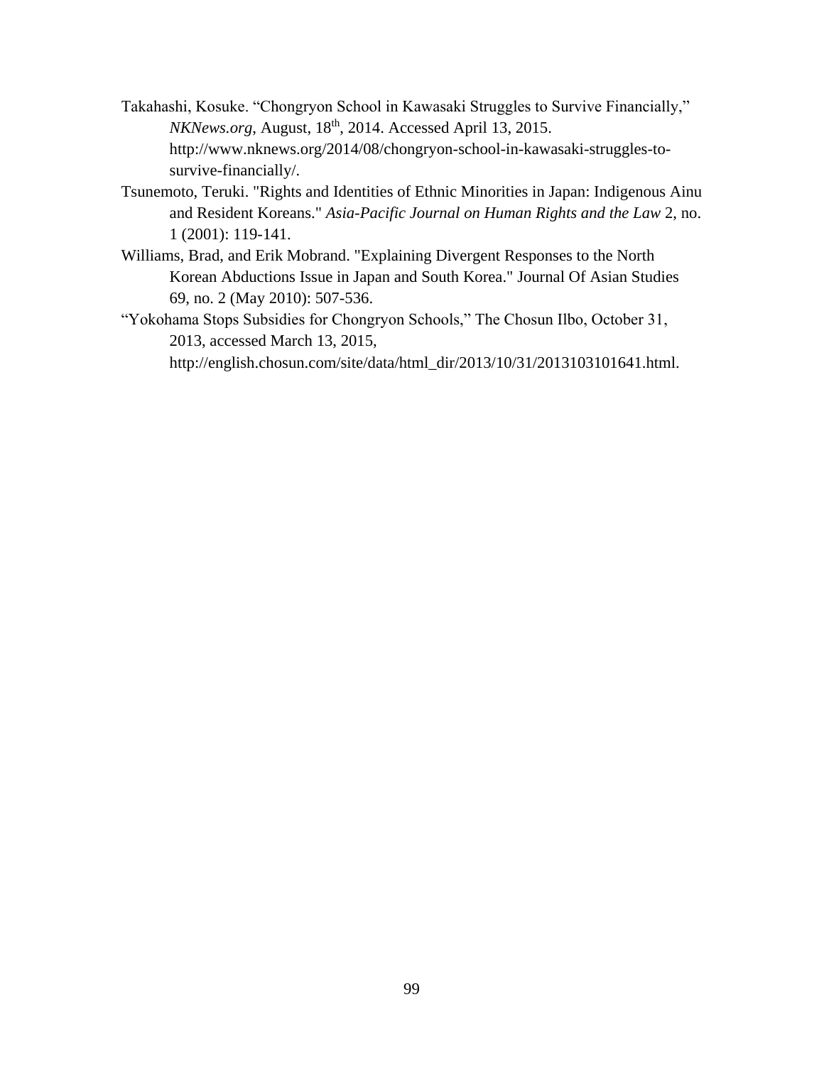Takahashi, Kosuke. “Chongryon School in Kawasaki Struggles to Survive Financially,” *NKNews.org*, August, 18th, 2014. Accessed April 13, 2015. http://www.nknews.org/2014/08/chongryon-school-in-kawasaki-struggles-to-survive-financially/.

Tsunemoto, Teruki. "Rights and Identities of Ethnic Minorities in Japan: Indigenous Ainu and Resident Koreans." *Asia-Pacific Journal on Human Rights and the Law* 2, no. 1 (2001): 119-141.

Williams, Brad, and Erik Mobrand. "Explaining Divergent Responses to the North Korean Abductions Issue in Japan and South Korea." Journal Of Asian Studies 69, no. 2 (May 2010): 507-536.

“Yokohama Stops Subsidies for Chongryon Schools,” The Chosun Ilbo, October 31, 2013, accessed March 13, 2015, http://english.chosun.com/site/data/html_dir/2013/10/31/2013103101641.html.